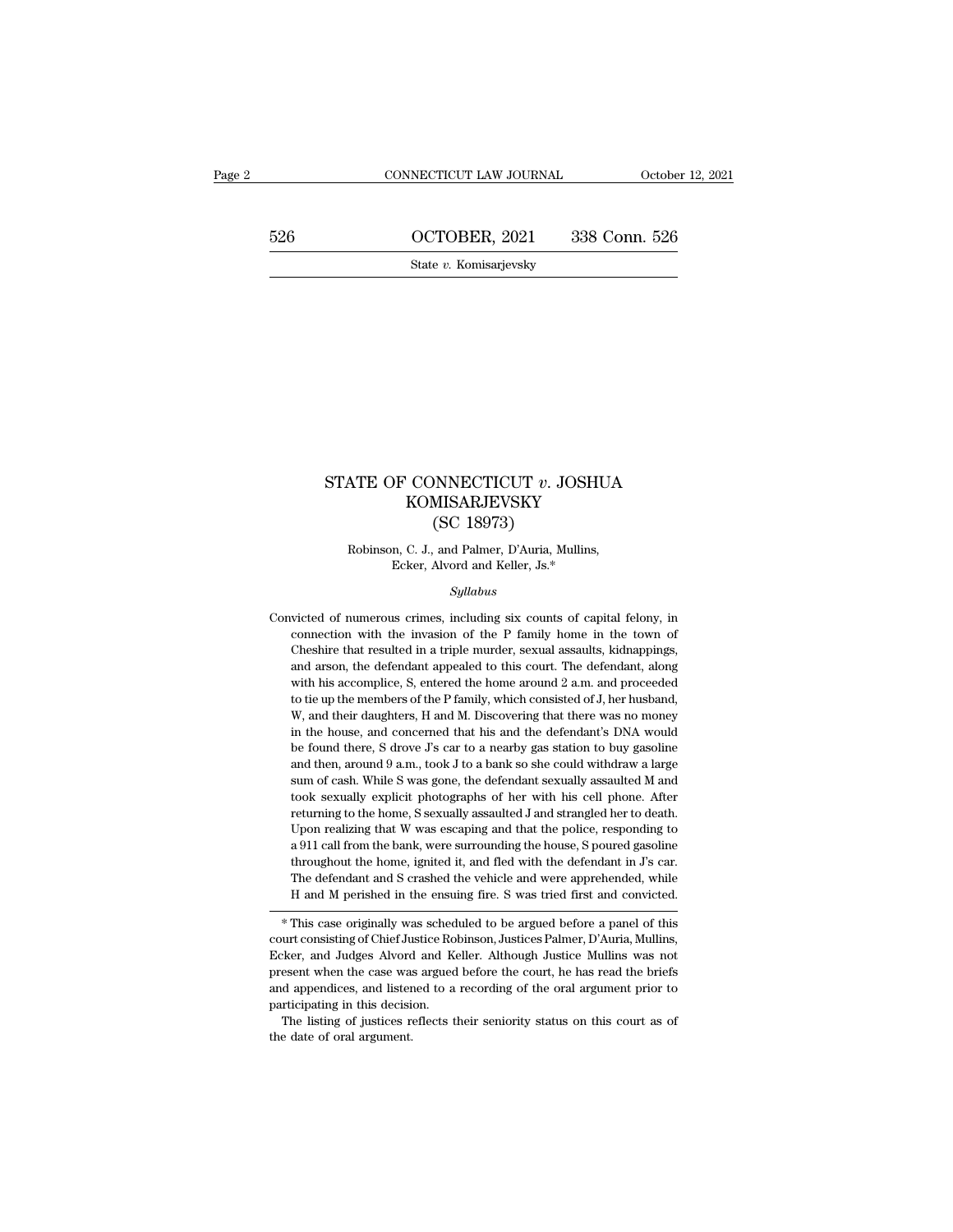# STATE OF CONNECTICUT *v.* JOSHUA KOMISARJEVSKY

## (SC 18973)

Robinson, C. J., and Palmer, D'Auria, Mullins, Ecker, Alvord and Keller, Js.*

*Syllabus*

Convicted of numerous crimes, including six counts of capital felony, in connection with the invasion of the P family home in the town of Cheshire that resulted in a triple murder, sexual assaults, kidnappings, and arson, the defendant appealed to this court. The defendant, along with his accomplice, S, entered the home around 2 a.m. and proceeded to tie up the members of the P family, which consisted of J, her husband, W, and their daughters, H and M. Discovering that there was no money in the house, and concerned that his and the defendant's DNA would be found there, S drove J's car to a nearby gas station to buy gasoline and then, around 9 a.m., took J to a bank so she could withdraw a large sum of cash. While S was gone, the defendant sexually assaulted M and took sexually explicit photographs of her with his cell phone. After returning to the home, S sexually assaulted J and strangled her to death. Upon realizing that W was escaping and that the police, responding to a 911 call from the bank, were surrounding the house, S poured gasoline throughout the home, ignited it, and fled with the defendant in J's car. The defendant and S crashed the vehicle and were apprehended, while H and M perished in the ensuing fire. S was tried first and convicted.

---

* This case originally was scheduled to be argued before a panel of this court consisting of Chief Justice Robinson, Justices Palmer, D'Auria, Mullins, Ecker, and Judges Alvord and Keller. Although Justice Mullins was not present when the case was argued before the court, he has read the briefs and appendices, and listened to a recording of the oral argument prior to participating in this decision.

The listing of justices reflects their seniority status on this court as of the date of oral argument.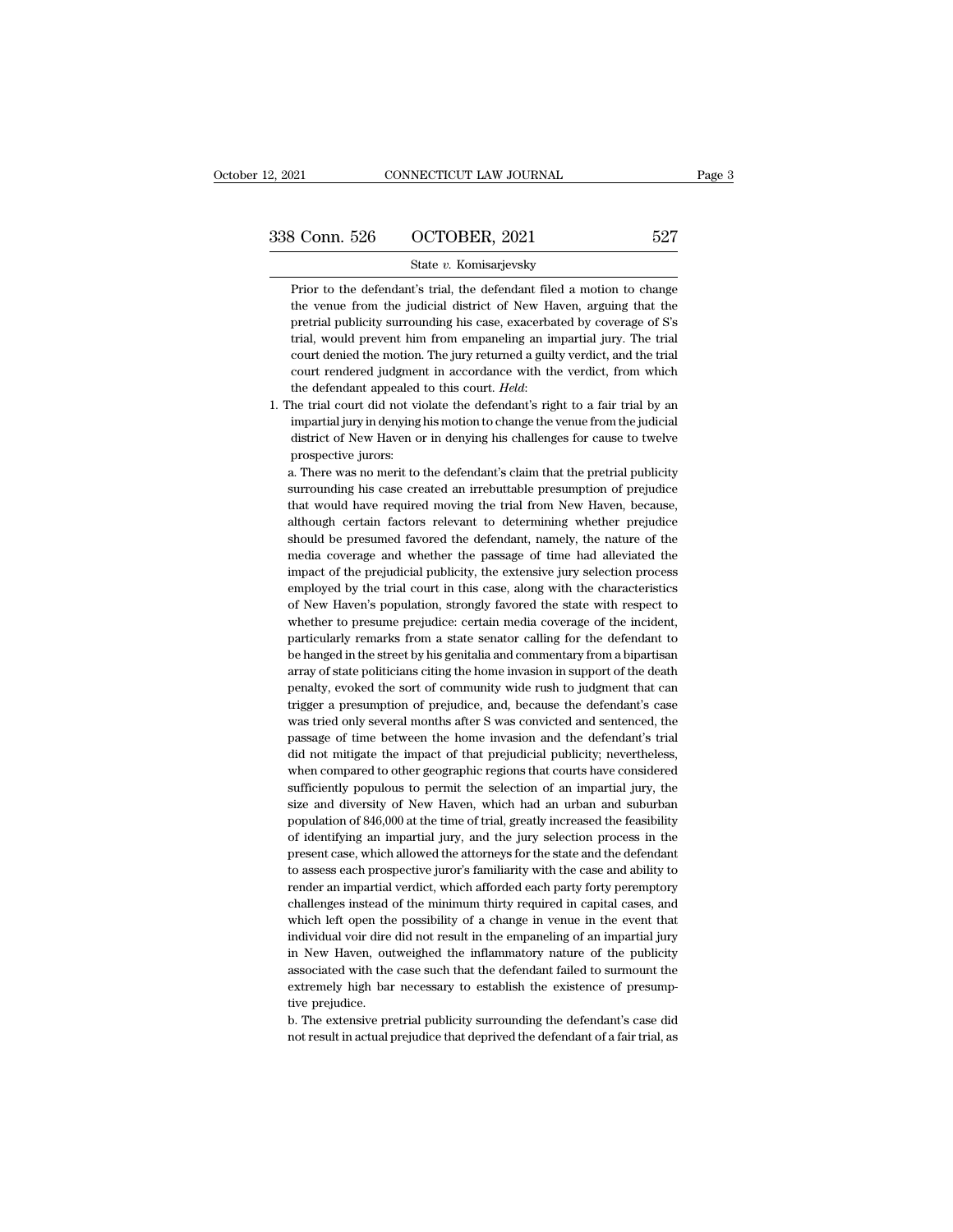Prior to the defendant's trial, the defendant filed a motion to change the venue from the judicial district of New Haven, arguing that the pretrial publicity surrounding his case, exacerbated by coverage of S's trial, would prevent him from empaneling an impartial jury. The trial court denied the motion. The jury returned a guilty verdict, and the trial court rendered judgment in accordance with the verdict, from which the defendant appealed to this court. *Held*:

1. The trial court did not violate the defendant's right to a fair trial by an impartial jury in denying his motion to change the venue from the judicial district of New Haven or in denying his challenges for cause to twelve prospective jurors:

   a. There was no merit to the defendant's claim that the pretrial publicity surrounding his case created an irrebuttable presumption of prejudice that would have required moving the trial from New Haven, because, although certain factors relevant to determining whether prejudice should be presumed favored the defendant, namely, the nature of the media coverage and whether the passage of time had alleviated the impact of the prejudicial publicity, the extensive jury selection process employed by the trial court in this case, along with the characteristics of New Haven's population, strongly favored the state with respect to whether to presume prejudice: certain media coverage of the incident, particularly remarks from a state senator calling for the defendant to be hanged in the street by his genitalia and commentary from a bipartisan array of state politicians citing the home invasion in support of the death penalty, evoked the sort of community wide rush to judgment that can trigger a presumption of prejudice, and, because the defendant's case was tried only several months after S was convicted and sentenced, the passage of time between the home invasion and the defendant's trial did not mitigate the impact of that prejudicial publicity; nevertheless, when compared to other geographic regions that courts have considered sufficiently populous to permit the selection of an impartial jury, the size and diversity of New Haven, which had an urban and suburban population of 846,000 at the time of trial, greatly increased the feasibility of identifying an impartial jury, and the jury selection process in the present case, which allowed the attorneys for the state and the defendant to assess each prospective juror's familiarity with the case and ability to render an impartial verdict, which afforded each party forty peremptory challenges instead of the minimum thirty required in capital cases, and which left open the possibility of a change in venue in the event that individual voir dire did not result in the empaneling of an impartial jury in New Haven, outweighed the inflammatory nature of the publicity associated with the case such that the defendant failed to surmount the extremely high bar necessary to establish the existence of presumptive prejudice.

   b. The extensive pretrial publicity surrounding the defendant's case did not result in actual prejudice that deprived the defendant of a fair trial, as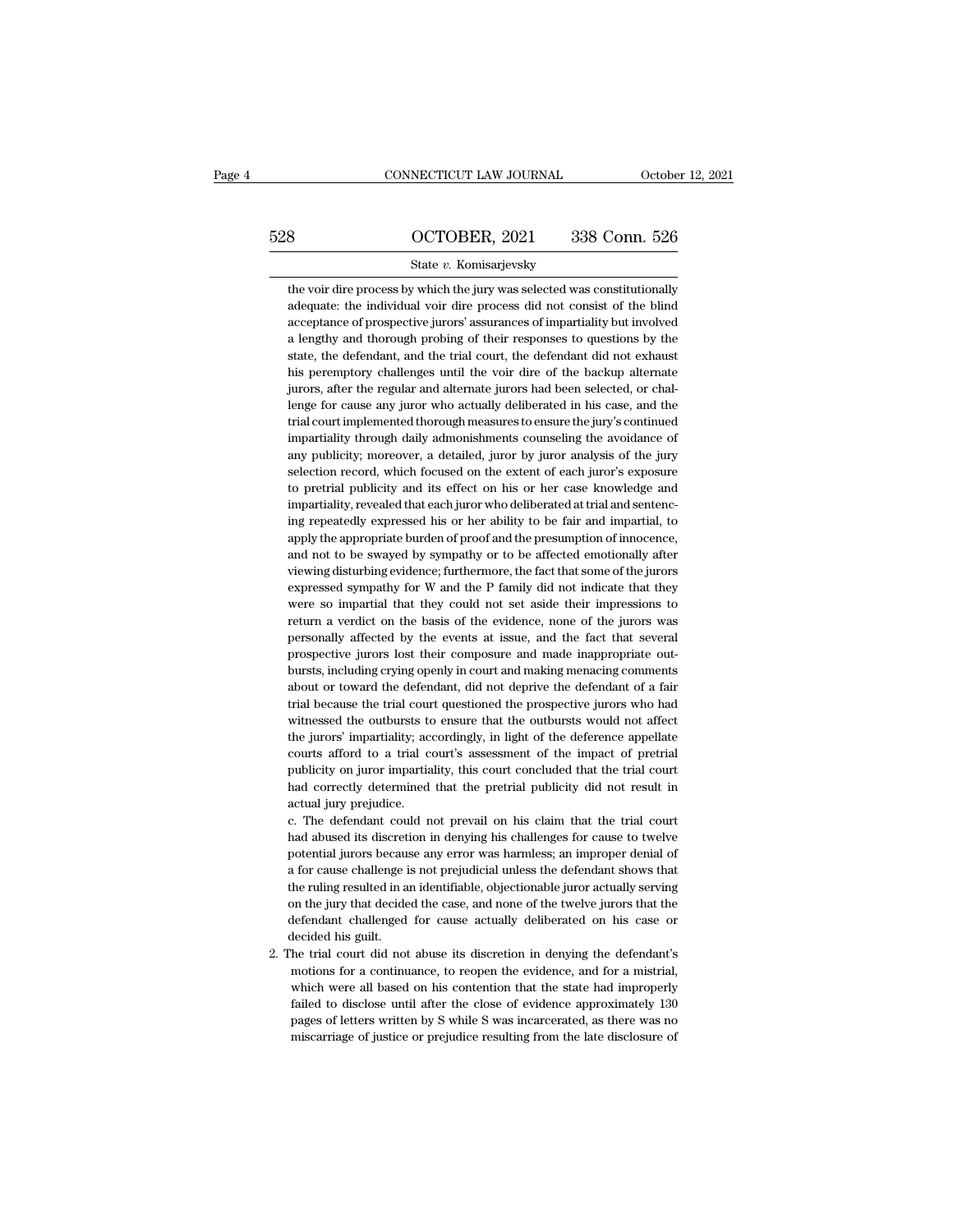the voir dire process by which the jury was selected was constitutionally adequate: the individual voir dire process did not consist of the blind acceptance of prospective jurors' assurances of impartiality but involved a lengthy and thorough probing of their responses to questions by the state, the defendant, and the trial court, the defendant did not exhaust his peremptory challenges until the voir dire of the backup alternate jurors, after the regular and alternate jurors had been selected, or challenge for cause any juror who actually deliberated in his case, and the trial court implemented thorough measures to ensure the jury's continued impartiality through daily admonishments counseling the avoidance of any publicity; moreover, a detailed, juror by juror analysis of the jury selection record, which focused on the extent of each juror's exposure to pretrial publicity and its effect on his or her case knowledge and impartiality, revealed that each juror who deliberated at trial and sentencing repeatedly expressed his or her ability to be fair and impartial, to apply the appropriate burden of proof and the presumption of innocence, and not to be swayed by sympathy or to be affected emotionally after viewing disturbing evidence; furthermore, the fact that some of the jurors expressed sympathy for W and the P family did not indicate that they were so impartial that they could not set aside their impressions to return a verdict on the basis of the evidence, none of the jurors was personally affected by the events at issue, and the fact that several prospective jurors lost their composure and made inappropriate outbursts, including crying openly in court and making menacing comments about or toward the defendant, did not deprive the defendant of a fair trial because the trial court questioned the prospective jurors who had witnessed the outbursts to ensure that the outbursts would not affect the jurors' impartiality; accordingly, in light of the deference appellate courts afford to a trial court's assessment of the impact of pretrial publicity on juror impartiality, this court concluded that the trial court had correctly determined that the pretrial publicity did not result in actual jury prejudice.

c. The defendant could not prevail on his claim that the trial court had abused its discretion in denying his challenges for cause to twelve potential jurors because any error was harmless; an improper denial of a for cause challenge is not prejudicial unless the defendant shows that the ruling resulted in an identifiable, objectionable juror actually serving on the jury that decided the case, and none of the twelve jurors that the defendant challenged for cause actually deliberated on his case or decided his guilt.

2. The trial court did not abuse its discretion in denying the defendant's motions for a continuance, to reopen the evidence, and for a mistrial, which were all based on his contention that the state had improperly failed to disclose until after the close of evidence approximately 130 pages of letters written by S while S was incarcerated, as there was no miscarriage of justice or prejudice resulting from the late disclosure of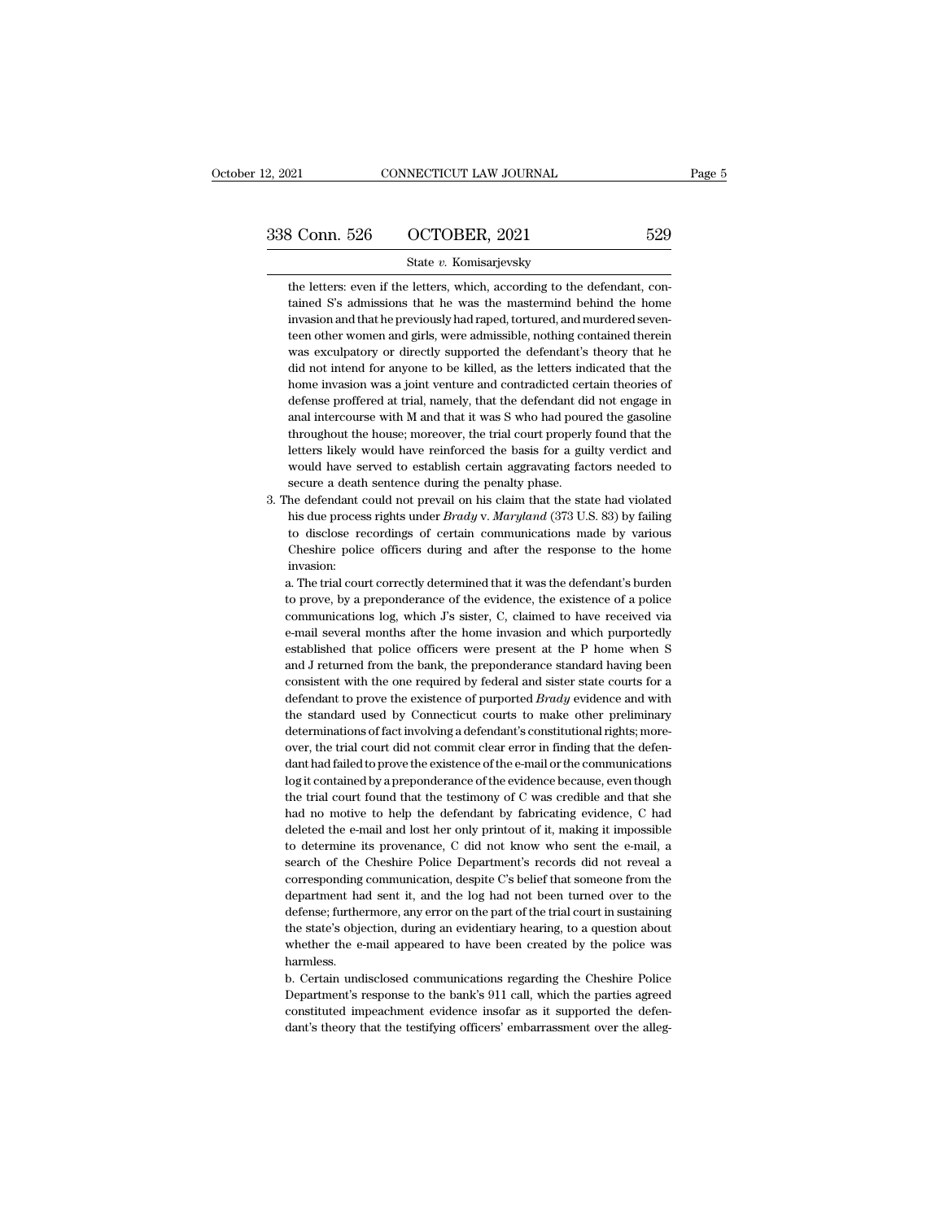the letters: even if the letters, which, according to the defendant, contained S's admissions that he was the mastermind behind the home invasion and that he previously had raped, tortured, and murdered seventeen other women and girls, were admissible, nothing contained therein was exculpatory or directly supported the defendant's theory that he did not intend for anyone to be killed, as the letters indicated that the home invasion was a joint venture and contradicted certain theories of defense proffered at trial, namely, that the defendant did not engage in anal intercourse with M and that it was S who had poured the gasoline throughout the house; moreover, the trial court properly found that the letters likely would have reinforced the basis for a guilty verdict and would have served to establish certain aggravating factors needed to secure a death sentence during the penalty phase.

3. The defendant could not prevail on his claim that the state had violated his due process rights under *Brady* v. *Maryland* (373 U.S. 83) by failing to disclose recordings of certain communications made by various Cheshire police officers during and after the response to the home invasion:

   a. The trial court correctly determined that it was the defendant's burden to prove, by a preponderance of the evidence, the existence of a police communications log, which J's sister, C, claimed to have received via e-mail several months after the home invasion and which purportedly established that police officers were present at the P home when S and J returned from the bank, the preponderance standard having been consistent with the one required by federal and sister state courts for a defendant to prove the existence of purported *Brady* evidence and with the standard used by Connecticut courts to make other preliminary determinations of fact involving a defendant's constitutional rights; moreover, the trial court did not commit clear error in finding that the defendant had failed to prove the existence of the e-mail or the communications log it contained by a preponderance of the evidence because, even though the trial court found that the testimony of C was credible and that she had no motive to help the defendant by fabricating evidence, C had deleted the e-mail and lost her only printout of it, making it impossible to determine its provenance, C did not know who sent the e-mail, a search of the Cheshire Police Department's records did not reveal a corresponding communication, despite C's belief that someone from the department had sent it, and the log had not been turned over to the defense; furthermore, any error on the part of the trial court in sustaining the state's objection, during an evidentiary hearing, to a question about whether the e-mail appeared to have been created by the police was harmless.

   b. Certain undisclosed communications regarding the Cheshire Police Department's response to the bank's 911 call, which the parties agreed constituted impeachment evidence insofar as it supported the defendant's theory that the testifying officers' embarrassment over the alleg-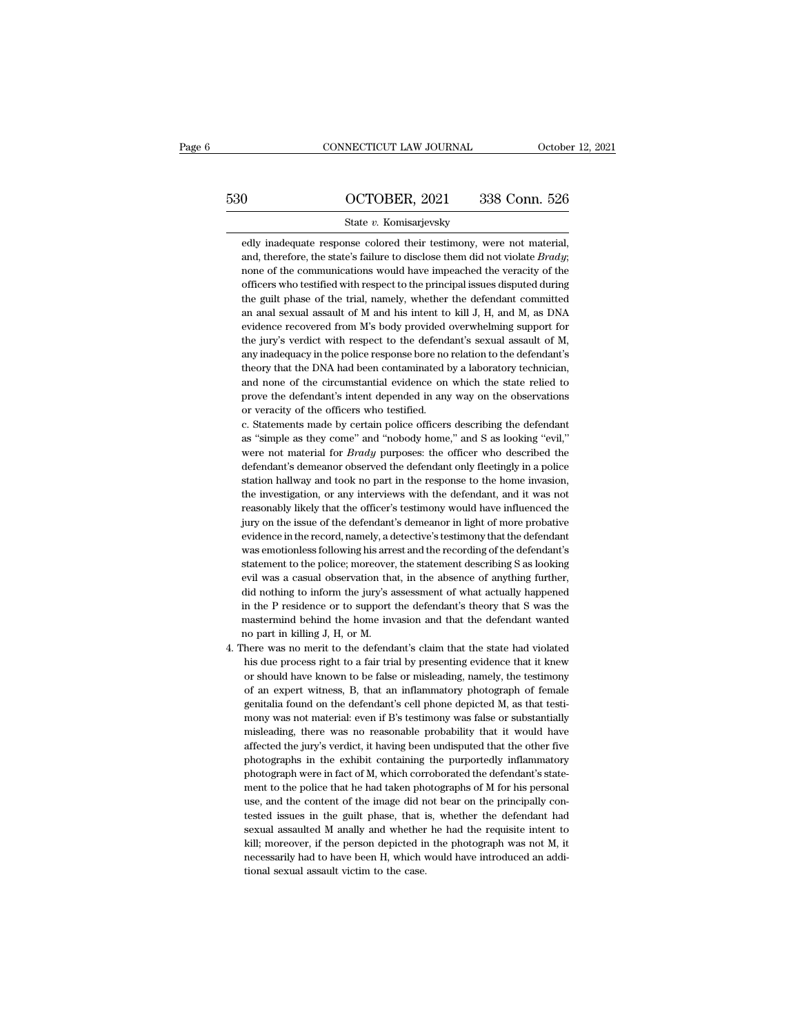edly inadequate response colored their testimony, were not material, and, therefore, the state's failure to disclose them did not violate *Brady*; none of the communications would have impeached the veracity of the officers who testified with respect to the principal issues disputed during the guilt phase of the trial, namely, whether the defendant committed an anal sexual assault of M and his intent to kill J, H, and M, as DNA evidence recovered from M's body provided overwhelming support for the jury's verdict with respect to the defendant's sexual assault of M, any inadequacy in the police response bore no relation to the defendant's theory that the DNA had been contaminated by a laboratory technician, and none of the circumstantial evidence on which the state relied to prove the defendant's intent depended in any way on the observations or veracity of the officers who testified.

c. Statements made by certain police officers describing the defendant as "simple as they come" and "nobody home," and S as looking "evil," were not material for *Brady* purposes: the officer who described the defendant's demeanor observed the defendant only fleetingly in a police station hallway and took no part in the response to the home invasion, the investigation, or any interviews with the defendant, and it was not reasonably likely that the officer's testimony would have influenced the jury on the issue of the defendant's demeanor in light of more probative evidence in the record, namely, a detective's testimony that the defendant was emotionless following his arrest and the recording of the defendant's statement to the police; moreover, the statement describing S as looking evil was a casual observation that, in the absence of anything further, did nothing to inform the jury's assessment of what actually happened in the P residence or to support the defendant's theory that S was the mastermind behind the home invasion and that the defendant wanted no part in killing J, H, or M.

4. There was no merit to the defendant's claim that the state had violated his due process right to a fair trial by presenting evidence that it knew or should have known to be false or misleading, namely, the testimony of an expert witness, B, that an inflammatory photograph of female genitalia found on the defendant's cell phone depicted M, as that testimony was not material: even if B's testimony was false or substantially misleading, there was no reasonable probability that it would have affected the jury's verdict, it having been undisputed that the other five photographs in the exhibit containing the purportedly inflammatory photograph were in fact of M, which corroborated the defendant's statement to the police that he had taken photographs of M for his personal use, and the content of the image did not bear on the principally contested issues in the guilt phase, that is, whether the defendant had sexual assaulted M anally and whether he had the requisite intent to kill; moreover, if the person depicted in the photograph was not M, it necessarily had to have been H, which would have introduced an additional sexual assault victim to the case.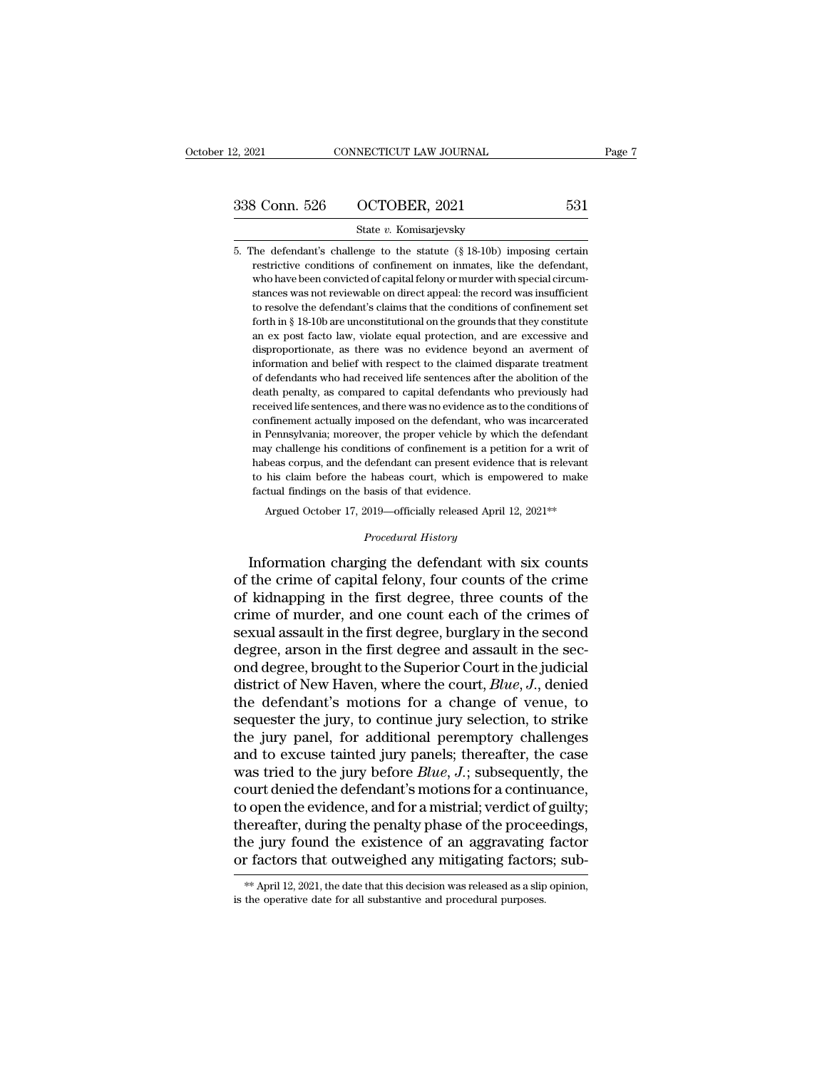5. The defendant's challenge to the statute (§ 18-10b) imposing certain restrictive conditions of confinement on inmates, like the defendant, who have been convicted of capital felony or murder with special circumstances was not reviewable on direct appeal: the record was insufficient to resolve the defendant's claims that the conditions of confinement set forth in § 18-10b are unconstitutional on the grounds that they constitute an ex post facto law, violate equal protection, and are excessive and disproportionate, as there was no evidence beyond an averment of information and belief with respect to the claimed disparate treatment of defendants who had received life sentences after the abolition of the death penalty, as compared to capital defendants who previously had received life sentences, and there was no evidence as to the conditions of confinement actually imposed on the defendant, who was incarcerated in Pennsylvania; moreover, the proper vehicle by which the defendant may challenge his conditions of confinement is a petition for a writ of habeas corpus, and the defendant can present evidence that is relevant to his claim before the habeas court, which is empowered to make factual findings on the basis of that evidence.

Argued October 17, 2019—officially released April 12, 2021**

*Procedural History*

Information charging the defendant with six counts of the crime of capital felony, four counts of the crime of kidnapping in the first degree, three counts of the crime of murder, and one count each of the crimes of sexual assault in the first degree, burglary in the second degree, arson in the first degree and assault in the second degree, brought to the Superior Court in the judicial district of New Haven, where the court, *Blue, J.*, denied the defendant's motions for a change of venue, to sequester the jury, to continue jury selection, to strike the jury panel, for additional peremptory challenges and to excuse tainted jury panels; thereafter, the case was tried to the jury before *Blue, J.*; subsequently, the court denied the defendant's motions for a continuance, to open the evidence, and for a mistrial; verdict of guilty; thereafter, during the penalty phase of the proceedings, the jury found the existence of an aggravating factor or factors that outweighed any mitigating factors; sub-

** April 12, 2021, the date that this decision was released as a slip opinion, is the operative date for all substantive and procedural purposes.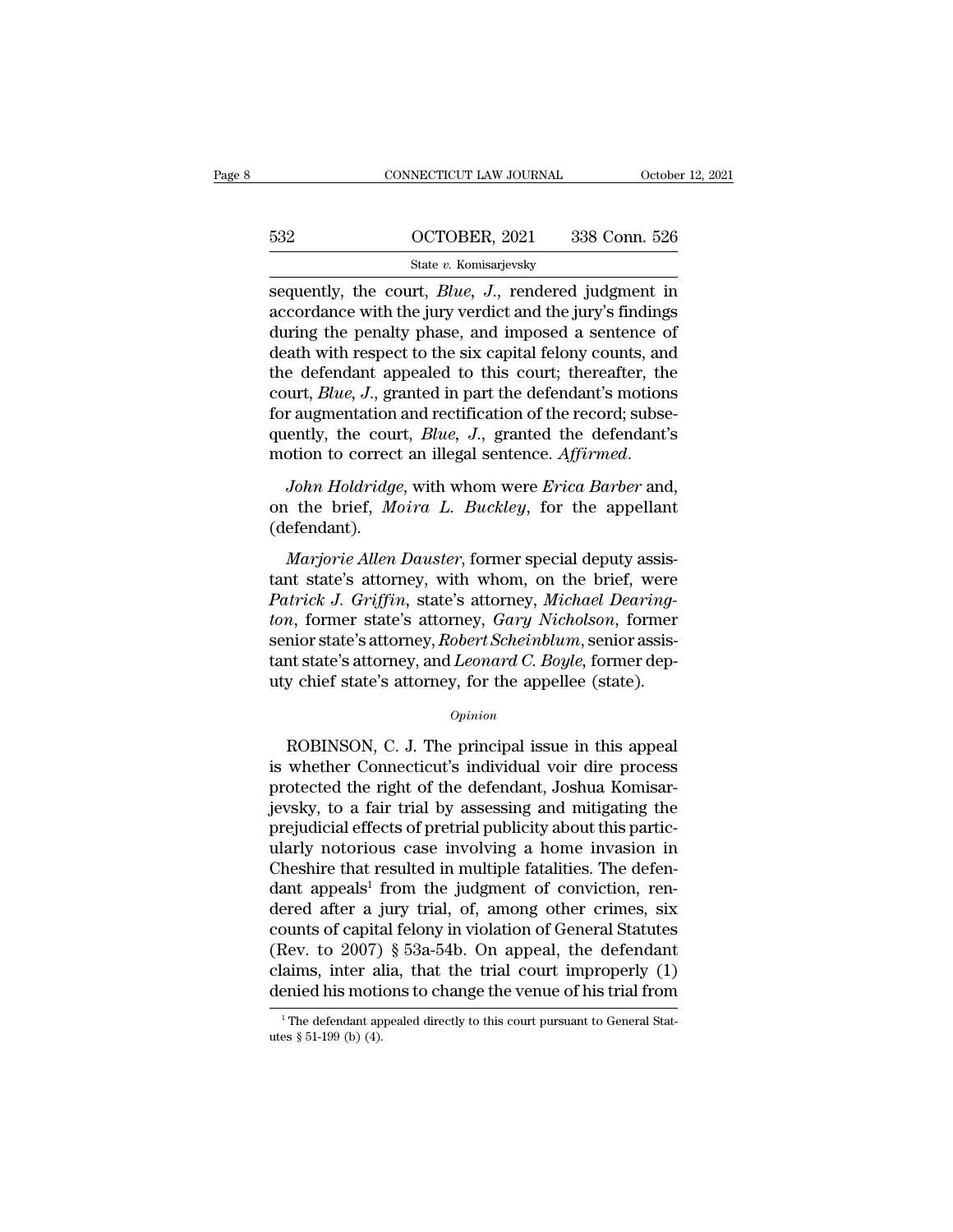sequently, the court, *Blue, J.*, rendered judgment in accordance with the jury verdict and the jury's findings during the penalty phase, and imposed a sentence of death with respect to the six capital felony counts, and the defendant appealed to this court; thereafter, the court, *Blue, J.*, granted in part the defendant's motions for augmentation and rectification of the record; subsequently, the court, *Blue, J.*, granted the defendant's motion to correct an illegal sentence. *Affirmed.*

*John Holdridge*, with whom were *Erica Barber* and, on the brief, *Moira L. Buckley*, for the appellant (defendant).

*Marjorie Allen Dauster*, former special deputy assistant state's attorney, with whom, on the brief, were *Patrick J. Griffin*, state's attorney, *Michael Dearington*, former state's attorney, *Gary Nicholson*, former senior state's attorney, *Robert Scheinblum*, senior assistant state's attorney, and *Leonard C. Boyle*, former deputy chief state's attorney, for the appellee (state).

*Opinion*

ROBINSON, C. J. The principal issue in this appeal is whether Connecticut's individual voir dire process protected the right of the defendant, Joshua Komisarjevsky, to a fair trial by assessing and mitigating the prejudicial effects of pretrial publicity about this particularly notorious case involving a home invasion in Cheshire that resulted in multiple fatalities. The defendant appeals[1] from the judgment of conviction, rendered after a jury trial, of, among other crimes, six counts of capital felony in violation of General Statutes (Rev. to 2007) § 53a-54b. On appeal, the defendant claims, inter alia, that the trial court improperly (1) denied his motions to change the venue of his trial from

[1] The defendant appealed directly to this court pursuant to General Statutes § 51-199 (b) (4).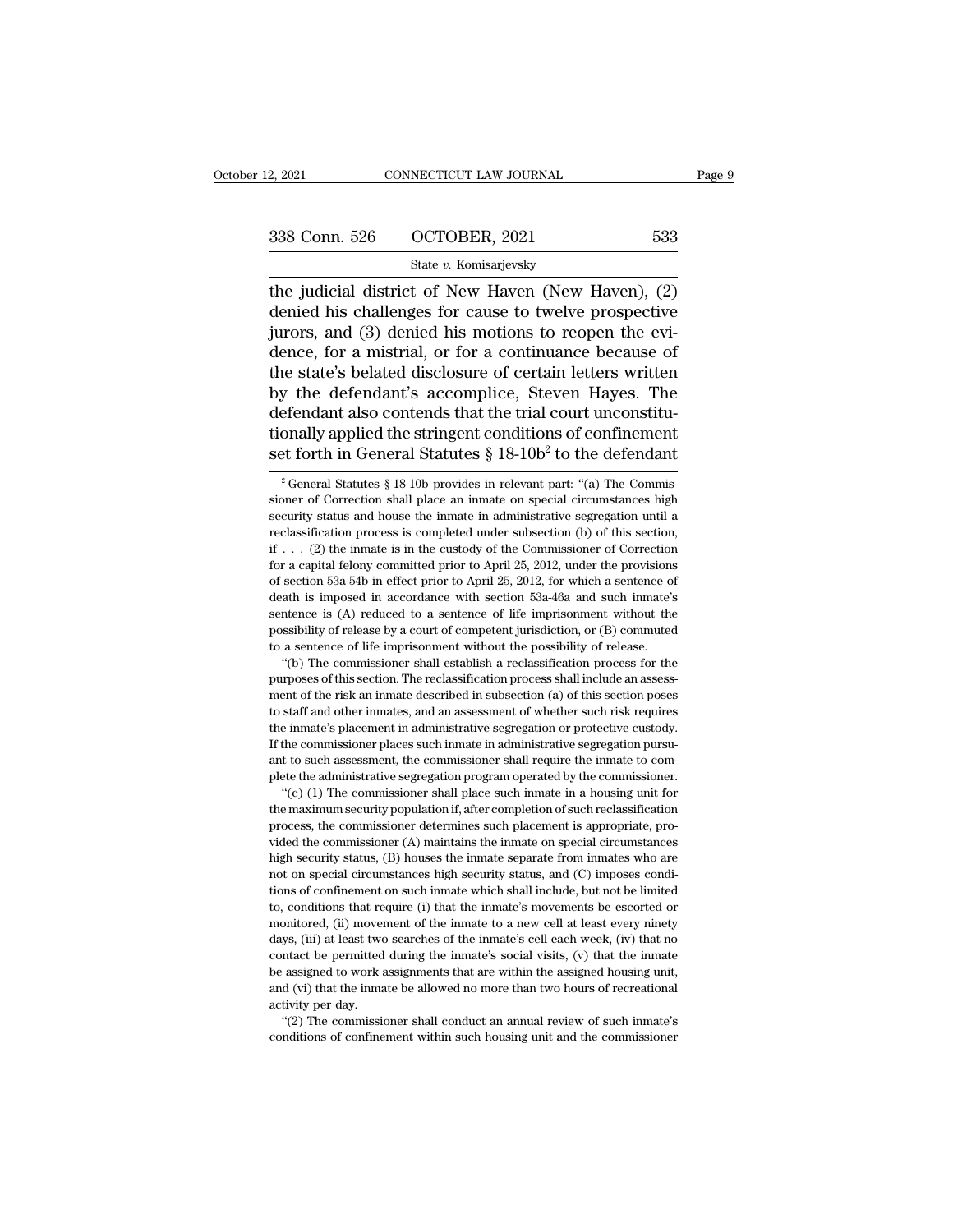the judicial district of New Haven (New Haven), (2) denied his challenges for cause to twelve prospective jurors, and (3) denied his motions to reopen the evidence, for a mistrial, or for a continuance because of the state's belated disclosure of certain letters written by the defendant's accomplice, Steven Hayes. The defendant also contends that the trial court unconstitutionally applied the stringent conditions of confinement set forth in General Statutes § 18-10b[2] to the defendant

---

[2] General Statutes § 18-10b provides in relevant part: "(a) The Commissioner of Correction shall place an inmate on special circumstances high security status and house the inmate in administrative segregation until a reclassification process is completed under subsection (b) of this section, if . . . (2) the inmate is in the custody of the Commissioner of Correction for a capital felony committed prior to April 25, 2012, under the provisions of section 53a-54b in effect prior to April 25, 2012, for which a sentence of death is imposed in accordance with section 53a-46a and such inmate's sentence is (A) reduced to a sentence of life imprisonment without the possibility of release by a court of competent jurisdiction, or (B) commuted to a sentence of life imprisonment without the possibility of release.

"(b) The commissioner shall establish a reclassification process for the purposes of this section. The reclassification process shall include an assessment of the risk an inmate described in subsection (a) of this section poses to staff and other inmates, and an assessment of whether such risk requires the inmate's placement in administrative segregation or protective custody. If the commissioner places such inmate in administrative segregation pursuant to such assessment, the commissioner shall require the inmate to complete the administrative segregation program operated by the commissioner.

"(c) (1) The commissioner shall place such inmate in a housing unit for the maximum security population if, after completion of such reclassification process, the commissioner determines such placement is appropriate, provided the commissioner (A) maintains the inmate on special circumstances high security status, (B) houses the inmate separate from inmates who are not on special circumstances high security status, and (C) imposes conditions of confinement on such inmate which shall include, but not be limited to, conditions that require (i) that the inmate's movements be escorted or monitored, (ii) movement of the inmate to a new cell at least every ninety days, (iii) at least two searches of the inmate's cell each week, (iv) that no contact be permitted during the inmate's social visits, (v) that the inmate be assigned to work assignments that are within the assigned housing unit, and (vi) that the inmate be allowed no more than two hours of recreational activity per day.

"(2) The commissioner shall conduct an annual review of such inmate's conditions of confinement within such housing unit and the commissioner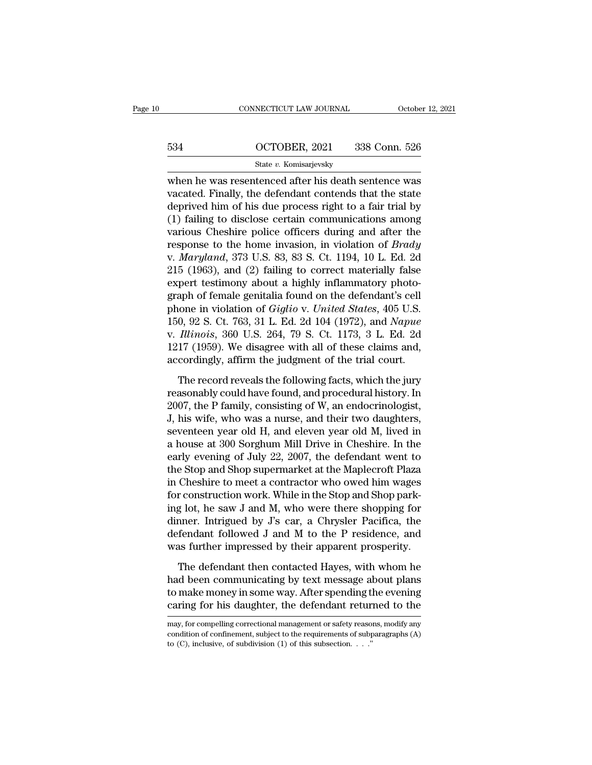when he was resentenced after his death sentence was vacated. Finally, the defendant contends that the state deprived him of his due process right to a fair trial by (1) failing to disclose certain communications among various Cheshire police officers during and after the response to the home invasion, in violation of *Brady* v. *Maryland*, 373 U.S. 83, 83 S. Ct. 1194, 10 L. Ed. 2d 215 (1963), and (2) failing to correct materially false expert testimony about a highly inflammatory photograph of female genitalia found on the defendant's cell phone in violation of *Giglio* v. *United States*, 405 U.S. 150, 92 S. Ct. 763, 31 L. Ed. 2d 104 (1972), and *Napue* v. *Illinois*, 360 U.S. 264, 79 S. Ct. 1173, 3 L. Ed. 2d 1217 (1959). We disagree with all of these claims and, accordingly, affirm the judgment of the trial court.

The record reveals the following facts, which the jury reasonably could have found, and procedural history. In 2007, the P family, consisting of W, an endocrinologist, J, his wife, who was a nurse, and their two daughters, seventeen year old H, and eleven year old M, lived in a house at 300 Sorghum Mill Drive in Cheshire. In the early evening of July 22, 2007, the defendant went to the Stop and Shop supermarket at the Maplecroft Plaza in Cheshire to meet a contractor who owed him wages for construction work. While in the Stop and Shop parking lot, he saw J and M, who were there shopping for dinner. Intrigued by J's car, a Chrysler Pacifica, the defendant followed J and M to the P residence, and was further impressed by their apparent prosperity.

The defendant then contacted Hayes, with whom he had been communicating by text message about plans to make money in some way. After spending the evening caring for his daughter, the defendant returned to the

may, for compelling correctional management or safety reasons, modify any condition of confinement, subject to the requirements of subparagraphs (A) to (C), inclusive, of subdivision (1) of this subsection. . . ."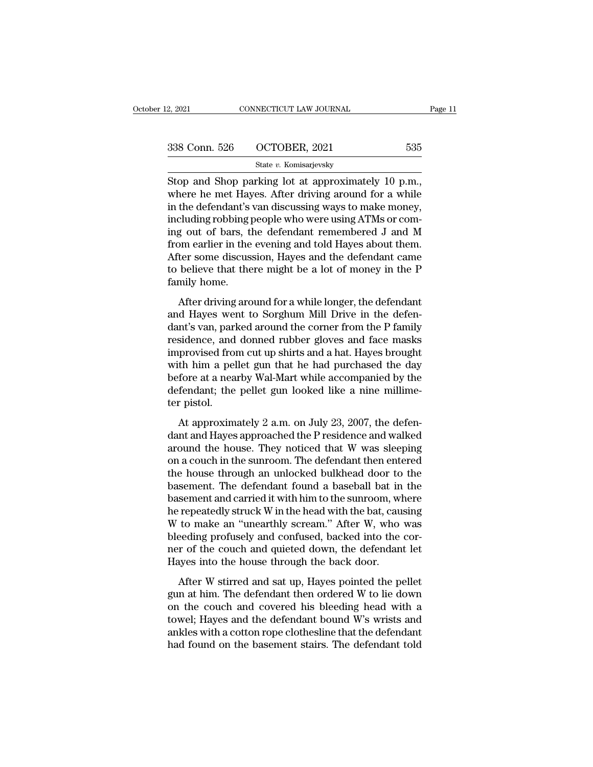Stop and Shop parking lot at approximately 10 p.m., where he met Hayes. After driving around for a while in the defendant's van discussing ways to make money, including robbing people who were using ATMs or coming out of bars, the defendant remembered J and M from earlier in the evening and told Hayes about them. After some discussion, Hayes and the defendant came to believe that there might be a lot of money in the P family home.

After driving around for a while longer, the defendant and Hayes went to Sorghum Mill Drive in the defendant's van, parked around the corner from the P family residence, and donned rubber gloves and face masks improvised from cut up shirts and a hat. Hayes brought with him a pellet gun that he had purchased the day before at a nearby Wal-Mart while accompanied by the defendant; the pellet gun looked like a nine millimeter pistol.

At approximately 2 a.m. on July 23, 2007, the defendant and Hayes approached the P residence and walked around the house. They noticed that W was sleeping on a couch in the sunroom. The defendant then entered the house through an unlocked bulkhead door to the basement. The defendant found a baseball bat in the basement and carried it with him to the sunroom, where he repeatedly struck W in the head with the bat, causing W to make an "unearthly scream." After W, who was bleeding profusely and confused, backed into the corner of the couch and quieted down, the defendant let Hayes into the house through the back door.

After W stirred and sat up, Hayes pointed the pellet gun at him. The defendant then ordered W to lie down on the couch and covered his bleeding head with a towel; Hayes and the defendant bound W's wrists and ankles with a cotton rope clothesline that the defendant had found on the basement stairs. The defendant told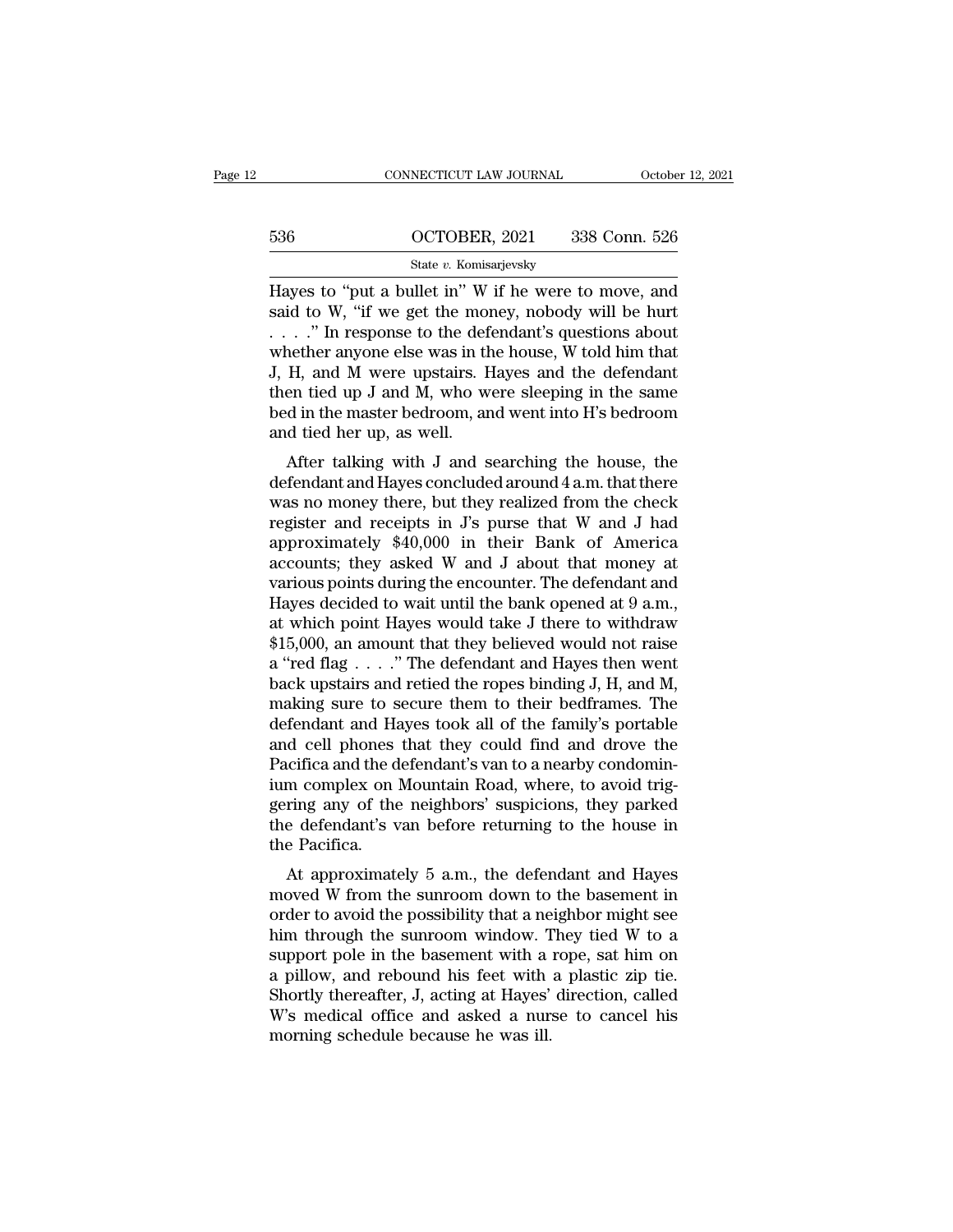Hayes to "put a bullet in" W if he were to move, and said to W, "if we get the money, nobody will be hurt . . . ." In response to the defendant's questions about whether anyone else was in the house, W told him that J, H, and M were upstairs. Hayes and the defendant then tied up J and M, who were sleeping in the same bed in the master bedroom, and went into H's bedroom and tied her up, as well.

After talking with J and searching the house, the defendant and Hayes concluded around 4 a.m. that there was no money there, but they realized from the check register and receipts in J's purse that W and J had approximately $40,000 in their Bank of America accounts; they asked W and J about that money at various points during the encounter. The defendant and Hayes decided to wait until the bank opened at 9 a.m., at which point Hayes would take J there to withdraw $15,000, an amount that they believed would not raise a "red flag . . . ." The defendant and Hayes then went back upstairs and retied the ropes binding J, H, and M, making sure to secure them to their bedframes. The defendant and Hayes took all of the family's portable and cell phones that they could find and drove the Pacifica and the defendant's van to a nearby condominium complex on Mountain Road, where, to avoid triggering any of the neighbors' suspicions, they parked the defendant's van before returning to the house in the Pacifica.

At approximately 5 a.m., the defendant and Hayes moved W from the sunroom down to the basement in order to avoid the possibility that a neighbor might see him through the sunroom window. They tied W to a support pole in the basement with a rope, sat him on a pillow, and rebound his feet with a plastic zip tie. Shortly thereafter, J, acting at Hayes' direction, called W's medical office and asked a nurse to cancel his morning schedule because he was ill.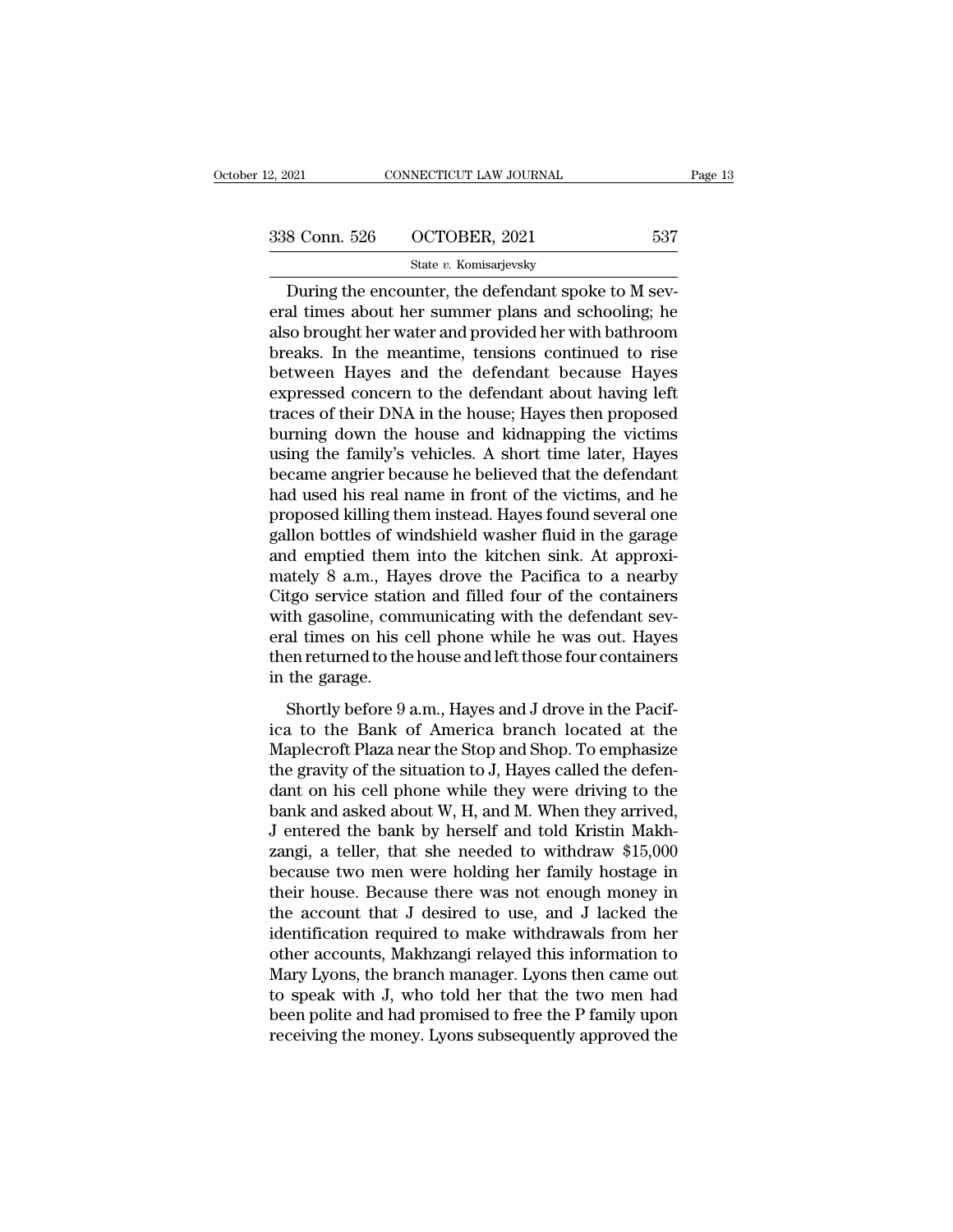During the encounter, the defendant spoke to M several times about her summer plans and schooling; he also brought her water and provided her with bathroom breaks. In the meantime, tensions continued to rise between Hayes and the defendant because Hayes expressed concern to the defendant about having left traces of their DNA in the house; Hayes then proposed burning down the house and kidnapping the victims using the family's vehicles. A short time later, Hayes became angrier because he believed that the defendant had used his real name in front of the victims, and he proposed killing them instead. Hayes found several one gallon bottles of windshield washer fluid in the garage and emptied them into the kitchen sink. At approximately 8 a.m., Hayes drove the Pacifica to a nearby Citgo service station and filled four of the containers with gasoline, communicating with the defendant several times on his cell phone while he was out. Hayes then returned to the house and left those four containers in the garage.

Shortly before 9 a.m., Hayes and J drove in the Pacifica to the Bank of America branch located at the Maplecroft Plaza near the Stop and Shop. To emphasize the gravity of the situation to J, Hayes called the defendant on his cell phone while they were driving to the bank and asked about W, H, and M. When they arrived, J entered the bank by herself and told Kristin Makhzangi, a teller, that she needed to withdraw $15,000 because two men were holding her family hostage in their house. Because there was not enough money in the account that J desired to use, and J lacked the identification required to make withdrawals from her other accounts, Makhzangi relayed this information to Mary Lyons, the branch manager. Lyons then came out to speak with J, who told her that the two men had been polite and had promised to free the P family upon receiving the money. Lyons subsequently approved the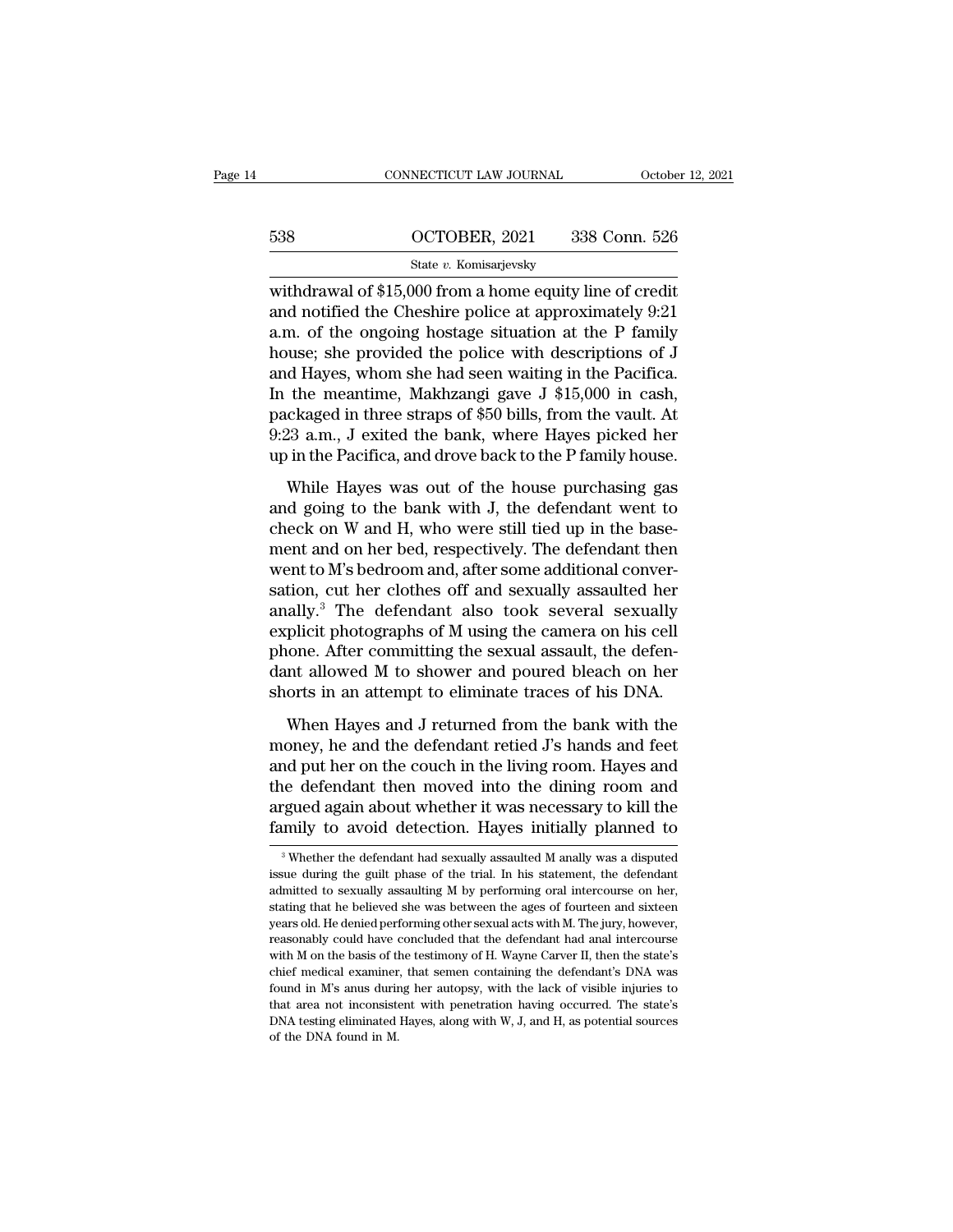withdrawal of $15,000 from a home equity line of credit and notified the Cheshire police at approximately 9:21 a.m. of the ongoing hostage situation at the P family house; she provided the police with descriptions of J and Hayes, whom she had seen waiting in the Pacifica. In the meantime, Makhzangi gave J $15,000 in cash, packaged in three straps of $50 bills, from the vault. At 9:23 a.m., J exited the bank, where Hayes picked her up in the Pacifica, and drove back to the P family house.

While Hayes was out of the house purchasing gas and going to the bank with J, the defendant went to check on W and H, who were still tied up in the basement and on her bed, respectively. The defendant then went to M's bedroom and, after some additional conversation, cut her clothes off and sexually assaulted her anally.[3] The defendant also took several sexually explicit photographs of M using the camera on his cell phone. After committing the sexual assault, the defendant allowed M to shower and poured bleach on her shorts in an attempt to eliminate traces of his DNA.

When Hayes and J returned from the bank with the money, he and the defendant retied J's hands and feet and put her on the couch in the living room. Hayes and the defendant then moved into the dining room and argued again about whether it was necessary to kill the family to avoid detection. Hayes initially planned to

[3] Whether the defendant had sexually assaulted M anally was a disputed issue during the guilt phase of the trial. In his statement, the defendant admitted to sexually assaulting M by performing oral intercourse on her, stating that he believed she was between the ages of fourteen and sixteen years old. He denied performing other sexual acts with M. The jury, however, reasonably could have concluded that the defendant had anal intercourse with M on the basis of the testimony of H. Wayne Carver II, then the state's chief medical examiner, that semen containing the defendant's DNA was found in M's anus during her autopsy, with the lack of visible injuries to that area not inconsistent with penetration having occurred. The state's DNA testing eliminated Hayes, along with W, J, and H, as potential sources of the DNA found in M.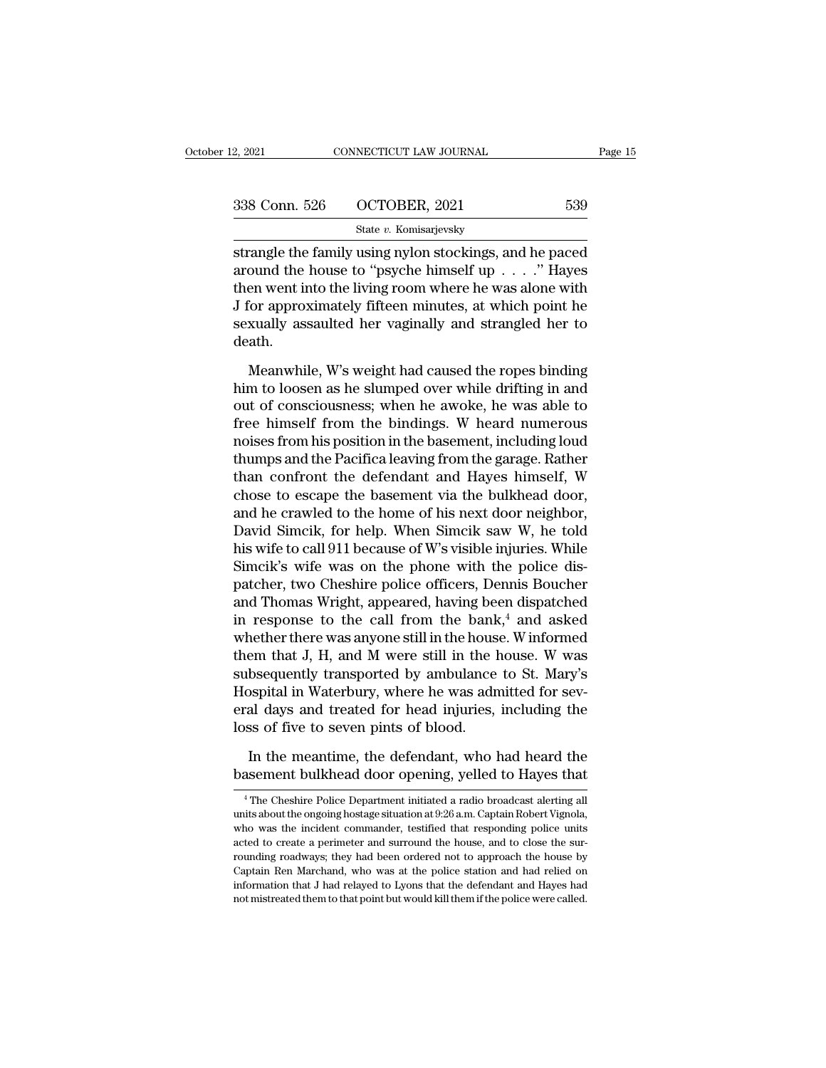strangle the family using nylon stockings, and he paced around the house to "psyche himself up . . . ." Hayes then went into the living room where he was alone with J for approximately fifteen minutes, at which point he sexually assaulted her vaginally and strangled her to death.

Meanwhile, W's weight had caused the ropes binding him to loosen as he slumped over while drifting in and out of consciousness; when he awoke, he was able to free himself from the bindings. W heard numerous noises from his position in the basement, including loud thumps and the Pacifica leaving from the garage. Rather than confront the defendant and Hayes himself, W chose to escape the basement via the bulkhead door, and he crawled to the home of his next door neighbor, David Simcik, for help. When Simcik saw W, he told his wife to call 911 because of W's visible injuries. While Simcik's wife was on the phone with the police dispatcher, two Cheshire police officers, Dennis Boucher and Thomas Wright, appeared, having been dispatched in response to the call from the bank,[4] and asked whether there was anyone still in the house. W informed them that J, H, and M were still in the house. W was subsequently transported by ambulance to St. Mary's Hospital in Waterbury, where he was admitted for several days and treated for head injuries, including the loss of five to seven pints of blood.

In the meantime, the defendant, who had heard the basement bulkhead door opening, yelled to Hayes that

[4] The Cheshire Police Department initiated a radio broadcast alerting all units about the ongoing hostage situation at 9:26 a.m. Captain Robert Vignola, who was the incident commander, testified that responding police units acted to create a perimeter and surround the house, and to close the surrounding roadways; they had been ordered not to approach the house by Captain Ren Marchand, who was at the police station and had relied on information that J had relayed to Lyons that the defendant and Hayes had not mistreated them to that point but would kill them if the police were called.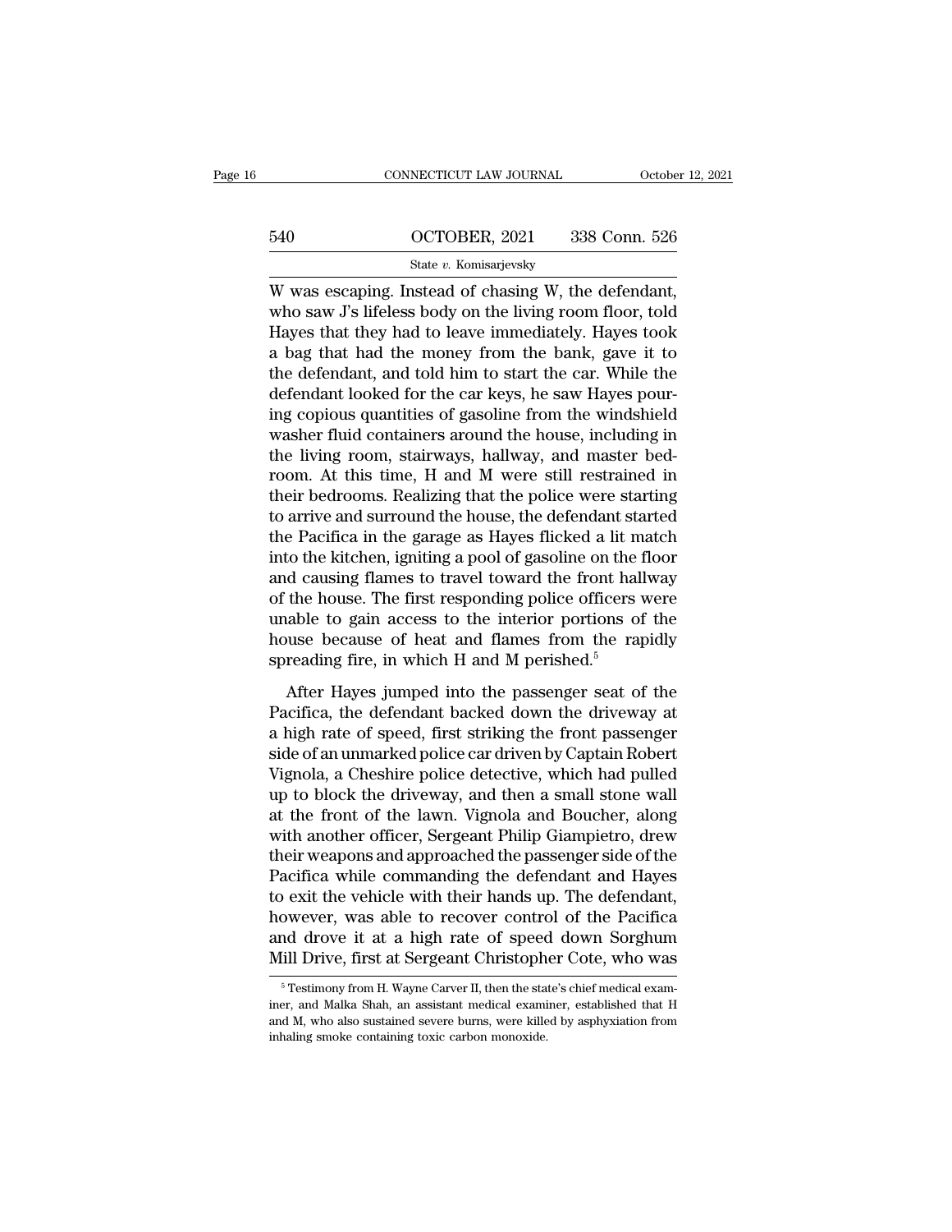W was escaping. Instead of chasing W, the defendant, who saw J's lifeless body on the living room floor, told Hayes that they had to leave immediately. Hayes took a bag that had the money from the bank, gave it to the defendant, and told him to start the car. While the defendant looked for the car keys, he saw Hayes pouring copious quantities of gasoline from the windshield washer fluid containers around the house, including in the living room, stairways, hallway, and master bedroom. At this time, H and M were still restrained in their bedrooms. Realizing that the police were starting to arrive and surround the house, the defendant started the Pacifica in the garage as Hayes flicked a lit match into the kitchen, igniting a pool of gasoline on the floor and causing flames to travel toward the front hallway of the house. The first responding police officers were unable to gain access to the interior portions of the house because of heat and flames from the rapidly spreading fire, in which H and M perished.[5]

After Hayes jumped into the passenger seat of the Pacifica, the defendant backed down the driveway at a high rate of speed, first striking the front passenger side of an unmarked police car driven by Captain Robert Vignola, a Cheshire police detective, which had pulled up to block the driveway, and then a small stone wall at the front of the lawn. Vignola and Boucher, along with another officer, Sergeant Philip Giampietro, drew their weapons and approached the passenger side of the Pacifica while commanding the defendant and Hayes to exit the vehicle with their hands up. The defendant, however, was able to recover control of the Pacifica and drove it at a high rate of speed down Sorghum Mill Drive, first at Sergeant Christopher Cote, who was

[5] Testimony from H. Wayne Carver II, then the state's chief medical examiner, and Malka Shah, an assistant medical examiner, established that H and M, who also sustained severe burns, were killed by asphyxiation from inhaling smoke containing toxic carbon monoxide.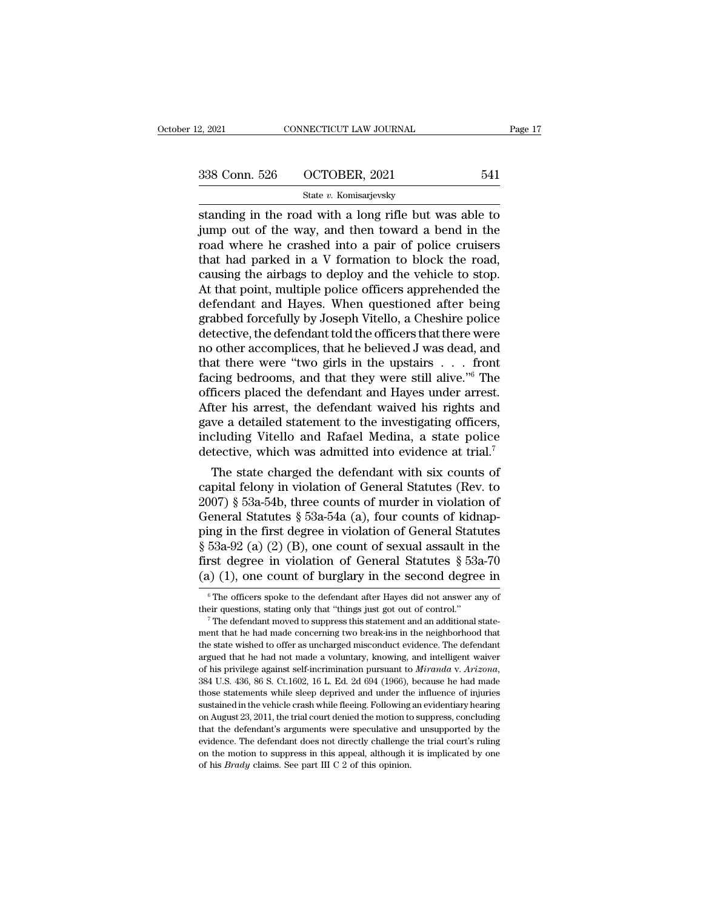standing in the road with a long rifle but was able to jump out of the way, and then toward a bend in the road where he crashed into a pair of police cruisers that had parked in a V formation to block the road, causing the airbags to deploy and the vehicle to stop. At that point, multiple police officers apprehended the defendant and Hayes. When questioned after being grabbed forcefully by Joseph Vitello, a Cheshire police detective, the defendant told the officers that there were no other accomplices, that he believed J was dead, and that there were "two girls in the upstairs . . . front facing bedrooms, and that they were still alive."[6] The officers placed the defendant and Hayes under arrest. After his arrest, the defendant waived his rights and gave a detailed statement to the investigating officers, including Vitello and Rafael Medina, a state police detective, which was admitted into evidence at trial.[7]

The state charged the defendant with six counts of capital felony in violation of General Statutes (Rev. to 2007) § 53a-54b, three counts of murder in violation of General Statutes § 53a-54a (a), four counts of kidnapping in the first degree in violation of General Statutes § 53a-92 (a) (2) (B), one count of sexual assault in the first degree in violation of General Statutes § 53a-70 (a) (1), one count of burglary in the second degree in

[6] The officers spoke to the defendant after Hayes did not answer any of their questions, stating only that "things just got out of control."

[7] The defendant moved to suppress this statement and an additional statement that he had made concerning two break-ins in the neighborhood that the state wished to offer as uncharged misconduct evidence. The defendant argued that he had not made a voluntary, knowing, and intelligent waiver of his privilege against self-incrimination pursuant to *Miranda* v. *Arizona*, 384 U.S. 436, 86 S. Ct.1602, 16 L. Ed. 2d 694 (1966), because he had made those statements while sleep deprived and under the influence of injuries sustained in the vehicle crash while fleeing. Following an evidentiary hearing on August 23, 2011, the trial court denied the motion to suppress, concluding that the defendant's arguments were speculative and unsupported by the evidence. The defendant does not directly challenge the trial court's ruling on the motion to suppress in this appeal, although it is implicated by one of his *Brady* claims. See part III C 2 of this opinion.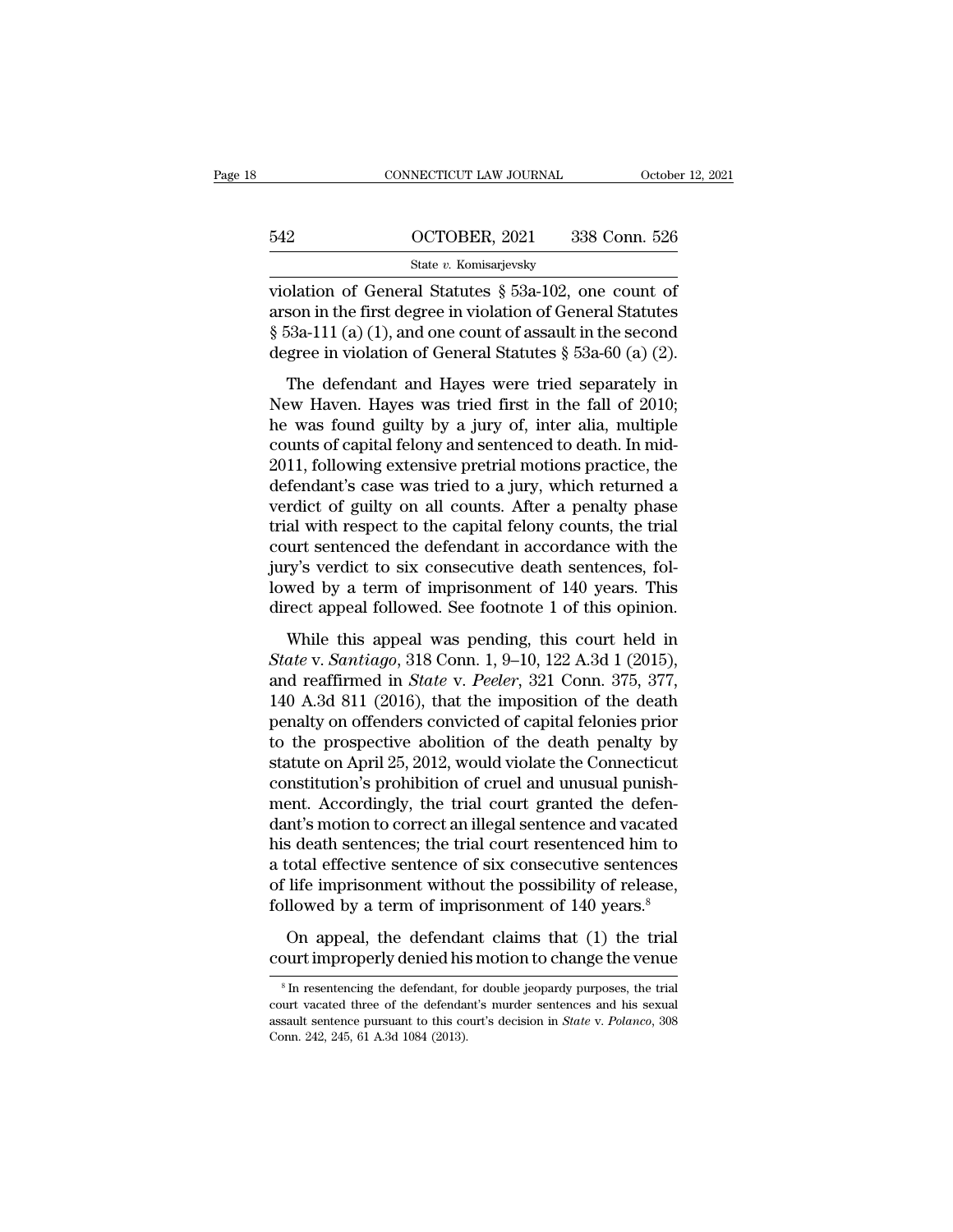violation of General Statutes § 53a-102, one count of arson in the first degree in violation of General Statutes § 53a-111 (a) (1), and one count of assault in the second degree in violation of General Statutes § 53a-60 (a) (2).

The defendant and Hayes were tried separately in New Haven. Hayes was tried first in the fall of 2010; he was found guilty by a jury of, inter alia, multiple counts of capital felony and sentenced to death. In mid-2011, following extensive pretrial motions practice, the defendant's case was tried to a jury, which returned a verdict of guilty on all counts. After a penalty phase trial with respect to the capital felony counts, the trial court sentenced the defendant in accordance with the jury's verdict to six consecutive death sentences, followed by a term of imprisonment of 140 years. This direct appeal followed. See footnote 1 of this opinion.

While this appeal was pending, this court held in *State* v. *Santiago*, 318 Conn. 1, 9–10, 122 A.3d 1 (2015), and reaffirmed in *State* v. *Peeler*, 321 Conn. 375, 377, 140 A.3d 811 (2016), that the imposition of the death penalty on offenders convicted of capital felonies prior to the prospective abolition of the death penalty by statute on April 25, 2012, would violate the Connecticut constitution's prohibition of cruel and unusual punishment. Accordingly, the trial court granted the defendant's motion to correct an illegal sentence and vacated his death sentences; the trial court resentenced him to a total effective sentence of six consecutive sentences of life imprisonment without the possibility of release, followed by a term of imprisonment of 140 years.[8]

On appeal, the defendant claims that (1) the trial court improperly denied his motion to change the venue

[8] In resentencing the defendant, for double jeopardy purposes, the trial court vacated three of the defendant's murder sentences and his sexual assault sentence pursuant to this court's decision in *State* v. *Polanco*, 308 Conn. 242, 245, 61 A.3d 1084 (2013).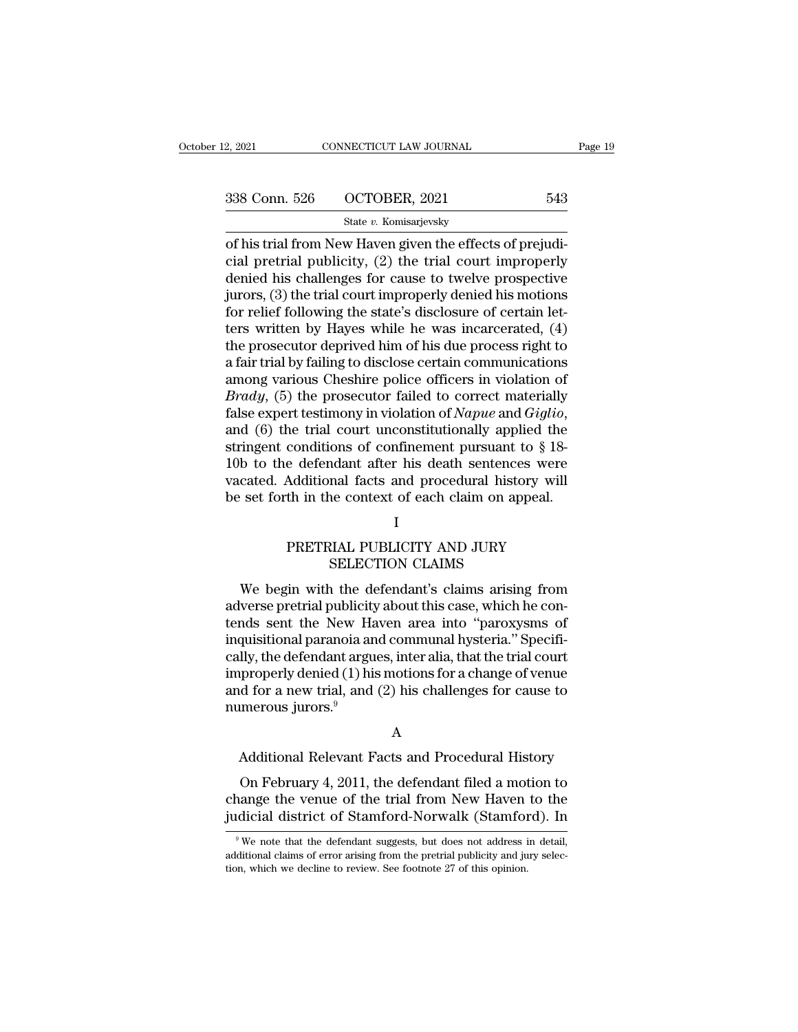of his trial from New Haven given the effects of prejudicial pretrial publicity, (2) the trial court improperly denied his challenges for cause to twelve prospective jurors, (3) the trial court improperly denied his motions for relief following the state's disclosure of certain letters written by Hayes while he was incarcerated, (4) the prosecutor deprived him of his due process right to a fair trial by failing to disclose certain communications among various Cheshire police officers in violation of *Brady*, (5) the prosecutor failed to correct materially false expert testimony in violation of *Napue* and *Giglio*, and (6) the trial court unconstitutionally applied the stringent conditions of confinement pursuant to § 18-10b to the defendant after his death sentences were vacated. Additional facts and procedural history will be set forth in the context of each claim on appeal.

## I

## PRETRIAL PUBLICITY AND JURY SELECTION CLAIMS

We begin with the defendant's claims arising from adverse pretrial publicity about this case, which he contends sent the New Haven area into "paroxysms of inquisitional paranoia and communal hysteria." Specifically, the defendant argues, inter alia, that the trial court improperly denied (1) his motions for a change of venue and for a new trial, and (2) his challenges for cause to numerous jurors.[9]

### A

### Additional Relevant Facts and Procedural History

On February 4, 2011, the defendant filed a motion to change the venue of the trial from New Haven to the judicial district of Stamford-Norwalk (Stamford). In

---

[9] We note that the defendant suggests, but does not address in detail, additional claims of error arising from the pretrial publicity and jury selection, which we decline to review. See footnote 27 of this opinion.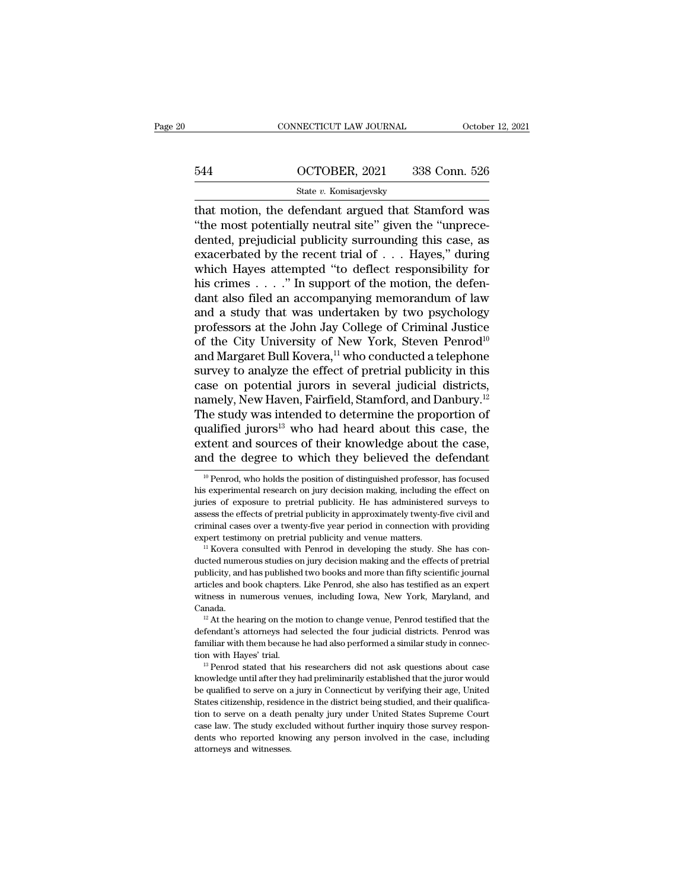that motion, the defendant argued that Stamford was "the most potentially neutral site" given the "unprecedented, prejudicial publicity surrounding this case, as exacerbated by the recent trial of . . . Hayes," during which Hayes attempted "to deflect responsibility for his crimes . . . ." In support of the motion, the defendant also filed an accompanying memorandum of law and a study that was undertaken by two psychology professors at the John Jay College of Criminal Justice of the City University of New York, Steven Penrod[10] and Margaret Bull Kovera,[11] who conducted a telephone survey to analyze the effect of pretrial publicity in this case on potential jurors in several judicial districts, namely, New Haven, Fairfield, Stamford, and Danbury.[12] The study was intended to determine the proportion of qualified jurors[13] who had heard about this case, the extent and sources of their knowledge about the case, and the degree to which they believed the defendant

[10] Penrod, who holds the position of distinguished professor, has focused his experimental research on jury decision making, including the effect on juries of exposure to pretrial publicity. He has administered surveys to assess the effects of pretrial publicity in approximately twenty-five civil and criminal cases over a twenty-five year period in connection with providing expert testimony on pretrial publicity and venue matters.

[11] Kovera consulted with Penrod in developing the study. She has conducted numerous studies on jury decision making and the effects of pretrial publicity, and has published two books and more than fifty scientific journal articles and book chapters. Like Penrod, she also has testified as an expert witness in numerous venues, including Iowa, New York, Maryland, and Canada.

[12] At the hearing on the motion to change venue, Penrod testified that the defendant's attorneys had selected the four judicial districts. Penrod was familiar with them because he had also performed a similar study in connection with Hayes' trial.

[13] Penrod stated that his researchers did not ask questions about case knowledge until after they had preliminarily established that the juror would be qualified to serve on a jury in Connecticut by verifying their age, United States citizenship, residence in the district being studied, and their qualification to serve on a death penalty jury under United States Supreme Court case law. The study excluded without further inquiry those survey respondents who reported knowing any person involved in the case, including attorneys and witnesses.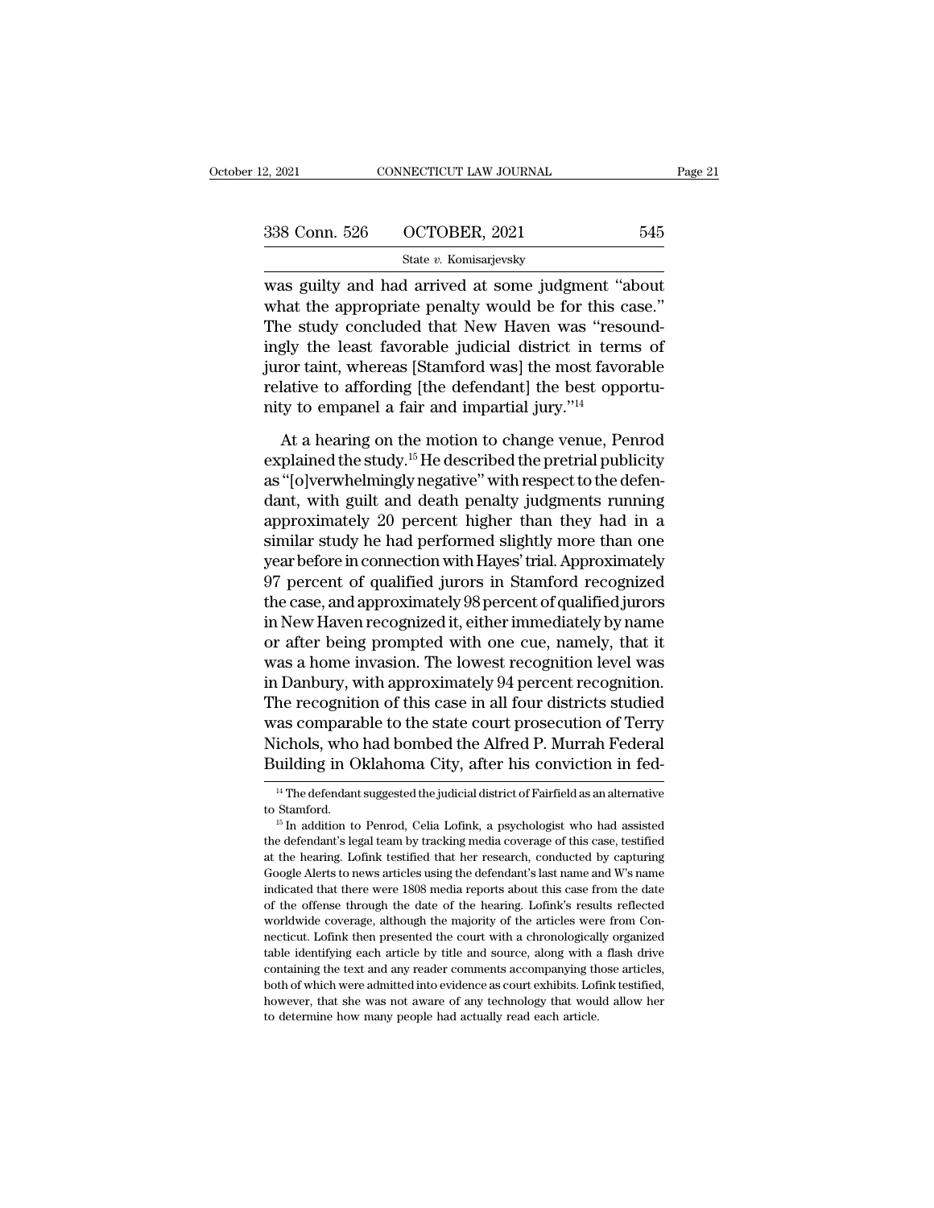was guilty and had arrived at some judgment "about what the appropriate penalty would be for this case." The study concluded that New Haven was "resoundingly the least favorable judicial district in terms of juror taint, whereas [Stamford was] the most favorable relative to affording [the defendant] the best opportunity to empanel a fair and impartial jury."[14]

At a hearing on the motion to change venue, Penrod explained the study.[15] He described the pretrial publicity as "[o]verwhelmingly negative" with respect to the defendant, with guilt and death penalty judgments running approximately 20 percent higher than they had in a similar study he had performed slightly more than one year before in connection with Hayes' trial. Approximately 97 percent of qualified jurors in Stamford recognized the case, and approximately 98 percent of qualified jurors in New Haven recognized it, either immediately by name or after being prompted with one cue, namely, that it was a home invasion. The lowest recognition level was in Danbury, with approximately 94 percent recognition. The recognition of this case in all four districts studied was comparable to the state court prosecution of Terry Nichols, who had bombed the Alfred P. Murrah Federal Building in Oklahoma City, after his conviction in fed-

---

[14] The defendant suggested the judicial district of Fairfield as an alternative to Stamford.

[15] In addition to Penrod, Celia Lofink, a psychologist who had assisted the defendant's legal team by tracking media coverage of this case, testified at the hearing. Lofink testified that her research, conducted by capturing Google Alerts to news articles using the defendant's last name and W's name indicated that there were 1808 media reports about this case from the date of the offense through the date of the hearing. Lofink's results reflected worldwide coverage, although the majority of the articles were from Connecticut. Lofink then presented the court with a chronologically organized table identifying each article by title and source, along with a flash drive containing the text and any reader comments accompanying those articles, both of which were admitted into evidence as court exhibits. Lofink testified, however, that she was not aware of any technology that would allow her to determine how many people had actually read each article.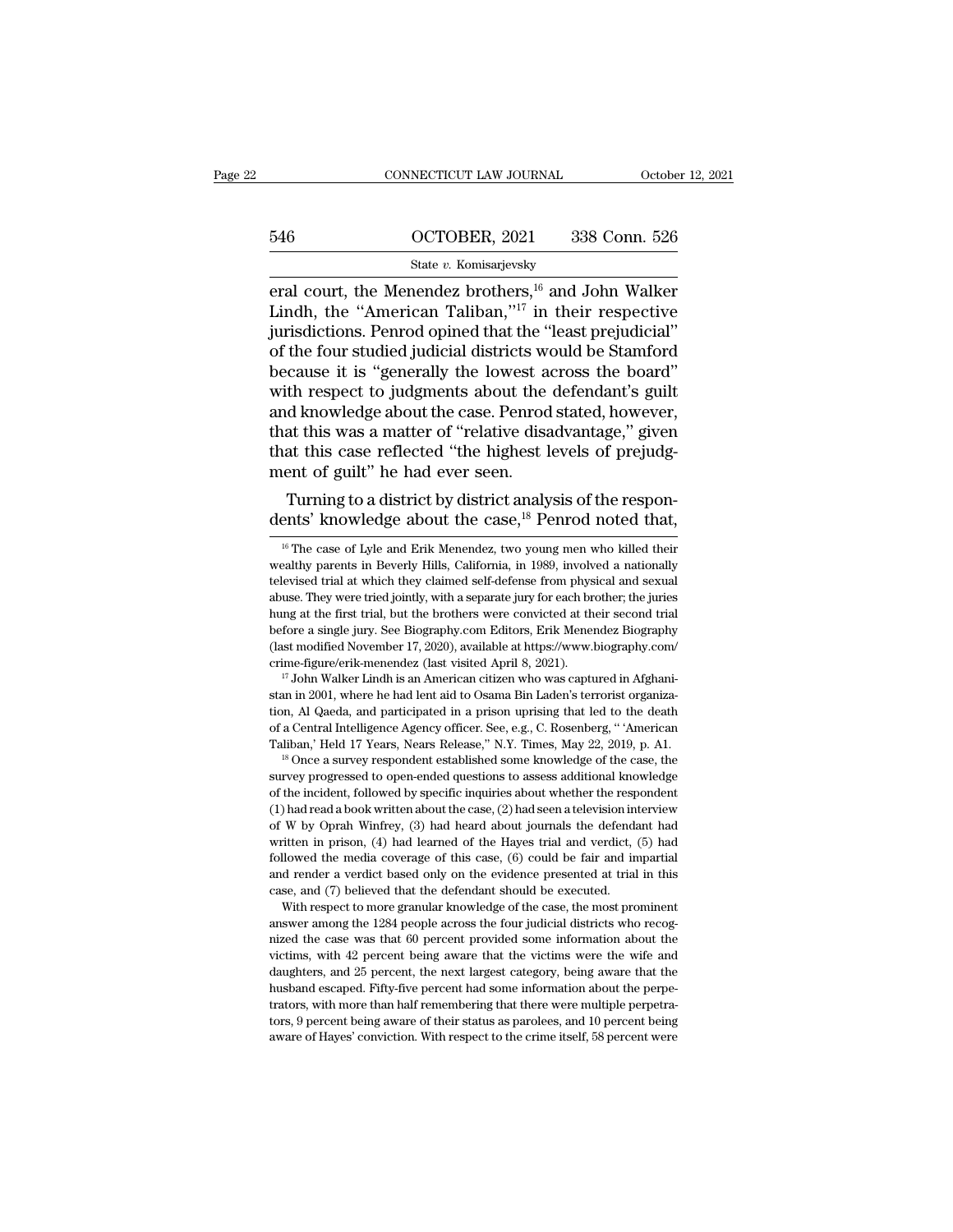eral court, the Menendez brothers,[16] and John Walker Lindh, the "American Taliban,"[17] in their respective jurisdictions. Penrod opined that the "least prejudicial" of the four studied judicial districts would be Stamford because it is "generally the lowest across the board" with respect to judgments about the defendant's guilt and knowledge about the case. Penrod stated, however, that this was a matter of "relative disadvantage," given that this case reflected "the highest levels of prejudgment of guilt" he had ever seen.

Turning to a district by district analysis of the respondents' knowledge about the case,[18] Penrod noted that,

---

[16] The case of Lyle and Erik Menendez, two young men who killed their wealthy parents in Beverly Hills, California, in 1989, involved a nationally televised trial at which they claimed self-defense from physical and sexual abuse. They were tried jointly, with a separate jury for each brother; the juries hung at the first trial, but the brothers were convicted at their second trial before a single jury. See Biography.com Editors, Erik Menendez Biography (last modified November 17, 2020), available at https://www.biography.com/crime-figure/erik-menendez (last visited April 8, 2021).

[17] John Walker Lindh is an American citizen who was captured in Afghanistan in 2001, where he had lent aid to Osama Bin Laden's terrorist organization, Al Qaeda, and participated in a prison uprising that led to the death of a Central Intelligence Agency officer. See, e.g., C. Rosenberg, " 'American Taliban,' Held 17 Years, Nears Release," N.Y. Times, May 22, 2019, p. A1.

[18] Once a survey respondent established some knowledge of the case, the survey progressed to open-ended questions to assess additional knowledge of the incident, followed by specific inquiries about whether the respondent (1) had read a book written about the case, (2) had seen a television interview of W by Oprah Winfrey, (3) had heard about journals the defendant had written in prison, (4) had learned of the Hayes trial and verdict, (5) had followed the media coverage of this case, (6) could be fair and impartial and render a verdict based only on the evidence presented at trial in this case, and (7) believed that the defendant should be executed.

With respect to more granular knowledge of the case, the most prominent answer among the 1284 people across the four judicial districts who recognized the case was that 60 percent provided some information about the victims, with 42 percent being aware that the victims were the wife and daughters, and 25 percent, the next largest category, being aware that the husband escaped. Fifty-five percent had some information about the perpetrators, with more than half remembering that there were multiple perpetrators, 9 percent being aware of their status as parolees, and 10 percent being aware of Hayes' conviction. With respect to the crime itself, 58 percent were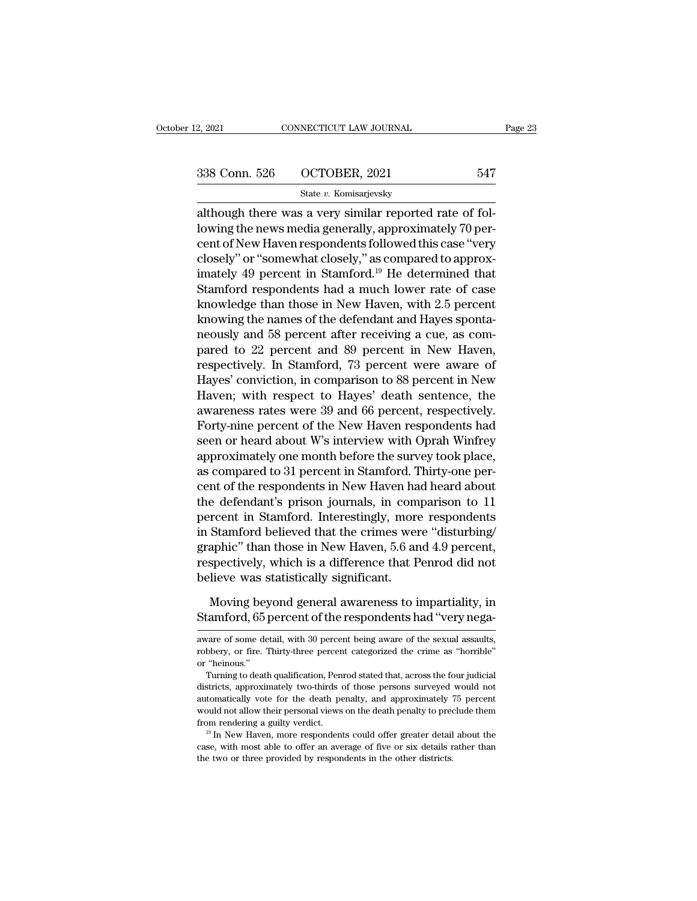although there was a very similar reported rate of following the news media generally, approximately 70 percent of New Haven respondents followed this case "very closely" or "somewhat closely," as compared to approximately 49 percent in Stamford.[19] He determined that Stamford respondents had a much lower rate of case knowledge than those in New Haven, with 2.5 percent knowing the names of the defendant and Hayes spontaneously and 58 percent after receiving a cue, as compared to 22 percent and 89 percent in New Haven, respectively. In Stamford, 73 percent were aware of Hayes' conviction, in comparison to 88 percent in New Haven; with respect to Hayes' death sentence, the awareness rates were 39 and 66 percent, respectively. Forty-nine percent of the New Haven respondents had seen or heard about W's interview with Oprah Winfrey approximately one month before the survey took place, as compared to 31 percent in Stamford. Thirty-one percent of the respondents in New Haven had heard about the defendant's prison journals, in comparison to 11 percent in Stamford. Interestingly, more respondents in Stamford believed that the crimes were "disturbing/graphic" than those in New Haven, 5.6 and 4.9 percent, respectively, which is a difference that Penrod did not believe was statistically significant.

Moving beyond general awareness to impartiality, in Stamford, 65 percent of the respondents had "very nega-

aware of some detail, with 30 percent being aware of the sexual assaults, robbery, or fire. Thirty-three percent categorized the crime as "horrible" or "heinous."

Turning to death qualification, Penrod stated that, across the four judicial districts, approximately two-thirds of those persons surveyed would not automatically vote for the death penalty, and approximately 75 percent would not allow their personal views on the death penalty to preclude them from rendering a guilty verdict.

[19] In New Haven, more respondents could offer greater detail about the case, with most able to offer an average of five or six details rather than the two or three provided by respondents in the other districts.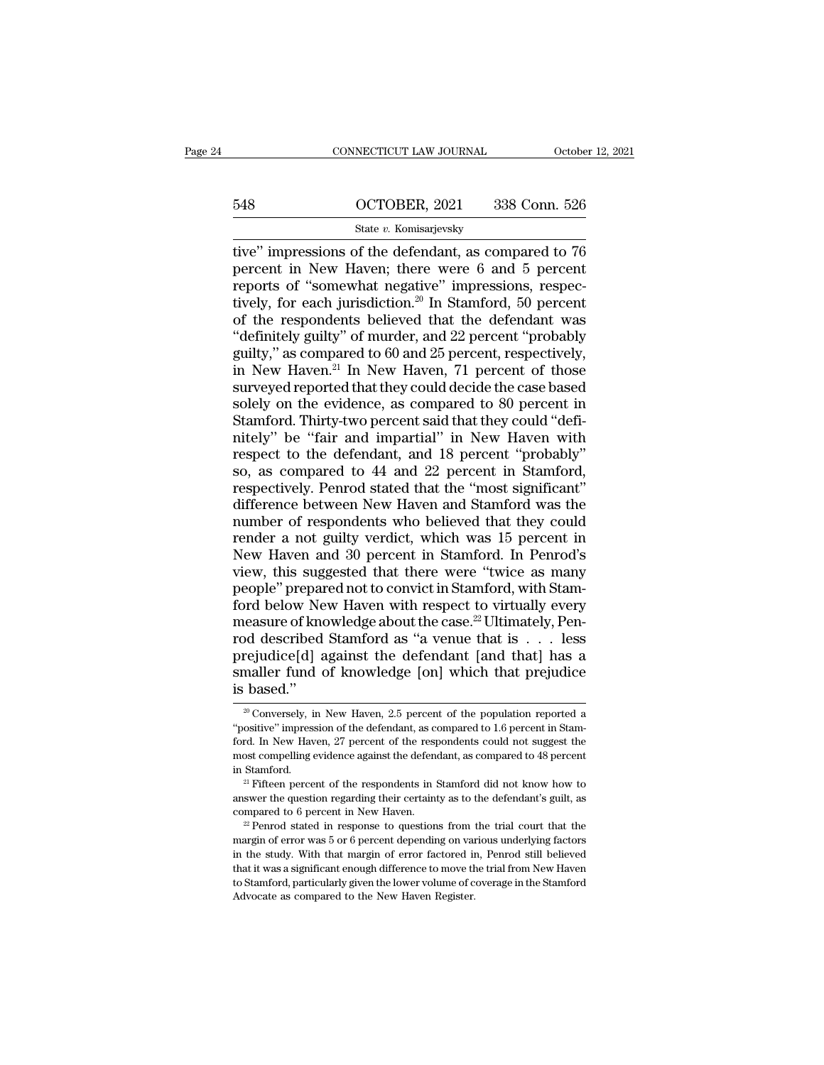tive" impressions of the defendant, as compared to 76 percent in New Haven; there were 6 and 5 percent reports of "somewhat negative" impressions, respectively, for each jurisdiction.[20] In Stamford, 50 percent of the respondents believed that the defendant was "definitely guilty" of murder, and 22 percent "probably guilty," as compared to 60 and 25 percent, respectively, in New Haven.[21] In New Haven, 71 percent of those surveyed reported that they could decide the case based solely on the evidence, as compared to 80 percent in Stamford. Thirty-two percent said that they could "definitely" be "fair and impartial" in New Haven with respect to the defendant, and 18 percent "probably" so, as compared to 44 and 22 percent in Stamford, respectively. Penrod stated that the "most significant" difference between New Haven and Stamford was the number of respondents who believed that they could render a not guilty verdict, which was 15 percent in New Haven and 30 percent in Stamford. In Penrod's view, this suggested that there were "twice as many people" prepared not to convict in Stamford, with Stamford below New Haven with respect to virtually every measure of knowledge about the case.[22] Ultimately, Penrod described Stamford as "a venue that is . . . less prejudice[d] against the defendant [and that] has a smaller fund of knowledge [on] which that prejudice is based."

[20] Conversely, in New Haven, 2.5 percent of the population reported a "positive" impression of the defendant, as compared to 1.6 percent in Stamford. In New Haven, 27 percent of the respondents could not suggest the most compelling evidence against the defendant, as compared to 48 percent in Stamford.

[21] Fifteen percent of the respondents in Stamford did not know how to answer the question regarding their certainty as to the defendant's guilt, as compared to 6 percent in New Haven.

[22] Penrod stated in response to questions from the trial court that the margin of error was 5 or 6 percent depending on various underlying factors in the study. With that margin of error factored in, Penrod still believed that it was a significant enough difference to move the trial from New Haven to Stamford, particularly given the lower volume of coverage in the Stamford Advocate as compared to the New Haven Register.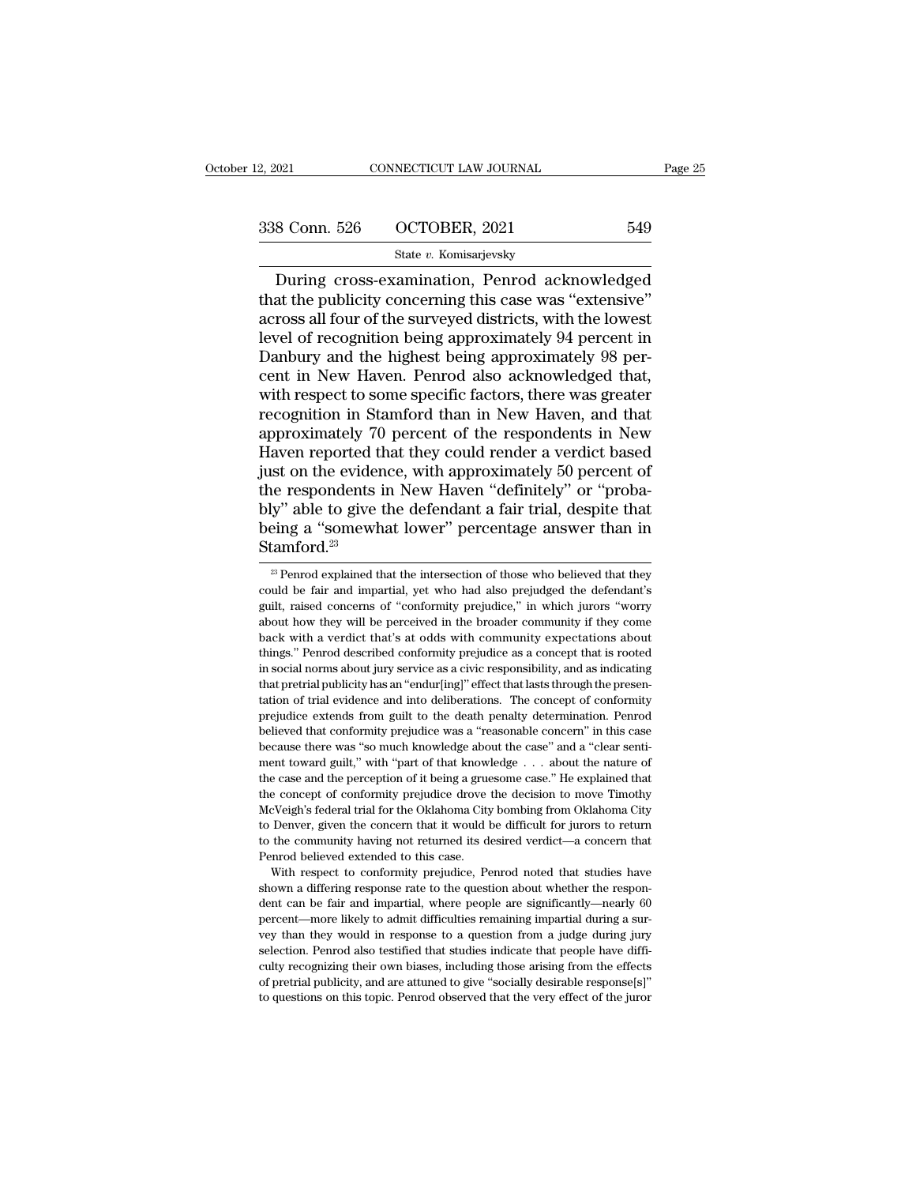During cross-examination, Penrod acknowledged that the publicity concerning this case was "extensive" across all four of the surveyed districts, with the lowest level of recognition being approximately 94 percent in Danbury and the highest being approximately 98 percent in New Haven. Penrod also acknowledged that, with respect to some specific factors, there was greater recognition in Stamford than in New Haven, and that approximately 70 percent of the respondents in New Haven reported that they could render a verdict based just on the evidence, with approximately 50 percent of the respondents in New Haven "definitely" or "probably" able to give the defendant a fair trial, despite that being a "somewhat lower" percentage answer than in Stamford.[23]

---

[23] Penrod explained that the intersection of those who believed that they could be fair and impartial, yet who had also prejudged the defendant's guilt, raised concerns of "conformity prejudice," in which jurors "worry about how they will be perceived in the broader community if they come back with a verdict that's at odds with community expectations about things." Penrod described conformity prejudice as a concept that is rooted in social norms about jury service as a civic responsibility, and as indicating that pretrial publicity has an "endur[ing]" effect that lasts through the presentation of trial evidence and into deliberations. The concept of conformity prejudice extends from guilt to the death penalty determination. Penrod believed that conformity prejudice was a "reasonable concern" in this case because there was "so much knowledge about the case" and a "clear sentiment toward guilt," with "part of that knowledge . . . about the nature of the case and the perception of it being a gruesome case." He explained that the concept of conformity prejudice drove the decision to move Timothy McVeigh's federal trial for the Oklahoma City bombing from Oklahoma City to Denver, given the concern that it would be difficult for jurors to return to the community having not returned its desired verdict—a concern that Penrod believed extended to this case.

With respect to conformity prejudice, Penrod noted that studies have shown a differing response rate to the question about whether the respondent can be fair and impartial, where people are significantly—nearly 60 percent—more likely to admit difficulties remaining impartial during a survey than they would in response to a question from a judge during jury selection. Penrod also testified that studies indicate that people have difficulty recognizing their own biases, including those arising from the effects of pretrial publicity, and are attuned to give "socially desirable response[s]" to questions on this topic. Penrod observed that the very effect of the juror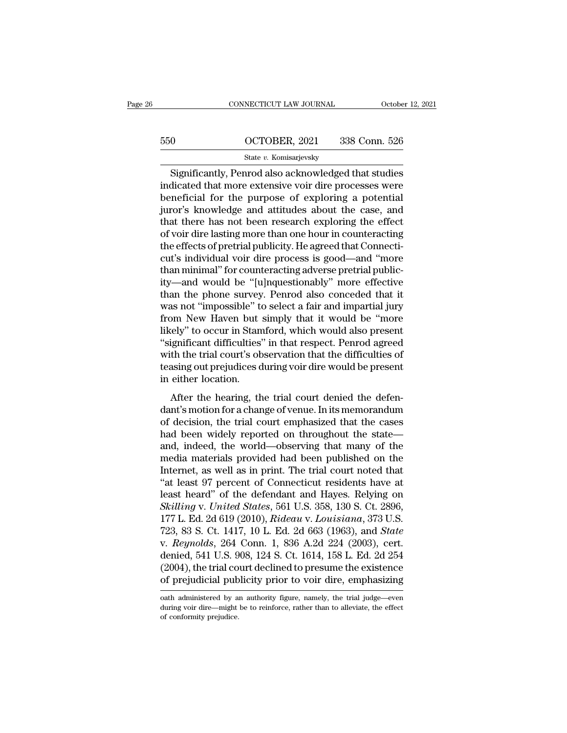Significantly, Penrod also acknowledged that studies indicated that more extensive voir dire processes were beneficial for the purpose of exploring a potential juror's knowledge and attitudes about the case, and that there has not been research exploring the effect of voir dire lasting more than one hour in counteracting the effects of pretrial publicity. He agreed that Connecticut's individual voir dire process is good—and "more than minimal" for counteracting adverse pretrial publicity—and would be "[u]nquestionably" more effective than the phone survey. Penrod also conceded that it was not "impossible" to select a fair and impartial jury from New Haven but simply that it would be "more likely" to occur in Stamford, which would also present "significant difficulties" in that respect. Penrod agreed with the trial court's observation that the difficulties of teasing out prejudices during voir dire would be present in either location.

After the hearing, the trial court denied the defendant's motion for a change of venue. In its memorandum of decision, the trial court emphasized that the cases had been widely reported on throughout the state—and, indeed, the world—observing that many of the media materials provided had been published on the Internet, as well as in print. The trial court noted that "at least 97 percent of Connecticut residents have at least heard" of the defendant and Hayes. Relying on *Skilling* v. *United States*, 561 U.S. 358, 130 S. Ct. 2896, 177 L. Ed. 2d 619 (2010), *Rideau* v. *Louisiana*, 373 U.S. 723, 83 S. Ct. 1417, 10 L. Ed. 2d 663 (1963), and *State* v. *Reynolds*, 264 Conn. 1, 836 A.2d 224 (2003), cert. denied, 541 U.S. 908, 124 S. Ct. 1614, 158 L. Ed. 2d 254 (2004), the trial court declined to presume the existence of prejudicial publicity prior to voir dire, emphasizing

oath administered by an authority figure, namely, the trial judge—even during voir dire—might be to reinforce, rather than to alleviate, the effect of conformity prejudice.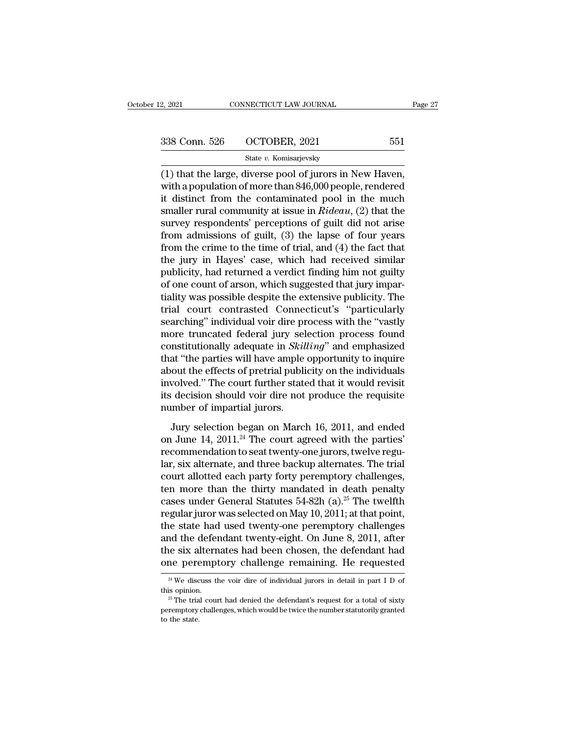(1) that the large, diverse pool of jurors in New Haven, with a population of more than 846,000 people, rendered it distinct from the contaminated pool in the much smaller rural community at issue in *Rideau*, (2) that the survey respondents' perceptions of guilt did not arise from admissions of guilt, (3) the lapse of four years from the crime to the time of trial, and (4) the fact that the jury in Hayes' case, which had received similar publicity, had returned a verdict finding him not guilty of one count of arson, which suggested that jury impartiality was possible despite the extensive publicity. The trial court contrasted Connecticut's "particularly searching" individual voir dire process with the "vastly more truncated federal jury selection process found constitutionally adequate in *Skilling*" and emphasized that "the parties will have ample opportunity to inquire about the effects of pretrial publicity on the individuals involved." The court further stated that it would revisit its decision should voir dire not produce the requisite number of impartial jurors.

Jury selection began on March 16, 2011, and ended on June 14, 2011.[24] The court agreed with the parties' recommendation to seat twenty-one jurors, twelve regular, six alternate, and three backup alternates. The trial court allotted each party forty peremptory challenges, ten more than the thirty mandated in death penalty cases under General Statutes 54-82h (a).[25] The twelfth regular juror was selected on May 10, 2011; at that point, the state had used twenty-one peremptory challenges and the defendant twenty-eight. On June 8, 2011, after the six alternates had been chosen, the defendant had one peremptory challenge remaining. He requested

[24] We discuss the voir dire of individual jurors in detail in part I D of this opinion.

[25] The trial court had denied the defendant's request for a total of sixty peremptory challenges, which would be twice the number statutorily granted to the state.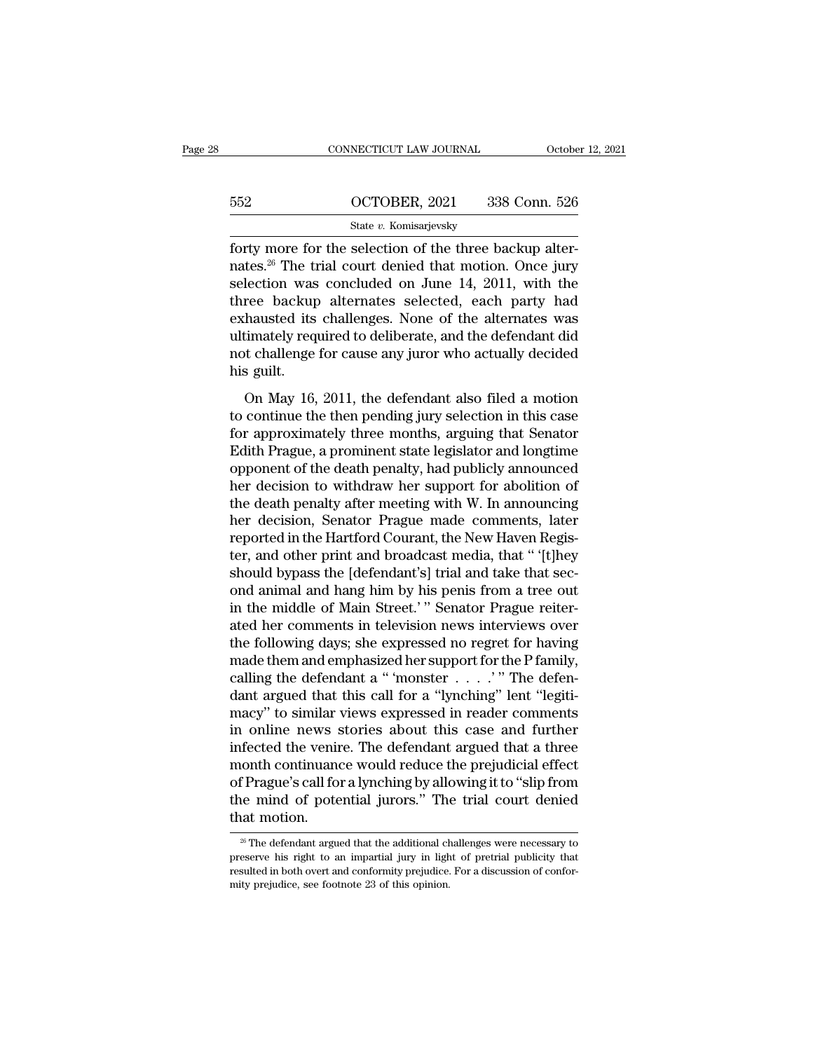forty more for the selection of the three backup alternates.[26] The trial court denied that motion. Once jury selection was concluded on June 14, 2011, with the three backup alternates selected, each party had exhausted its challenges. None of the alternates was ultimately required to deliberate, and the defendant did not challenge for cause any juror who actually decided his guilt.

On May 16, 2011, the defendant also filed a motion to continue the then pending jury selection in this case for approximately three months, arguing that Senator Edith Prague, a prominent state legislator and longtime opponent of the death penalty, had publicly announced her decision to withdraw her support for abolition of the death penalty after meeting with W. In announcing her decision, Senator Prague made comments, later reported in the Hartford Courant, the New Haven Register, and other print and broadcast media, that " '[t]hey should bypass the [defendant's] trial and take that second animal and hang him by his penis from a tree out in the middle of Main Street.' " Senator Prague reiterated her comments in television news interviews over the following days; she expressed no regret for having made them and emphasized her support for the P family, calling the defendant a " 'monster . . . .' " The defendant argued that this call for a "lynching" lent "legitimacy" to similar views expressed in reader comments in online news stories about this case and further infected the venire. The defendant argued that a three month continuance would reduce the prejudicial effect of Prague's call for a lynching by allowing it to "slip from the mind of potential jurors." The trial court denied that motion.

[26] The defendant argued that the additional challenges were necessary to preserve his right to an impartial jury in light of pretrial publicity that resulted in both overt and conformity prejudice. For a discussion of conformity prejudice, see footnote 23 of this opinion.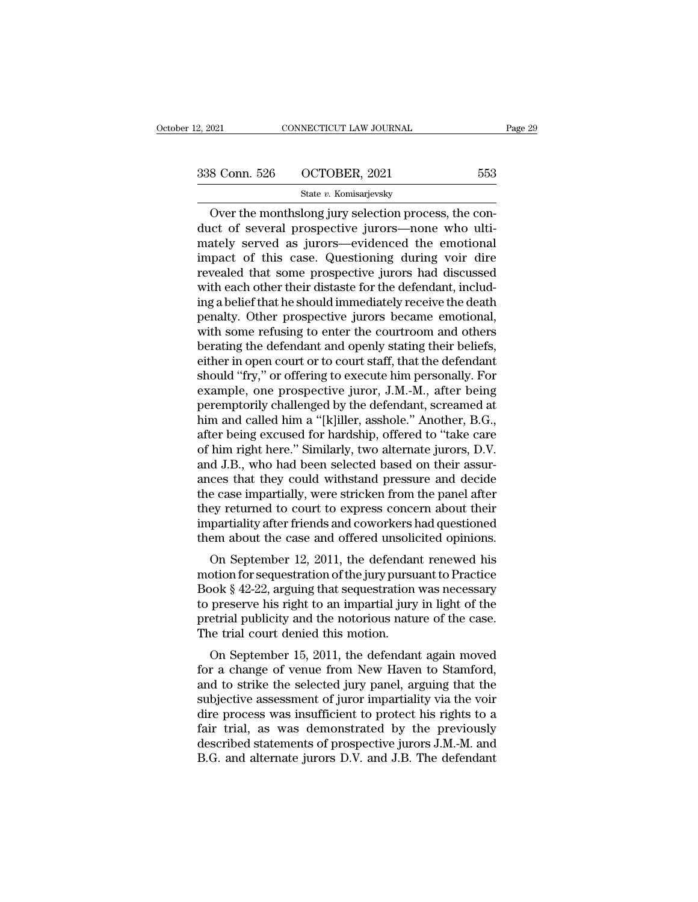Over the monthslong jury selection process, the conduct of several prospective jurors—none who ultimately served as jurors—evidenced the emotional impact of this case. Questioning during voir dire revealed that some prospective jurors had discussed with each other their distaste for the defendant, including a belief that he should immediately receive the death penalty. Other prospective jurors became emotional, with some refusing to enter the courtroom and others berating the defendant and openly stating their beliefs, either in open court or to court staff, that the defendant should "fry," or offering to execute him personally. For example, one prospective juror, J.M.-M., after being peremptorily challenged by the defendant, screamed at him and called him a "[k]iller, asshole." Another, B.G., after being excused for hardship, offered to "take care of him right here." Similarly, two alternate jurors, D.V. and J.B., who had been selected based on their assurances that they could withstand pressure and decide the case impartially, were stricken from the panel after they returned to court to express concern about their impartiality after friends and coworkers had questioned them about the case and offered unsolicited opinions.

On September 12, 2011, the defendant renewed his motion for sequestration of the jury pursuant to Practice Book § 42-22, arguing that sequestration was necessary to preserve his right to an impartial jury in light of the pretrial publicity and the notorious nature of the case. The trial court denied this motion.

On September 15, 2011, the defendant again moved for a change of venue from New Haven to Stamford, and to strike the selected jury panel, arguing that the subjective assessment of juror impartiality via the voir dire process was insufficient to protect his rights to a fair trial, as was demonstrated by the previously described statements of prospective jurors J.M.-M. and B.G. and alternate jurors D.V. and J.B. The defendant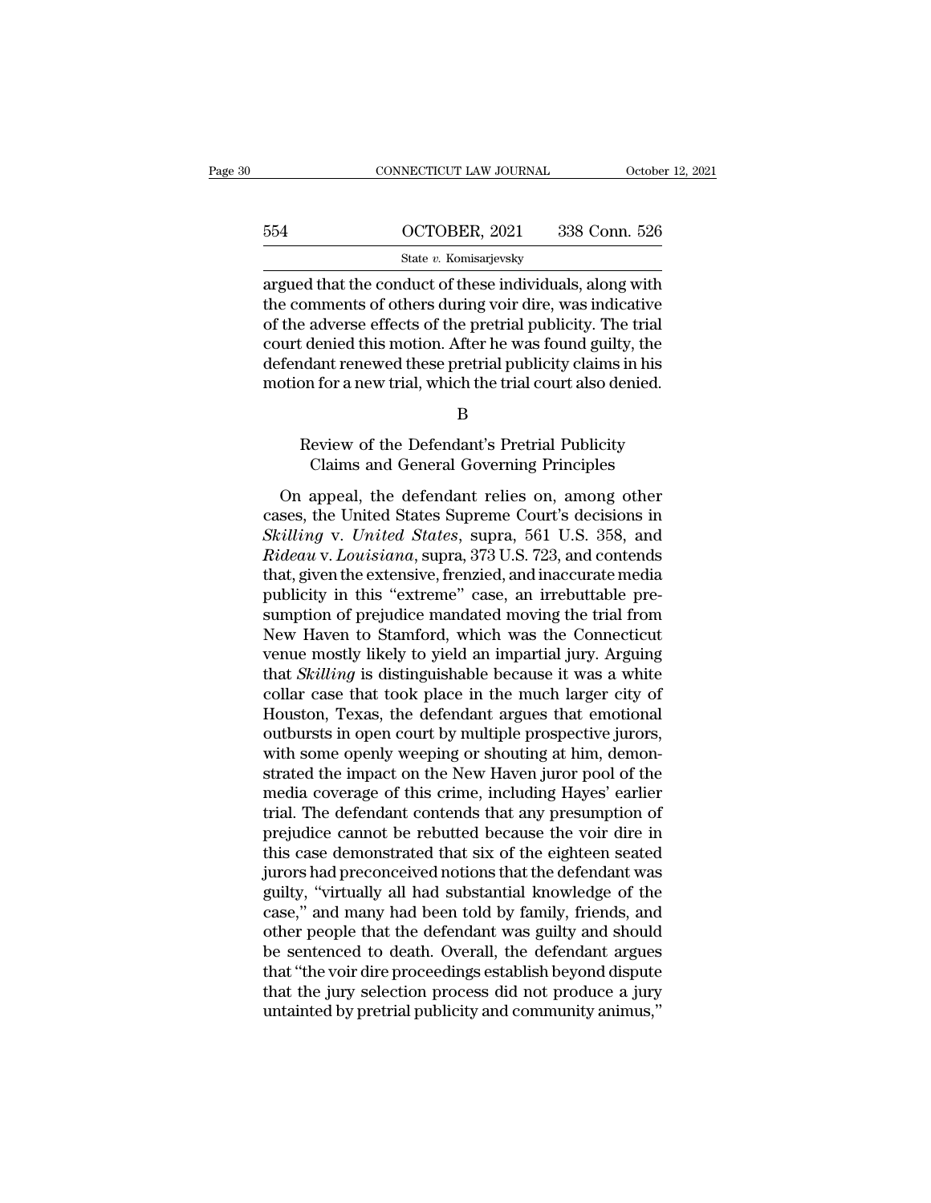argued that the conduct of these individuals, along with the comments of others during voir dire, was indicative of the adverse effects of the pretrial publicity. The trial court denied this motion. After he was found guilty, the defendant renewed these pretrial publicity claims in his motion for a new trial, which the trial court also denied.

B

## Review of the Defendant's Pretrial Publicity Claims and General Governing Principles

On appeal, the defendant relies on, among other cases, the United States Supreme Court's decisions in *Skilling* v. *United States*, supra, 561 U.S. 358, and *Rideau* v. *Louisiana*, supra, 373 U.S. 723, and contends that, given the extensive, frenzied, and inaccurate media publicity in this "extreme" case, an irrebuttable presumption of prejudice mandated moving the trial from New Haven to Stamford, which was the Connecticut venue mostly likely to yield an impartial jury. Arguing that *Skilling* is distinguishable because it was a white collar case that took place in the much larger city of Houston, Texas, the defendant argues that emotional outbursts in open court by multiple prospective jurors, with some openly weeping or shouting at him, demonstrated the impact on the New Haven juror pool of the media coverage of this crime, including Hayes' earlier trial. The defendant contends that any presumption of prejudice cannot be rebutted because the voir dire in this case demonstrated that six of the eighteen seated jurors had preconceived notions that the defendant was guilty, "virtually all had substantial knowledge of the case," and many had been told by family, friends, and other people that the defendant was guilty and should be sentenced to death. Overall, the defendant argues that "the voir dire proceedings establish beyond dispute that the jury selection process did not produce a jury untainted by pretrial publicity and community animus,"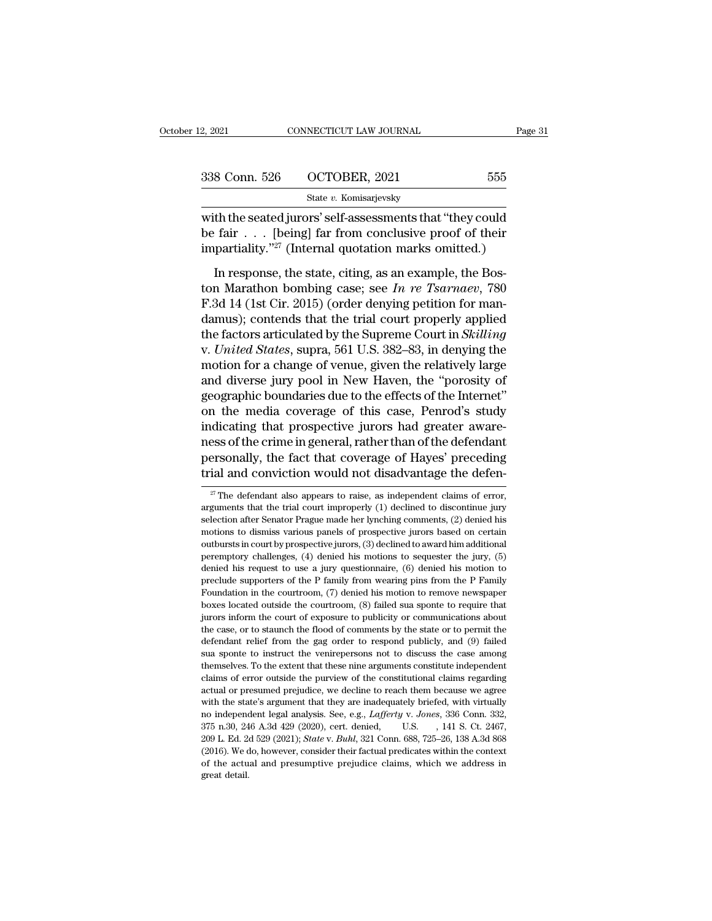with the seated jurors' self-assessments that "they could be fair . . . [being] far from conclusive proof of their impartiality."[27] (Internal quotation marks omitted.)

In response, the state, citing, as an example, the Boston Marathon bombing case; see *In re Tsarnaev*, 780 F.3d 14 (1st Cir. 2015) (order denying petition for mandamus); contends that the trial court properly applied the factors articulated by the Supreme Court in *Skilling* v. *United States*, supra, 561 U.S. 382–83, in denying the motion for a change of venue, given the relatively large and diverse jury pool in New Haven, the "porosity of geographic boundaries due to the effects of the Internet" on the media coverage of this case, Penrod's study indicating that prospective jurors had greater awareness of the crime in general, rather than of the defendant personally, the fact that coverage of Hayes' preceding trial and conviction would not disadvantage the defen-

---

[27] The defendant also appears to raise, as independent claims of error, arguments that the trial court improperly (1) declined to discontinue jury selection after Senator Prague made her lynching comments, (2) denied his motions to dismiss various panels of prospective jurors based on certain outbursts in court by prospective jurors, (3) declined to award him additional peremptory challenges, (4) denied his motions to sequester the jury, (5) denied his request to use a jury questionnaire, (6) denied his motion to preclude supporters of the P family from wearing pins from the P Family Foundation in the courtroom, (7) denied his motion to remove newspaper boxes located outside the courtroom, (8) failed sua sponte to require that jurors inform the court of exposure to publicity or communications about the case, or to staunch the flood of comments by the state or to permit the defendant relief from the gag order to respond publicly, and (9) failed sua sponte to instruct the venirepersons not to discuss the case among themselves. To the extent that these nine arguments constitute independent claims of error outside the purview of the constitutional claims regarding actual or presumed prejudice, we decline to reach them because we agree with the state's argument that they are inadequately briefed, with virtually no independent legal analysis. See, e.g., *Lafferty* v. *Jones*, 336 Conn. 332, 375 n.30, 246 A.3d 429 (2020), cert. denied, U.S. , 141 S. Ct. 2467, 209 L. Ed. 2d 529 (2021); *State* v. *Buhl*, 321 Conn. 688, 725–26, 138 A.3d 868 (2016). We do, however, consider their factual predicates within the context of the actual and presumptive prejudice claims, which we address in great detail.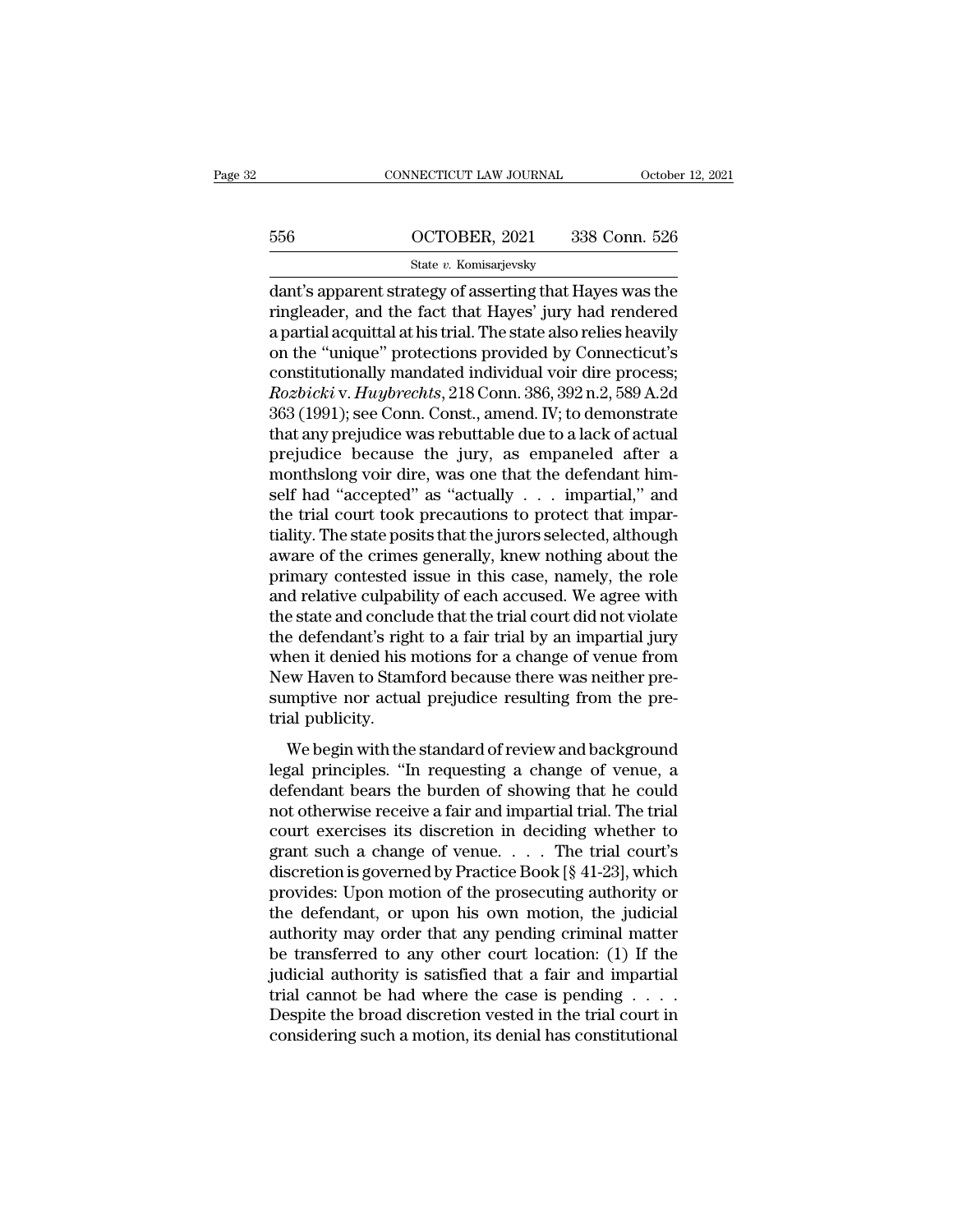dant's apparent strategy of asserting that Hayes was the ringleader, and the fact that Hayes' jury had rendered a partial acquittal at his trial. The state also relies heavily on the "unique" protections provided by Connecticut's constitutionally mandated individual voir dire process; *Rozbicki* v. *Huybrechts*, 218 Conn. 386, 392 n.2, 589 A.2d 363 (1991); see Conn. Const., amend. IV; to demonstrate that any prejudice was rebuttable due to a lack of actual prejudice because the jury, as empaneled after a monthslong voir dire, was one that the defendant himself had "accepted" as "actually . . . impartial," and the trial court took precautions to protect that impartiality. The state posits that the jurors selected, although aware of the crimes generally, knew nothing about the primary contested issue in this case, namely, the role and relative culpability of each accused. We agree with the state and conclude that the trial court did not violate the defendant's right to a fair trial by an impartial jury when it denied his motions for a change of venue from New Haven to Stamford because there was neither presumptive nor actual prejudice resulting from the pretrial publicity.

We begin with the standard of review and background legal principles. "In requesting a change of venue, a defendant bears the burden of showing that he could not otherwise receive a fair and impartial trial. The trial court exercises its discretion in deciding whether to grant such a change of venue. . . . The trial court's discretion is governed by Practice Book [§ 41-23], which provides: Upon motion of the prosecuting authority or the defendant, or upon his own motion, the judicial authority may order that any pending criminal matter be transferred to any other court location: (1) If the judicial authority is satisfied that a fair and impartial trial cannot be had where the case is pending . . . . Despite the broad discretion vested in the trial court in considering such a motion, its denial has constitutional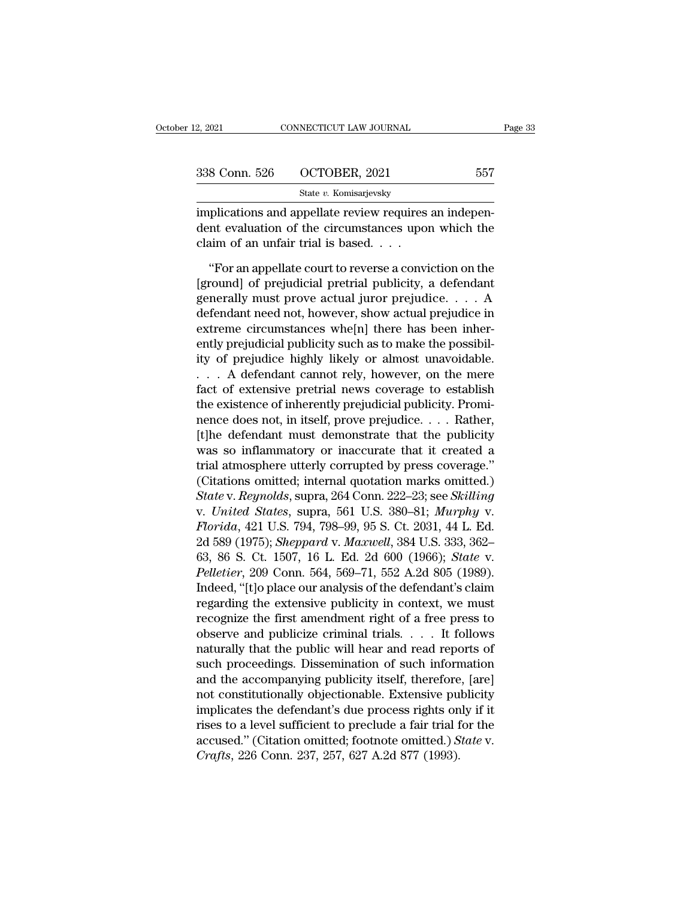implications and appellate review requires an independent evaluation of the circumstances upon which the claim of an unfair trial is based. . . .

"For an appellate court to reverse a conviction on the [ground] of prejudicial pretrial publicity, a defendant generally must prove actual juror prejudice. . . . A defendant need not, however, show actual prejudice in extreme circumstances whe[n] there has been inherently prejudicial publicity such as to make the possibility of prejudice highly likely or almost unavoidable. . . . A defendant cannot rely, however, on the mere fact of extensive pretrial news coverage to establish the existence of inherently prejudicial publicity. Prominence does not, in itself, prove prejudice. . . . Rather, [t]he defendant must demonstrate that the publicity was so inflammatory or inaccurate that it created a trial atmosphere utterly corrupted by press coverage." (Citations omitted; internal quotation marks omitted.) *State* v. *Reynolds*, supra, 264 Conn. 222–23; see *Skilling* v. *United States*, supra, 561 U.S. 380–81; *Murphy* v. *Florida*, 421 U.S. 794, 798–99, 95 S. Ct. 2031, 44 L. Ed. 2d 589 (1975); *Sheppard* v. *Maxwell*, 384 U.S. 333, 362–63, 86 S. Ct. 1507, 16 L. Ed. 2d 600 (1966); *State* v. *Pelletier*, 209 Conn. 564, 569–71, 552 A.2d 805 (1989). Indeed, "[t]o place our analysis of the defendant's claim regarding the extensive publicity in context, we must recognize the first amendment right of a free press to observe and publicize criminal trials. . . . It follows naturally that the public will hear and read reports of such proceedings. Dissemination of such information and the accompanying publicity itself, therefore, [are] not constitutionally objectionable. Extensive publicity implicates the defendant's due process rights only if it rises to a level sufficient to preclude a fair trial for the accused." (Citation omitted; footnote omitted.) *State* v. *Crafts*, 226 Conn. 237, 257, 627 A.2d 877 (1993).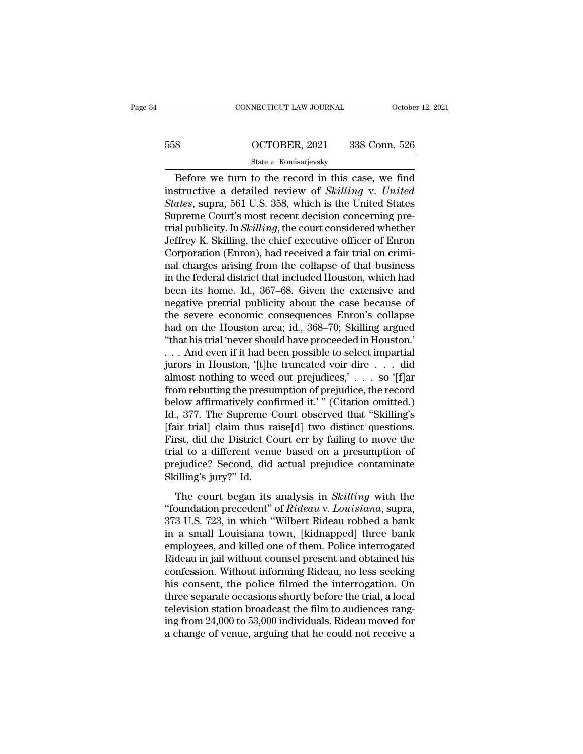Before we turn to the record in this case, we find instructive a detailed review of *Skilling* v. *United States*, supra, 561 U.S. 358, which is the United States Supreme Court's most recent decision concerning pretrial publicity. In *Skilling*, the court considered whether Jeffrey K. Skilling, the chief executive officer of Enron Corporation (Enron), had received a fair trial on criminal charges arising from the collapse of that business in the federal district that included Houston, which had been its home. Id., 367–68. Given the extensive and negative pretrial publicity about the case because of the severe economic consequences Enron's collapse had on the Houston area; id., 368–70; Skilling argued "that his trial 'never should have proceeded in Houston.' . . . And even if it had been possible to select impartial jurors in Houston, '[t]he truncated voir dire . . . did almost nothing to weed out prejudices,' . . . so '[f]ar from rebutting the presumption of prejudice, the record below affirmatively confirmed it.' " (Citation omitted.) Id., 377. The Supreme Court observed that "Skilling's [fair trial] claim thus raise[d] two distinct questions. First, did the District Court err by failing to move the trial to a different venue based on a presumption of prejudice? Second, did actual prejudice contaminate Skilling's jury?" Id.

The court began its analysis in *Skilling* with the "foundation precedent" of *Rideau* v. *Louisiana*, supra, 373 U.S. 723, in which "Wilbert Rideau robbed a bank in a small Louisiana town, [kidnapped] three bank employees, and killed one of them. Police interrogated Rideau in jail without counsel present and obtained his confession. Without informing Rideau, no less seeking his consent, the police filmed the interrogation. On three separate occasions shortly before the trial, a local television station broadcast the film to audiences ranging from 24,000 to 53,000 individuals. Rideau moved for a change of venue, arguing that he could not receive a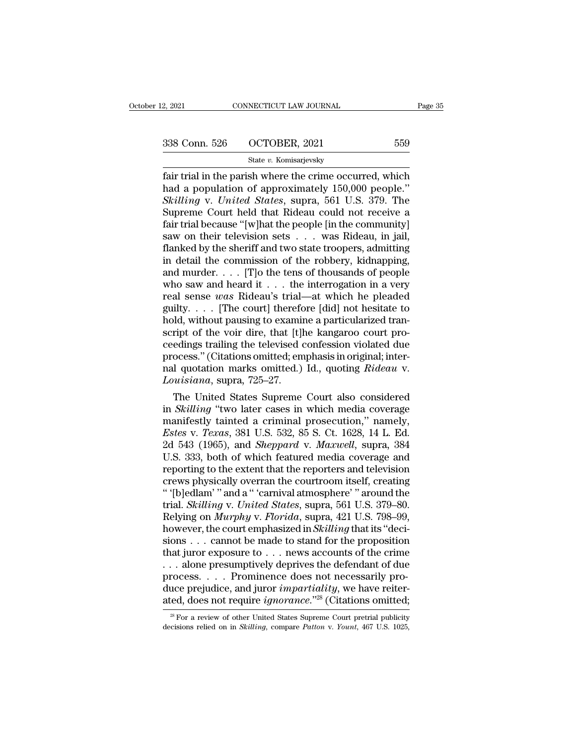fair trial in the parish where the crime occurred, which had a population of approximately 150,000 people." *Skilling* v. *United States*, supra, 561 U.S. 379. The Supreme Court held that Rideau could not receive a fair trial because "[w]hat the people [in the community] saw on their television sets . . . was Rideau, in jail, flanked by the sheriff and two state troopers, admitting in detail the commission of the robbery, kidnapping, and murder. . . . [T]o the tens of thousands of people who saw and heard it . . . the interrogation in a very real sense *was* Rideau's trial—at which he pleaded guilty. . . . [The court] therefore [did] not hesitate to hold, without pausing to examine a particularized transcript of the voir dire, that [t]he kangaroo court proceedings trailing the televised confession violated due process." (Citations omitted; emphasis in original; internal quotation marks omitted.) Id., quoting *Rideau* v. *Louisiana*, supra, 725–27.

The United States Supreme Court also considered in *Skilling* "two later cases in which media coverage manifestly tainted a criminal prosecution," namely, *Estes* v. *Texas*, 381 U.S. 532, 85 S. Ct. 1628, 14 L. Ed. 2d 543 (1965), and *Sheppard* v. *Maxwell*, supra, 384 U.S. 333, both of which featured media coverage and reporting to the extent that the reporters and television crews physically overran the courtroom itself, creating " '[b]edlam' " and a " 'carnival atmosphere' " around the trial. *Skilling* v. *United States*, supra, 561 U.S. 379–80. Relying on *Murphy* v. *Florida*, supra, 421 U.S. 798–99, however, the court emphasized in *Skilling* that its "decisions . . . cannot be made to stand for the proposition that juror exposure to . . . news accounts of the crime . . . alone presumptively deprives the defendant of due process. . . . Prominence does not necessarily produce prejudice, and juror *impartiality*, we have reiterated, does not require *ignorance*."[28] (Citations omitted;

[28] For a review of other United States Supreme Court pretrial publicity decisions relied on in *Skilling*, compare *Patton* v. *Yount*, 467 U.S. 1025,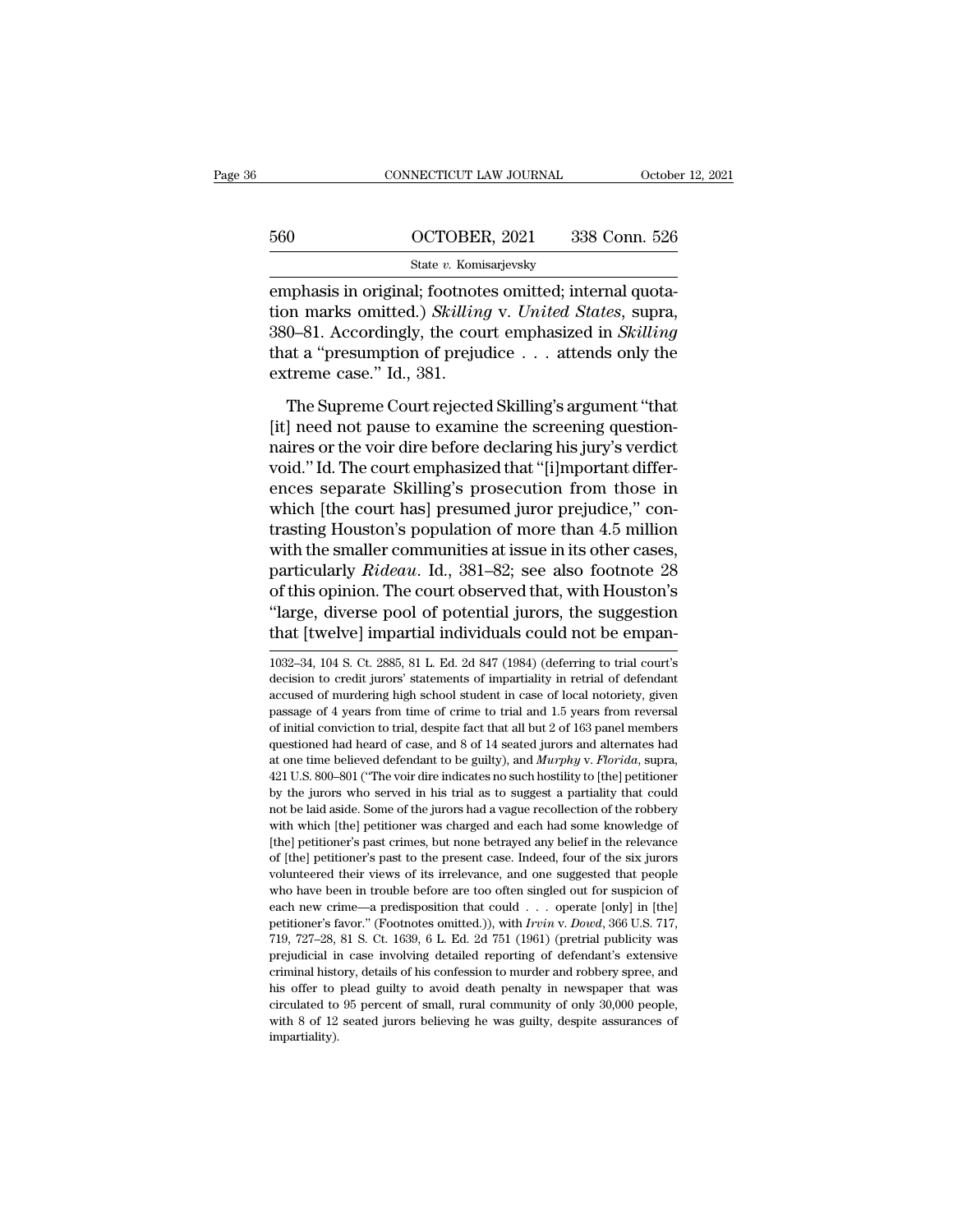emphasis in original; footnotes omitted; internal quotation marks omitted.) *Skilling* v. *United States*, supra, 380–81. Accordingly, the court emphasized in *Skilling* that a "presumption of prejudice . . . attends only the extreme case." Id., 381.

The Supreme Court rejected Skilling's argument "that [it] need not pause to examine the screening questionnaires or the voir dire before declaring his jury's verdict void." Id. The court emphasized that "[i]mportant differences separate Skilling's prosecution from those in which [the court has] presumed juror prejudice," contrasting Houston's population of more than 4.5 million with the smaller communities at issue in its other cases, particularly *Rideau*. Id., 381–82; see also footnote 28 of this opinion. The court observed that, with Houston's "large, diverse pool of potential jurors, the suggestion that [twelve] impartial individuals could not be empan-

1032–34, 104 S. Ct. 2885, 81 L. Ed. 2d 847 (1984) (deferring to trial court's decision to credit jurors' statements of impartiality in retrial of defendant accused of murdering high school student in case of local notoriety, given passage of 4 years from time of crime to trial and 1.5 years from reversal of initial conviction to trial, despite fact that all but 2 of 163 panel members questioned had heard of case, and 8 of 14 seated jurors and alternates had at one time believed defendant to be guilty), and *Murphy* v. *Florida*, supra, 421 U.S. 800–801 ("The voir dire indicates no such hostility to [the] petitioner by the jurors who served in his trial as to suggest a partiality that could not be laid aside. Some of the jurors had a vague recollection of the robbery with which [the] petitioner was charged and each had some knowledge of [the] petitioner's past crimes, but none betrayed any belief in the relevance of [the] petitioner's past to the present case. Indeed, four of the six jurors volunteered their views of its irrelevance, and one suggested that people who have been in trouble before are too often singled out for suspicion of each new crime—a predisposition that could . . . operate [only] in [the] petitioner's favor." (Footnotes omitted.)), with *Irvin* v. *Dowd*, 366 U.S. 717, 719, 727–28, 81 S. Ct. 1639, 6 L. Ed. 2d 751 (1961) (pretrial publicity was prejudicial in case involving detailed reporting of defendant's extensive criminal history, details of his confession to murder and robbery spree, and his offer to plead guilty to avoid death penalty in newspaper that was circulated to 95 percent of small, rural community of only 30,000 people, with 8 of 12 seated jurors believing he was guilty, despite assurances of impartiality).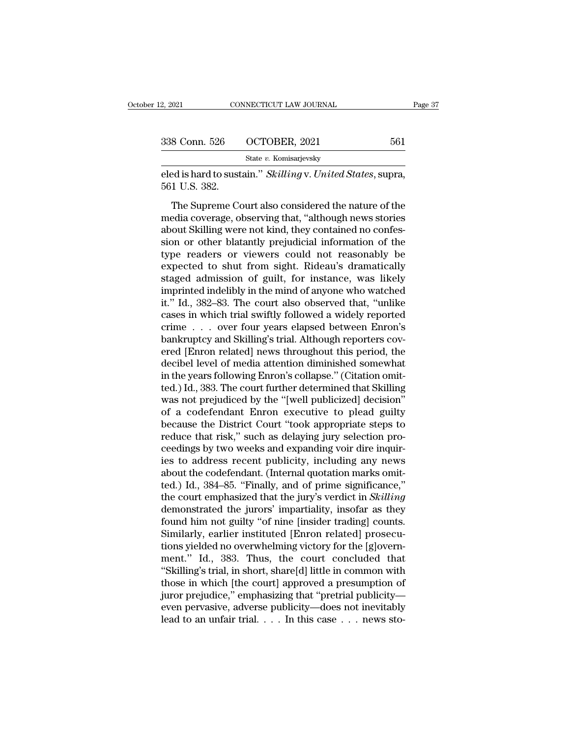eled is hard to sustain." *Skilling* v. *United States*, supra, 561 U.S. 382.

The Supreme Court also considered the nature of the media coverage, observing that, "although news stories about Skilling were not kind, they contained no confession or other blatantly prejudicial information of the type readers or viewers could not reasonably be expected to shut from sight. Rideau's dramatically staged admission of guilt, for instance, was likely imprinted indelibly in the mind of anyone who watched it." Id., 382–83. The court also observed that, "unlike cases in which trial swiftly followed a widely reported crime . . . over four years elapsed between Enron's bankruptcy and Skilling's trial. Although reporters covered [Enron related] news throughout this period, the decibel level of media attention diminished somewhat in the years following Enron's collapse." (Citation omitted.) Id., 383. The court further determined that Skilling was not prejudiced by the "[well publicized] decision" of a codefendant Enron executive to plead guilty because the District Court "took appropriate steps to reduce that risk," such as delaying jury selection proceedings by two weeks and expanding voir dire inquiries to address recent publicity, including any news about the codefendant. (Internal quotation marks omitted.) Id., 384–85. "Finally, and of prime significance," the court emphasized that the jury's verdict in *Skilling* demonstrated the jurors' impartiality, insofar as they found him not guilty "of nine [insider trading] counts. Similarly, earlier instituted [Enron related] prosecutions yielded no overwhelming victory for the [g]overnment." Id., 383. Thus, the court concluded that "Skilling's trial, in short, share[d] little in common with those in which [the court] approved a presumption of juror prejudice," emphasizing that "pretrial publicity—even pervasive, adverse publicity—does not inevitably lead to an unfair trial. . . . In this case . . . news sto-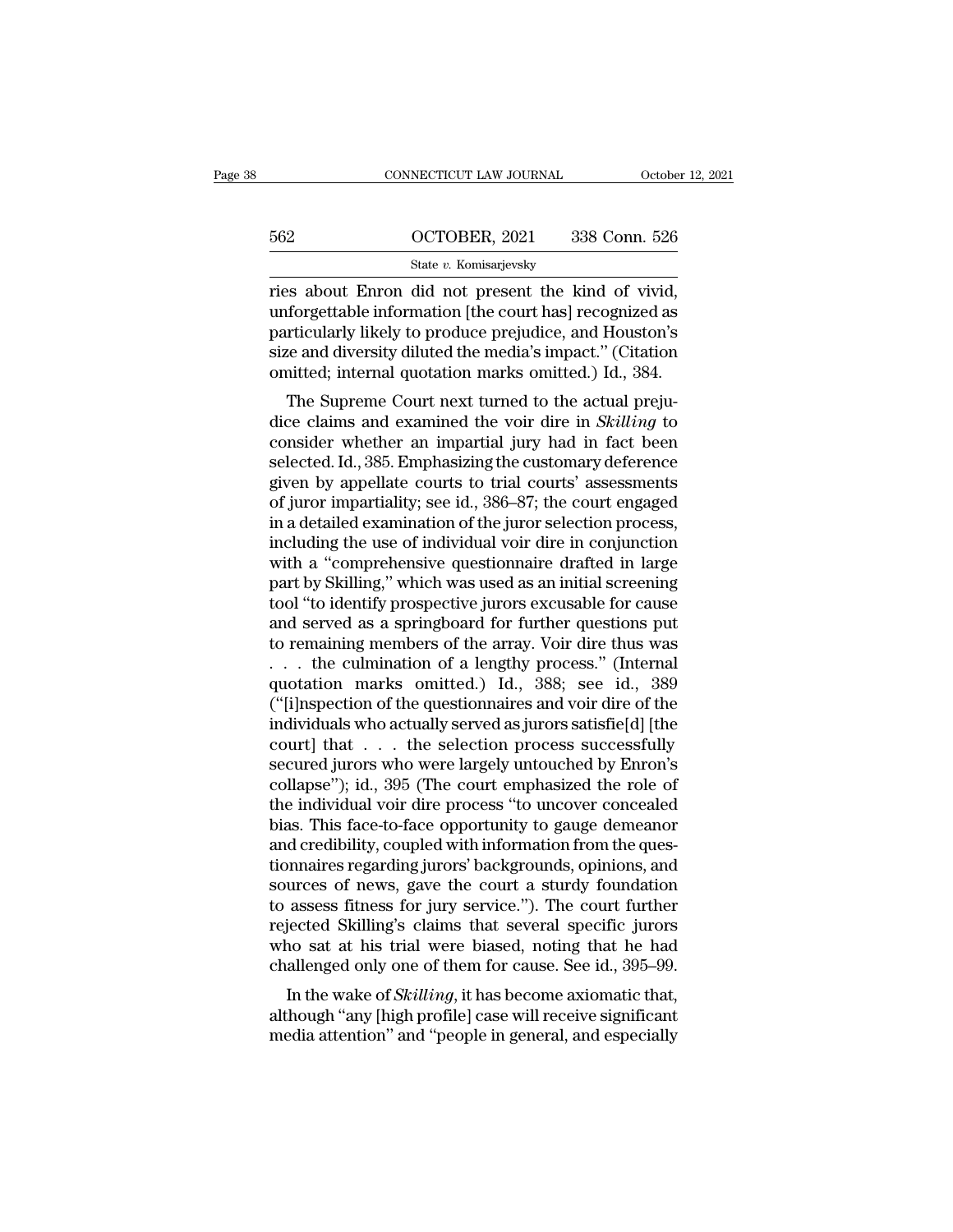ries about Enron did not present the kind of vivid, unforgettable information [the court has] recognized as particularly likely to produce prejudice, and Houston's size and diversity diluted the media's impact." (Citation omitted; internal quotation marks omitted.) Id., 384.

The Supreme Court next turned to the actual prejudice claims and examined the voir dire in *Skilling* to consider whether an impartial jury had in fact been selected. Id., 385. Emphasizing the customary deference given by appellate courts to trial courts' assessments of juror impartiality; see id., 386–87; the court engaged in a detailed examination of the juror selection process, including the use of individual voir dire in conjunction with a "comprehensive questionnaire drafted in large part by Skilling," which was used as an initial screening tool "to identify prospective jurors excusable for cause and served as a springboard for further questions put to remaining members of the array. Voir dire thus was . . . the culmination of a lengthy process." (Internal quotation marks omitted.) Id., 388; see id., 389 ("[i]nspection of the questionnaires and voir dire of the individuals who actually served as jurors satisfie[d] [the court] that . . . the selection process successfully secured jurors who were largely untouched by Enron's collapse"); id., 395 (The court emphasized the role of the individual voir dire process "to uncover concealed bias. This face-to-face opportunity to gauge demeanor and credibility, coupled with information from the questionnaires regarding jurors' backgrounds, opinions, and sources of news, gave the court a sturdy foundation to assess fitness for jury service."). The court further rejected Skilling's claims that several specific jurors who sat at his trial were biased, noting that he had challenged only one of them for cause. See id., 395–99.

In the wake of *Skilling*, it has become axiomatic that, although "any [high profile] case will receive significant media attention" and "people in general, and especially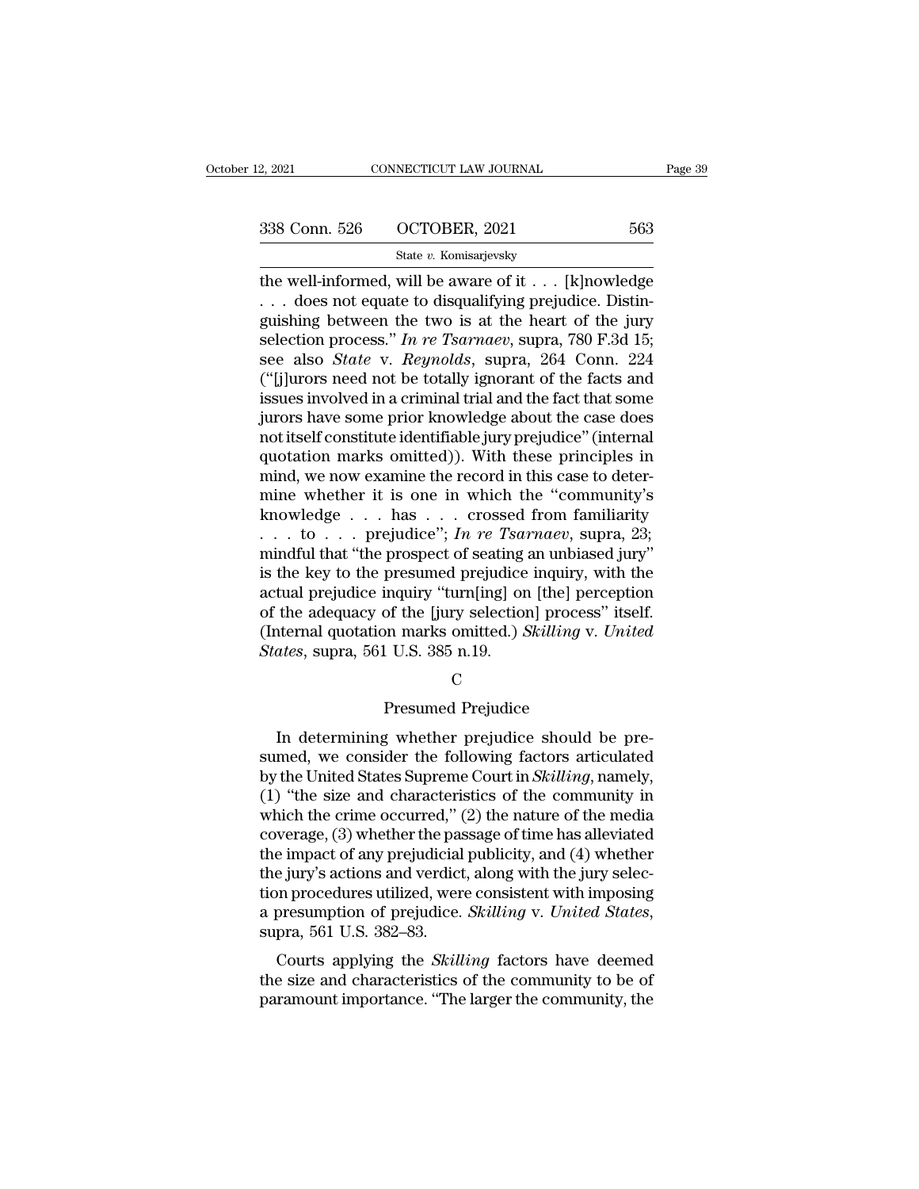the well-informed, will be aware of it . . . [k]nowledge . . . does not equate to disqualifying prejudice. Distinguishing between the two is at the heart of the jury selection process." *In re Tsarnaev*, supra, 780 F.3d 15; see also *State* v. *Reynolds*, supra, 264 Conn. 224 ("[j]urors need not be totally ignorant of the facts and issues involved in a criminal trial and the fact that some jurors have some prior knowledge about the case does not itself constitute identifiable jury prejudice" (internal quotation marks omitted)). With these principles in mind, we now examine the record in this case to determine whether it is one in which the "community's knowledge . . . has . . . crossed from familiarity . . . to . . . prejudice"; *In re Tsarnaev*, supra, 23; mindful that "the prospect of seating an unbiased jury" is the key to the presumed prejudice inquiry, with the actual prejudice inquiry "turn[ing] on [the] perception of the adequacy of the [jury selection] process" itself. (Internal quotation marks omitted.) *Skilling* v. *United States*, supra, 561 U.S. 385 n.19.

### C

### Presumed Prejudice

In determining whether prejudice should be presumed, we consider the following factors articulated by the United States Supreme Court in *Skilling*, namely, (1) "the size and characteristics of the community in which the crime occurred," (2) the nature of the media coverage, (3) whether the passage of time has alleviated the impact of any prejudicial publicity, and (4) whether the jury's actions and verdict, along with the jury selection procedures utilized, were consistent with imposing a presumption of prejudice. *Skilling* v. *United States*, supra, 561 U.S. 382–83.

Courts applying the *Skilling* factors have deemed the size and characteristics of the community to be of paramount importance. "The larger the community, the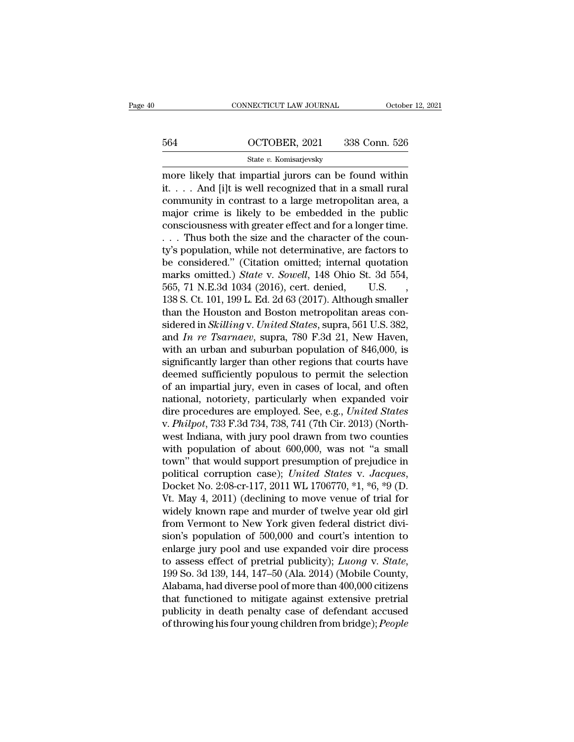more likely that impartial jurors can be found within it. . . . And [i]t is well recognized that in a small rural community in contrast to a large metropolitan area, a major crime is likely to be embedded in the public consciousness with greater effect and for a longer time. . . . Thus both the size and the character of the county's population, while not determinative, are factors to be considered." (Citation omitted; internal quotation marks omitted.) *State* v. *Sowell*, 148 Ohio St. 3d 554, 565, 71 N.E.3d 1034 (2016), cert. denied, U.S. , 138 S. Ct. 101, 199 L. Ed. 2d 63 (2017). Although smaller than the Houston and Boston metropolitan areas considered in *Skilling* v. *United States*, supra, 561 U.S. 382, and *In re Tsarnaev*, supra, 780 F.3d 21, New Haven, with an urban and suburban population of 846,000, is significantly larger than other regions that courts have deemed sufficiently populous to permit the selection of an impartial jury, even in cases of local, and often national, notoriety, particularly when expanded voir dire procedures are employed. See, e.g., *United States* v. *Philpot*, 733 F.3d 734, 738, 741 (7th Cir. 2013) (Northwest Indiana, with jury pool drawn from two counties with population of about 600,000, was not "a small town" that would support presumption of prejudice in political corruption case); *United States* v. *Jacques*, Docket No. 2:08-cr-117, 2011 WL 1706770, *1, *6, *9 (D. Vt. May 4, 2011) (declining to move venue of trial for widely known rape and murder of twelve year old girl from Vermont to New York given federal district division's population of 500,000 and court's intention to enlarge jury pool and use expanded voir dire process to assess effect of pretrial publicity); *Luong* v. *State*, 199 So. 3d 139, 144, 147–50 (Ala. 2014) (Mobile County, Alabama, had diverse pool of more than 400,000 citizens that functioned to mitigate against extensive pretrial publicity in death penalty case of defendant accused of throwing his four young children from bridge); *People*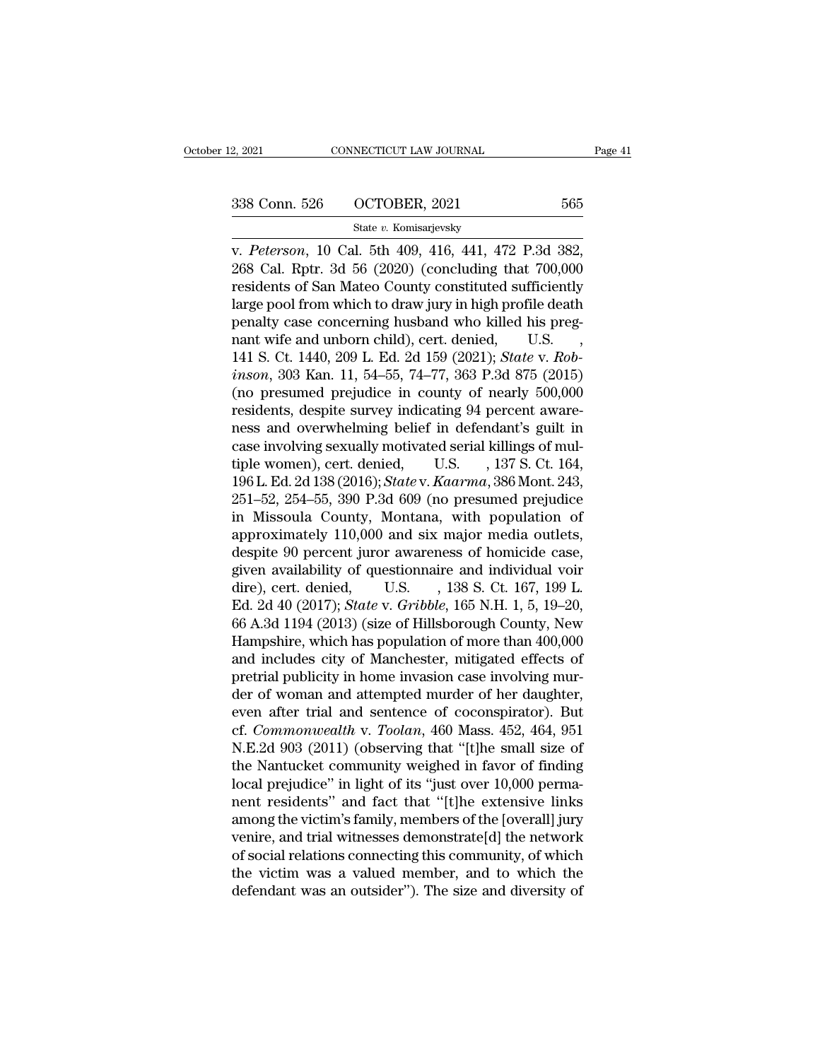v. *Peterson*, 10 Cal. 5th 409, 416, 441, 472 P.3d 382, 268 Cal. Rptr. 3d 56 (2020) (concluding that 700,000 residents of San Mateo County constituted sufficiently large pool from which to draw jury in high profile death penalty case concerning husband who killed his pregnant wife and unborn child), cert. denied, U.S. , 141 S. Ct. 1440, 209 L. Ed. 2d 159 (2021); *State* v. *Robinson*, 303 Kan. 11, 54–55, 74–77, 363 P.3d 875 (2015) (no presumed prejudice in county of nearly 500,000 residents, despite survey indicating 94 percent awareness and overwhelming belief in defendant's guilt in case involving sexually motivated serial killings of multiple women), cert. denied, U.S. , 137 S. Ct. 164, 196 L. Ed. 2d 138 (2016); *State* v. *Kaarma*, 386 Mont. 243, 251–52, 254–55, 390 P.3d 609 (no presumed prejudice in Missoula County, Montana, with population of approximately 110,000 and six major media outlets, despite 90 percent juror awareness of homicide case, given availability of questionnaire and individual voir dire), cert. denied, U.S. , 138 S. Ct. 167, 199 L. Ed. 2d 40 (2017); *State* v. *Gribble*, 165 N.H. 1, 5, 19–20, 66 A.3d 1194 (2013) (size of Hillsborough County, New Hampshire, which has population of more than 400,000 and includes city of Manchester, mitigated effects of pretrial publicity in home invasion case involving murder of woman and attempted murder of her daughter, even after trial and sentence of coconspirator). But cf. *Commonwealth* v. *Toolan*, 460 Mass. 452, 464, 951 N.E.2d 903 (2011) (observing that "[t]he small size of the Nantucket community weighed in favor of finding local prejudice" in light of its "just over 10,000 permanent residents" and fact that "[t]he extensive links among the victim's family, members of the [overall] jury venire, and trial witnesses demonstrate[d] the network of social relations connecting this community, of which the victim was a valued member, and to which the defendant was an outsider"). The size and diversity of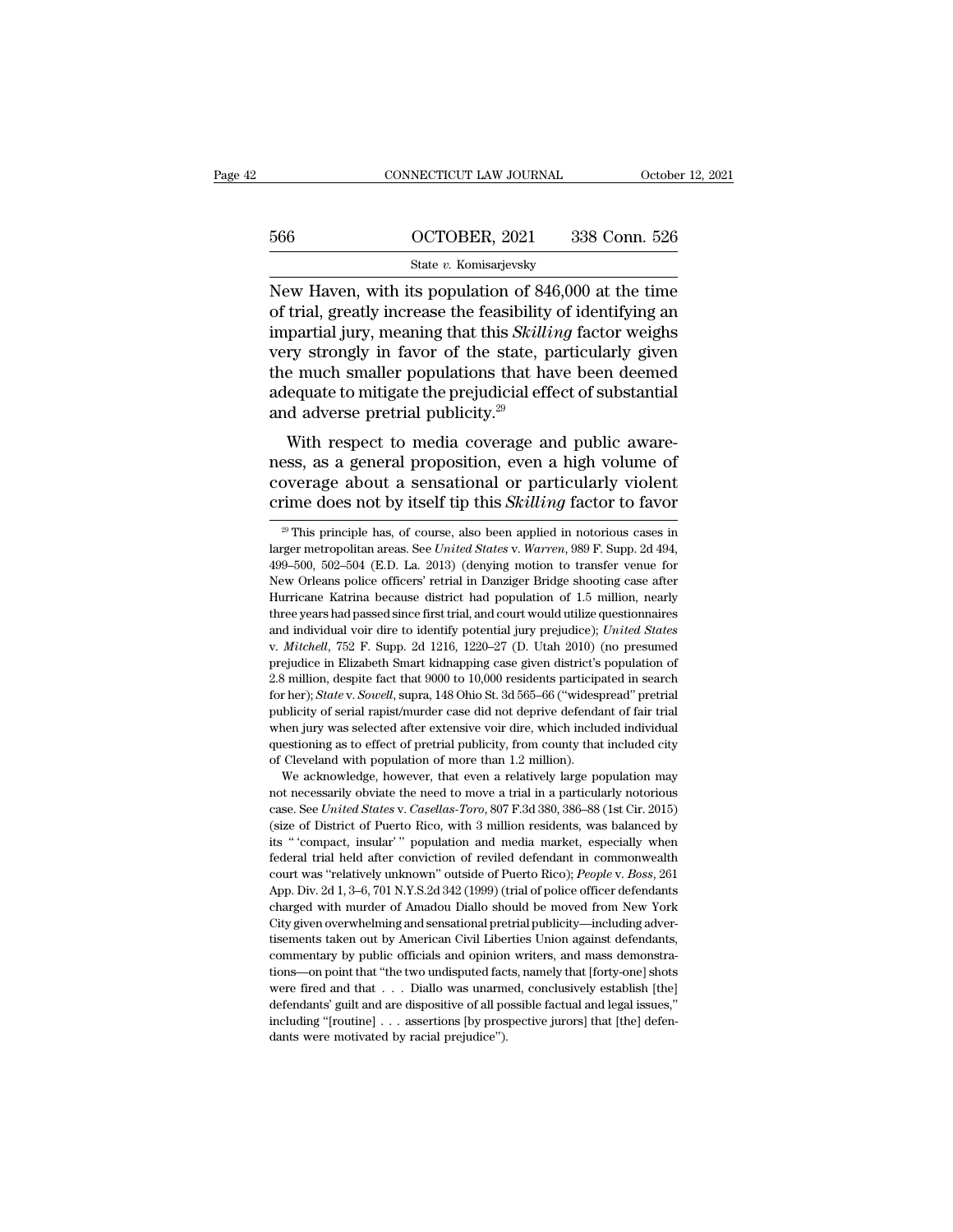New Haven, with its population of 846,000 at the time of trial, greatly increase the feasibility of identifying an impartial jury, meaning that this *Skilling* factor weighs very strongly in favor of the state, particularly given the much smaller populations that have been deemed adequate to mitigate the prejudicial effect of substantial and adverse pretrial publicity.[29]

With respect to media coverage and public awareness, as a general proposition, even a high volume of coverage about a sensational or particularly violent crime does not by itself tip this *Skilling* factor to favor

---

[29] This principle has, of course, also been applied in notorious cases in larger metropolitan areas. See *United States* v. *Warren*, 989 F. Supp. 2d 494, 499–500, 502–504 (E.D. La. 2013) (denying motion to transfer venue for New Orleans police officers' retrial in Danziger Bridge shooting case after Hurricane Katrina because district had population of 1.5 million, nearly three years had passed since first trial, and court would utilize questionnaires and individual voir dire to identify potential jury prejudice); *United States* v. *Mitchell*, 752 F. Supp. 2d 1216, 1220–27 (D. Utah 2010) (no presumed prejudice in Elizabeth Smart kidnapping case given district's population of 2.8 million, despite fact that 9000 to 10,000 residents participated in search for her); *State* v. *Sowell*, supra, 148 Ohio St. 3d 565–66 ("widespread" pretrial publicity of serial rapist/murder case did not deprive defendant of fair trial when jury was selected after extensive voir dire, which included individual questioning as to effect of pretrial publicity, from county that included city of Cleveland with population of more than 1.2 million).

We acknowledge, however, that even a relatively large population may not necessarily obviate the need to move a trial in a particularly notorious case. See *United States* v. *Casellas-Toro*, 807 F.3d 380, 386–88 (1st Cir. 2015) (size of District of Puerto Rico, with 3 million residents, was balanced by its " 'compact, insular' " population and media market, especially when federal trial held after conviction of reviled defendant in commonwealth court was "relatively unknown" outside of Puerto Rico); *People* v. *Boss*, 261 App. Div. 2d 1, 3–6, 701 N.Y.S.2d 342 (1999) (trial of police officer defendants charged with murder of Amadou Diallo should be moved from New York City given overwhelming and sensational pretrial publicity—including advertisements taken out by American Civil Liberties Union against defendants, commentary by public officials and opinion writers, and mass demonstrations—on point that "the two undisputed facts, namely that [forty-one] shots were fired and that . . . Diallo was unarmed, conclusively establish [the] defendants' guilt and are dispositive of all possible factual and legal issues," including "[routine] . . . assertions [by prospective jurors] that [the] defendants were motivated by racial prejudice").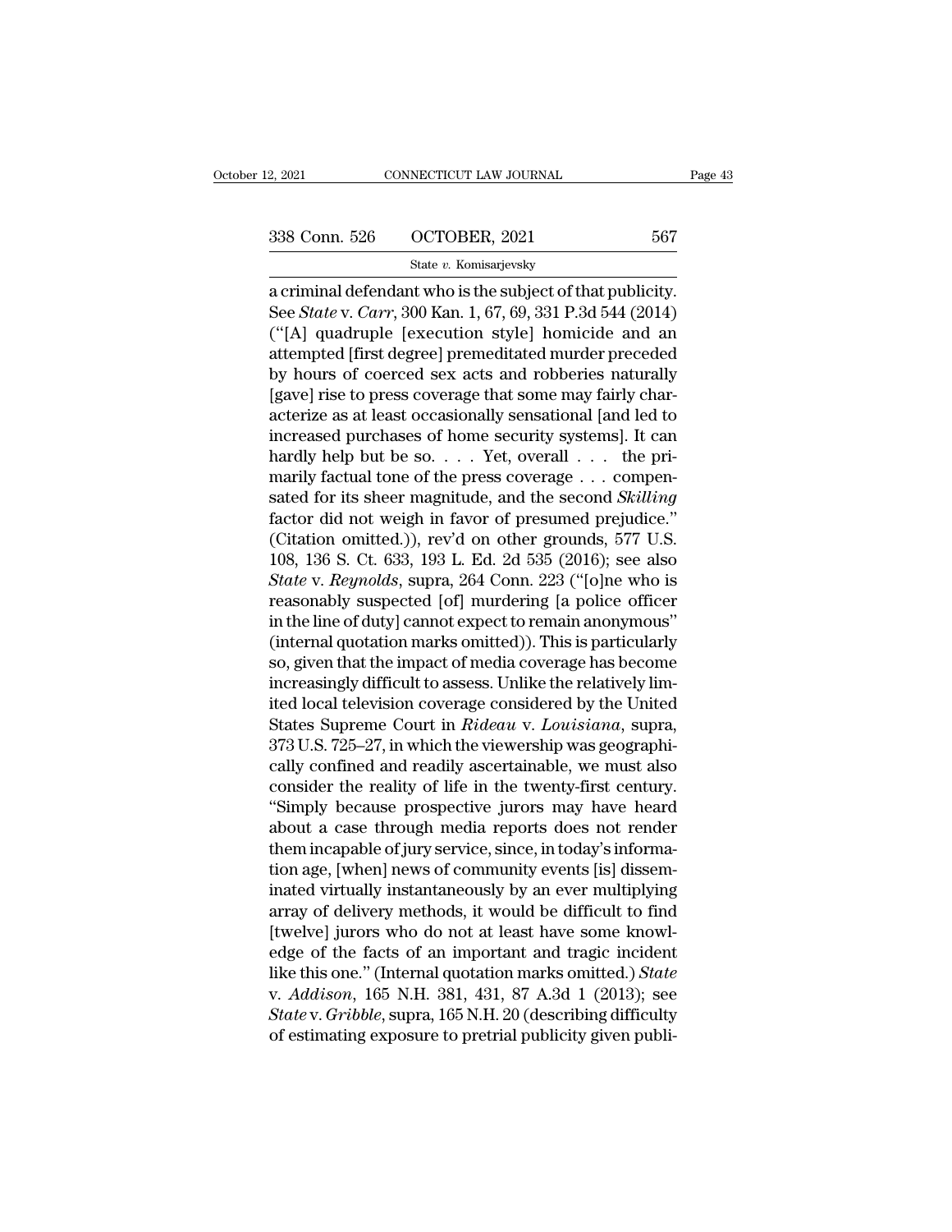a criminal defendant who is the subject of that publicity. See *State* v. *Carr*, 300 Kan. 1, 67, 69, 331 P.3d 544 (2014) ("[A] quadruple [execution style] homicide and an attempted [first degree] premeditated murder preceded by hours of coerced sex acts and robberies naturally [gave] rise to press coverage that some may fairly characterize as at least occasionally sensational [and led to increased purchases of home security systems]. It can hardly help but be so. . . . Yet, overall . . . the primarily factual tone of the press coverage . . . compensated for its sheer magnitude, and the second *Skilling* factor did not weigh in favor of presumed prejudice." (Citation omitted.)), rev'd on other grounds, 577 U.S. 108, 136 S. Ct. 633, 193 L. Ed. 2d 535 (2016); see also *State* v. *Reynolds*, supra, 264 Conn. 223 ("[o]ne who is reasonably suspected [of] murdering [a police officer in the line of duty] cannot expect to remain anonymous" (internal quotation marks omitted)). This is particularly so, given that the impact of media coverage has become increasingly difficult to assess. Unlike the relatively limited local television coverage considered by the United States Supreme Court in *Rideau* v. *Louisiana*, supra, 373 U.S. 725–27, in which the viewership was geographically confined and readily ascertainable, we must also consider the reality of life in the twenty-first century. "Simply because prospective jurors may have heard about a case through media reports does not render them incapable of jury service, since, in today's information age, [when] news of community events [is] disseminated virtually instantaneously by an ever multiplying array of delivery methods, it would be difficult to find [twelve] jurors who do not at least have some knowledge of the facts of an important and tragic incident like this one." (Internal quotation marks omitted.) *State* v. *Addison*, 165 N.H. 381, 431, 87 A.3d 1 (2013); see *State* v. *Gribble*, supra, 165 N.H. 20 (describing difficulty of estimating exposure to pretrial publicity given publi-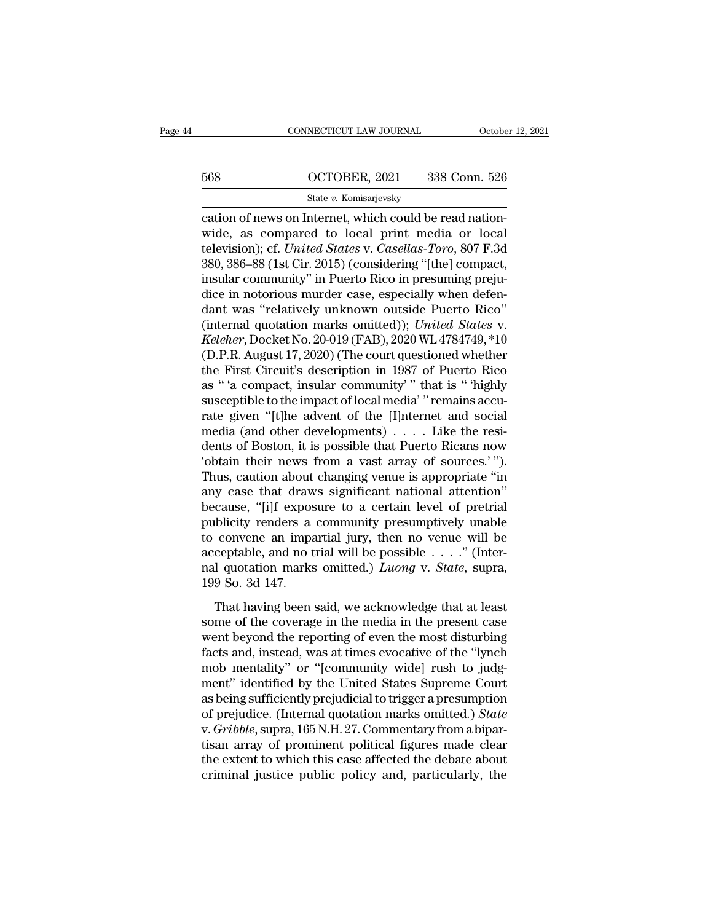cation of news on Internet, which could be read nationwide, as compared to local print media or local television); cf. *United States* v. *Casellas-Toro*, 807 F.3d 380, 386–88 (1st Cir. 2015) (considering "[the] compact, insular community" in Puerto Rico in presuming prejudice in notorious murder case, especially when defendant was "relatively unknown outside Puerto Rico" (internal quotation marks omitted)); *United States* v. *Keleher*, Docket No. 20-019 (FAB), 2020 WL 4784749, *10 (D.P.R. August 17, 2020) (The court questioned whether the First Circuit's description in 1987 of Puerto Rico as " 'a compact, insular community' " that is " 'highly susceptible to the impact of local media' " remains accurate given "[t]he advent of the [I]nternet and social media (and other developments) . . . . Like the residents of Boston, it is possible that Puerto Ricans now 'obtain their news from a vast array of sources.' "). Thus, caution about changing venue is appropriate "in any case that draws significant national attention" because, "[i]f exposure to a certain level of pretrial publicity renders a community presumptively unable to convene an impartial jury, then no venue will be acceptable, and no trial will be possible . . . ." (Internal quotation marks omitted.) *Luong* v. *State*, supra, 199 So. 3d 147.

That having been said, we acknowledge that at least some of the coverage in the media in the present case went beyond the reporting of even the most disturbing facts and, instead, was at times evocative of the "lynch mob mentality" or "[community wide] rush to judgment" identified by the United States Supreme Court as being sufficiently prejudicial to trigger a presumption of prejudice. (Internal quotation marks omitted.) *State* v. *Gribble*, supra, 165 N.H. 27. Commentary from a bipartisan array of prominent political figures made clear the extent to which this case affected the debate about criminal justice public policy and, particularly, the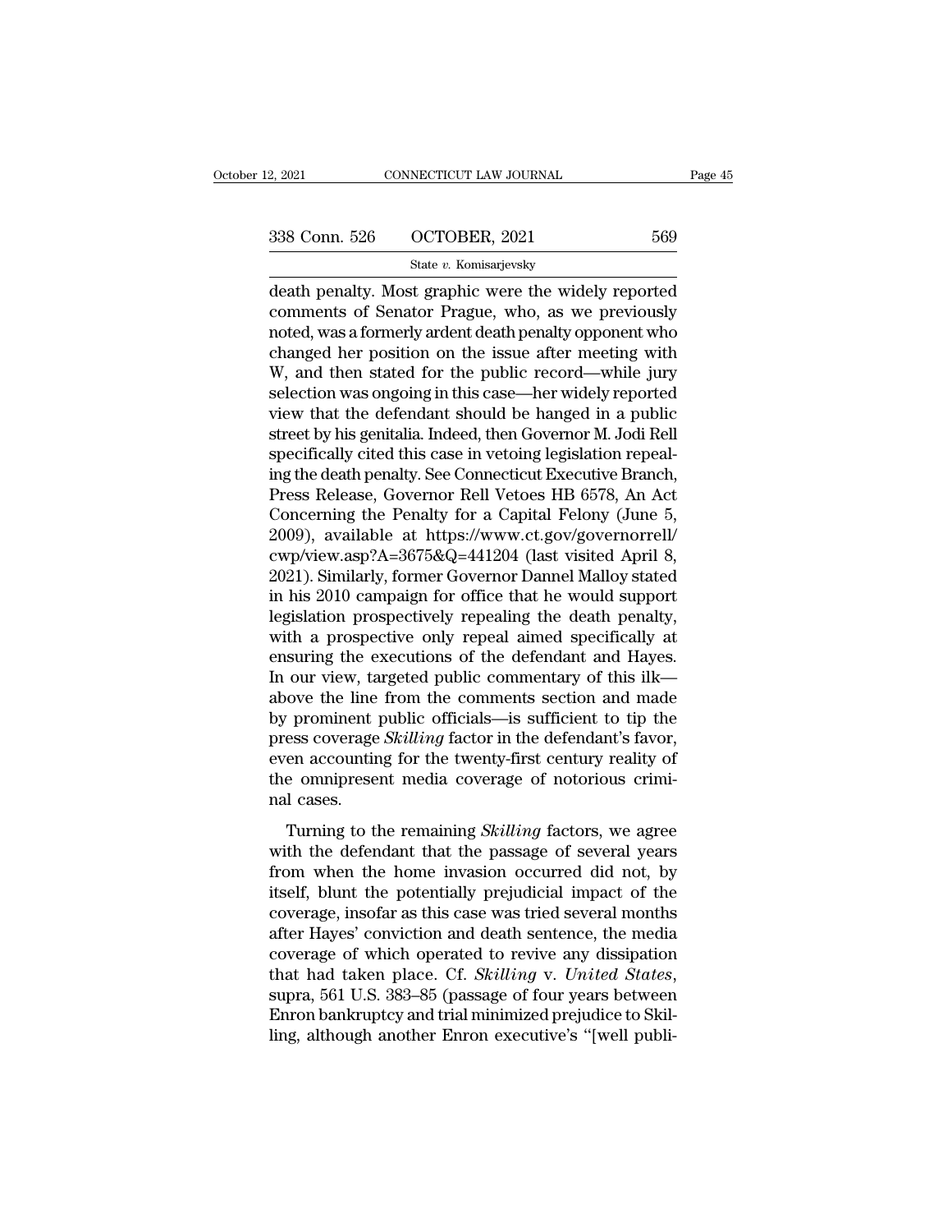death penalty. Most graphic were the widely reported comments of Senator Prague, who, as we previously noted, was a formerly ardent death penalty opponent who changed her position on the issue after meeting with W, and then stated for the public record—while jury selection was ongoing in this case—her widely reported view that the defendant should be hanged in a public street by his genitalia. Indeed, then Governor M. Jodi Rell specifically cited this case in vetoing legislation repealing the death penalty. See Connecticut Executive Branch, Press Release, Governor Rell Vetoes HB 6578, An Act Concerning the Penalty for a Capital Felony (June 5, 2009), available at https://www.ct.gov/governorrell/cwp/view.asp?A=3675&Q=441204 (last visited April 8, 2021). Similarly, former Governor Dannel Malloy stated in his 2010 campaign for office that he would support legislation prospectively repealing the death penalty, with a prospective only repeal aimed specifically at ensuring the executions of the defendant and Hayes. In our view, targeted public commentary of this ilk—above the line from the comments section and made by prominent public officials—is sufficient to tip the press coverage *Skilling* factor in the defendant's favor, even accounting for the twenty-first century reality of the omnipresent media coverage of notorious criminal cases.

Turning to the remaining *Skilling* factors, we agree with the defendant that the passage of several years from when the home invasion occurred did not, by itself, blunt the potentially prejudicial impact of the coverage, insofar as this case was tried several months after Hayes' conviction and death sentence, the media coverage of which operated to revive any dissipation that had taken place. Cf. *Skilling* v. *United States*, supra, 561 U.S. 383–85 (passage of four years between Enron bankruptcy and trial minimized prejudice to Skilling, although another Enron executive's "[well publi-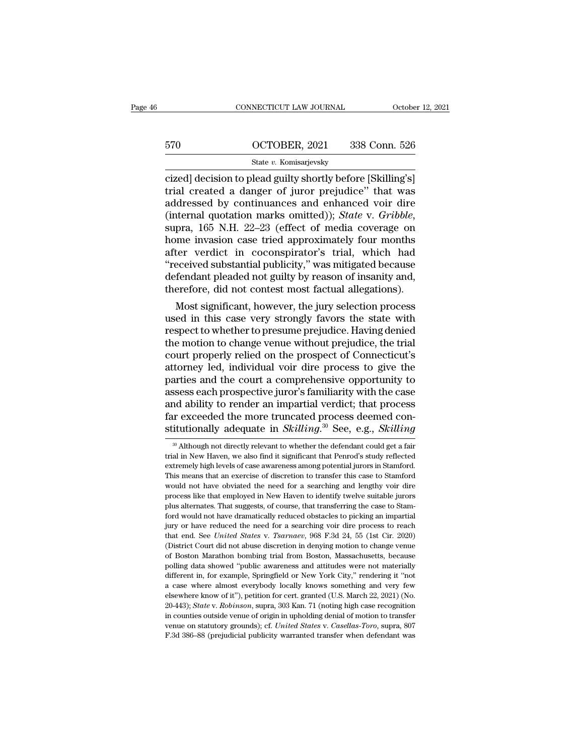cized] decision to plead guilty shortly before [Skilling's] trial created a danger of juror prejudice'' that was addressed by continuances and enhanced voir dire (internal quotation marks omitted)); *State* v. *Gribble*, supra, 165 N.H. 22–23 (effect of media coverage on home invasion case tried approximately four months after verdict in coconspirator's trial, which had ''received substantial publicity,'' was mitigated because defendant pleaded not guilty by reason of insanity and, therefore, did not contest most factual allegations).

Most significant, however, the jury selection process used in this case very strongly favors the state with respect to whether to presume prejudice. Having denied the motion to change venue without prejudice, the trial court properly relied on the prospect of Connecticut's attorney led, individual voir dire process to give the parties and the court a comprehensive opportunity to assess each prospective juror's familiarity with the case and ability to render an impartial verdict; that process far exceeded the more truncated process deemed constitutionally adequate in *Skilling*.[30] See, e.g., *Skilling*

[30] Although not directly relevant to whether the defendant could get a fair trial in New Haven, we also find it significant that Penrod's study reflected extremely high levels of case awareness among potential jurors in Stamford. This means that an exercise of discretion to transfer this case to Stamford would not have obviated the need for a searching and lengthy voir dire process like that employed in New Haven to identify twelve suitable jurors plus alternates. That suggests, of course, that transferring the case to Stamford would not have dramatically reduced obstacles to picking an impartial jury or have reduced the need for a searching voir dire process to reach that end. See *United States* v. *Tsarnaev*, 968 F.3d 24, 55 (1st Cir. 2020) (District Court did not abuse discretion in denying motion to change venue of Boston Marathon bombing trial from Boston, Massachusetts, because polling data showed ''public awareness and attitudes were not materially different in, for example, Springfield or New York City,'' rendering it ''not a case where almost everybody locally knows something and very few elsewhere know of it''), petition for cert. granted (U.S. March 22, 2021) (No. 20-443); *State* v. *Robinson*, supra, 303 Kan. 71 (noting high case recognition in counties outside venue of origin in upholding denial of motion to transfer venue on statutory grounds); cf. *United States* v. *Casellas-Toro*, supra, 807 F.3d 386–88 (prejudicial publicity warranted transfer when defendant was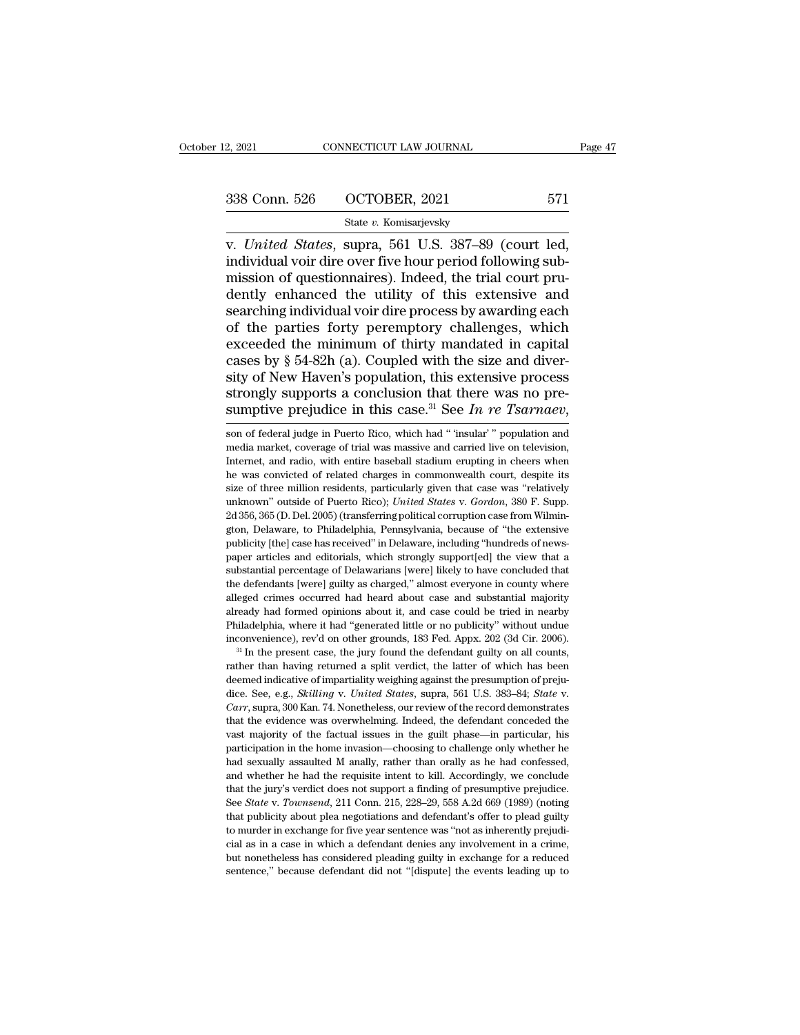v. *United States*, supra, 561 U.S. 387–89 (court led, individual voir dire over five hour period following submission of questionnaires). Indeed, the trial court prudently enhanced the utility of this extensive and searching individual voir dire process by awarding each of the parties forty peremptory challenges, which exceeded the minimum of thirty mandated in capital cases by § 54-82h (a). Coupled with the size and diversity of New Haven's population, this extensive process strongly supports a conclusion that there was no presumptive prejudice in this case.[31] See *In re Tsarnaev*,

son of federal judge in Puerto Rico, which had " 'insular' " population and media market, coverage of trial was massive and carried live on television, Internet, and radio, with entire baseball stadium erupting in cheers when he was convicted of related charges in commonwealth court, despite its size of three million residents, particularly given that case was "relatively unknown" outside of Puerto Rico); *United States* v. *Gordon*, 380 F. Supp. 2d 356, 365 (D. Del. 2005) (transferring political corruption case from Wilmington, Delaware, to Philadelphia, Pennsylvania, because of "the extensive publicity [the] case has received" in Delaware, including "hundreds of newspaper articles and editorials, which strongly support[ed] the view that a substantial percentage of Delawarians [were] likely to have concluded that the defendants [were] guilty as charged," almost everyone in county where alleged crimes occurred had heard about case and substantial majority already had formed opinions about it, and case could be tried in nearby Philadelphia, where it had "generated little or no publicity" without undue inconvenience), rev'd on other grounds, 183 Fed. Appx. 202 (3d Cir. 2006).

[31] In the present case, the jury found the defendant guilty on all counts, rather than having returned a split verdict, the latter of which has been deemed indicative of impartiality weighing against the presumption of prejudice. See, e.g., *Skilling* v. *United States*, supra, 561 U.S. 383–84; *State* v. *Carr*, supra, 300 Kan. 74. Nonetheless, our review of the record demonstrates that the evidence was overwhelming. Indeed, the defendant conceded the vast majority of the factual issues in the guilt phase—in particular, his participation in the home invasion—choosing to challenge only whether he had sexually assaulted M anally, rather than orally as he had confessed, and whether he had the requisite intent to kill. Accordingly, we conclude that the jury's verdict does not support a finding of presumptive prejudice. See *State* v. *Townsend*, 211 Conn. 215, 228–29, 558 A.2d 669 (1989) (noting that publicity about plea negotiations and defendant's offer to plead guilty to murder in exchange for five year sentence was "not as inherently prejudicial as in a case in which a defendant denies any involvement in a crime, but nonetheless has considered pleading guilty in exchange for a reduced sentence," because defendant did not "[dispute] the events leading up to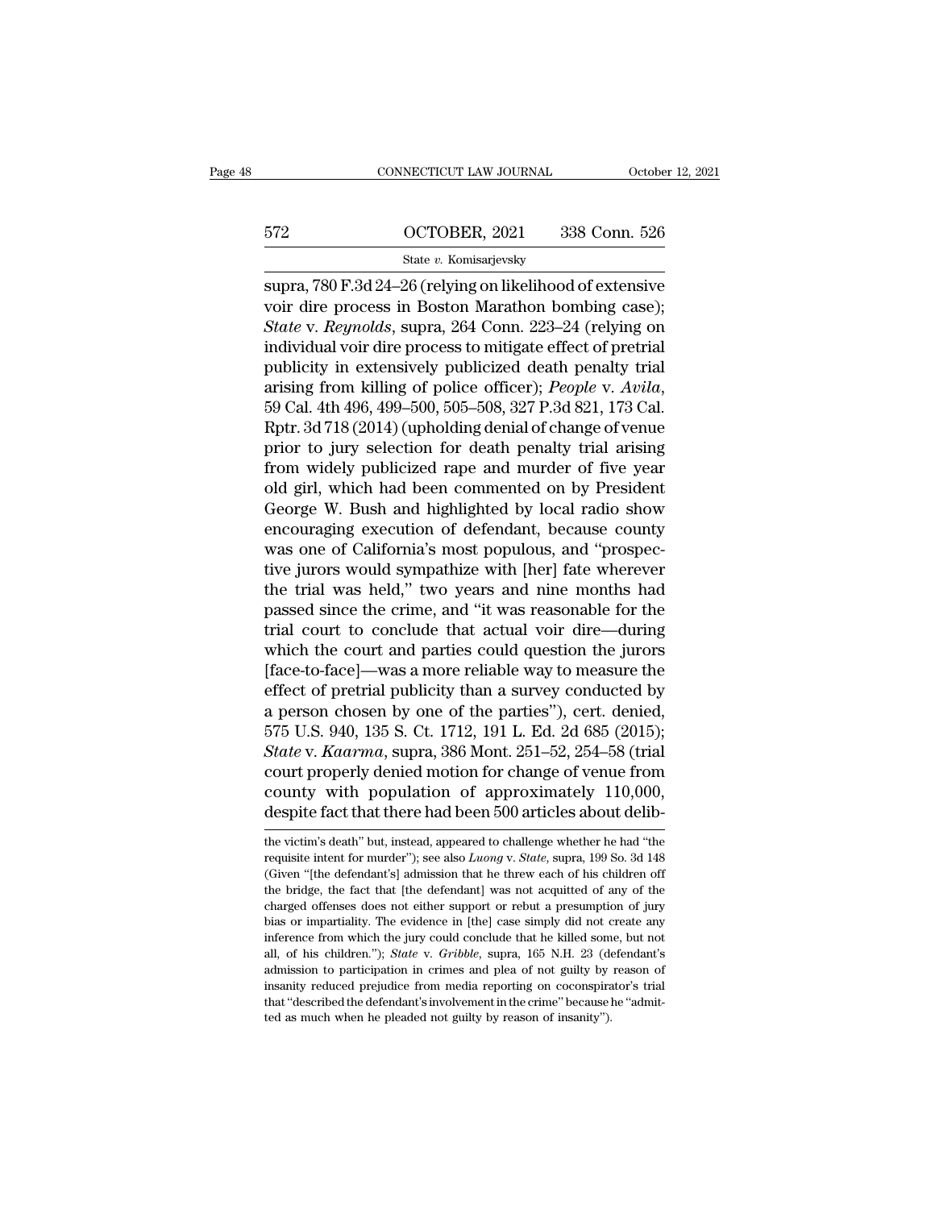supra, 780 F.3d 24–26 (relying on likelihood of extensive voir dire process in Boston Marathon bombing case); *State* v. *Reynolds*, supra, 264 Conn. 223–24 (relying on individual voir dire process to mitigate effect of pretrial publicity in extensively publicized death penalty trial arising from killing of police officer); *People* v. *Avila*, 59 Cal. 4th 496, 499–500, 505–508, 327 P.3d 821, 173 Cal. Rptr. 3d 718 (2014) (upholding denial of change of venue prior to jury selection for death penalty trial arising from widely publicized rape and murder of five year old girl, which had been commented on by President George W. Bush and highlighted by local radio show encouraging execution of defendant, because county was one of California's most populous, and "prospective jurors would sympathize with [her] fate wherever the trial was held," two years and nine months had passed since the crime, and "it was reasonable for the trial court to conclude that actual voir dire—during which the court and parties could question the jurors [face-to-face]—was a more reliable way to measure the effect of pretrial publicity than a survey conducted by a person chosen by one of the parties"), cert. denied, 575 U.S. 940, 135 S. Ct. 1712, 191 L. Ed. 2d 685 (2015); *State* v. *Kaarma*, supra, 386 Mont. 251–52, 254–58 (trial court properly denied motion for change of venue from county with population of approximately 110,000, despite fact that there had been 500 articles about delib-

---

the victim's death" but, instead, appeared to challenge whether he had "the requisite intent for murder"); see also *Luong* v. *State*, supra, 199 So. 3d 148 (Given "[the defendant's] admission that he threw each of his children off the bridge, the fact that [the defendant] was not acquitted of any of the charged offenses does not either support or rebut a presumption of jury bias or impartiality. The evidence in [the] case simply did not create any inference from which the jury could conclude that he killed some, but not all, of his children."); *State* v. *Gribble*, supra, 165 N.H. 23 (defendant's admission to participation in crimes and plea of not guilty by reason of insanity reduced prejudice from media reporting on coconspirator's trial that "described the defendant's involvement in the crime" because he "admitted as much when he pleaded not guilty by reason of insanity").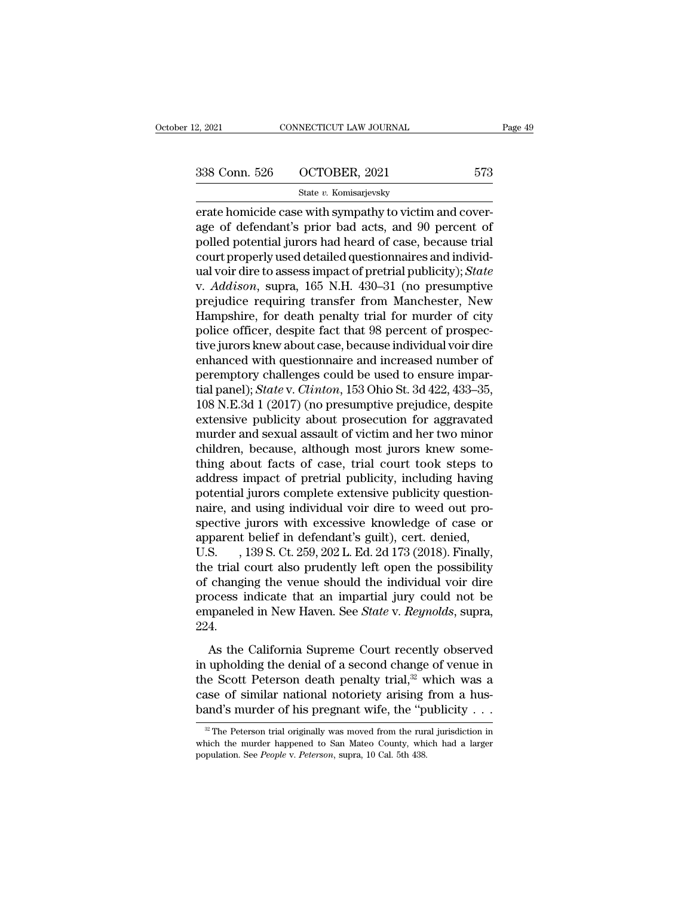erate homicide case with sympathy to victim and coverage of defendant's prior bad acts, and 90 percent of polled potential jurors had heard of case, because trial court properly used detailed questionnaires and individual voir dire to assess impact of pretrial publicity); *State* v. *Addison*, supra, 165 N.H. 430–31 (no presumptive prejudice requiring transfer from Manchester, New Hampshire, for death penalty trial for murder of city police officer, despite fact that 98 percent of prospective jurors knew about case, because individual voir dire enhanced with questionnaire and increased number of peremptory challenges could be used to ensure impartial panel); *State* v. *Clinton*, 153 Ohio St. 3d 422, 433–35, 108 N.E.3d 1 (2017) (no presumptive prejudice, despite extensive publicity about prosecution for aggravated murder and sexual assault of victim and her two minor children, because, although most jurors knew something about facts of case, trial court took steps to address impact of pretrial publicity, including having potential jurors complete extensive publicity questionnaire, and using individual voir dire to weed out prospective jurors with excessive knowledge of case or apparent belief in defendant's guilt), cert. denied, U.S. , 139 S. Ct. 259, 202 L. Ed. 2d 173 (2018). Finally, the trial court also prudently left open the possibility of changing the venue should the individual voir dire process indicate that an impartial jury could not be empaneled in New Haven. See *State* v. *Reynolds*, supra, 224.

As the California Supreme Court recently observed in upholding the denial of a second change of venue in the Scott Peterson death penalty trial,[32] which was a case of similar national notoriety arising from a husband's murder of his pregnant wife, the "publicity . . .

[32] The Peterson trial originally was moved from the rural jurisdiction in which the murder happened to San Mateo County, which had a larger population. See *People* v. *Peterson*, supra, 10 Cal. 5th 438.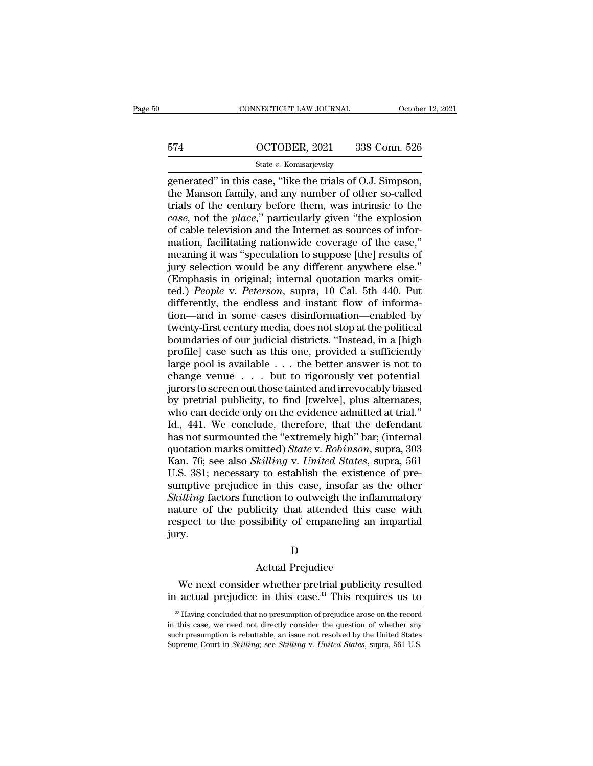generated" in this case, "like the trials of O.J. Simpson, the Manson family, and any number of other so-called trials of the century before them, was intrinsic to the *case*, not the *place*," particularly given "the explosion of cable television and the Internet as sources of information, facilitating nationwide coverage of the case," meaning it was "speculation to suppose [the] results of jury selection would be any different anywhere else." (Emphasis in original; internal quotation marks omitted.) *People* v. *Peterson*, supra, 10 Cal. 5th 440. Put differently, the endless and instant flow of information—and in some cases disinformation—enabled by twenty-first century media, does not stop at the political boundaries of our judicial districts. "Instead, in a [high profile] case such as this one, provided a sufficiently large pool is available . . . the better answer is not to change venue . . . but to rigorously vet potential jurors to screen out those tainted and irrevocably biased by pretrial publicity, to find [twelve], plus alternates, who can decide only on the evidence admitted at trial." Id., 441. We conclude, therefore, that the defendant has not surmounted the "extremely high" bar; (internal quotation marks omitted) *State* v. *Robinson*, supra, 303 Kan. 76; see also *Skilling* v. *United States*, supra, 561 U.S. 381; necessary to establish the existence of presumptive prejudice in this case, insofar as the other *Skilling* factors function to outweigh the inflammatory nature of the publicity that attended this case with respect to the possibility of empaneling an impartial jury.

## D

### Actual Prejudice

We next consider whether pretrial publicity resulted in actual prejudice in this case.[33] This requires us to

[33] Having concluded that no presumption of prejudice arose on the record in this case, we need not directly consider the question of whether any such presumption is rebuttable, an issue not resolved by the United States Supreme Court in *Skilling*; see *Skilling* v. *United States*, supra, 561 U.S.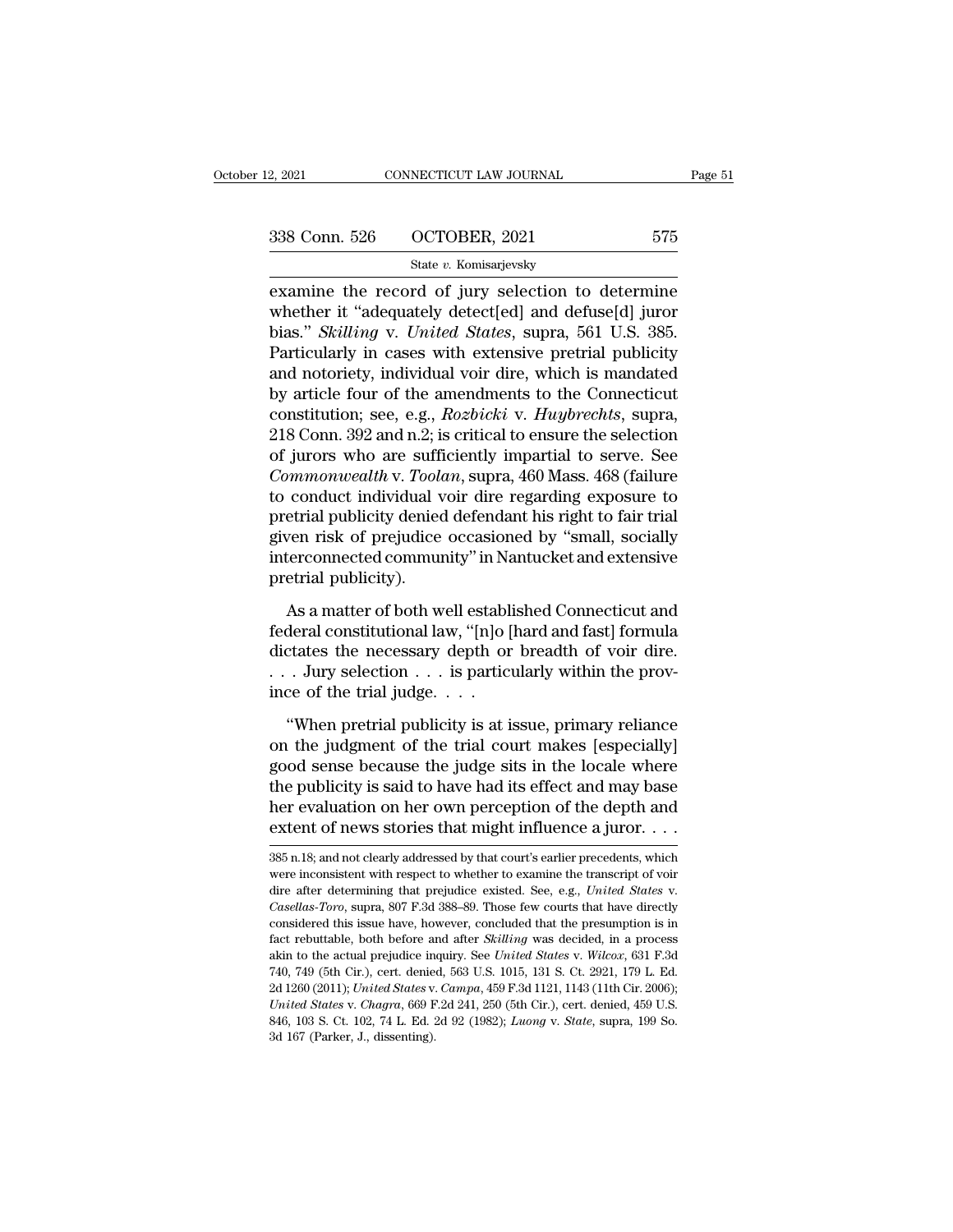examine the record of jury selection to determine whether it "adequately detect[ed] and defuse[d] juror bias." *Skilling* v. *United States*, supra, 561 U.S. 385. Particularly in cases with extensive pretrial publicity and notoriety, individual voir dire, which is mandated by article four of the amendments to the Connecticut constitution; see, e.g., *Rozbicki* v. *Huybrechts*, supra, 218 Conn. 392 and n.2; is critical to ensure the selection of jurors who are sufficiently impartial to serve. See *Commonwealth* v. *Toolan*, supra, 460 Mass. 468 (failure to conduct individual voir dire regarding exposure to pretrial publicity denied defendant his right to fair trial given risk of prejudice occasioned by "small, socially interconnected community" in Nantucket and extensive pretrial publicity).

As a matter of both well established Connecticut and federal constitutional law, "[n]o [hard and fast] formula dictates the necessary depth or breadth of voir dire. . . . Jury selection . . . is particularly within the province of the trial judge. . . .

"When pretrial publicity is at issue, primary reliance on the judgment of the trial court makes [especially] good sense because the judge sits in the locale where the publicity is said to have had its effect and may base her evaluation on her own perception of the depth and extent of news stories that might influence a juror. . . .

---

385 n.18; and not clearly addressed by that court's earlier precedents, which were inconsistent with respect to whether to examine the transcript of voir dire after determining that prejudice existed. See, e.g., *United States* v. *Casellas-Toro*, supra, 807 F.3d 388–89. Those few courts that have directly considered this issue have, however, concluded that the presumption is in fact rebuttable, both before and after *Skilling* was decided, in a process akin to the actual prejudice inquiry. See *United States* v. *Wilcox*, 631 F.3d 740, 749 (5th Cir.), cert. denied, 563 U.S. 1015, 131 S. Ct. 2921, 179 L. Ed. 2d 1260 (2011); *United States* v. *Campa*, 459 F.3d 1121, 1143 (11th Cir. 2006); *United States* v. *Chagra*, 669 F.2d 241, 250 (5th Cir.), cert. denied, 459 U.S. 846, 103 S. Ct. 102, 74 L. Ed. 2d 92 (1982); *Luong* v. *State*, supra, 199 So. 3d 167 (Parker, J., dissenting).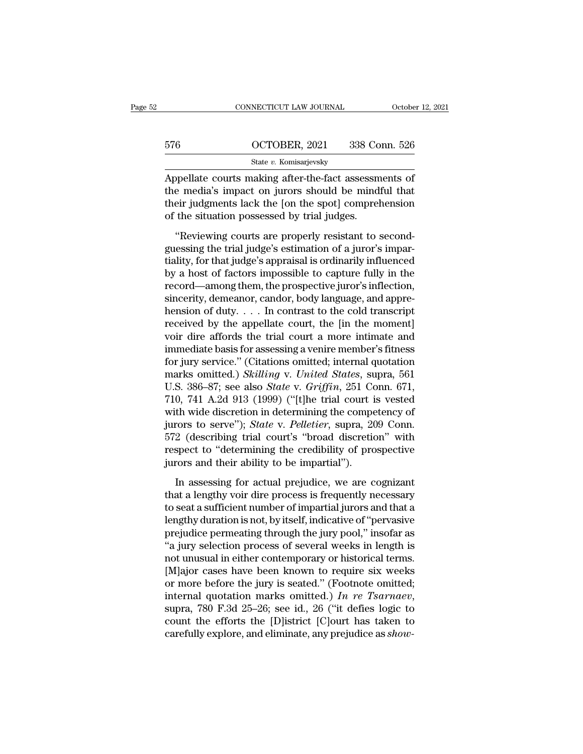Appellate courts making after-the-fact assessments of the media's impact on jurors should be mindful that their judgments lack the [on the spot] comprehension of the situation possessed by trial judges.

"Reviewing courts are properly resistant to second-guessing the trial judge's estimation of a juror's impartiality, for that judge's appraisal is ordinarily influenced by a host of factors impossible to capture fully in the record—among them, the prospective juror's inflection, sincerity, demeanor, candor, body language, and apprehension of duty. . . . In contrast to the cold transcript received by the appellate court, the [in the moment] voir dire affords the trial court a more intimate and immediate basis for assessing a venire member's fitness for jury service." (Citations omitted; internal quotation marks omitted.) *Skilling* v. *United States*, supra, 561 U.S. 386–87; see also *State* v. *Griffin*, 251 Conn. 671, 710, 741 A.2d 913 (1999) ("[t]he trial court is vested with wide discretion in determining the competency of jurors to serve"); *State* v. *Pelletier*, supra, 209 Conn. 572 (describing trial court's "broad discretion" with respect to "determining the credibility of prospective jurors and their ability to be impartial").

In assessing for actual prejudice, we are cognizant that a lengthy voir dire process is frequently necessary to seat a sufficient number of impartial jurors and that a lengthy duration is not, by itself, indicative of "pervasive prejudice permeating through the jury pool," insofar as "a jury selection process of several weeks in length is not unusual in either contemporary or historical terms. [M]ajor cases have been known to require six weeks or more before the jury is seated." (Footnote omitted; internal quotation marks omitted.) *In re Tsarnaev*, supra, 780 F.3d 25–26; see id., 26 ("it defies logic to count the efforts the [D]istrict [C]ourt has taken to carefully explore, and eliminate, any prejudice as *show-*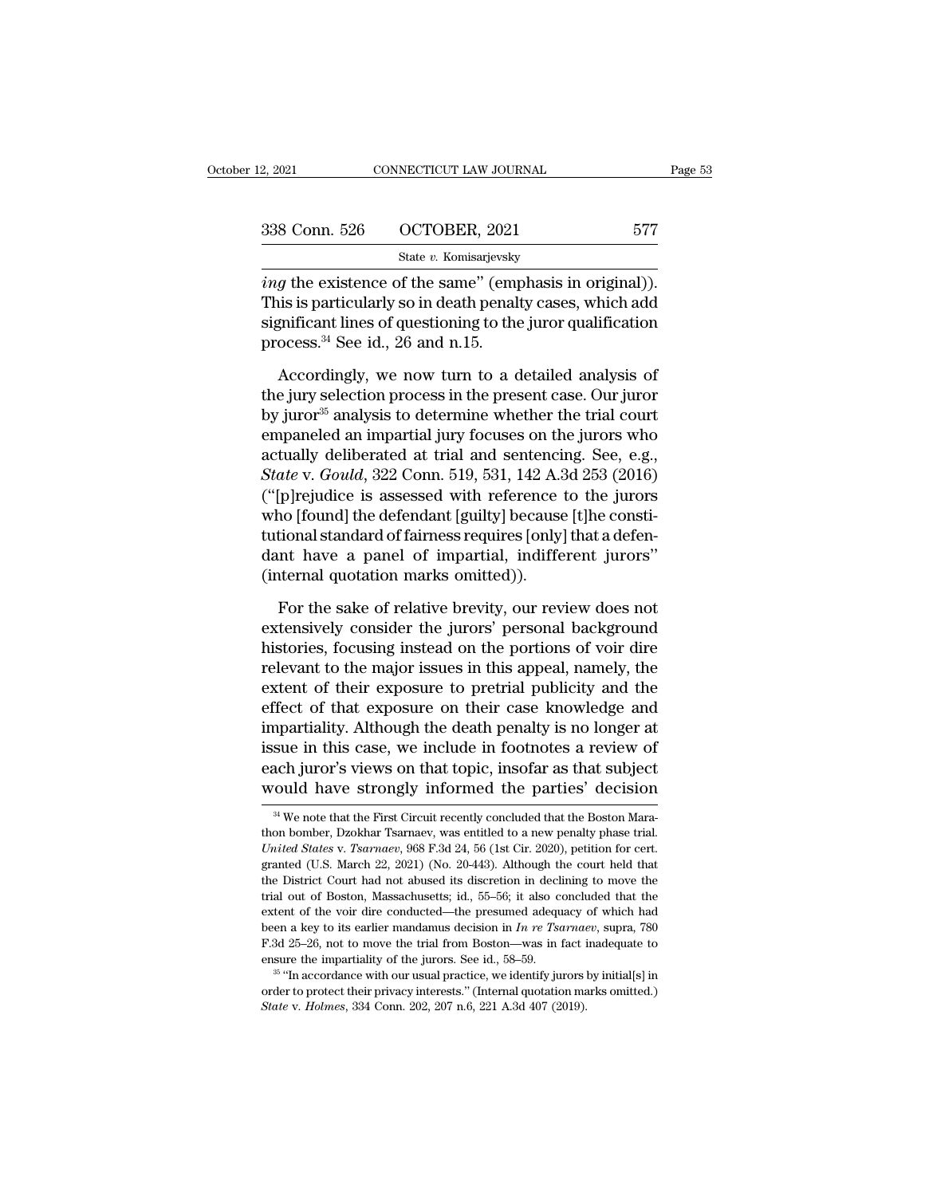*ing* the existence of the same" (emphasis in original)). This is particularly so in death penalty cases, which add significant lines of questioning to the juror qualification process.[34] See id., 26 and n.15.

Accordingly, we now turn to a detailed analysis of the jury selection process in the present case. Our juror by juror[35] analysis to determine whether the trial court empaneled an impartial jury focuses on the jurors who actually deliberated at trial and sentencing. See, e.g., *State* v. *Gould*, 322 Conn. 519, 531, 142 A.3d 253 (2016) ("[p]rejudice is assessed with reference to the jurors who [found] the defendant [guilty] because [t]he constitutional standard of fairness requires [only] that a defendant have a panel of impartial, indifferent jurors" (internal quotation marks omitted)).

For the sake of relative brevity, our review does not extensively consider the jurors' personal background histories, focusing instead on the portions of voir dire relevant to the major issues in this appeal, namely, the extent of their exposure to pretrial publicity and the effect of that exposure on their case knowledge and impartiality. Although the death penalty is no longer at issue in this case, we include in footnotes a review of each juror's views on that topic, insofar as that subject would have strongly informed the parties' decision

---

[34] We note that the First Circuit recently concluded that the Boston Marathon bomber, Dzokhar Tsarnaev, was entitled to a new penalty phase trial. *United States* v. *Tsarnaev*, 968 F.3d 24, 56 (1st Cir. 2020), petition for cert. granted (U.S. March 22, 2021) (No. 20-443). Although the court held that the District Court had not abused its discretion in declining to move the trial out of Boston, Massachusetts; id., 55–56; it also concluded that the extent of the voir dire conducted—the presumed adequacy of which had been a key to its earlier mandamus decision in *In re Tsarnaev*, supra, 780 F.3d 25–26, not to move the trial from Boston—was in fact inadequate to ensure the impartiality of the jurors. See id., 58–59.

[35] "In accordance with our usual practice, we identify jurors by initial[s] in order to protect their privacy interests." (Internal quotation marks omitted.) *State* v. *Holmes*, 334 Conn. 202, 207 n.6, 221 A.3d 407 (2019).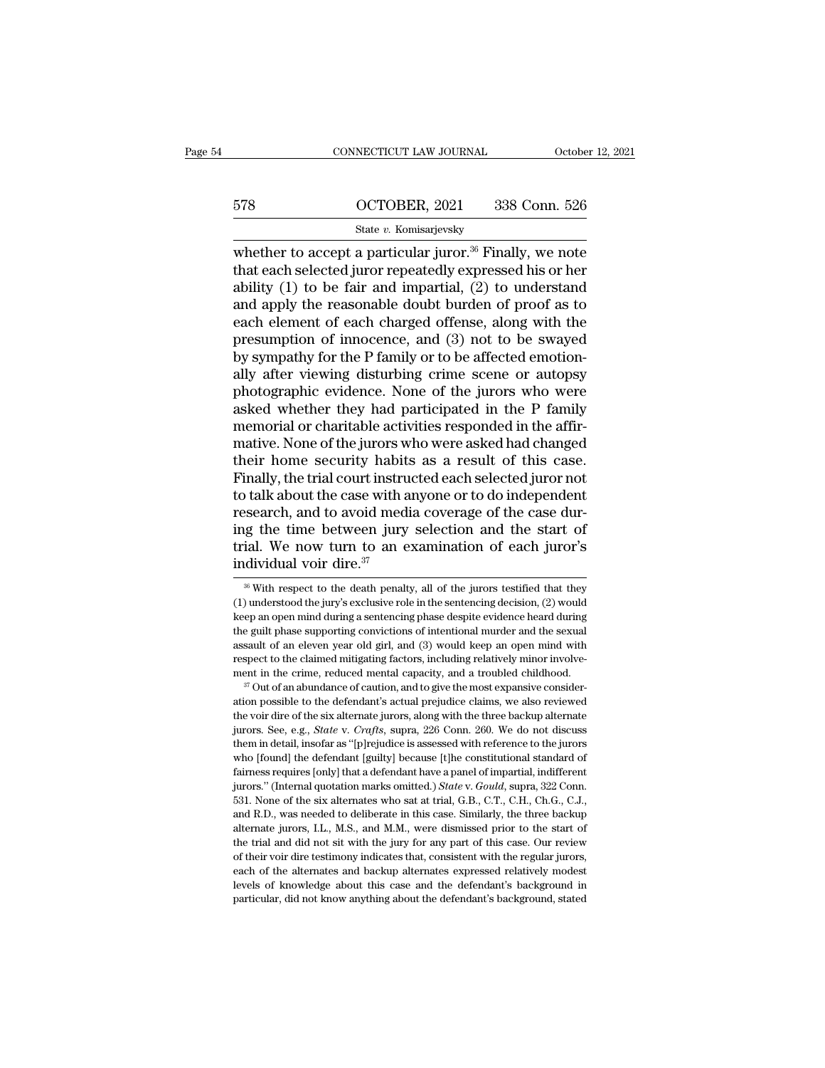whether to accept a particular juror.[36] Finally, we note that each selected juror repeatedly expressed his or her ability (1) to be fair and impartial, (2) to understand and apply the reasonable doubt burden of proof as to each element of each charged offense, along with the presumption of innocence, and (3) not to be swayed by sympathy for the P family or to be affected emotionally after viewing disturbing crime scene or autopsy photographic evidence. None of the jurors who were asked whether they had participated in the P family memorial or charitable activities responded in the affirmative. None of the jurors who were asked had changed their home security habits as a result of this case. Finally, the trial court instructed each selected juror not to talk about the case with anyone or to do independent research, and to avoid media coverage of the case during the time between jury selection and the start of trial. We now turn to an examination of each juror's individual voir dire.[37]

---

[36] With respect to the death penalty, all of the jurors testified that they (1) understood the jury's exclusive role in the sentencing decision, (2) would keep an open mind during a sentencing phase despite evidence heard during the guilt phase supporting convictions of intentional murder and the sexual assault of an eleven year old girl, and (3) would keep an open mind with respect to the claimed mitigating factors, including relatively minor involvement in the crime, reduced mental capacity, and a troubled childhood.

[37] Out of an abundance of caution, and to give the most expansive consideration possible to the defendant's actual prejudice claims, we also reviewed the voir dire of the six alternate jurors, along with the three backup alternate jurors. See, e.g., *State* v. *Crafts*, supra, 226 Conn. 260. We do not discuss them in detail, insofar as "[p]rejudice is assessed with reference to the jurors who [found] the defendant [guilty] because [t]he constitutional standard of fairness requires [only] that a defendant have a panel of impartial, indifferent jurors." (Internal quotation marks omitted.) *State* v. *Gould*, supra, 322 Conn. 531. None of the six alternates who sat at trial, G.B., C.T., C.H., Ch.G., C.J., and R.D., was needed to deliberate in this case. Similarly, the three backup alternate jurors, I.L., M.S., and M.M., were dismissed prior to the start of the trial and did not sit with the jury for any part of this case. Our review of their voir dire testimony indicates that, consistent with the regular jurors, each of the alternates and backup alternates expressed relatively modest levels of knowledge about this case and the defendant's background in particular, did not know anything about the defendant's background, stated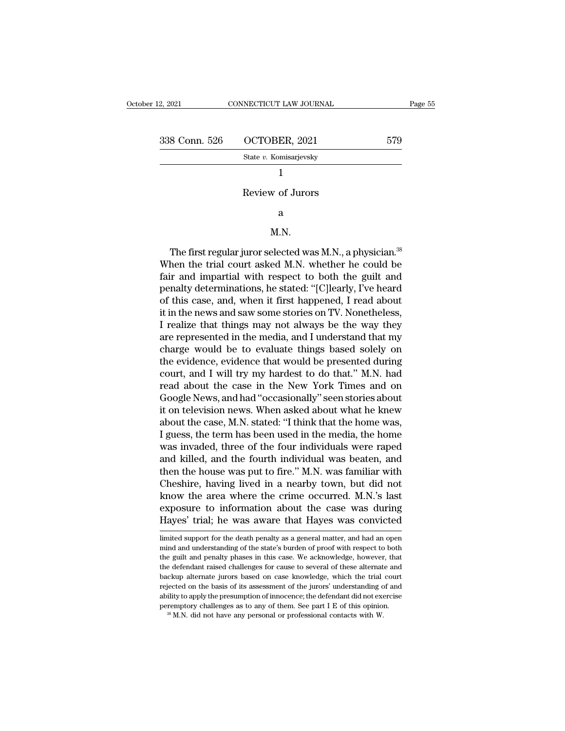1

Review of Jurors

a

M.N.

The first regular juror selected was M.N., a physician.[38] When the trial court asked M.N. whether he could be fair and impartial with respect to both the guilt and penalty determinations, he stated: "[C]learly, I've heard of this case, and, when it first happened, I read about it in the news and saw some stories on TV. Nonetheless, I realize that things may not always be the way they are represented in the media, and I understand that my charge would be to evaluate things based solely on the evidence, evidence that would be presented during court, and I will try my hardest to do that." M.N. had read about the case in the New York Times and on Google News, and had "occasionally" seen stories about it on television news. When asked about what he knew about the case, M.N. stated: "I think that the home was, I guess, the term has been used in the media, the home was invaded, three of the four individuals were raped and killed, and the fourth individual was beaten, and then the house was put to fire." M.N. was familiar with Cheshire, having lived in a nearby town, but did not know the area where the crime occurred. M.N.'s last exposure to information about the case was during Hayes' trial; he was aware that Hayes was convicted

limited support for the death penalty as a general matter, and had an open mind and understanding of the state's burden of proof with respect to both the guilt and penalty phases in this case. We acknowledge, however, that the defendant raised challenges for cause to several of these alternate and backup alternate jurors based on case knowledge, which the trial court rejected on the basis of its assessment of the jurors' understanding of and ability to apply the presumption of innocence; the defendant did not exercise peremptory challenges as to any of them. See part I E of this opinion.

[38] M.N. did not have any personal or professional contacts with W.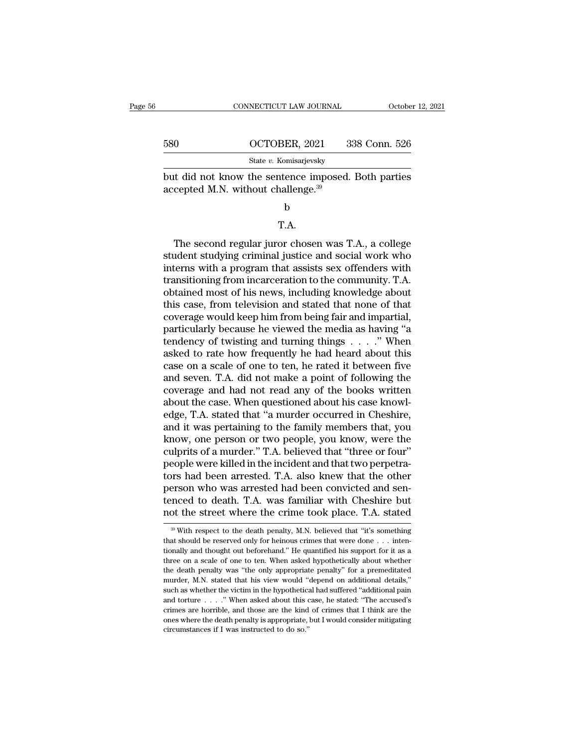but did not know the sentence imposed. Both parties accepted M.N. without challenge.[39]

b

T.A.

The second regular juror chosen was T.A., a college student studying criminal justice and social work who interns with a program that assists sex offenders with transitioning from incarceration to the community. T.A. obtained most of his news, including knowledge about this case, from television and stated that none of that coverage would keep him from being fair and impartial, particularly because he viewed the media as having "a tendency of twisting and turning things . . . ." When asked to rate how frequently he had heard about this case on a scale of one to ten, he rated it between five and seven. T.A. did not make a point of following the coverage and had not read any of the books written about the case. When questioned about his case knowledge, T.A. stated that "a murder occurred in Cheshire, and it was pertaining to the family members that, you know, one person or two people, you know, were the culprits of a murder." T.A. believed that "three or four" people were killed in the incident and that two perpetrators had been arrested. T.A. also knew that the other person who was arrested had been convicted and sentenced to death. T.A. was familiar with Cheshire but not the street where the crime took place. T.A. stated

[39] With respect to the death penalty, M.N. believed that "it's something that should be reserved only for heinous crimes that were done . . . intentionally and thought out beforehand." He quantified his support for it as a three on a scale of one to ten. When asked hypothetically about whether the death penalty was "the only appropriate penalty" for a premeditated murder, M.N. stated that his view would "depend on additional details," such as whether the victim in the hypothetical had suffered "additional pain and torture . . . ." When asked about this case, he stated: "The accused's crimes are horrible, and those are the kind of crimes that I think are the ones where the death penalty is appropriate, but I would consider mitigating circumstances if I was instructed to do so."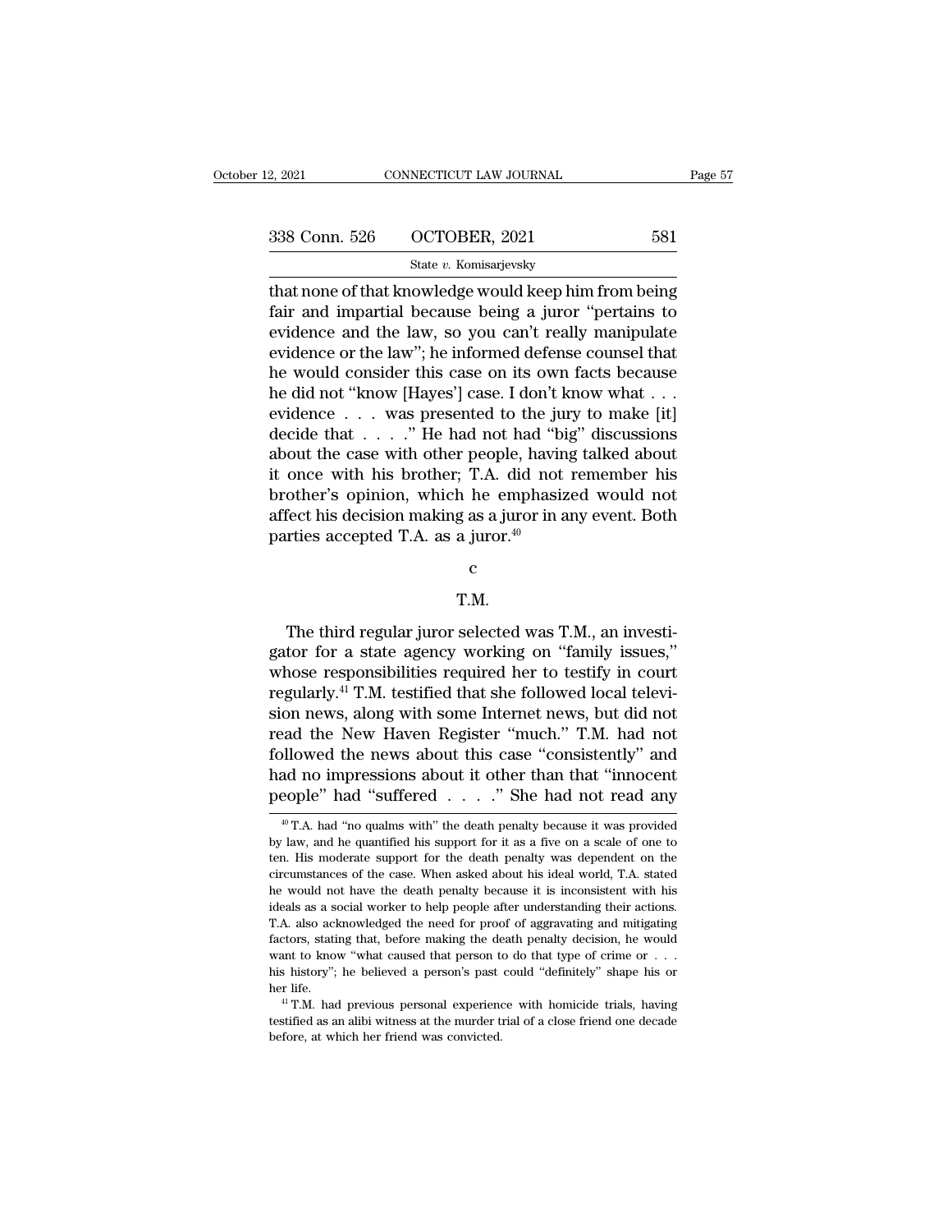that none of that knowledge would keep him from being fair and impartial because being a juror "pertains to evidence and the law, so you can't really manipulate evidence or the law"; he informed defense counsel that he would consider this case on its own facts because he did not "know [Hayes'] case. I don't know what . . . evidence . . . was presented to the jury to make [it] decide that . . . ." He had not had "big" discussions about the case with other people, having talked about it once with his brother; T.A. did not remember his brother's opinion, which he emphasized would not affect his decision making as a juror in any event. Both parties accepted T.A. as a juror.[40]

c

T.M.

The third regular juror selected was T.M., an investigator for a state agency working on "family issues," whose responsibilities required her to testify in court regularly.[41] T.M. testified that she followed local television news, along with some Internet news, but did not read the New Haven Register "much." T.M. had not followed the news about this case "consistently" and had no impressions about it other than that "innocent people" had "suffered . . . ." She had not read any

[40] T.A. had "no qualms with" the death penalty because it was provided by law, and he quantified his support for it as a five on a scale of one to ten. His moderate support for the death penalty was dependent on the circumstances of the case. When asked about his ideal world, T.A. stated he would not have the death penalty because it is inconsistent with his ideals as a social worker to help people after understanding their actions. T.A. also acknowledged the need for proof of aggravating and mitigating factors, stating that, before making the death penalty decision, he would want to know "what caused that person to do that type of crime or . . . his history"; he believed a person's past could "definitely" shape his or her life.

[41] T.M. had previous personal experience with homicide trials, having testified as an alibi witness at the murder trial of a close friend one decade before, at which her friend was convicted.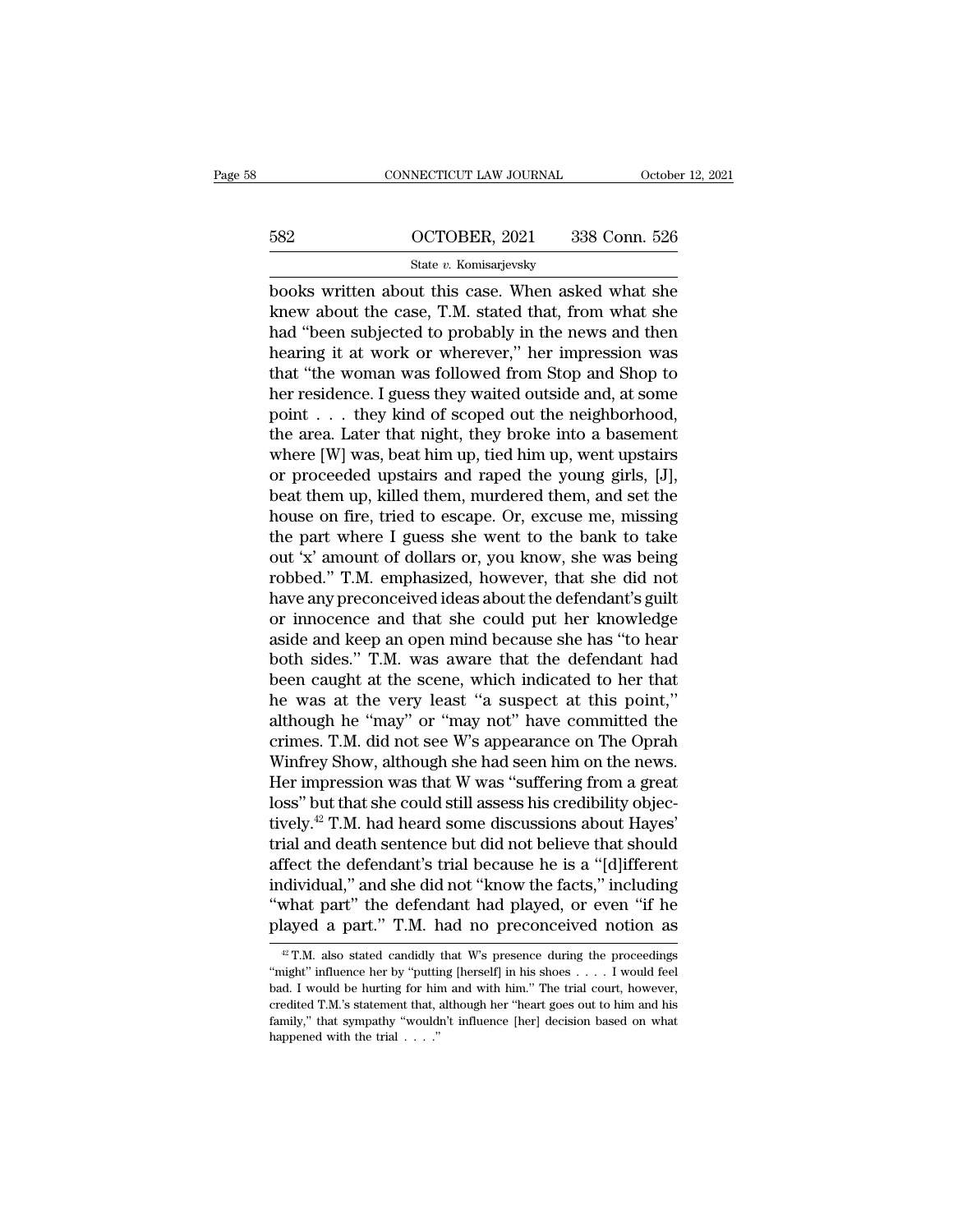books written about this case. When asked what she knew about the case, T.M. stated that, from what she had "been subjected to probably in the news and then hearing it at work or wherever," her impression was that "the woman was followed from Stop and Shop to her residence. I guess they waited outside and, at some point . . . they kind of scoped out the neighborhood, the area. Later that night, they broke into a basement where [W] was, beat him up, tied him up, went upstairs or proceeded upstairs and raped the young girls, [J], beat them up, killed them, murdered them, and set the house on fire, tried to escape. Or, excuse me, missing the part where I guess she went to the bank to take out 'x' amount of dollars or, you know, she was being robbed." T.M. emphasized, however, that she did not have any preconceived ideas about the defendant's guilt or innocence and that she could put her knowledge aside and keep an open mind because she has "to hear both sides." T.M. was aware that the defendant had been caught at the scene, which indicated to her that he was at the very least "a suspect at this point," although he "may" or "may not" have committed the crimes. T.M. did not see W's appearance on The Oprah Winfrey Show, although she had seen him on the news. Her impression was that W was "suffering from a great loss" but that she could still assess his credibility objectively.[42] T.M. had heard some discussions about Hayes' trial and death sentence but did not believe that should affect the defendant's trial because he is a "[d]ifferent individual," and she did not "know the facts," including "what part" the defendant had played, or even "if he played a part." T.M. had no preconceived notion as

[42] T.M. also stated candidly that W's presence during the proceedings "might" influence her by "putting [herself] in his shoes . . . . I would feel bad. I would be hurting for him and with him." The trial court, however, credited T.M.'s statement that, although her "heart goes out to him and his family," that sympathy "wouldn't influence [her] decision based on what happened with the trial . . . ."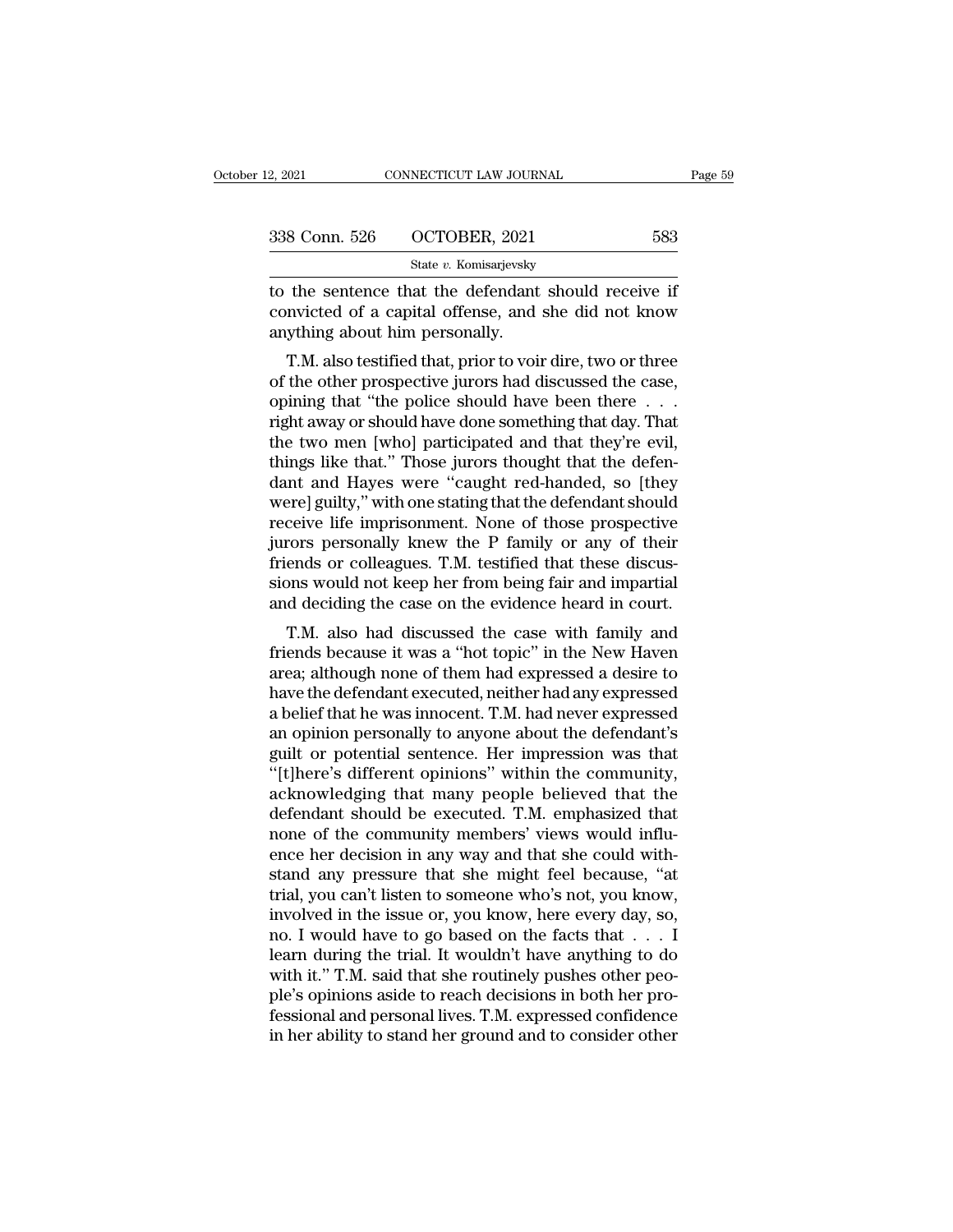to the sentence that the defendant should receive if convicted of a capital offense, and she did not know anything about him personally.

T.M. also testified that, prior to voir dire, two or three of the other prospective jurors had discussed the case, opining that "the police should have been there . . . right away or should have done something that day. That the two men [who] participated and that they're evil, things like that." Those jurors thought that the defendant and Hayes were "caught red-handed, so [they were] guilty," with one stating that the defendant should receive life imprisonment. None of those prospective jurors personally knew the P family or any of their friends or colleagues. T.M. testified that these discussions would not keep her from being fair and impartial and deciding the case on the evidence heard in court.

T.M. also had discussed the case with family and friends because it was a "hot topic" in the New Haven area; although none of them had expressed a desire to have the defendant executed, neither had any expressed a belief that he was innocent. T.M. had never expressed an opinion personally to anyone about the defendant's guilt or potential sentence. Her impression was that "[t]here's different opinions" within the community, acknowledging that many people believed that the defendant should be executed. T.M. emphasized that none of the community members' views would influence her decision in any way and that she could withstand any pressure that she might feel because, "at trial, you can't listen to someone who's not, you know, involved in the issue or, you know, here every day, so, no. I would have to go based on the facts that . . . I learn during the trial. It wouldn't have anything to do with it." T.M. said that she routinely pushes other people's opinions aside to reach decisions in both her professional and personal lives. T.M. expressed confidence in her ability to stand her ground and to consider other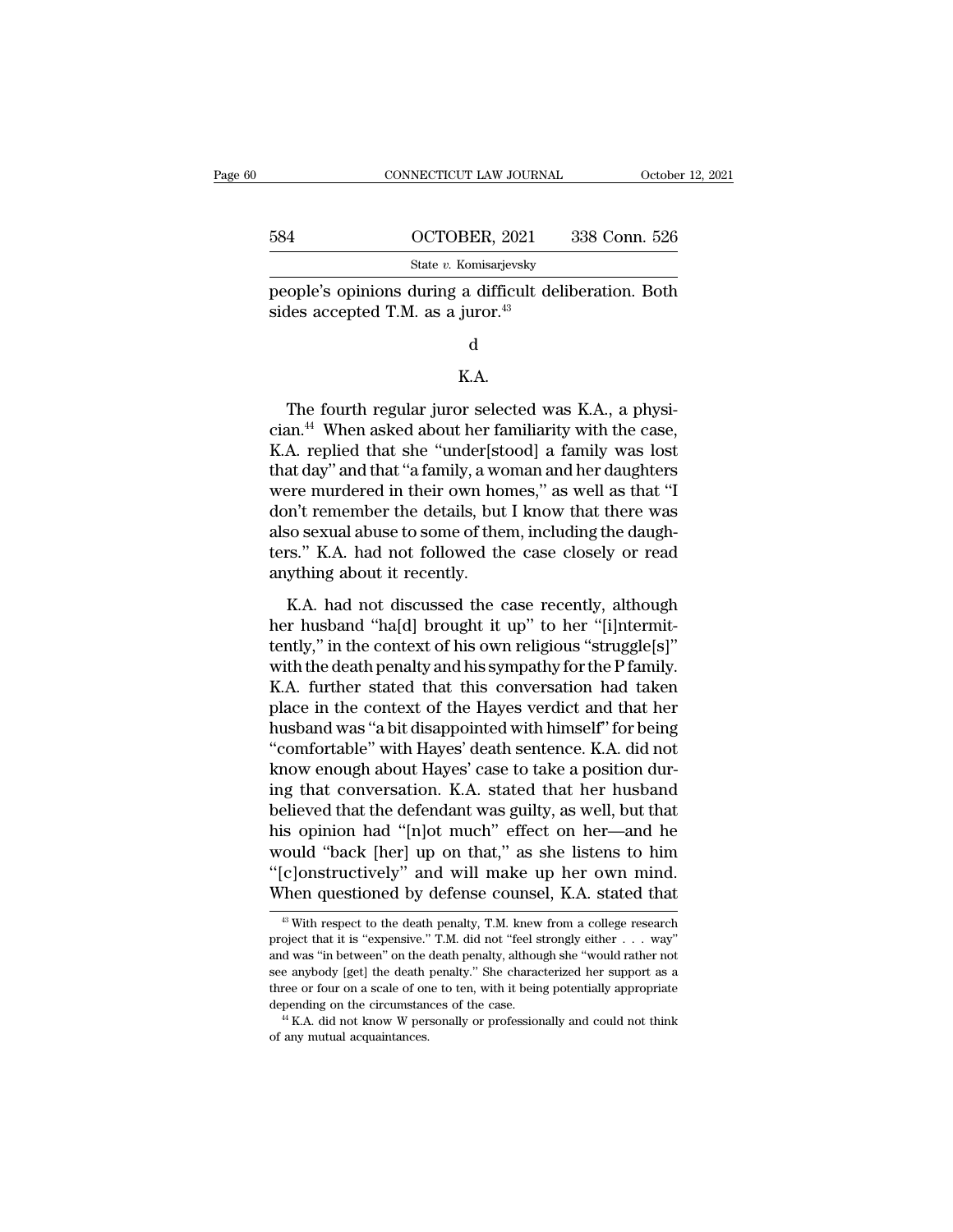people's opinions during a difficult deliberation. Both sides accepted T.M. as a juror.[43]

d

K.A.

The fourth regular juror selected was K.A., a physician.[44] When asked about her familiarity with the case, K.A. replied that she "under[stood] a family was lost that day" and that "a family, a woman and her daughters were murdered in their own homes," as well as that "I don't remember the details, but I know that there was also sexual abuse to some of them, including the daughters." K.A. had not followed the case closely or read anything about it recently.

K.A. had not discussed the case recently, although her husband "ha[d] brought it up" to her "[i]ntermittently," in the context of his own religious "struggle[s]" with the death penalty and his sympathy for the P family. K.A. further stated that this conversation had taken place in the context of the Hayes verdict and that her husband was "a bit disappointed with himself" for being "comfortable" with Hayes' death sentence. K.A. did not know enough about Hayes' case to take a position during that conversation. K.A. stated that her husband believed that the defendant was guilty, as well, but that his opinion had "[n]ot much" effect on her—and he would "back [her] up on that," as she listens to him "[c]onstructively" and will make up her own mind. When questioned by defense counsel, K.A. stated that

[43] With respect to the death penalty, T.M. knew from a college research project that it is "expensive." T.M. did not "feel strongly either . . . way" and was "in between" on the death penalty, although she "would rather not see anybody [get] the death penalty." She characterized her support as a three or four on a scale of one to ten, with it being potentially appropriate depending on the circumstances of the case.

[44] K.A. did not know W personally or professionally and could not think of any mutual acquaintances.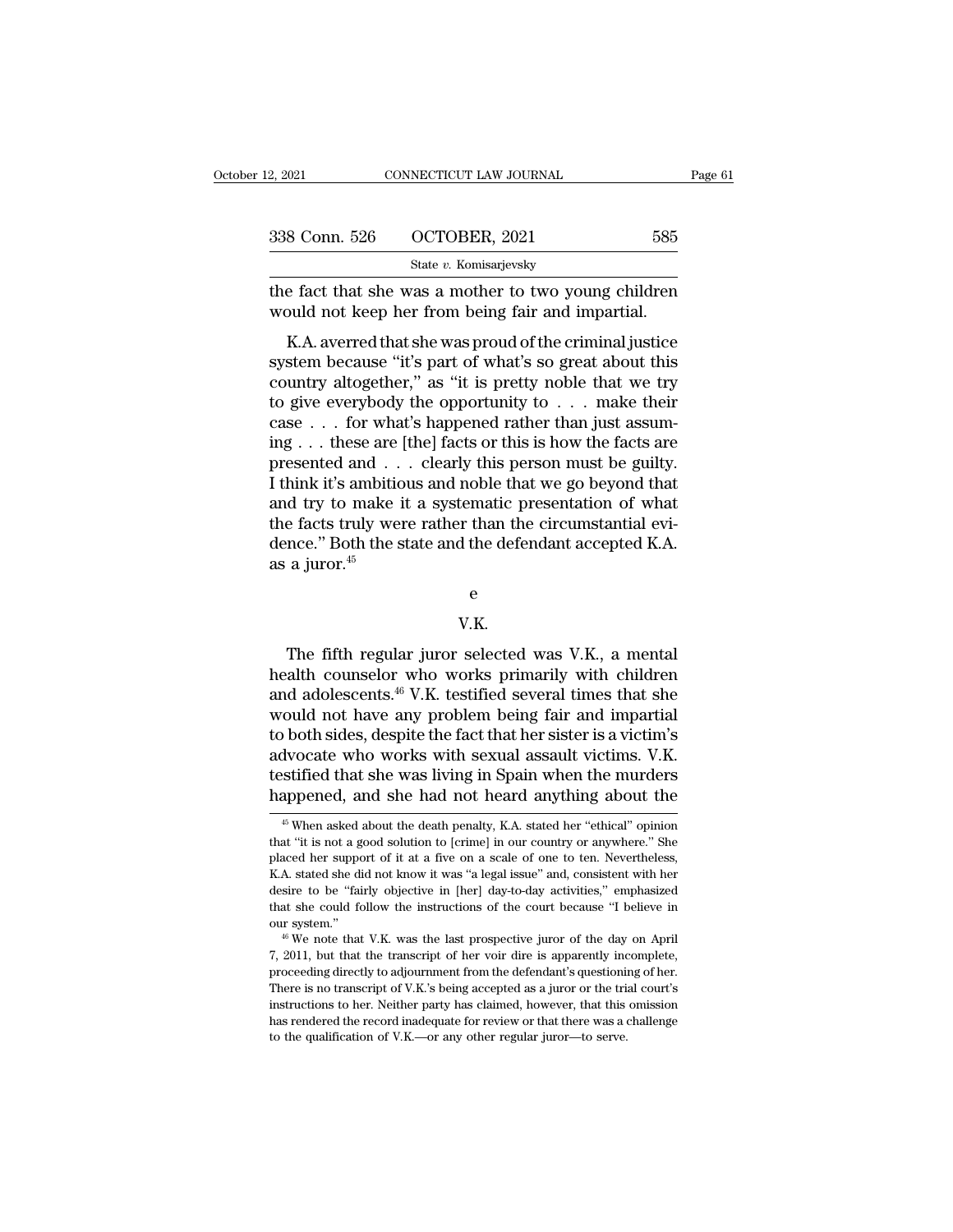the fact that she was a mother to two young children would not keep her from being fair and impartial.

K.A. averred that she was proud of the criminal justice system because "it's part of what's so great about this country altogether," as "it is pretty noble that we try to give everybody the opportunity to . . . make their case . . . for what's happened rather than just assuming . . . these are [the] facts or this is how the facts are presented and . . . clearly this person must be guilty. I think it's ambitious and noble that we go beyond that and try to make it a systematic presentation of what the facts truly were rather than the circumstantial evidence." Both the state and the defendant accepted K.A. as a juror.[45]

e

V.K.

The fifth regular juror selected was V.K., a mental health counselor who works primarily with children and adolescents.[46] V.K. testified several times that she would not have any problem being fair and impartial to both sides, despite the fact that her sister is a victim's advocate who works with sexual assault victims. V.K. testified that she was living in Spain when the murders happened, and she had not heard anything about the

[45] When asked about the death penalty, K.A. stated her "ethical" opinion that "it is not a good solution to [crime] in our country or anywhere." She placed her support of it at a five on a scale of one to ten. Nevertheless, K.A. stated she did not know it was "a legal issue" and, consistent with her desire to be "fairly objective in [her] day-to-day activities," emphasized that she could follow the instructions of the court because "I believe in our system."

[46] We note that V.K. was the last prospective juror of the day on April 7, 2011, but that the transcript of her voir dire is apparently incomplete, proceeding directly to adjournment from the defendant's questioning of her. There is no transcript of V.K.'s being accepted as a juror or the trial court's instructions to her. Neither party has claimed, however, that this omission has rendered the record inadequate for review or that there was a challenge to the qualification of V.K.—or any other regular juror—to serve.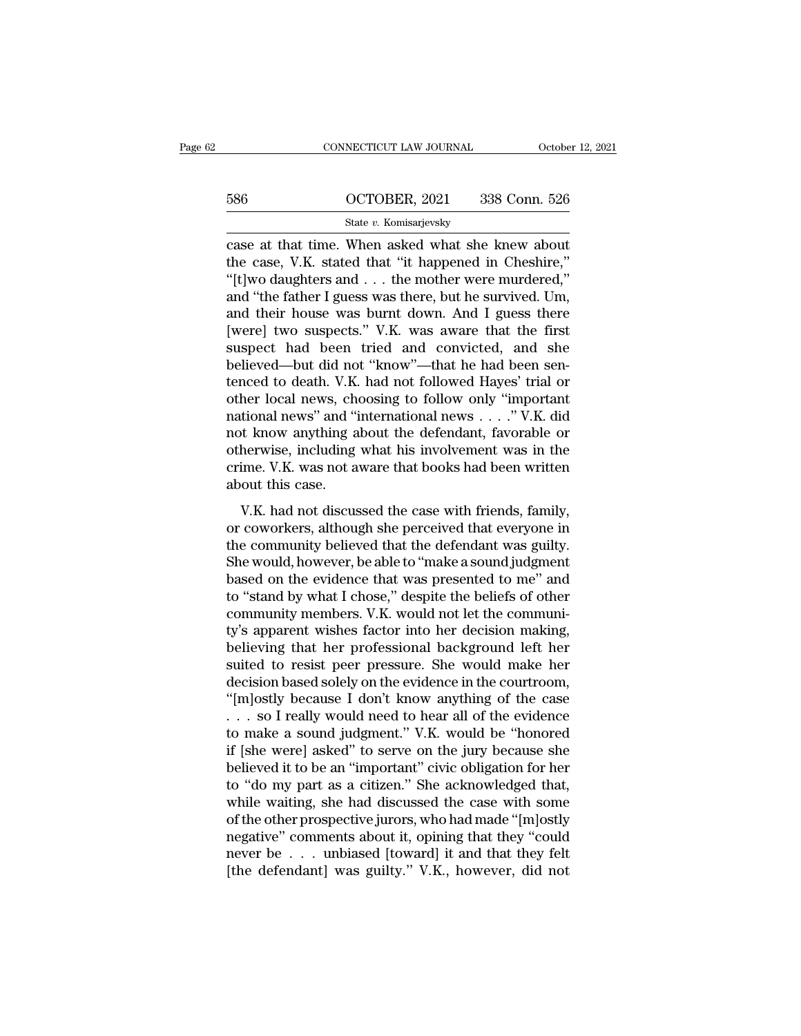case at that time. When asked what she knew about the case, V.K. stated that "it happened in Cheshire," "[t]wo daughters and . . . the mother were murdered," and "the father I guess was there, but he survived. Um, and their house was burnt down. And I guess there [were] two suspects." V.K. was aware that the first suspect had been tried and convicted, and she believed—but did not "know"—that he had been sentenced to death. V.K. had not followed Hayes' trial or other local news, choosing to follow only "important national news" and "international news . . . ." V.K. did not know anything about the defendant, favorable or otherwise, including what his involvement was in the crime. V.K. was not aware that books had been written about this case.

V.K. had not discussed the case with friends, family, or coworkers, although she perceived that everyone in the community believed that the defendant was guilty. She would, however, be able to "make a sound judgment based on the evidence that was presented to me" and to "stand by what I chose," despite the beliefs of other community members. V.K. would not let the community's apparent wishes factor into her decision making, believing that her professional background left her suited to resist peer pressure. She would make her decision based solely on the evidence in the courtroom, "[m]ostly because I don't know anything of the case . . . so I really would need to hear all of the evidence to make a sound judgment." V.K. would be "honored if [she were] asked" to serve on the jury because she believed it to be an "important" civic obligation for her to "do my part as a citizen." She acknowledged that, while waiting, she had discussed the case with some of the other prospective jurors, who had made "[m]ostly negative" comments about it, opining that they "could never be . . . unbiased [toward] it and that they felt [the defendant] was guilty." V.K., however, did not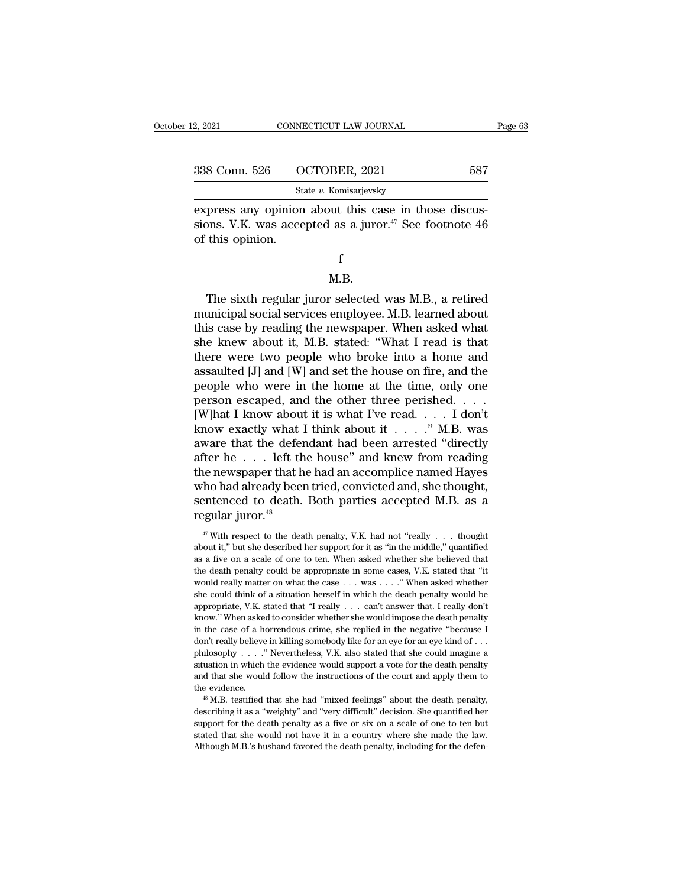express any opinion about this case in those discussions. V.K. was accepted as a juror.[47] See footnote 46 of this opinion.

f

M.B.

The sixth regular juror selected was M.B., a retired municipal social services employee. M.B. learned about this case by reading the newspaper. When asked what she knew about it, M.B. stated: "What I read is that there were two people who broke into a home and assaulted [J] and [W] and set the house on fire, and the people who were in the home at the time, only one person escaped, and the other three perished. . . . [W]hat I know about it is what I've read. . . . I don't know exactly what I think about it . . . ." M.B. was aware that the defendant had been arrested "directly after he . . . left the house" and knew from reading the newspaper that he had an accomplice named Hayes who had already been tried, convicted and, she thought, sentenced to death. Both parties accepted M.B. as a regular juror.[48]

---

[47] With respect to the death penalty, V.K. had not "really . . . thought about it," but she described her support for it as "in the middle," quantified as a five on a scale of one to ten. When asked whether she believed that the death penalty could be appropriate in some cases, V.K. stated that "it would really matter on what the case . . . was . . . ." When asked whether she could think of a situation herself in which the death penalty would be appropriate, V.K. stated that "I really . . . can't answer that. I really don't know." When asked to consider whether she would impose the death penalty in the case of a horrendous crime, she replied in the negative "because I don't really believe in killing somebody like for an eye for an eye kind of . . . philosophy . . . ." Nevertheless, V.K. also stated that she could imagine a situation in which the evidence would support a vote for the death penalty and that she would follow the instructions of the court and apply them to the evidence.

[48] M.B. testified that she had "mixed feelings" about the death penalty, describing it as a "weighty" and "very difficult" decision. She quantified her support for the death penalty as a five or six on a scale of one to ten but stated that she would not have it in a country where she made the law. Although M.B.'s husband favored the death penalty, including for the defen-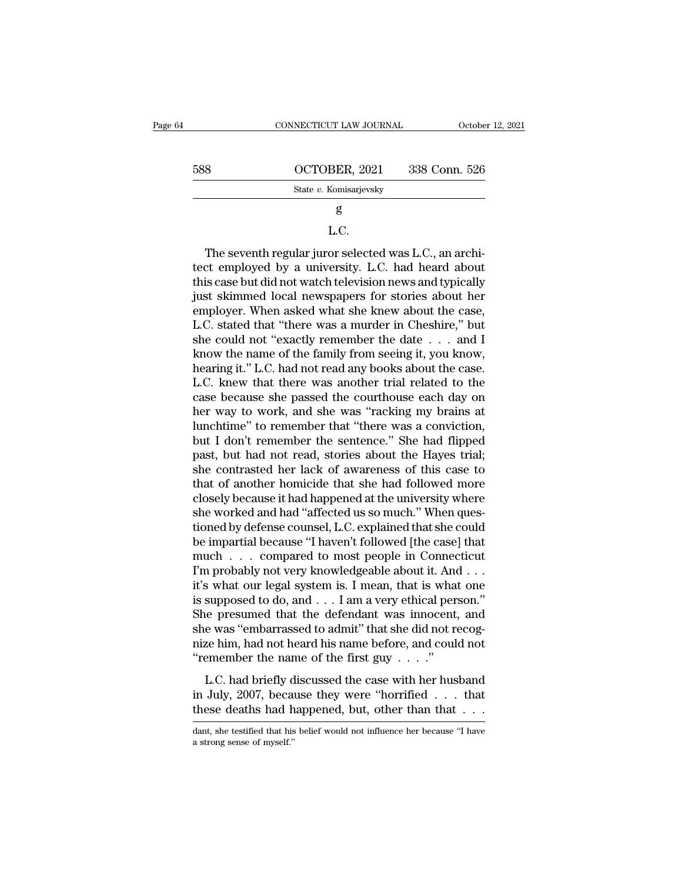g

L.C.

The seventh regular juror selected was L.C., an architect employed by a university. L.C. had heard about this case but did not watch television news and typically just skimmed local newspapers for stories about her employer. When asked what she knew about the case, L.C. stated that "there was a murder in Cheshire," but she could not "exactly remember the date . . . and I know the name of the family from seeing it, you know, hearing it." L.C. had not read any books about the case. L.C. knew that there was another trial related to the case because she passed the courthouse each day on her way to work, and she was "racking my brains at lunchtime" to remember that "there was a conviction, but I don't remember the sentence." She had flipped past, but had not read, stories about the Hayes trial; she contrasted her lack of awareness of this case to that of another homicide that she had followed more closely because it had happened at the university where she worked and had "affected us so much." When questioned by defense counsel, L.C. explained that she could be impartial because "I haven't followed [the case] that much . . . compared to most people in Connecticut I'm probably not very knowledgeable about it. And . . . it's what our legal system is. I mean, that is what one is supposed to do, and . . . I am a very ethical person." She presumed that the defendant was innocent, and she was "embarrassed to admit" that she did not recognize him, had not heard his name before, and could not "remember the name of the first guy . . . ."

L.C. had briefly discussed the case with her husband in July, 2007, because they were "horrified . . . that these deaths had happened, but, other than that . . .

dant, she testified that his belief would not influence her because "I have a strong sense of myself."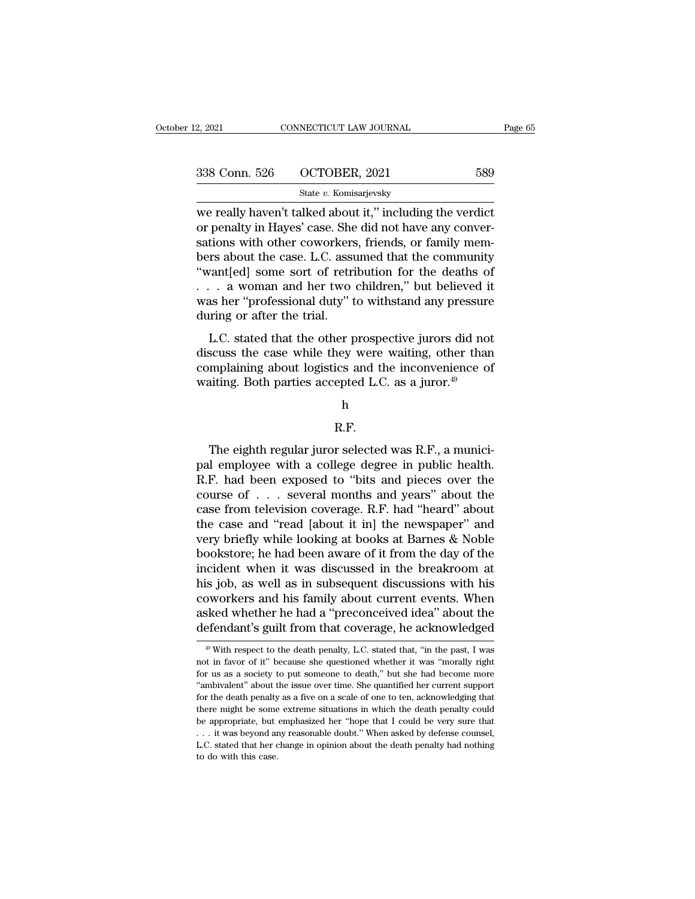we really haven't talked about it," including the verdict or penalty in Hayes' case. She did not have any conversations with other coworkers, friends, or family members about the case. L.C. assumed that the community "want[ed] some sort of retribution for the deaths of . . . a woman and her two children," but believed it was her "professional duty" to withstand any pressure during or after the trial.

L.C. stated that the other prospective jurors did not discuss the case while they were waiting, other than complaining about logistics and the inconvenience of waiting. Both parties accepted L.C. as a juror.[49]

h

R.F.

The eighth regular juror selected was R.F., a municipal employee with a college degree in public health. R.F. had been exposed to "bits and pieces over the course of . . . several months and years" about the case from television coverage. R.F. had "heard" about the case and "read [about it in] the newspaper" and very briefly while looking at books at Barnes & Noble bookstore; he had been aware of it from the day of the incident when it was discussed in the breakroom at his job, as well as in subsequent discussions with his coworkers and his family about current events. When asked whether he had a "preconceived idea" about the defendant's guilt from that coverage, he acknowledged

[49] With respect to the death penalty, L.C. stated that, "in the past, I was not in favor of it" because she questioned whether it was "morally right for us as a society to put someone to death," but she had become more "ambivalent" about the issue over time. She quantified her current support for the death penalty as a five on a scale of one to ten, acknowledging that there might be some extreme situations in which the death penalty could be appropriate, but emphasized her "hope that I could be very sure that . . . it was beyond any reasonable doubt." When asked by defense counsel, L.C. stated that her change in opinion about the death penalty had nothing to do with this case.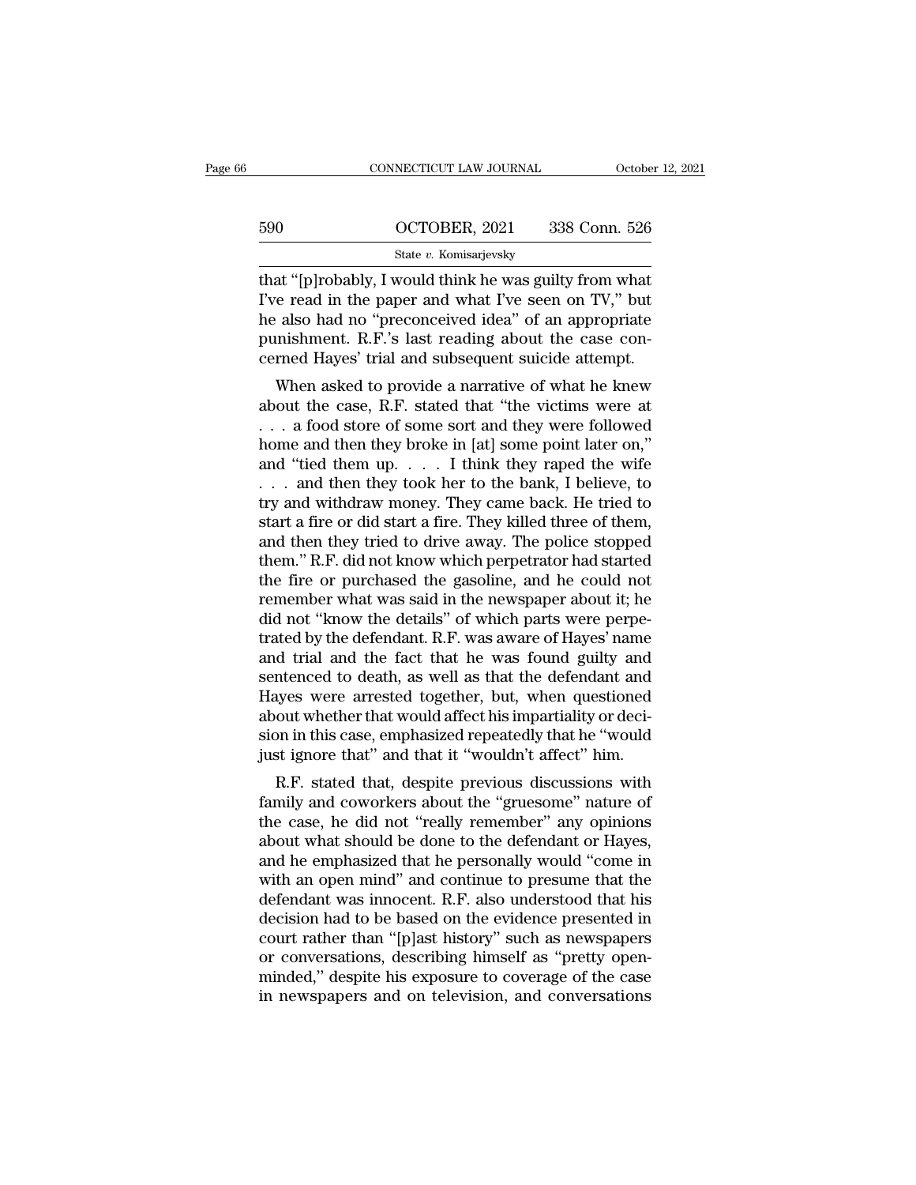that "[p]robably, I would think he was guilty from what I've read in the paper and what I've seen on TV," but he also had no "preconceived idea" of an appropriate punishment. R.F.'s last reading about the case concerned Hayes' trial and subsequent suicide attempt.

When asked to provide a narrative of what he knew about the case, R.F. stated that "the victims were at . . . a food store of some sort and they were followed home and then they broke in [at] some point later on," and "tied them up. . . . I think they raped the wife . . . and then they took her to the bank, I believe, to try and withdraw money. They came back. He tried to start a fire or did start a fire. They killed three of them, and then they tried to drive away. The police stopped them." R.F. did not know which perpetrator had started the fire or purchased the gasoline, and he could not remember what was said in the newspaper about it; he did not "know the details" of which parts were perpetrated by the defendant. R.F. was aware of Hayes' name and trial and the fact that he was found guilty and sentenced to death, as well as that the defendant and Hayes were arrested together, but, when questioned about whether that would affect his impartiality or decision in this case, emphasized repeatedly that he "would just ignore that" and that it "wouldn't affect" him.

R.F. stated that, despite previous discussions with family and coworkers about the "gruesome" nature of the case, he did not "really remember" any opinions about what should be done to the defendant or Hayes, and he emphasized that he personally would "come in with an open mind" and continue to presume that the defendant was innocent. R.F. also understood that his decision had to be based on the evidence presented in court rather than "[p]ast history" such as newspapers or conversations, describing himself as "pretty open-minded," despite his exposure to coverage of the case in newspapers and on television, and conversations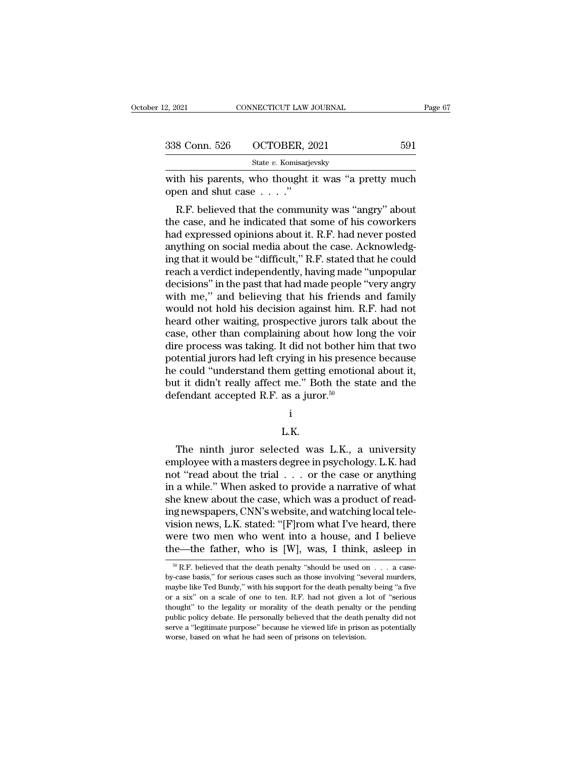with his parents, who thought it was "a pretty much open and shut case . . . ."

R.F. believed that the community was "angry" about the case, and he indicated that some of his coworkers had expressed opinions about it. R.F. had never posted anything on social media about the case. Acknowledging that it would be "difficult," R.F. stated that he could reach a verdict independently, having made "unpopular decisions" in the past that had made people "very angry with me," and believing that his friends and family would not hold his decision against him. R.F. had not heard other waiting, prospective jurors talk about the case, other than complaining about how long the voir dire process was taking. It did not bother him that two potential jurors had left crying in his presence because he could "understand them getting emotional about it, but it didn't really affect me." Both the state and the defendant accepted R.F. as a juror.[50]

i

L.K.

The ninth juror selected was L.K., a university employee with a masters degree in psychology. L.K. had not "read about the trial . . . or the case or anything in a while." When asked to provide a narrative of what she knew about the case, which was a product of reading newspapers, CNN's website, and watching local television news, L.K. stated: "[F]rom what I've heard, there were two men who went into a house, and I believe the—the father, who is [W], was, I think, asleep in

[50] R.F. believed that the death penalty "should be used on . . . a case-by-case basis," for serious cases such as those involving "several murders, maybe like Ted Bundy," with his support for the death penalty being "a five or a six" on a scale of one to ten. R.F. had not given a lot of "serious thought" to the legality or morality of the death penalty or the pending public policy debate. He personally believed that the death penalty did not serve a "legitimate purpose" because he viewed life in prison as potentially worse, based on what he had seen of prisons on television.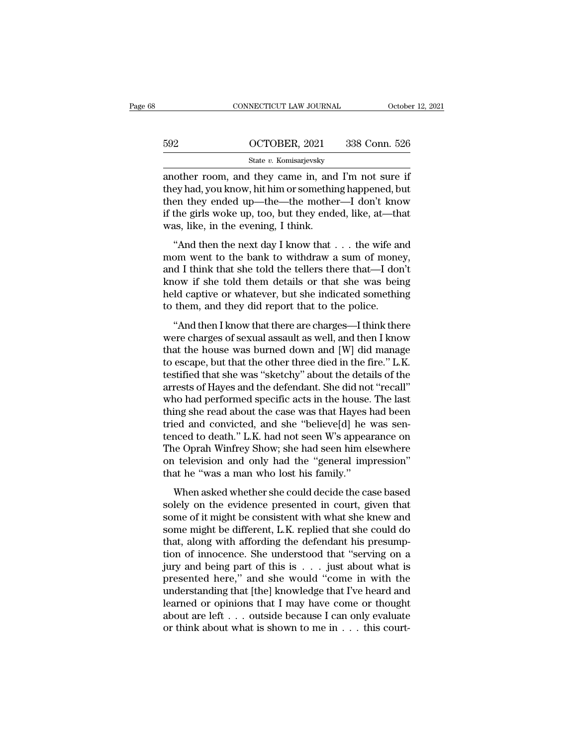another room, and they came in, and I'm not sure if they had, you know, hit him or something happened, but then they ended up—the—the mother—I don't know if the girls woke up, too, but they ended, like, at—that was, like, in the evening, I think.

"And then the next day I know that . . . the wife and mom went to the bank to withdraw a sum of money, and I think that she told the tellers there that—I don't know if she told them details or that she was being held captive or whatever, but she indicated something to them, and they did report that to the police.

"And then I know that there are charges—I think there were charges of sexual assault as well, and then I know that the house was burned down and [W] did manage to escape, but that the other three died in the fire." L.K. testified that she was "sketchy" about the details of the arrests of Hayes and the defendant. She did not "recall" who had performed specific acts in the house. The last thing she read about the case was that Hayes had been tried and convicted, and she "believe[d] he was sentenced to death." L.K. had not seen W's appearance on The Oprah Winfrey Show; she had seen him elsewhere on television and only had the "general impression" that he "was a man who lost his family."

When asked whether she could decide the case based solely on the evidence presented in court, given that some of it might be consistent with what she knew and some might be different, L.K. replied that she could do that, along with affording the defendant his presumption of innocence. She understood that "serving on a jury and being part of this is . . . just about what is presented here," and she would "come in with the understanding that [the] knowledge that I've heard and learned or opinions that I may have come or thought about are left . . . outside because I can only evaluate or think about what is shown to me in . . . this court-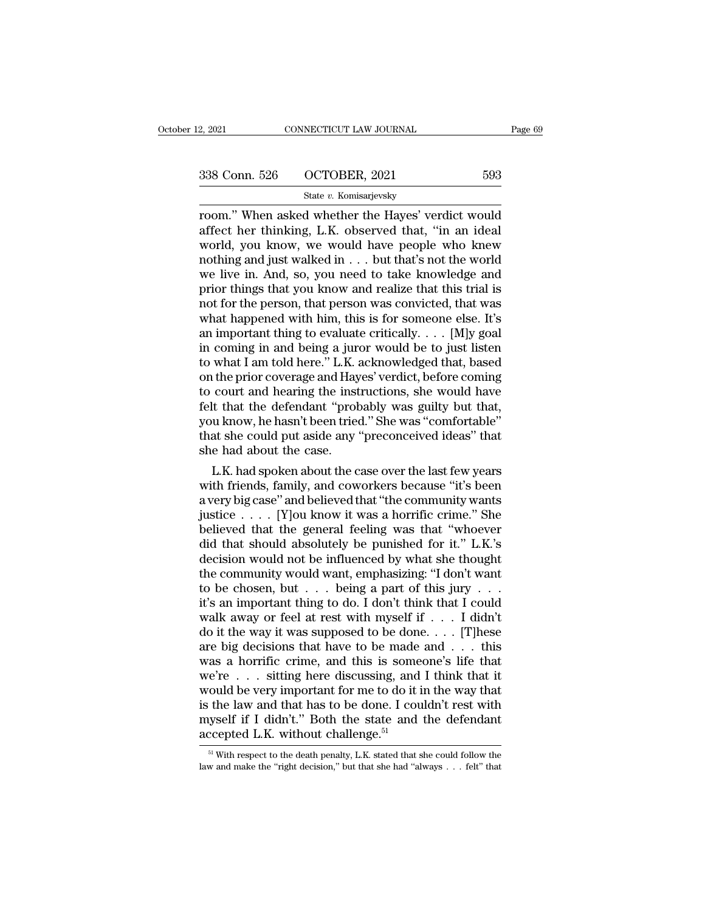room." When asked whether the Hayes' verdict would affect her thinking, L.K. observed that, "in an ideal world, you know, we would have people who knew nothing and just walked in . . . but that's not the world we live in. And, so, you need to take knowledge and prior things that you know and realize that this trial is not for the person, that person was convicted, that was what happened with him, this is for someone else. It's an important thing to evaluate critically. . . . [M]y goal in coming in and being a juror would be to just listen to what I am told here." L.K. acknowledged that, based on the prior coverage and Hayes' verdict, before coming to court and hearing the instructions, she would have felt that the defendant "probably was guilty but that, you know, he hasn't been tried." She was "comfortable" that she could put aside any "preconceived ideas" that she had about the case.

L.K. had spoken about the case over the last few years with friends, family, and coworkers because "it's been a very big case" and believed that "the community wants justice . . . . [Y]ou know it was a horrific crime." She believed that the general feeling was that "whoever did that should absolutely be punished for it." L.K.'s decision would not be influenced by what she thought the community would want, emphasizing: "I don't want to be chosen, but . . . being a part of this jury . . . it's an important thing to do. I don't think that I could walk away or feel at rest with myself if . . . I didn't do it the way it was supposed to be done. . . . [T]hese are big decisions that have to be made and . . . this was a horrific crime, and this is someone's life that we're . . . sitting here discussing, and I think that it would be very important for me to do it in the way that is the law and that has to be done. I couldn't rest with myself if I didn't." Both the state and the defendant accepted L.K. without challenge.[51]

[51] With respect to the death penalty, L.K. stated that she could follow the law and make the "right decision," but that she had "always . . . felt" that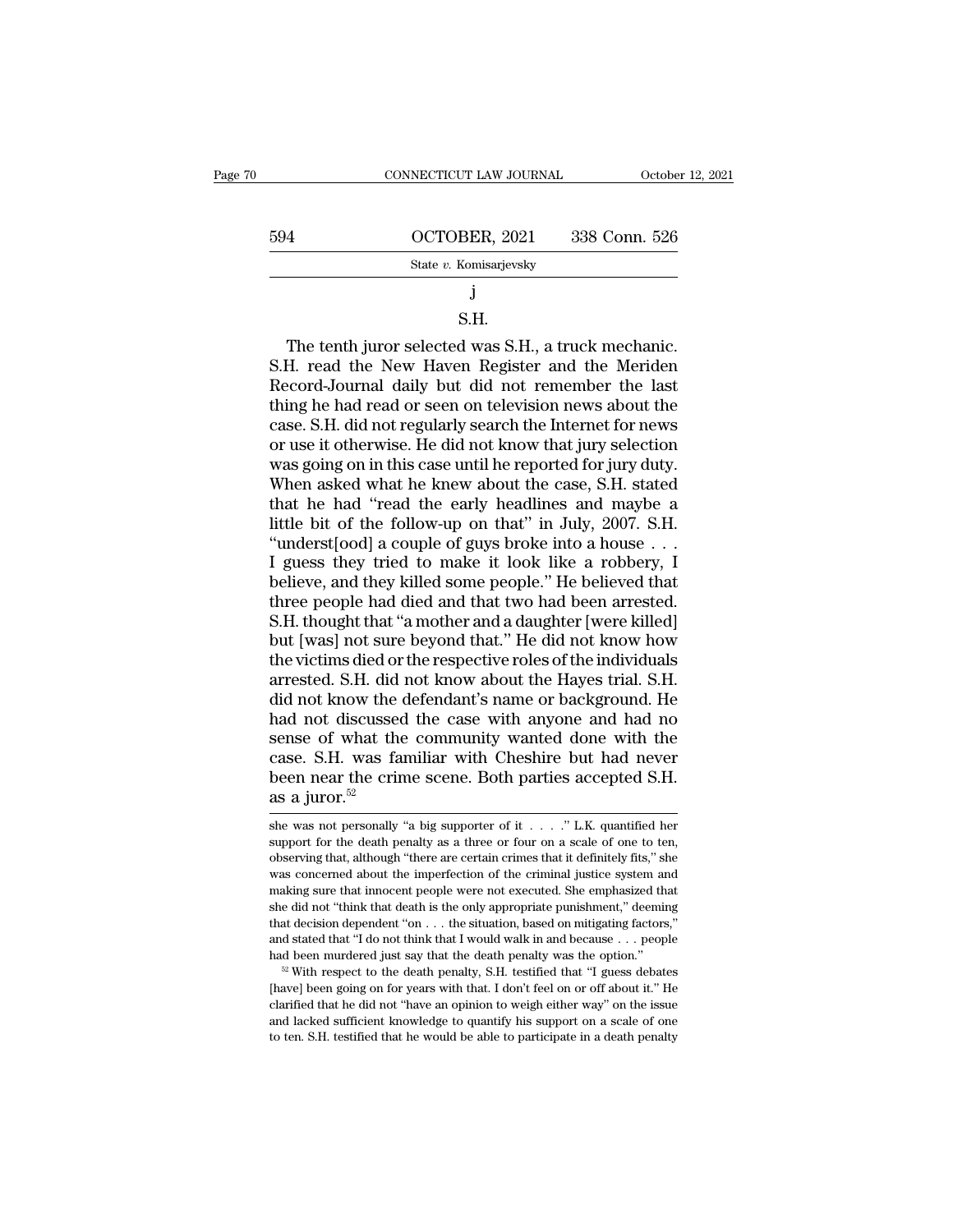### j

### S.H.

The tenth juror selected was S.H., a truck mechanic. S.H. read the New Haven Register and the Meriden Record-Journal daily but did not remember the last thing he had read or seen on television news about the case. S.H. did not regularly search the Internet for news or use it otherwise. He did not know that jury selection was going on in this case until he reported for jury duty. When asked what he knew about the case, S.H. stated that he had "read the early headlines and maybe a little bit of the follow-up on that" in July, 2007. S.H. "underst[ood] a couple of guys broke into a house . . . I guess they tried to make it look like a robbery, I believe, and they killed some people." He believed that three people had died and that two had been arrested. S.H. thought that "a mother and a daughter [were killed] but [was] not sure beyond that." He did not know how the victims died or the respective roles of the individuals arrested. S.H. did not know about the Hayes trial. S.H. did not know the defendant's name or background. He had not discussed the case with anyone and had no sense of what the community wanted done with the case. S.H. was familiar with Cheshire but had never been near the crime scene. Both parties accepted S.H. as a juror.[52]

---

she was not personally "a big supporter of it . . . ." L.K. quantified her support for the death penalty as a three or four on a scale of one to ten, observing that, although "there are certain crimes that it definitely fits," she was concerned about the imperfection of the criminal justice system and making sure that innocent people were not executed. She emphasized that she did not "think that death is the only appropriate punishment," deeming that decision dependent "on . . . the situation, based on mitigating factors," and stated that "I do not think that I would walk in and because . . . people had been murdered just say that the death penalty was the option."

[52] With respect to the death penalty, S.H. testified that "I guess debates [have] been going on for years with that. I don't feel on or off about it." He clarified that he did not "have an opinion to weigh either way" on the issue and lacked sufficient knowledge to quantify his support on a scale of one to ten. S.H. testified that he would be able to participate in a death penalty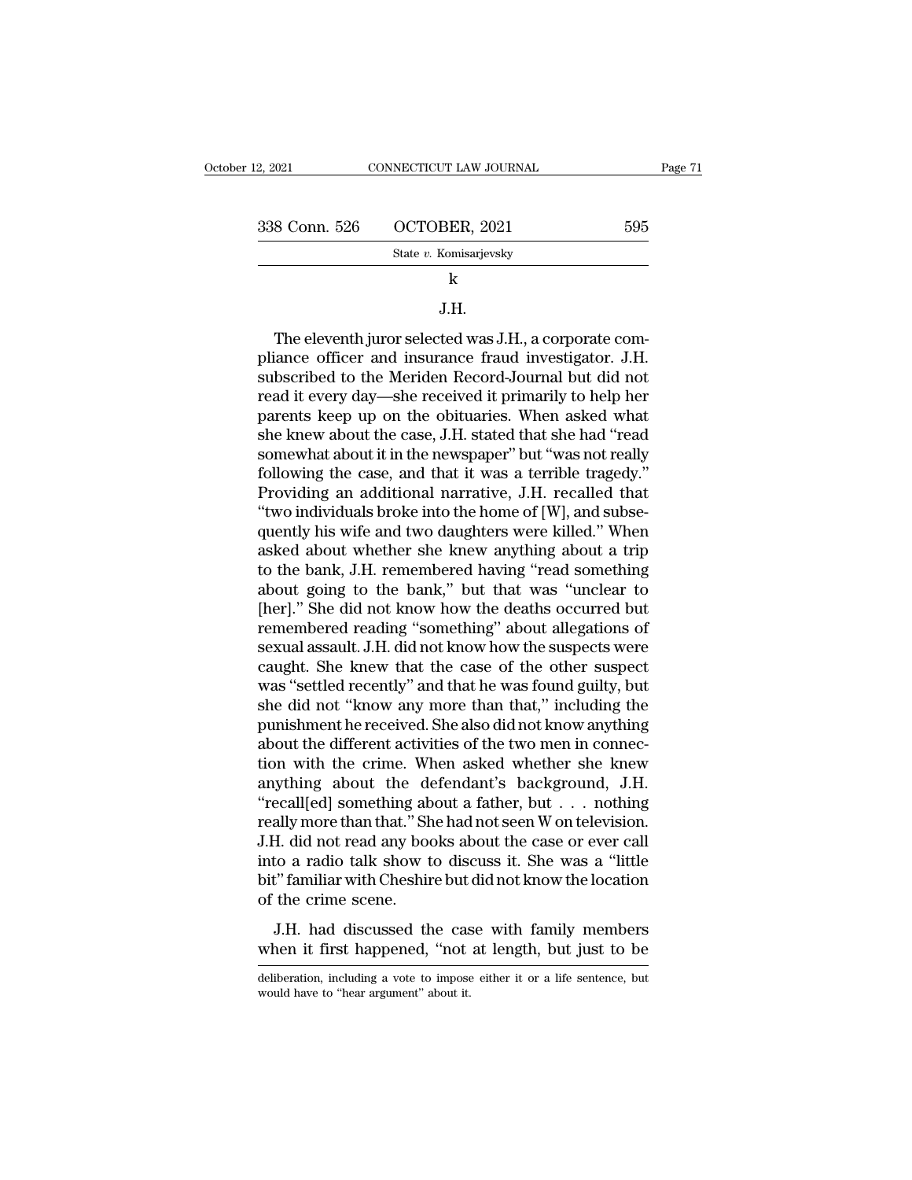k

J.H.

The eleventh juror selected was J.H., a corporate compliance officer and insurance fraud investigator. J.H. subscribed to the Meriden Record-Journal but did not read it every day—she received it primarily to help her parents keep up on the obituaries. When asked what she knew about the case, J.H. stated that she had "read somewhat about it in the newspaper" but "was not really following the case, and that it was a terrible tragedy." Providing an additional narrative, J.H. recalled that "two individuals broke into the home of [W], and subsequently his wife and two daughters were killed." When asked about whether she knew anything about a trip to the bank, J.H. remembered having "read something about going to the bank," but that was "unclear to [her]." She did not know how the deaths occurred but remembered reading "something" about allegations of sexual assault. J.H. did not know how the suspects were caught. She knew that the case of the other suspect was "settled recently" and that he was found guilty, but she did not "know any more than that," including the punishment he received. She also did not know anything about the different activities of the two men in connection with the crime. When asked whether she knew anything about the defendant's background, J.H. "recall[ed] something about a father, but . . . nothing really more than that." She had not seen W on television. J.H. did not read any books about the case or ever call into a radio talk show to discuss it. She was a "little bit" familiar with Cheshire but did not know the location of the crime scene.

J.H. had discussed the case with family members when it first happened, "not at length, but just to be

deliberation, including a vote to impose either it or a life sentence, but would have to "hear argument" about it.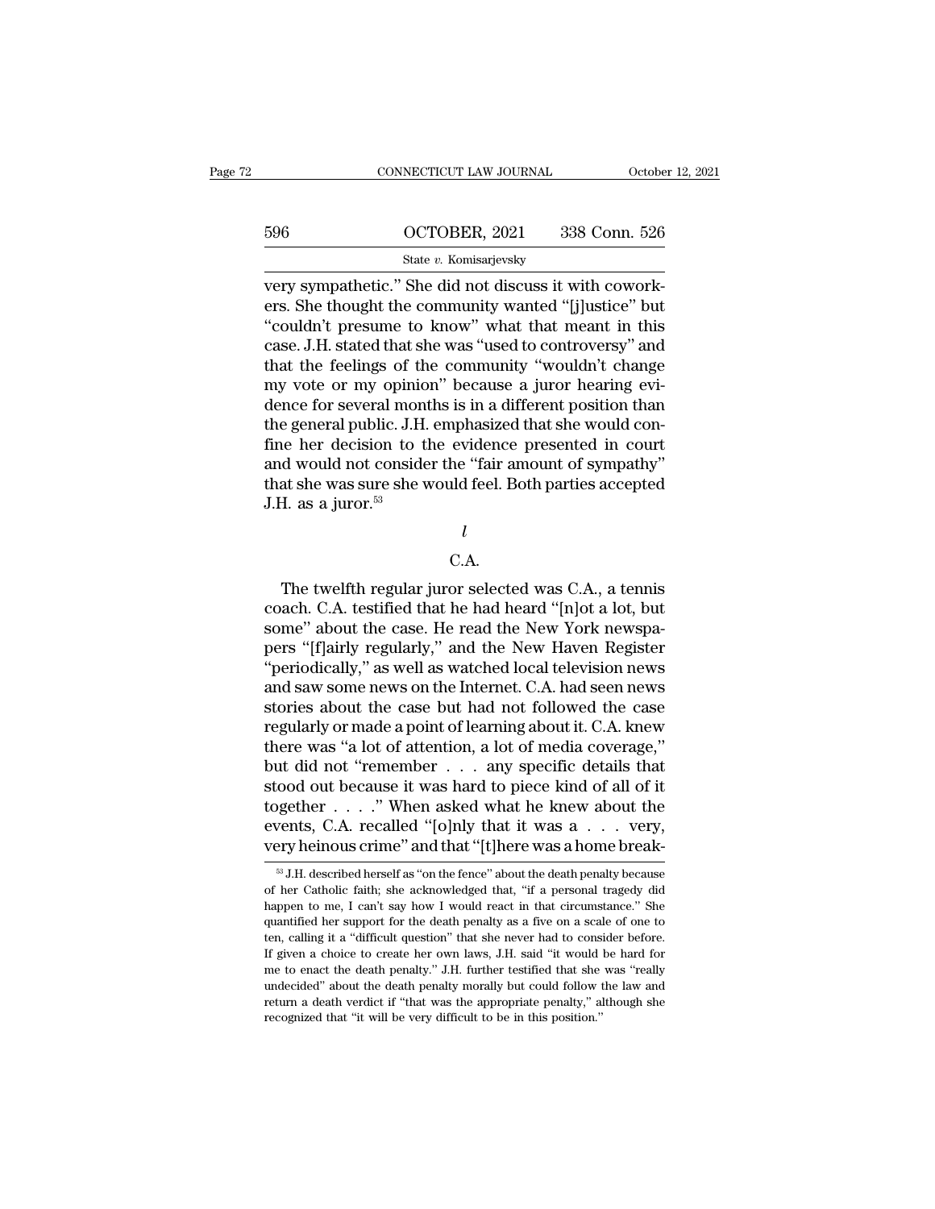very sympathetic." She did not discuss it with coworkers. She thought the community wanted "[j]ustice" but "couldn't presume to know" what that meant in this case. J.H. stated that she was "used to controversy" and that the feelings of the community "wouldn't change my vote or my opinion" because a juror hearing evidence for several months is in a different position than the general public. J.H. emphasized that she would confine her decision to the evidence presented in court and would not consider the "fair amount of sympathy" that she was sure she would feel. Both parties accepted J.H. as a juror.[53]

*l*

C.A.

The twelfth regular juror selected was C.A., a tennis coach. C.A. testified that he had heard "[n]ot a lot, but some" about the case. He read the New York newspapers "[f]airly regularly," and the New Haven Register "periodically," as well as watched local television news and saw some news on the Internet. C.A. had seen news stories about the case but had not followed the case regularly or made a point of learning about it. C.A. knew there was "a lot of attention, a lot of media coverage," but did not "remember . . . any specific details that stood out because it was hard to piece kind of all of it together . . . ." When asked what he knew about the events, C.A. recalled "[o]nly that it was a . . . very, very heinous crime" and that "[t]here was a home break-

[53] J.H. described herself as "on the fence" about the death penalty because of her Catholic faith; she acknowledged that, "if a personal tragedy did happen to me, I can't say how I would react in that circumstance." She quantified her support for the death penalty as a five on a scale of one to ten, calling it a "difficult question" that she never had to consider before. If given a choice to create her own laws, J.H. said "it would be hard for me to enact the death penalty." J.H. further testified that she was "really undecided" about the death penalty morally but could follow the law and return a death verdict if "that was the appropriate penalty," although she recognized that "it will be very difficult to be in this position."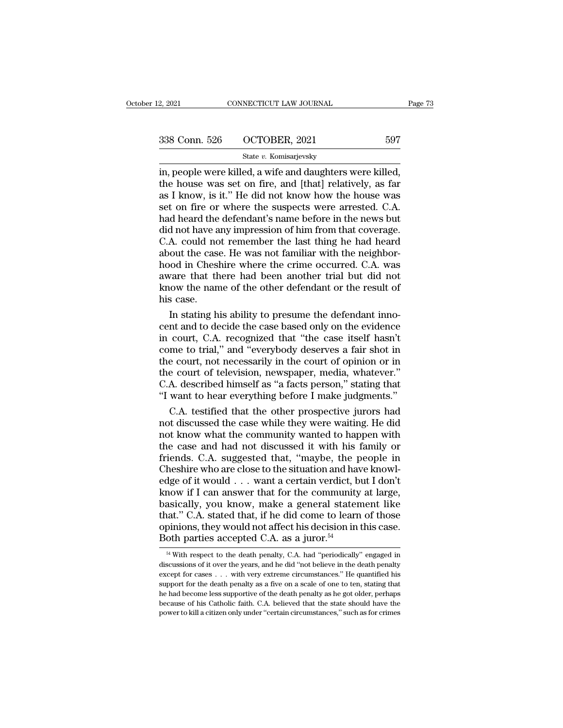in, people were killed, a wife and daughters were killed, the house was set on fire, and [that] relatively, as far as I know, is it." He did not know how the house was set on fire or where the suspects were arrested. C.A. had heard the defendant's name before in the news but did not have any impression of him from that coverage. C.A. could not remember the last thing he had heard about the case. He was not familiar with the neighborhood in Cheshire where the crime occurred. C.A. was aware that there had been another trial but did not know the name of the other defendant or the result of his case.

In stating his ability to presume the defendant innocent and to decide the case based only on the evidence in court, C.A. recognized that "the case itself hasn't come to trial," and "everybody deserves a fair shot in the court, not necessarily in the court of opinion or in the court of television, newspaper, media, whatever." C.A. described himself as "a facts person," stating that "I want to hear everything before I make judgments."

C.A. testified that the other prospective jurors had not discussed the case while they were waiting. He did not know what the community wanted to happen with the case and had not discussed it with his family or friends. C.A. suggested that, "maybe, the people in Cheshire who are close to the situation and have knowledge of it would . . . want a certain verdict, but I don't know if I can answer that for the community at large, basically, you know, make a general statement like that." C.A. stated that, if he did come to learn of those opinions, they would not affect his decision in this case. Both parties accepted C.A. as a juror.[54]

[54] With respect to the death penalty, C.A. had "periodically" engaged in discussions of it over the years, and he did "not believe in the death penalty except for cases . . . with very extreme circumstances." He quantified his support for the death penalty as a five on a scale of one to ten, stating that he had become less supportive of the death penalty as he got older, perhaps because of his Catholic faith. C.A. believed that the state should have the power to kill a citizen only under "certain circumstances," such as for crimes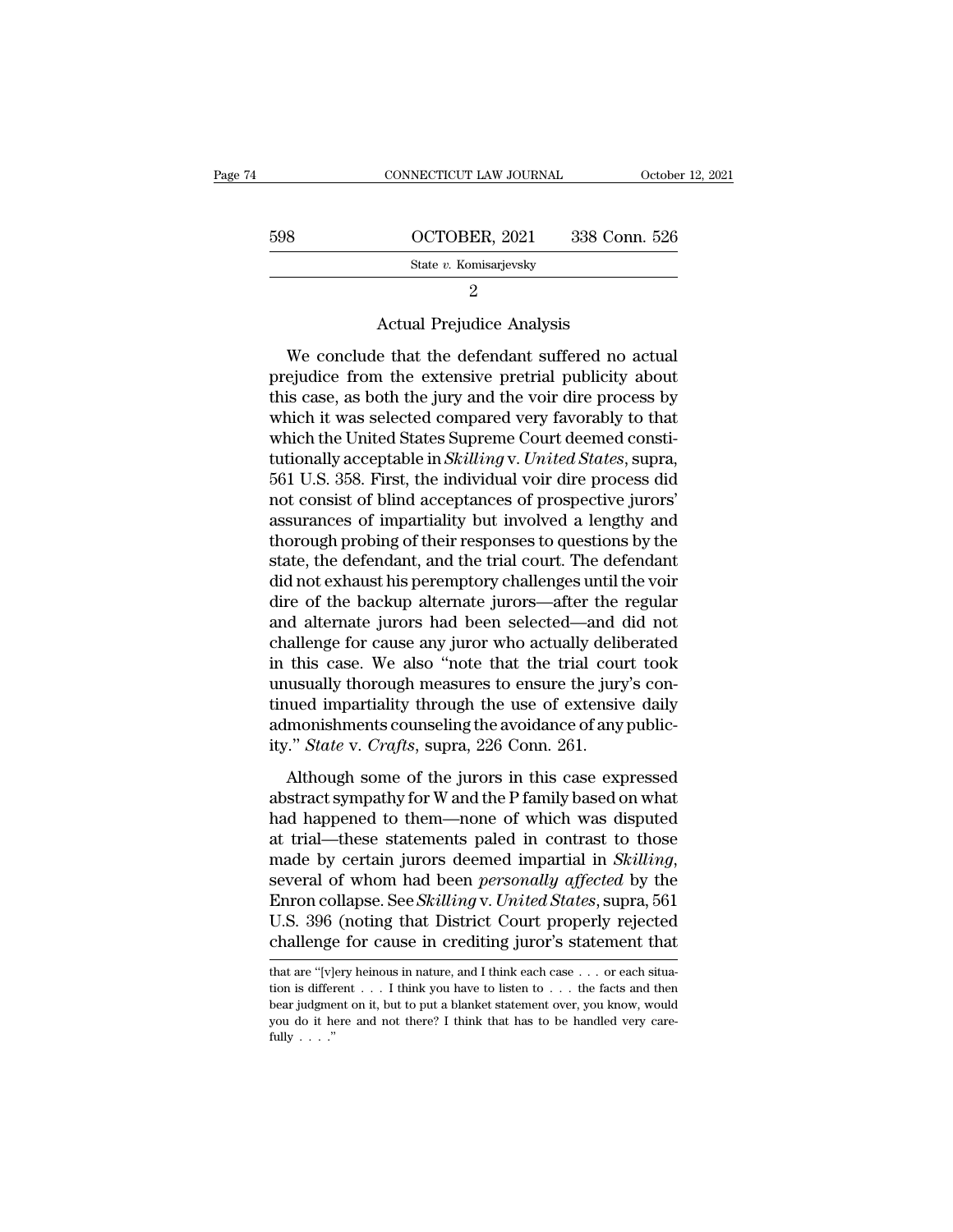## 2

### Actual Prejudice Analysis

We conclude that the defendant suffered no actual prejudice from the extensive pretrial publicity about this case, as both the jury and the voir dire process by which it was selected compared very favorably to that which the United States Supreme Court deemed constitutionally acceptable in *Skilling* v. *United States*, supra, 561 U.S. 358. First, the individual voir dire process did not consist of blind acceptances of prospective jurors' assurances of impartiality but involved a lengthy and thorough probing of their responses to questions by the state, the defendant, and the trial court. The defendant did not exhaust his peremptory challenges until the voir dire of the backup alternate jurors—after the regular and alternate jurors had been selected—and did not challenge for cause any juror who actually deliberated in this case. We also "note that the trial court took unusually thorough measures to ensure the jury's continued impartiality through the use of extensive daily admonishments counseling the avoidance of any publicity." *State* v. *Crafts*, supra, 226 Conn. 261.

Although some of the jurors in this case expressed abstract sympathy for W and the P family based on what had happened to them—none of which was disputed at trial—these statements paled in contrast to those made by certain jurors deemed impartial in *Skilling*, several of whom had been *personally affected* by the Enron collapse. See *Skilling* v. *United States*, supra, 561 U.S. 396 (noting that District Court properly rejected challenge for cause in crediting juror's statement that

---

that are "[v]ery heinous in nature, and I think each case . . . or each situation is different . . . I think you have to listen to . . . the facts and then bear judgment on it, but to put a blanket statement over, you know, would you do it here and not there? I think that has to be handled very carefully . . . ."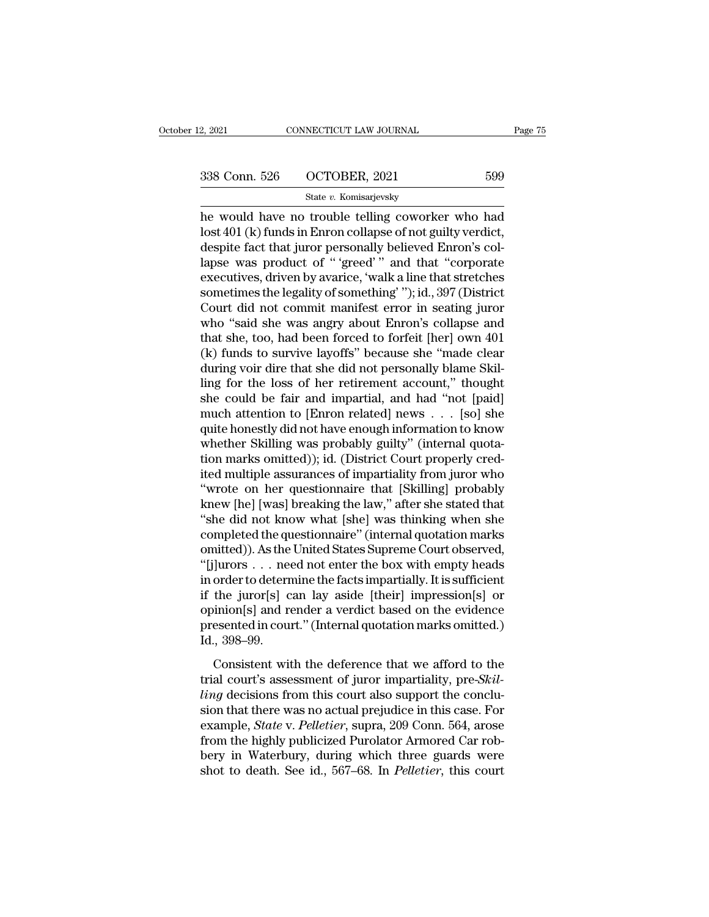he would have no trouble telling coworker who had lost 401 (k) funds in Enron collapse of not guilty verdict, despite fact that juror personally believed Enron's collapse was product of " 'greed' " and that "corporate executives, driven by avarice, 'walk a line that stretches sometimes the legality of something' "); id., 397 (District Court did not commit manifest error in seating juror who "said she was angry about Enron's collapse and that she, too, had been forced to forfeit [her] own 401 (k) funds to survive layoffs" because she "made clear during voir dire that she did not personally blame Skilling for the loss of her retirement account," thought she could be fair and impartial, and had "not [paid] much attention to [Enron related] news . . . [so] she quite honestly did not have enough information to know whether Skilling was probably guilty" (internal quotation marks omitted)); id. (District Court properly credited multiple assurances of impartiality from juror who "wrote on her questionnaire that [Skilling] probably knew [he] [was] breaking the law," after she stated that "she did not know what [she] was thinking when she completed the questionnaire" (internal quotation marks omitted)). As the United States Supreme Court observed, "[j]urors . . . need not enter the box with empty heads in order to determine the facts impartially. It is sufficient if the juror[s] can lay aside [their] impression[s] or opinion[s] and render a verdict based on the evidence presented in court." (Internal quotation marks omitted.) Id., 398–99.

Consistent with the deference that we afford to the trial court's assessment of juror impartiality, pre-*Skilling* decisions from this court also support the conclusion that there was no actual prejudice in this case. For example, *State* v. *Pelletier*, supra, 209 Conn. 564, arose from the highly publicized Purolator Armored Car robbery in Waterbury, during which three guards were shot to death. See id., 567–68. In *Pelletier*, this court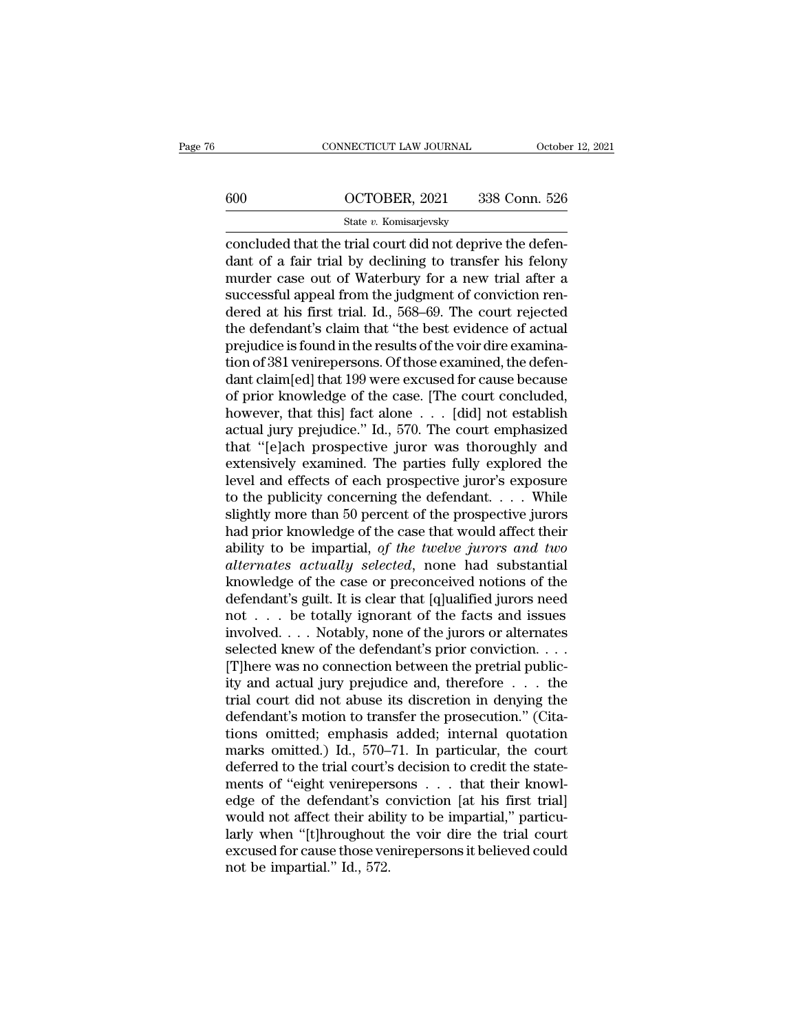concluded that the trial court did not deprive the defendant of a fair trial by declining to transfer his felony murder case out of Waterbury for a new trial after a successful appeal from the judgment of conviction rendered at his first trial. Id., 568–69. The court rejected the defendant's claim that "the best evidence of actual prejudice is found in the results of the voir dire examination of 381 venirepersons. Of those examined, the defendant claim[ed] that 199 were excused for cause because of prior knowledge of the case. [The court concluded, however, that this] fact alone . . . [did] not establish actual jury prejudice." Id., 570. The court emphasized that "[e]ach prospective juror was thoroughly and extensively examined. The parties fully explored the level and effects of each prospective juror's exposure to the publicity concerning the defendant. . . . While slightly more than 50 percent of the prospective jurors had prior knowledge of the case that would affect their ability to be impartial, *of the twelve jurors and two alternates actually selected*, none had substantial knowledge of the case or preconceived notions of the defendant's guilt. It is clear that [q]ualified jurors need not . . . be totally ignorant of the facts and issues involved. . . . Notably, none of the jurors or alternates selected knew of the defendant's prior conviction. . . . [T]here was no connection between the pretrial publicity and actual jury prejudice and, therefore . . . the trial court did not abuse its discretion in denying the defendant's motion to transfer the prosecution." (Citations omitted; emphasis added; internal quotation marks omitted.) Id., 570–71. In particular, the court deferred to the trial court's decision to credit the statements of "eight venirepersons . . . that their knowledge of the defendant's conviction [at his first trial] would not affect their ability to be impartial," particularly when "[t]hroughout the voir dire the trial court excused for cause those venirepersons it believed could not be impartial." Id., 572.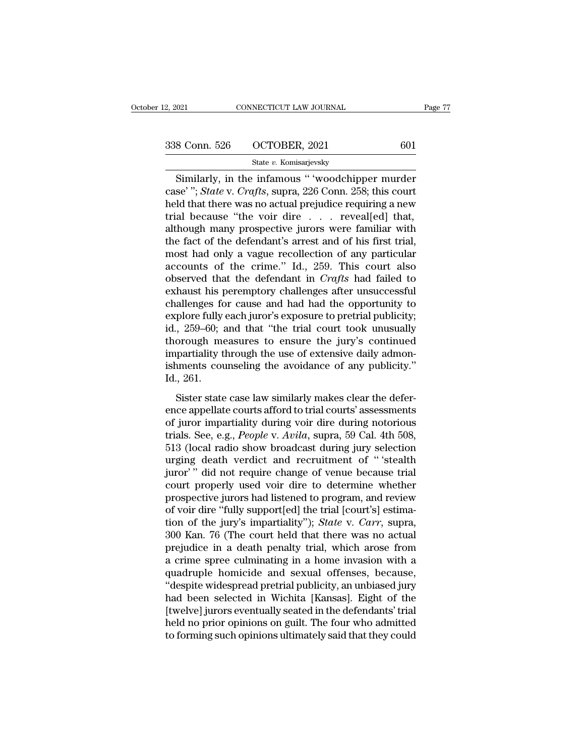Similarly, in the infamous " 'woodchipper murder case' "; *State* v. *Crafts*, supra, 226 Conn. 258; this court held that there was no actual prejudice requiring a new trial because "the voir dire . . . reveal[ed] that, although many prospective jurors were familiar with the fact of the defendant's arrest and of his first trial, most had only a vague recollection of any particular accounts of the crime." Id., 259. This court also observed that the defendant in *Crafts* had failed to exhaust his peremptory challenges after unsuccessful challenges for cause and had had the opportunity to explore fully each juror's exposure to pretrial publicity; id., 259–60; and that "the trial court took unusually thorough measures to ensure the jury's continued impartiality through the use of extensive daily admonishments counseling the avoidance of any publicity." Id., 261.

Sister state case law similarly makes clear the deference appellate courts afford to trial courts' assessments of juror impartiality during voir dire during notorious trials. See, e.g., *People* v. *Avila*, supra, 59 Cal. 4th 508, 513 (local radio show broadcast during jury selection urging death verdict and recruitment of " 'stealth juror' " did not require change of venue because trial court properly used voir dire to determine whether prospective jurors had listened to program, and review of voir dire "fully support[ed] the trial [court's] estimation of the jury's impartiality"); *State* v. *Carr*, supra, 300 Kan. 76 (The court held that there was no actual prejudice in a death penalty trial, which arose from a crime spree culminating in a home invasion with a quadruple homicide and sexual offenses, because, "despite widespread pretrial publicity, an unbiased jury had been selected in Wichita [Kansas]. Eight of the [twelve] jurors eventually seated in the defendants' trial held no prior opinions on guilt. The four who admitted to forming such opinions ultimately said that they could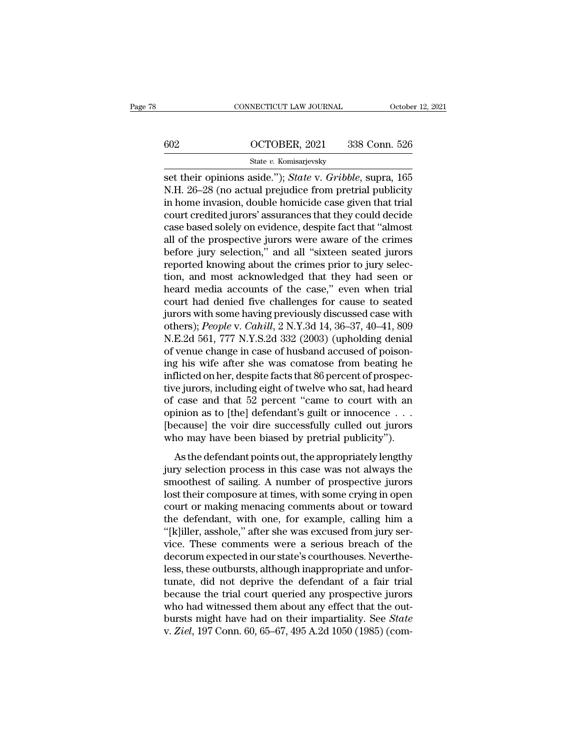set their opinions aside."); *State* v. *Gribble*, supra, 165 N.H. 26–28 (no actual prejudice from pretrial publicity in home invasion, double homicide case given that trial court credited jurors' assurances that they could decide case based solely on evidence, despite fact that "almost all of the prospective jurors were aware of the crimes before jury selection," and all "sixteen seated jurors reported knowing about the crimes prior to jury selection, and most acknowledged that they had seen or heard media accounts of the case," even when trial court had denied five challenges for cause to seated jurors with some having previously discussed case with others); *People* v. *Cahill*, 2 N.Y.3d 14, 36–37, 40–41, 809 N.E.2d 561, 777 N.Y.S.2d 332 (2003) (upholding denial of venue change in case of husband accused of poisoning his wife after she was comatose from beating he inflicted on her, despite facts that 86 percent of prospective jurors, including eight of twelve who sat, had heard of case and that 52 percent "came to court with an opinion as to [the] defendant's guilt or innocence . . . [because] the voir dire successfully culled out jurors who may have been biased by pretrial publicity").

As the defendant points out, the appropriately lengthy jury selection process in this case was not always the smoothest of sailing. A number of prospective jurors lost their composure at times, with some crying in open court or making menacing comments about or toward the defendant, with one, for example, calling him a "[k]iller, asshole," after she was excused from jury service. These comments were a serious breach of the decorum expected in our state's courthouses. Nevertheless, these outbursts, although inappropriate and unfortunate, did not deprive the defendant of a fair trial because the trial court queried any prospective jurors who had witnessed them about any effect that the outbursts might have had on their impartiality. See *State* v. *Ziel*, 197 Conn. 60, 65–67, 495 A.2d 1050 (1985) (com-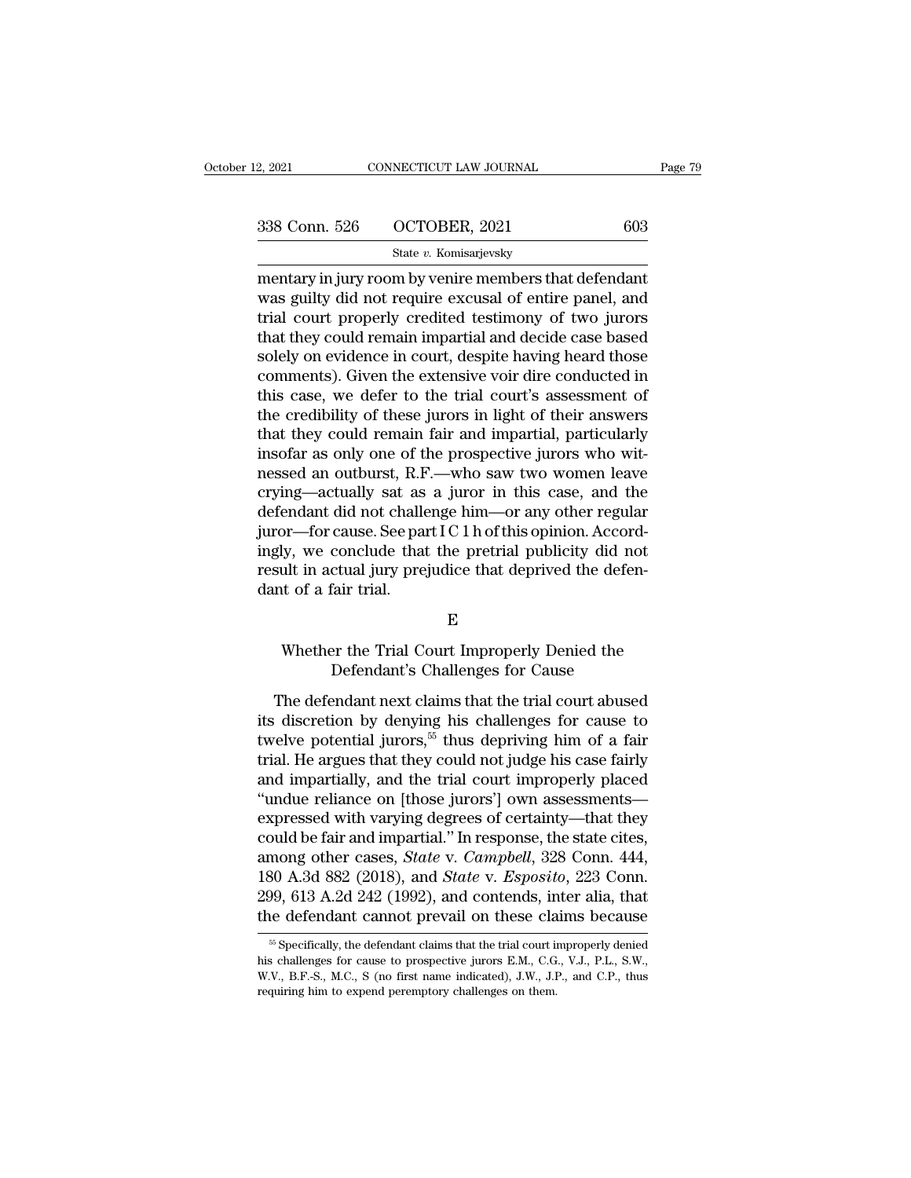mentary in jury room by venire members that defendant was guilty did not require excusal of entire panel, and trial court properly credited testimony of two jurors that they could remain impartial and decide case based solely on evidence in court, despite having heard those comments). Given the extensive voir dire conducted in this case, we defer to the trial court's assessment of the credibility of these jurors in light of their answers that they could remain fair and impartial, particularly insofar as only one of the prospective jurors who witnessed an outburst, R.F.—who saw two women leave crying—actually sat as a juror in this case, and the defendant did not challenge him—or any other regular juror—for cause. See part I C 1 h of this opinion. Accordingly, we conclude that the pretrial publicity did not result in actual jury prejudice that deprived the defendant of a fair trial.

## E

## Whether the Trial Court Improperly Denied the Defendant's Challenges for Cause

The defendant next claims that the trial court abused its discretion by denying his challenges for cause to twelve potential jurors,[55] thus depriving him of a fair trial. He argues that they could not judge his case fairly and impartially, and the trial court improperly placed "undue reliance on [those jurors'] own assessments—expressed with varying degrees of certainty—that they could be fair and impartial." In response, the state cites, among other cases, *State* v. *Campbell*, 328 Conn. 444, 180 A.3d 882 (2018), and *State* v. *Esposito*, 223 Conn. 299, 613 A.2d 242 (1992), and contends, inter alia, that the defendant cannot prevail on these claims because

[55] Specifically, the defendant claims that the trial court improperly denied his challenges for cause to prospective jurors E.M., C.G., V.J., P.L., S.W., W.V., B.F.-S., M.C., S (no first name indicated), J.W., J.P., and C.P., thus requiring him to expend peremptory challenges on them.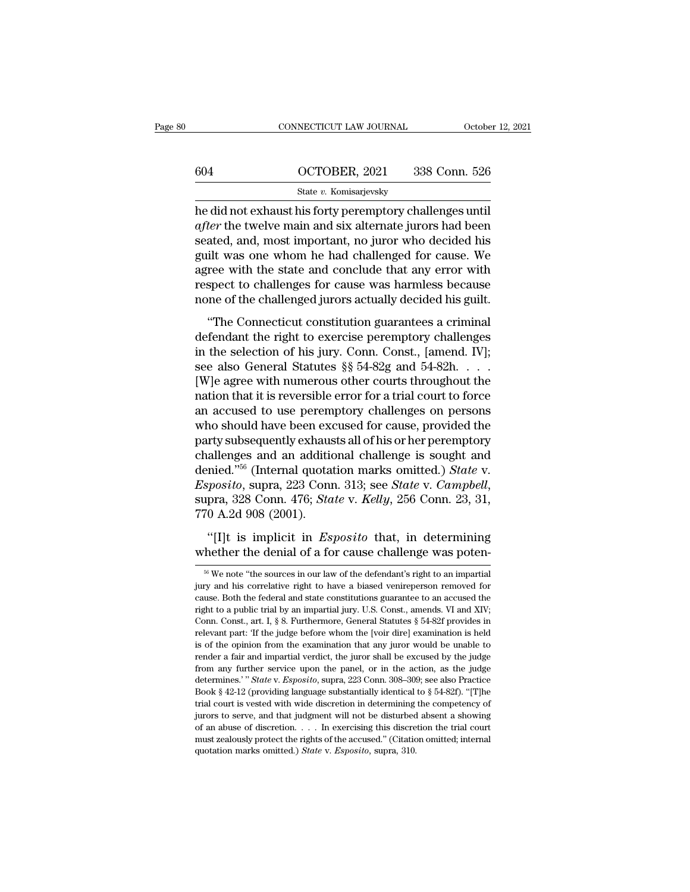he did not exhaust his forty peremptory challenges until *after* the twelve main and six alternate jurors had been seated, and, most important, no juror who decided his guilt was one whom he had challenged for cause. We agree with the state and conclude that any error with respect to challenges for cause was harmless because none of the challenged jurors actually decided his guilt.

"The Connecticut constitution guarantees a criminal defendant the right to exercise peremptory challenges in the selection of his jury. Conn. Const., [amend. IV]; see also General Statutes §§ 54-82g and 54-82h. . . . [W]e agree with numerous other courts throughout the nation that it is reversible error for a trial court to force an accused to use peremptory challenges on persons who should have been excused for cause, provided the party subsequently exhausts all of his or her peremptory challenges and an additional challenge is sought and denied."[56] (Internal quotation marks omitted.) *State* v. *Esposito*, supra, 223 Conn. 313; see *State* v. *Campbell*, supra, 328 Conn. 476; *State* v. *Kelly*, 256 Conn. 23, 31, 770 A.2d 908 (2001).

"[I]t is implicit in *Esposito* that, in determining whether the denial of a for cause challenge was poten-

[56] We note "the sources in our law of the defendant's right to an impartial jury and his correlative right to have a biased venireperson removed for cause. Both the federal and state constitutions guarantee to an accused the right to a public trial by an impartial jury. U.S. Const., amends. VI and XIV; Conn. Const., art. I, § 8. Furthermore, General Statutes § 54-82f provides in relevant part: 'If the judge before whom the [voir dire] examination is held is of the opinion from the examination that any juror would be unable to render a fair and impartial verdict, the juror shall be excused by the judge from any further service upon the panel, or in the action, as the judge determines.' " *State* v. *Esposito*, supra, 223 Conn. 308–309; see also Practice Book § 42-12 (providing language substantially identical to § 54-82f). "[T]he trial court is vested with wide discretion in determining the competency of jurors to serve, and that judgment will not be disturbed absent a showing of an abuse of discretion. . . . In exercising this discretion the trial court must zealously protect the rights of the accused." (Citation omitted; internal quotation marks omitted.) *State* v. *Esposito*, supra, 310.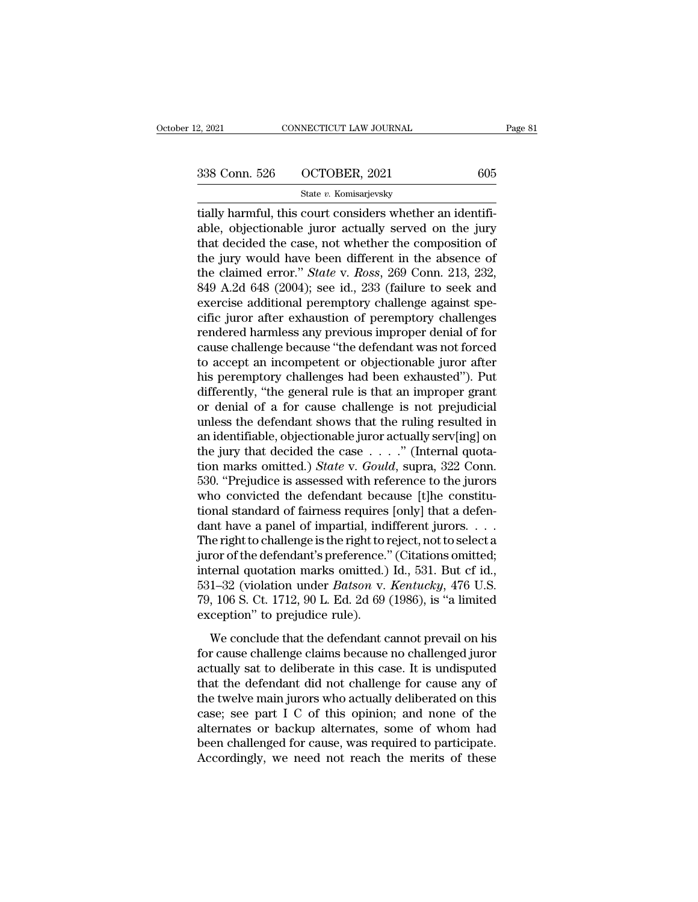tially harmful, this court considers whether an identifiable, objectionable juror actually served on the jury that decided the case, not whether the composition of the jury would have been different in the absence of the claimed error." *State* v. *Ross*, 269 Conn. 213, 232, 849 A.2d 648 (2004); see id., 233 (failure to seek and exercise additional peremptory challenge against specific juror after exhaustion of peremptory challenges rendered harmless any previous improper denial of for cause challenge because "the defendant was not forced to accept an incompetent or objectionable juror after his peremptory challenges had been exhausted"). Put differently, "the general rule is that an improper grant or denial of a for cause challenge is not prejudicial unless the defendant shows that the ruling resulted in an identifiable, objectionable juror actually serv[ing] on the jury that decided the case . . . ." (Internal quotation marks omitted.) *State* v. *Gould*, supra, 322 Conn. 530. "Prejudice is assessed with reference to the jurors who convicted the defendant because [t]he constitutional standard of fairness requires [only] that a defendant have a panel of impartial, indifferent jurors. . . . The right to challenge is the right to reject, not to select a juror of the defendant's preference." (Citations omitted; internal quotation marks omitted.) Id., 531. But cf id., 531–32 (violation under *Batson* v. *Kentucky*, 476 U.S. 79, 106 S. Ct. 1712, 90 L. Ed. 2d 69 (1986), is "a limited exception" to prejudice rule).

We conclude that the defendant cannot prevail on his for cause challenge claims because no challenged juror actually sat to deliberate in this case. It is undisputed that the defendant did not challenge for cause any of the twelve main jurors who actually deliberated on this case; see part I C of this opinion; and none of the alternates or backup alternates, some of whom had been challenged for cause, was required to participate. Accordingly, we need not reach the merits of these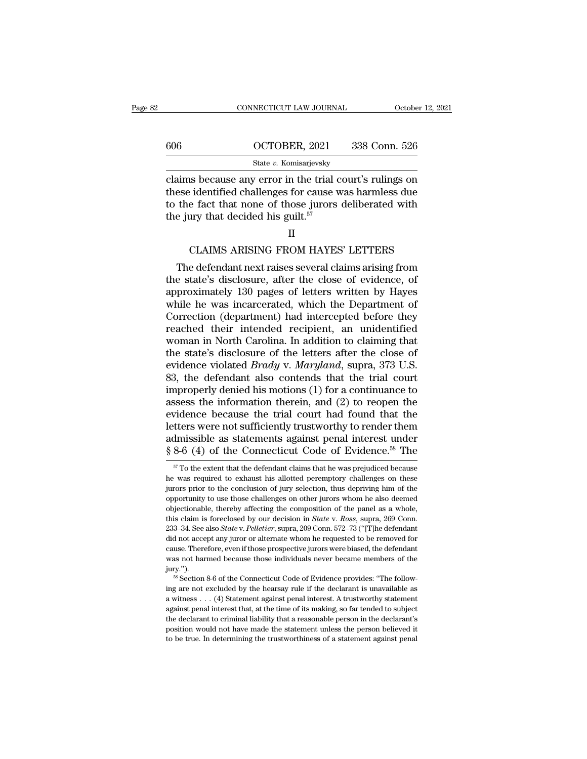claims because any error in the trial court's rulings on these identified challenges for cause was harmless due to the fact that none of those jurors deliberated with the jury that decided his guilt.[57]

## II

## CLAIMS ARISING FROM HAYES' LETTERS

The defendant next raises several claims arising from the state's disclosure, after the close of evidence, of approximately 130 pages of letters written by Hayes while he was incarcerated, which the Department of Correction (department) had intercepted before they reached their intended recipient, an unidentified woman in North Carolina. In addition to claiming that the state's disclosure of the letters after the close of evidence violated *Brady* v. *Maryland*, supra, 373 U.S. 83, the defendant also contends that the trial court improperly denied his motions (1) for a continuance to assess the information therein, and (2) to reopen the evidence because the trial court had found that the letters were not sufficiently trustworthy to render them admissible as statements against penal interest under § 8-6 (4) of the Connecticut Code of Evidence.[58] The

---

[57] To the extent that the defendant claims that he was prejudiced because he was required to exhaust his allotted peremptory challenges on these jurors prior to the conclusion of jury selection, thus depriving him of the opportunity to use those challenges on other jurors whom he also deemed objectionable, thereby affecting the composition of the panel as a whole, this claim is foreclosed by our decision in *State* v. *Ross*, supra, 269 Conn. 233–34. See also *State* v. *Pelletier*, supra, 209 Conn. 572–73 ("[T]he defendant did not accept any juror or alternate whom he requested to be removed for cause. Therefore, even if those prospective jurors were biased, the defendant was not harmed because those individuals never became members of the jury.").

[58] Section 8-6 of the Connecticut Code of Evidence provides: "The following are not excluded by the hearsay rule if the declarant is unavailable as a witness . . . (4) Statement against penal interest. A trustworthy statement against penal interest that, at the time of its making, so far tended to subject the declarant to criminal liability that a reasonable person in the declarant's position would not have made the statement unless the person believed it to be true. In determining the trustworthiness of a statement against penal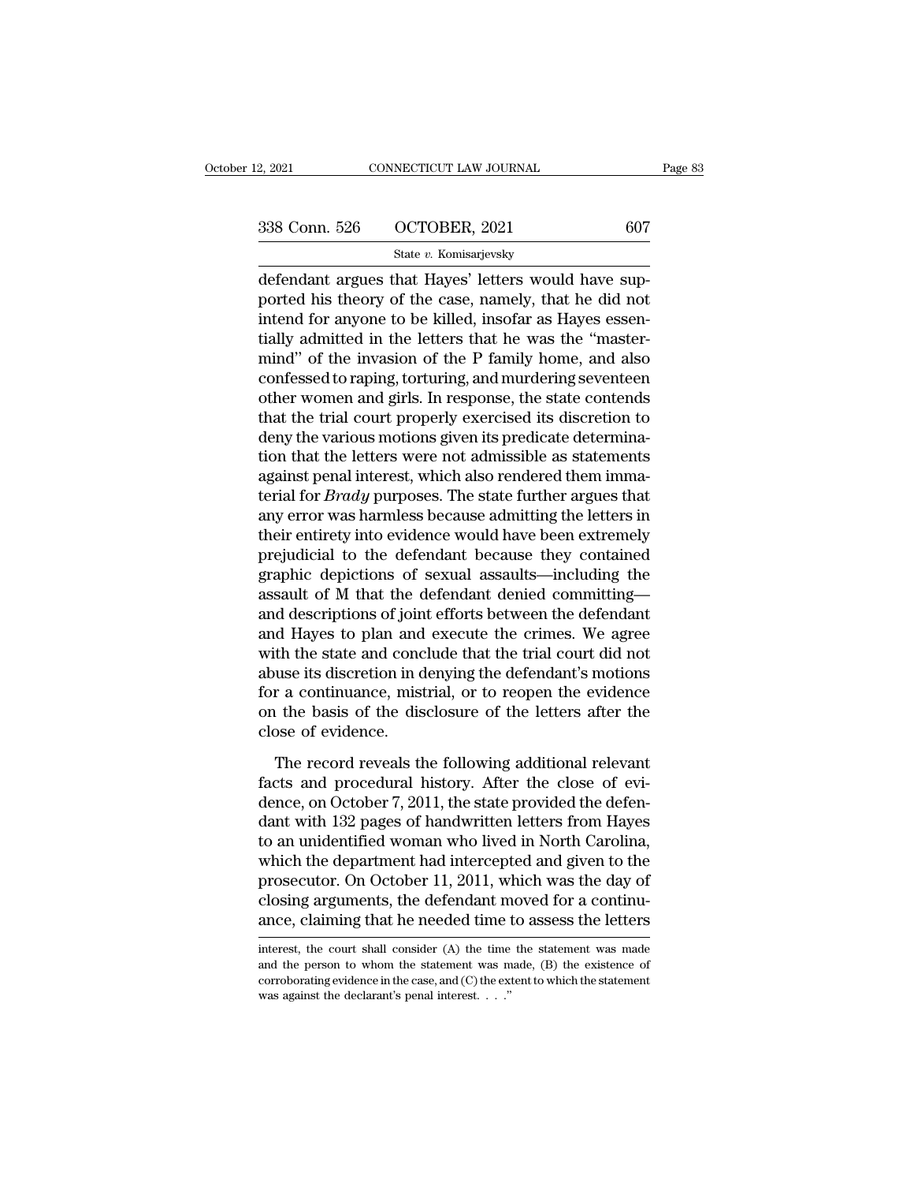defendant argues that Hayes' letters would have supported his theory of the case, namely, that he did not intend for anyone to be killed, insofar as Hayes essentially admitted in the letters that he was the "mastermind" of the invasion of the P family home, and also confessed to raping, torturing, and murdering seventeen other women and girls. In response, the state contends that the trial court properly exercised its discretion to deny the various motions given its predicate determination that the letters were not admissible as statements against penal interest, which also rendered them immaterial for *Brady* purposes. The state further argues that any error was harmless because admitting the letters in their entirety into evidence would have been extremely prejudicial to the defendant because they contained graphic depictions of sexual assaults—including the assault of M that the defendant denied committing—and descriptions of joint efforts between the defendant and Hayes to plan and execute the crimes. We agree with the state and conclude that the trial court did not abuse its discretion in denying the defendant's motions for a continuance, mistrial, or to reopen the evidence on the basis of the disclosure of the letters after the close of evidence.

The record reveals the following additional relevant facts and procedural history. After the close of evidence, on October 7, 2011, the state provided the defendant with 132 pages of handwritten letters from Hayes to an unidentified woman who lived in North Carolina, which the department had intercepted and given to the prosecutor. On October 11, 2011, which was the day of closing arguments, the defendant moved for a continuance, claiming that he needed time to assess the letters

interest, the court shall consider (A) the time the statement was made and the person to whom the statement was made, (B) the existence of corroborating evidence in the case, and (C) the extent to which the statement was against the declarant's penal interest. . . ."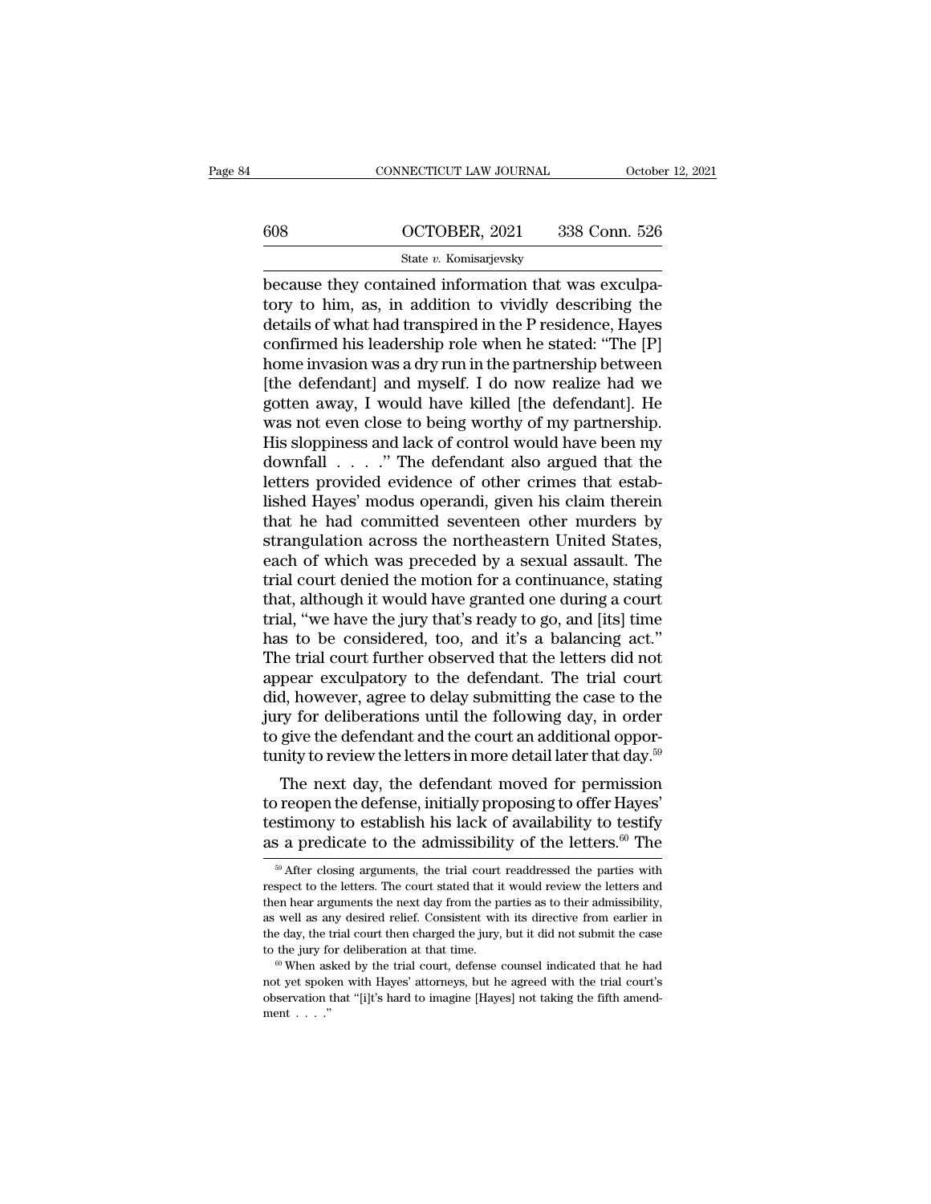because they contained information that was exculpatory to him, as, in addition to vividly describing the details of what had transpired in the P residence, Hayes confirmed his leadership role when he stated: "The [P] home invasion was a dry run in the partnership between [the defendant] and myself. I do now realize had we gotten away, I would have killed [the defendant]. He was not even close to being worthy of my partnership. His sloppiness and lack of control would have been my downfall . . . ." The defendant also argued that the letters provided evidence of other crimes that established Hayes' modus operandi, given his claim therein that he had committed seventeen other murders by strangulation across the northeastern United States, each of which was preceded by a sexual assault. The trial court denied the motion for a continuance, stating that, although it would have granted one during a court trial, "we have the jury that's ready to go, and [its] time has to be considered, too, and it's a balancing act." The trial court further observed that the letters did not appear exculpatory to the defendant. The trial court did, however, agree to delay submitting the case to the jury for deliberations until the following day, in order to give the defendant and the court an additional opportunity to review the letters in more detail later that day.[59]

The next day, the defendant moved for permission to reopen the defense, initially proposing to offer Hayes' testimony to establish his lack of availability to testify as a predicate to the admissibility of the letters.[60] The

[59] After closing arguments, the trial court readdressed the parties with respect to the letters. The court stated that it would review the letters and then hear arguments the next day from the parties as to their admissibility, as well as any desired relief. Consistent with its directive from earlier in the day, the trial court then charged the jury, but it did not submit the case to the jury for deliberation at that time.

[60] When asked by the trial court, defense counsel indicated that he had not yet spoken with Hayes' attorneys, but he agreed with the trial court's observation that "[i]t's hard to imagine [Hayes] not taking the fifth amendment . . . ."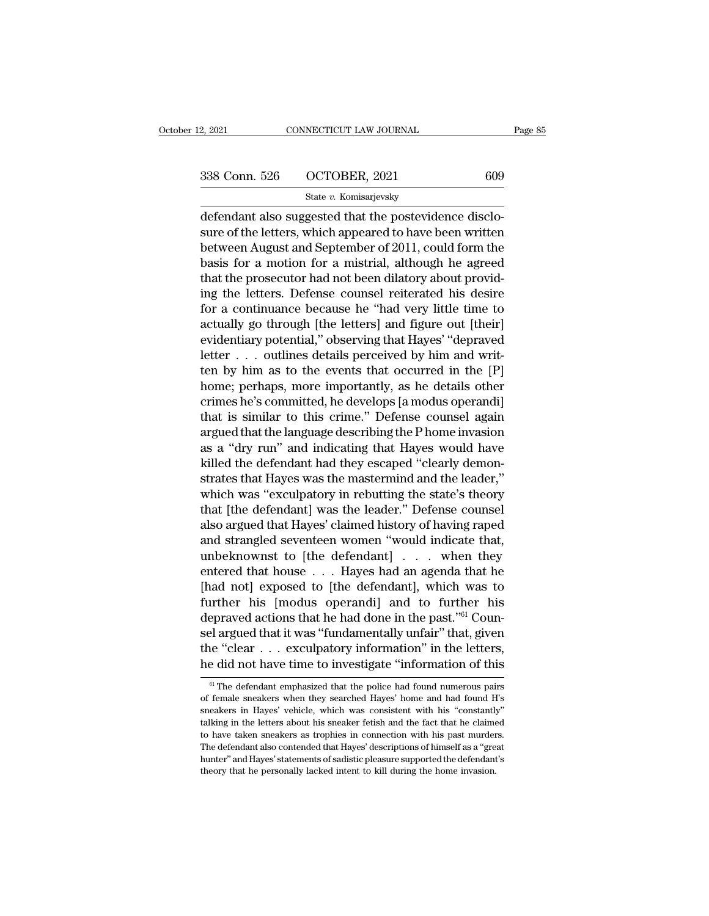defendant also suggested that the postevidence disclosure of the letters, which appeared to have been written between August and September of 2011, could form the basis for a motion for a mistrial, although he agreed that the prosecutor had not been dilatory about providing the letters. Defense counsel reiterated his desire for a continuance because he "had very little time to actually go through [the letters] and figure out [their] evidentiary potential," observing that Hayes' "depraved letter . . . outlines details perceived by him and written by him as to the events that occurred in the [P] home; perhaps, more importantly, as he details other crimes he's committed, he develops [a modus operandi] that is similar to this crime." Defense counsel again argued that the language describing the P home invasion as a "dry run" and indicating that Hayes would have killed the defendant had they escaped "clearly demonstrates that Hayes was the mastermind and the leader," which was "exculpatory in rebutting the state's theory that [the defendant] was the leader." Defense counsel also argued that Hayes' claimed history of having raped and strangled seventeen women "would indicate that, unbeknownst to [the defendant] . . . when they entered that house . . . Hayes had an agenda that he [had not] exposed to [the defendant], which was to further his [modus operandi] and to further his depraved actions that he had done in the past."[61] Counsel argued that it was "fundamentally unfair" that, given the "clear . . . exculpatory information" in the letters, he did not have time to investigate "information of this

[61] The defendant emphasized that the police had found numerous pairs of female sneakers when they searched Hayes' home and had found H's sneakers in Hayes' vehicle, which was consistent with his "constantly" talking in the letters about his sneaker fetish and the fact that he claimed to have taken sneakers as trophies in connection with his past murders. The defendant also contended that Hayes' descriptions of himself as a "great hunter" and Hayes' statements of sadistic pleasure supported the defendant's theory that he personally lacked intent to kill during the home invasion.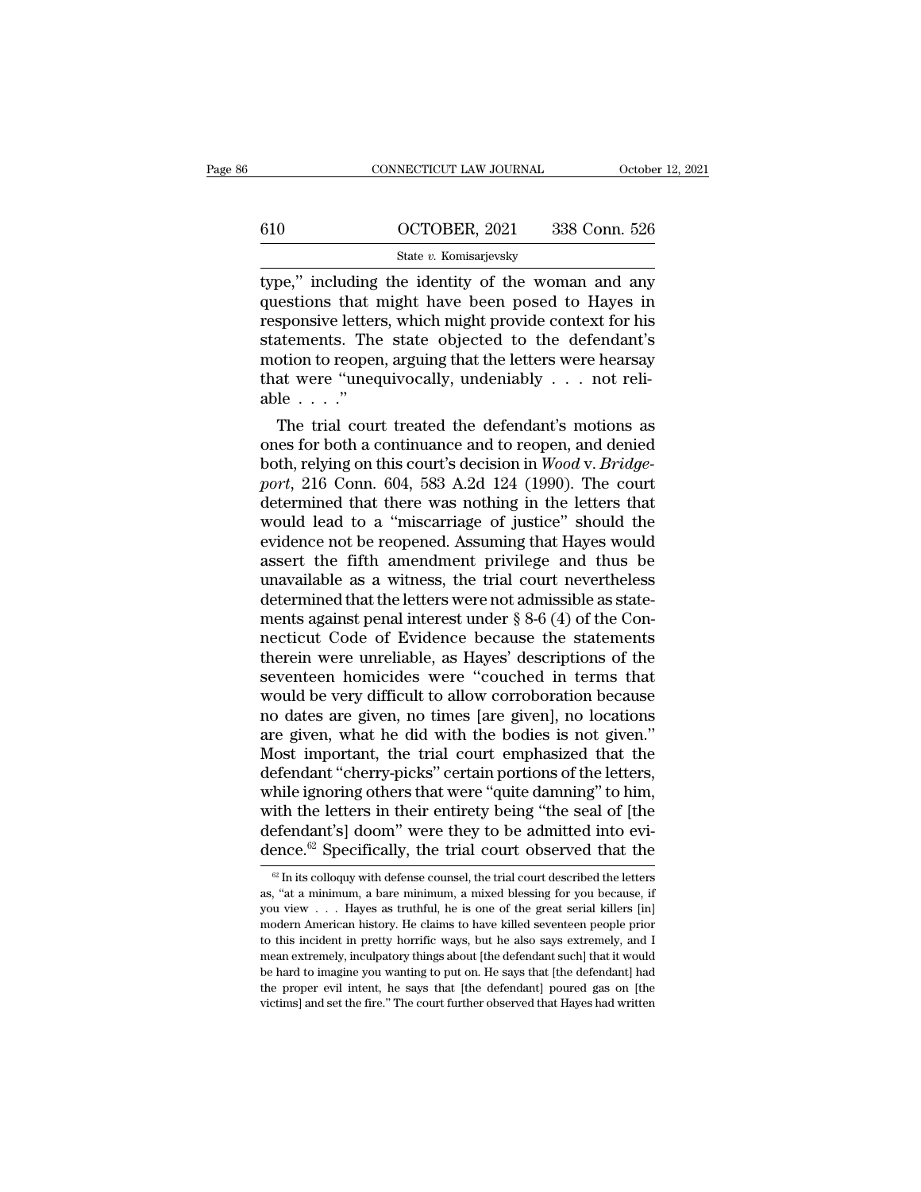type," including the identity of the woman and any questions that might have been posed to Hayes in responsive letters, which might provide context for his statements. The state objected to the defendant's motion to reopen, arguing that the letters were hearsay that were "unequivocally, undeniably . . . not reliable . . . ."

The trial court treated the defendant's motions as ones for both a continuance and to reopen, and denied both, relying on this court's decision in *Wood* v. *Bridgeport*, 216 Conn. 604, 583 A.2d 124 (1990). The court determined that there was nothing in the letters that would lead to a "miscarriage of justice" should the evidence not be reopened. Assuming that Hayes would assert the fifth amendment privilege and thus be unavailable as a witness, the trial court nevertheless determined that the letters were not admissible as statements against penal interest under § 8-6 (4) of the Connecticut Code of Evidence because the statements therein were unreliable, as Hayes' descriptions of the seventeen homicides were "couched in terms that would be very difficult to allow corroboration because no dates are given, no times [are given], no locations are given, what he did with the bodies is not given." Most important, the trial court emphasized that the defendant "cherry-picks" certain portions of the letters, while ignoring others that were "quite damning" to him, with the letters in their entirety being "the seal of [the defendant's] doom" were they to be admitted into evidence.[62] Specifically, the trial court observed that the

[62] In its colloquy with defense counsel, the trial court described the letters as, "at a minimum, a bare minimum, a mixed blessing for you because, if you view . . . Hayes as truthful, he is one of the great serial killers [in] modern American history. He claims to have killed seventeen people prior to this incident in pretty horrific ways, but he also says extremely, and I mean extremely, inculpatory things about [the defendant such] that it would be hard to imagine you wanting to put on. He says that [the defendant] had the proper evil intent, he says that [the defendant] poured gas on [the victims] and set the fire." The court further observed that Hayes had written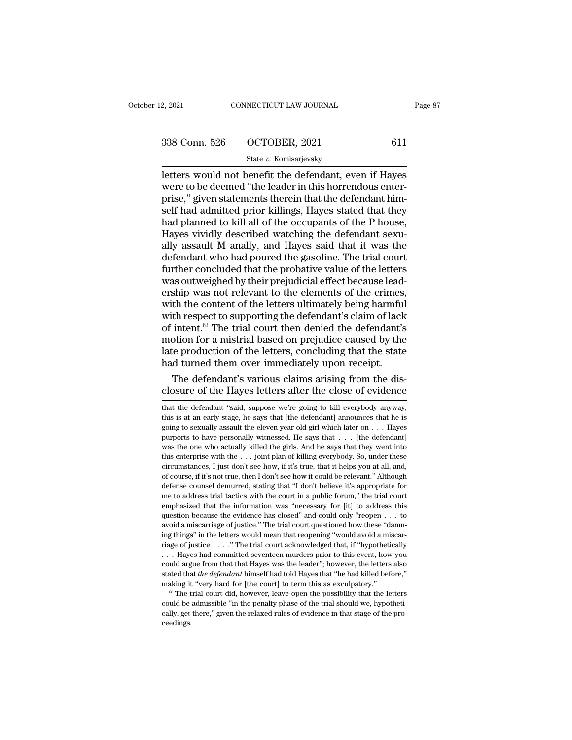letters would not benefit the defendant, even if Hayes were to be deemed "the leader in this horrendous enterprise," given statements therein that the defendant himself had admitted prior killings, Hayes stated that they had planned to kill all of the occupants of the P house, Hayes vividly described watching the defendant sexually assault M anally, and Hayes said that it was the defendant who had poured the gasoline. The trial court further concluded that the probative value of the letters was outweighed by their prejudicial effect because leadership was not relevant to the elements of the crimes, with the content of the letters ultimately being harmful with respect to supporting the defendant's claim of lack of intent.[63] The trial court then denied the defendant's motion for a mistrial based on prejudice caused by the late production of the letters, concluding that the state had turned them over immediately upon receipt.

The defendant's various claims arising from the disclosure of the Hayes letters after the close of evidence

---

that the defendant "said, suppose we're going to kill everybody anyway, this is at an early stage, he says that [the defendant] announces that he is going to sexually assault the eleven year old girl which later on . . . Hayes purports to have personally witnessed. He says that . . . [the defendant] was the one who actually killed the girls. And he says that they went into this enterprise with the . . . joint plan of killing everybody. So, under these circumstances, I just don't see how, if it's true, that it helps you at all, and, of course, if it's not true, then I don't see how it could be relevant." Although defense counsel demurred, stating that "I don't believe it's appropriate for me to address trial tactics with the court in a public forum," the trial court emphasized that the information was "necessary for [it] to address this question because the evidence has closed" and could only "reopen . . . to avoid a miscarriage of justice." The trial court questioned how these "damning things" in the letters would mean that reopening "would avoid a miscarriage of justice . . . ." The trial court acknowledged that, if "hypothetically . . . Hayes had committed seventeen murders prior to this event, how you could argue from that that Hayes was the leader"; however, the letters also stated that *the defendant* himself had told Hayes that "he had killed before," making it "very hard for [the court] to term this as exculpatory."

[63] The trial court did, however, leave open the possibility that the letters could be admissible "in the penalty phase of the trial should we, hypothetically, get there," given the relaxed rules of evidence in that stage of the proceedings.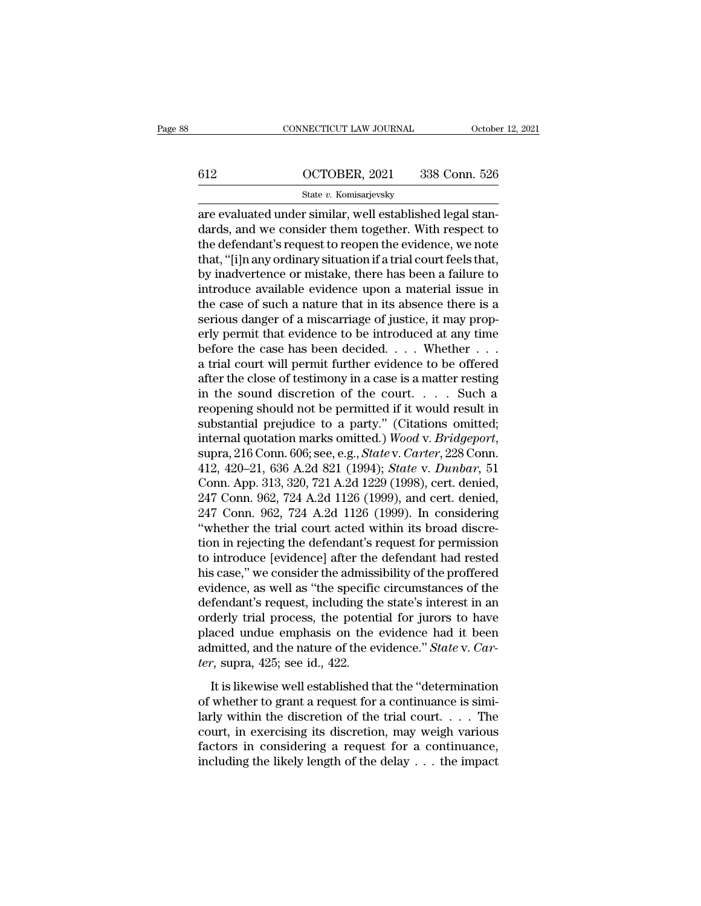are evaluated under similar, well established legal standards, and we consider them together. With respect to the defendant's request to reopen the evidence, we note that, "[i]n any ordinary situation if a trial court feels that, by inadvertence or mistake, there has been a failure to introduce available evidence upon a material issue in the case of such a nature that in its absence there is a serious danger of a miscarriage of justice, it may properly permit that evidence to be introduced at any time before the case has been decided. . . . Whether . . . a trial court will permit further evidence to be offered after the close of testimony in a case is a matter resting in the sound discretion of the court. . . . Such a reopening should not be permitted if it would result in substantial prejudice to a party." (Citations omitted; internal quotation marks omitted.) *Wood* v. *Bridgeport*, supra, 216 Conn. 606; see, e.g., *State* v. *Carter*, 228 Conn. 412, 420–21, 636 A.2d 821 (1994); *State* v. *Dunbar*, 51 Conn. App. 313, 320, 721 A.2d 1229 (1998), cert. denied, 247 Conn. 962, 724 A.2d 1126 (1999), and cert. denied, 247 Conn. 962, 724 A.2d 1126 (1999). In considering "whether the trial court acted within its broad discretion in rejecting the defendant's request for permission to introduce [evidence] after the defendant had rested his case," we consider the admissibility of the proffered evidence, as well as "the specific circumstances of the defendant's request, including the state's interest in an orderly trial process, the potential for jurors to have placed undue emphasis on the evidence had it been admitted, and the nature of the evidence." *State* v. *Carter*, supra, 425; see id., 422.

It is likewise well established that the "determination of whether to grant a request for a continuance is similarly within the discretion of the trial court. . . . The court, in exercising its discretion, may weigh various factors in considering a request for a continuance, including the likely length of the delay . . . the impact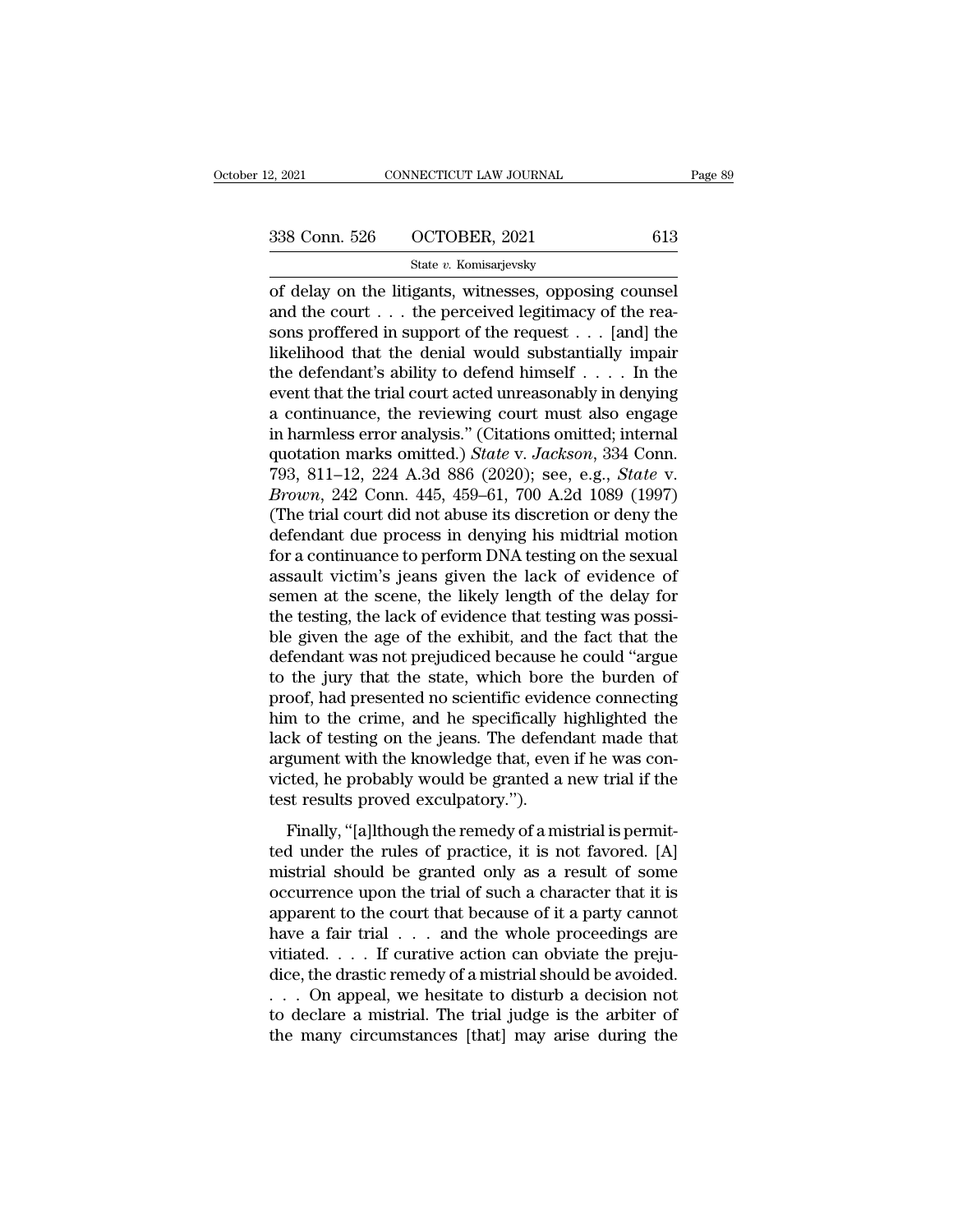of delay on the litigants, witnesses, opposing counsel and the court . . . the perceived legitimacy of the reasons proffered in support of the request . . . [and] the likelihood that the denial would substantially impair the defendant's ability to defend himself . . . . In the event that the trial court acted unreasonably in denying a continuance, the reviewing court must also engage in harmless error analysis." (Citations omitted; internal quotation marks omitted.) *State* v. *Jackson*, 334 Conn. 793, 811–12, 224 A.3d 886 (2020); see, e.g., *State* v. *Brown*, 242 Conn. 445, 459–61, 700 A.2d 1089 (1997) (The trial court did not abuse its discretion or deny the defendant due process in denying his midtrial motion for a continuance to perform DNA testing on the sexual assault victim's jeans given the lack of evidence of semen at the scene, the likely length of the delay for the testing, the lack of evidence that testing was possible given the age of the exhibit, and the fact that the defendant was not prejudiced because he could "argue to the jury that the state, which bore the burden of proof, had presented no scientific evidence connecting him to the crime, and he specifically highlighted the lack of testing on the jeans. The defendant made that argument with the knowledge that, even if he was convicted, he probably would be granted a new trial if the test results proved exculpatory.").

Finally, "[a]lthough the remedy of a mistrial is permitted under the rules of practice, it is not favored. [A] mistrial should be granted only as a result of some occurrence upon the trial of such a character that it is apparent to the court that because of it a party cannot have a fair trial . . . and the whole proceedings are vitiated. . . . If curative action can obviate the prejudice, the drastic remedy of a mistrial should be avoided. . . . On appeal, we hesitate to disturb a decision not to declare a mistrial. The trial judge is the arbiter of the many circumstances [that] may arise during the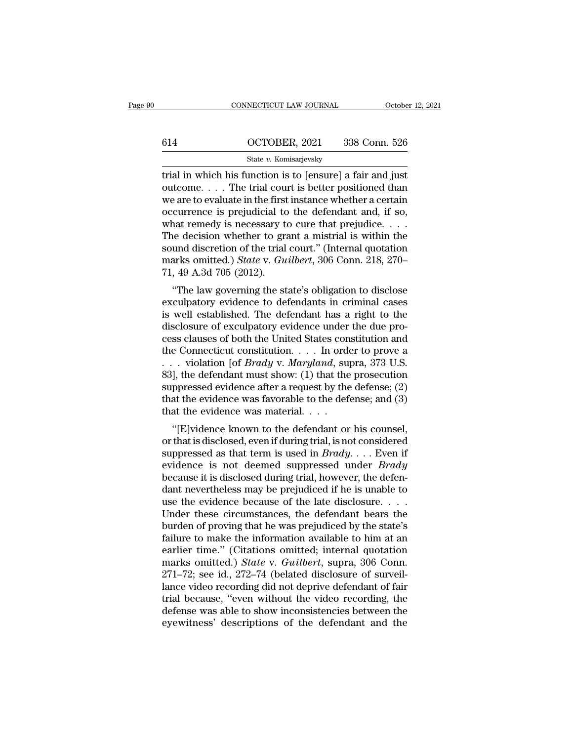trial in which his function is to [ensure] a fair and just outcome. . . . The trial court is better positioned than we are to evaluate in the first instance whether a certain occurrence is prejudicial to the defendant and, if so, what remedy is necessary to cure that prejudice. . . . The decision whether to grant a mistrial is within the sound discretion of the trial court." (Internal quotation marks omitted.) *State* v. *Guilbert*, 306 Conn. 218, 270–71, 49 A.3d 705 (2012).

"The law governing the state's obligation to disclose exculpatory evidence to defendants in criminal cases is well established. The defendant has a right to the disclosure of exculpatory evidence under the due process clauses of both the United States constitution and the Connecticut constitution. . . . In order to prove a . . . violation [of *Brady* v. *Maryland*, supra, 373 U.S. 83], the defendant must show: (1) that the prosecution suppressed evidence after a request by the defense; (2) that the evidence was favorable to the defense; and (3) that the evidence was material. . . .

"[E]vidence known to the defendant or his counsel, or that is disclosed, even if during trial, is not considered suppressed as that term is used in *Brady*. . . . Even if evidence is not deemed suppressed under *Brady* because it is disclosed during trial, however, the defendant nevertheless may be prejudiced if he is unable to use the evidence because of the late disclosure. . . . Under these circumstances, the defendant bears the burden of proving that he was prejudiced by the state's failure to make the information available to him at an earlier time." (Citations omitted; internal quotation marks omitted.) *State* v. *Guilbert*, supra, 306 Conn. 271–72; see id., 272–74 (belated disclosure of surveillance video recording did not deprive defendant of fair trial because, "even without the video recording, the defense was able to show inconsistencies between the eyewitness' descriptions of the defendant and the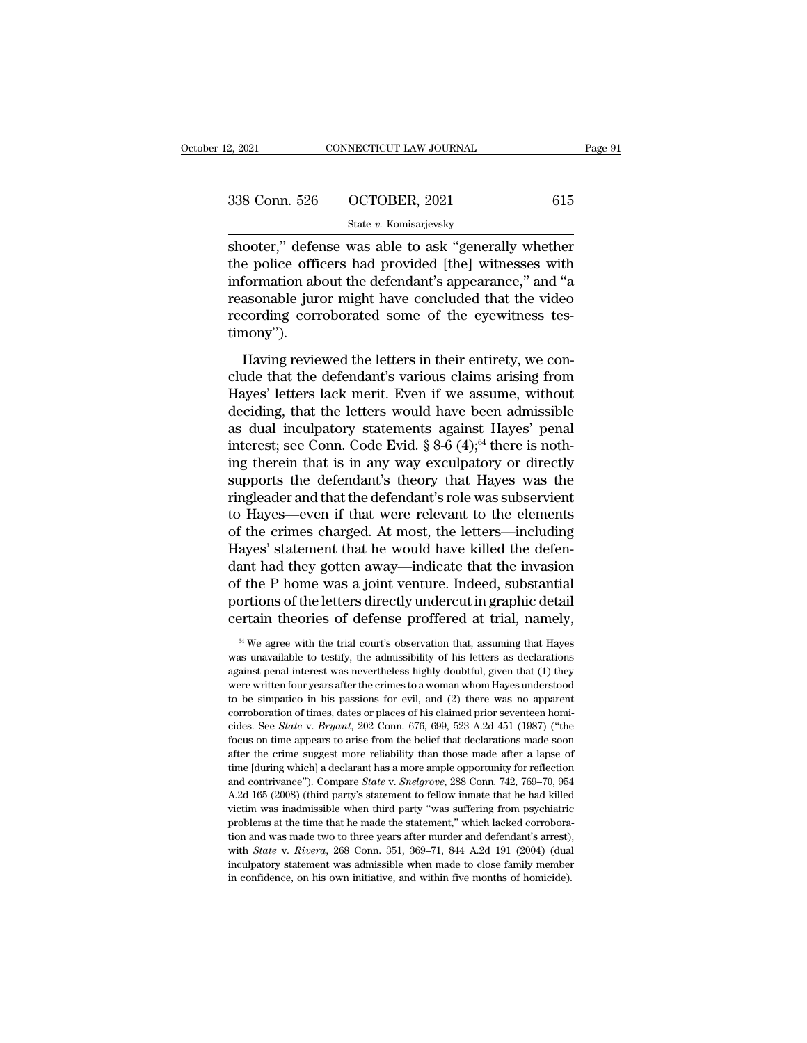shooter," defense was able to ask "generally whether the police officers had provided [the] witnesses with information about the defendant's appearance," and "a reasonable juror might have concluded that the video recording corroborated some of the eyewitness testimony").

Having reviewed the letters in their entirety, we conclude that the defendant's various claims arising from Hayes' letters lack merit. Even if we assume, without deciding, that the letters would have been admissible as dual inculpatory statements against Hayes' penal interest; see Conn. Code Evid. § 8-6 (4);[64] there is nothing therein that is in any way exculpatory or directly supports the defendant's theory that Hayes was the ringleader and that the defendant's role was subservient to Hayes—even if that were relevant to the elements of the crimes charged. At most, the letters—including Hayes' statement that he would have killed the defendant had they gotten away—indicate that the invasion of the P home was a joint venture. Indeed, substantial portions of the letters directly undercut in graphic detail certain theories of defense proffered at trial, namely,

[64] We agree with the trial court's observation that, assuming that Hayes was unavailable to testify, the admissibility of his letters as declarations against penal interest was nevertheless highly doubtful, given that (1) they were written four years after the crimes to a woman whom Hayes understood to be simpatico in his passions for evil, and (2) there was no apparent corroboration of times, dates or places of his claimed prior seventeen homicides. See *State* v. *Bryant*, 202 Conn. 676, 699, 523 A.2d 451 (1987) ("the focus on time appears to arise from the belief that declarations made soon after the crime suggest more reliability than those made after a lapse of time [during which] a declarant has a more ample opportunity for reflection and contrivance"). Compare *State* v. *Snelgrove*, 288 Conn. 742, 769–70, 954 A.2d 165 (2008) (third party's statement to fellow inmate that he had killed victim was inadmissible when third party "was suffering from psychiatric problems at the time that he made the statement," which lacked corroboration and was made two to three years after murder and defendant's arrest), with *State* v. *Rivera*, 268 Conn. 351, 369–71, 844 A.2d 191 (2004) (dual inculpatory statement was admissible when made to close family member in confidence, on his own initiative, and within five months of homicide).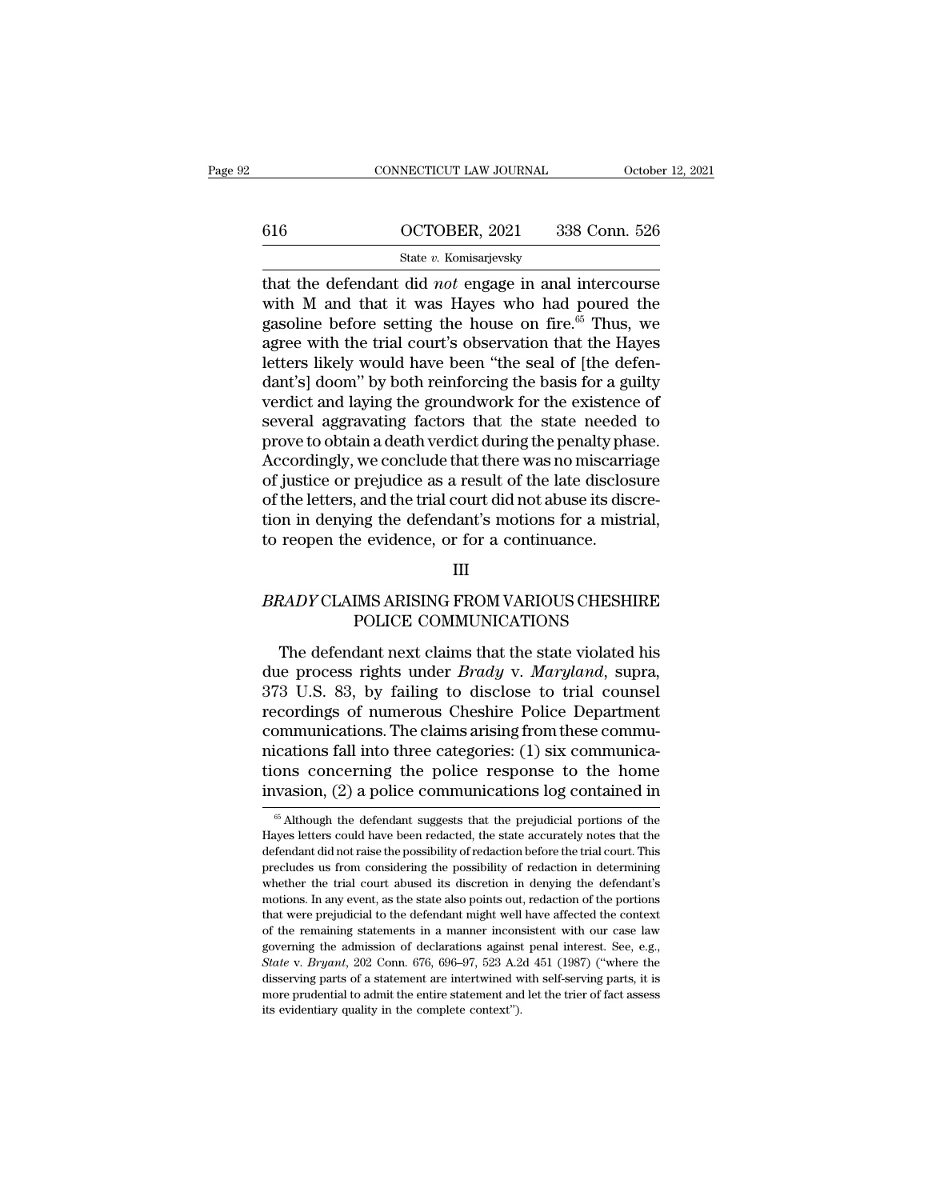that the defendant did *not* engage in anal intercourse with M and that it was Hayes who had poured the gasoline before setting the house on fire.[65] Thus, we agree with the trial court's observation that the Hayes letters likely would have been "the seal of [the defendant's] doom" by both reinforcing the basis for a guilty verdict and laying the groundwork for the existence of several aggravating factors that the state needed to prove to obtain a death verdict during the penalty phase. Accordingly, we conclude that there was no miscarriage of justice or prejudice as a result of the late disclosure of the letters, and the trial court did not abuse its discretion in denying the defendant's motions for a mistrial, to reopen the evidence, or for a continuance.

## III

## *BRADY* CLAIMS ARISING FROM VARIOUS CHESHIRE POLICE COMMUNICATIONS

The defendant next claims that the state violated his due process rights under *Brady* v. *Maryland*, supra, 373 U.S. 83, by failing to disclose to trial counsel recordings of numerous Cheshire Police Department communications. The claims arising from these communications fall into three categories: (1) six communications concerning the police response to the home invasion, (2) a police communications log contained in

[65] Although the defendant suggests that the prejudicial portions of the Hayes letters could have been redacted, the state accurately notes that the defendant did not raise the possibility of redaction before the trial court. This precludes us from considering the possibility of redaction in determining whether the trial court abused its discretion in denying the defendant's motions. In any event, as the state also points out, redaction of the portions that were prejudicial to the defendant might well have affected the context of the remaining statements in a manner inconsistent with our case law governing the admission of declarations against penal interest. See, e.g., *State* v. *Bryant*, 202 Conn. 676, 696–97, 523 A.2d 451 (1987) ("where the disserving parts of a statement are intertwined with self-serving parts, it is more prudential to admit the entire statement and let the trier of fact assess its evidentiary quality in the complete context").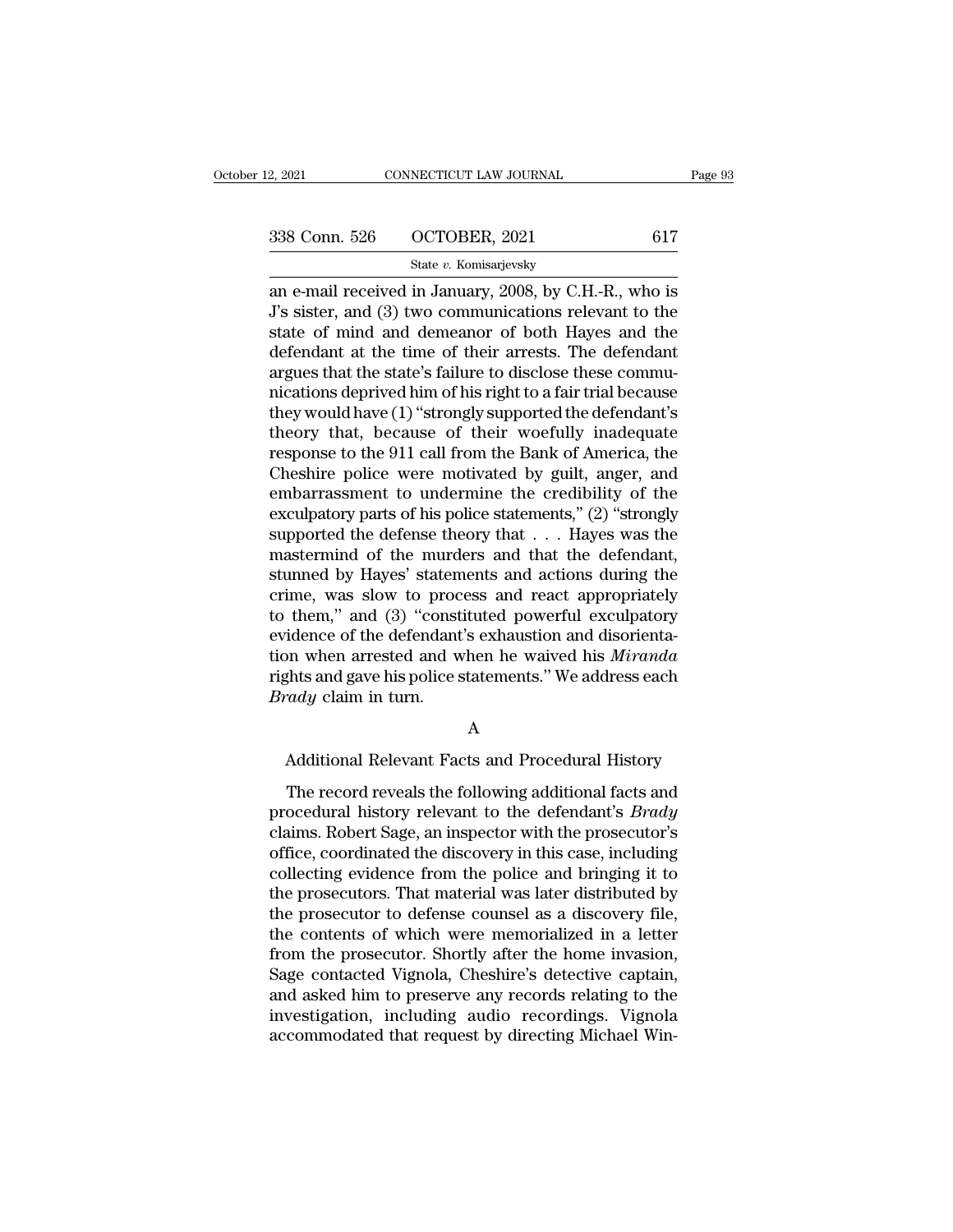an e-mail received in January, 2008, by C.H.-R., who is J's sister, and (3) two communications relevant to the state of mind and demeanor of both Hayes and the defendant at the time of their arrests. The defendant argues that the state's failure to disclose these communications deprived him of his right to a fair trial because they would have (1) "strongly supported the defendant's theory that, because of their woefully inadequate response to the 911 call from the Bank of America, the Cheshire police were motivated by guilt, anger, and embarrassment to undermine the credibility of the exculpatory parts of his police statements," (2) "strongly supported the defense theory that . . . Hayes was the mastermind of the murders and that the defendant, stunned by Hayes' statements and actions during the crime, was slow to process and react appropriately to them," and (3) "constituted powerful exculpatory evidence of the defendant's exhaustion and disorientation when arrested and when he waived his *Miranda* rights and gave his police statements." We address each *Brady* claim in turn.

### A

### Additional Relevant Facts and Procedural History

The record reveals the following additional facts and procedural history relevant to the defendant's *Brady* claims. Robert Sage, an inspector with the prosecutor's office, coordinated the discovery in this case, including collecting evidence from the police and bringing it to the prosecutors. That material was later distributed by the prosecutor to defense counsel as a discovery file, the contents of which were memorialized in a letter from the prosecutor. Shortly after the home invasion, Sage contacted Vignola, Cheshire's detective captain, and asked him to preserve any records relating to the investigation, including audio recordings. Vignola accommodated that request by directing Michael Win-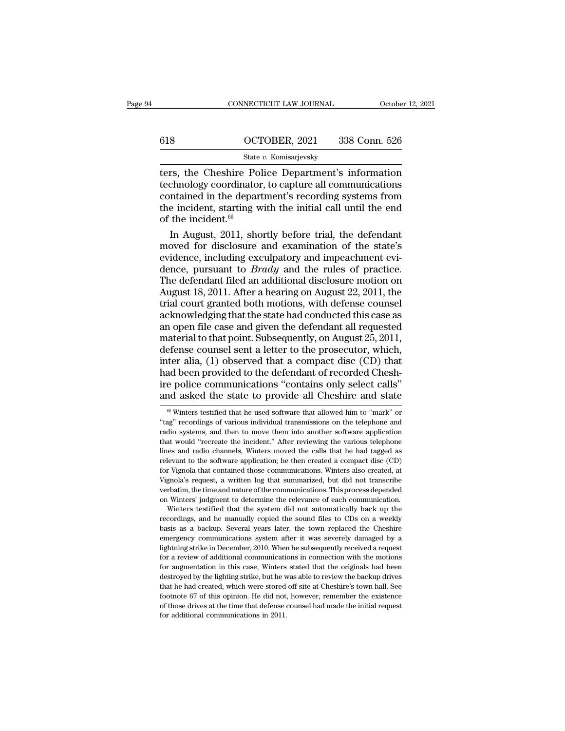ters, the Cheshire Police Department's information technology coordinator, to capture all communications contained in the department's recording systems from the incident, starting with the initial call until the end of the incident.[66]

In August, 2011, shortly before trial, the defendant moved for disclosure and examination of the state's evidence, including exculpatory and impeachment evidence, pursuant to *Brady* and the rules of practice. The defendant filed an additional disclosure motion on August 18, 2011. After a hearing on August 22, 2011, the trial court granted both motions, with defense counsel acknowledging that the state had conducted this case as an open file case and given the defendant all requested material to that point. Subsequently, on August 25, 2011, defense counsel sent a letter to the prosecutor, which, inter alia, (1) observed that a compact disc (CD) that had been provided to the defendant of recorded Cheshire police communications "contains only select calls" and asked the state to provide all Cheshire and state

[66] Winters testified that he used software that allowed him to "mark" or "tag" recordings of various individual transmissions on the telephone and radio systems, and then to move them into another software application that would "recreate the incident." After reviewing the various telephone lines and radio channels, Winters moved the calls that he had tagged as relevant to the software application; he then created a compact disc (CD) for Vignola that contained those communications. Winters also created, at Vignola's request, a written log that summarized, but did not transcribe verbatim, the time and nature of the communications. This process depended on Winters' judgment to determine the relevance of each communication.

Winters testified that the system did not automatically back up the recordings, and he manually copied the sound files to CDs on a weekly basis as a backup. Several years later, the town replaced the Cheshire emergency communications system after it was severely damaged by a lightning strike in December, 2010. When he subsequently received a request for a review of additional communications in connection with the motions for augmentation in this case, Winters stated that the originals had been destroyed by the lighting strike, but he was able to review the backup drives that he had created, which were stored off-site at Cheshire's town hall. See footnote 67 of this opinion. He did not, however, remember the existence of those drives at the time that defense counsel had made the initial request for additional communications in 2011.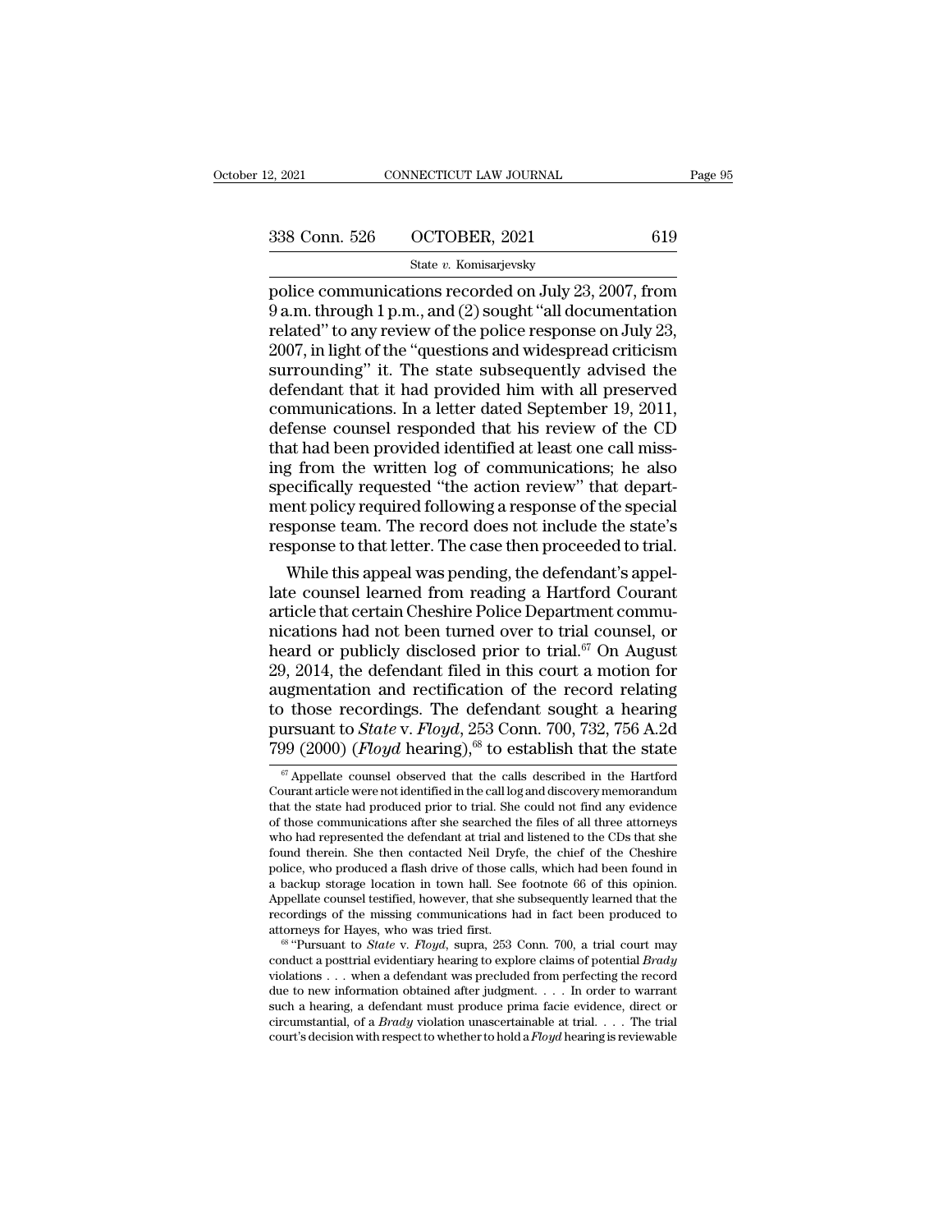police communications recorded on July 23, 2007, from 9 a.m. through 1 p.m., and (2) sought "all documentation related" to any review of the police response on July 23, 2007, in light of the "questions and widespread criticism surrounding" it. The state subsequently advised the defendant that it had provided him with all preserved communications. In a letter dated September 19, 2011, defense counsel responded that his review of the CD that had been provided identified at least one call missing from the written log of communications; he also specifically requested "the action review" that department policy required following a response of the special response team. The record does not include the state's response to that letter. The case then proceeded to trial.

While this appeal was pending, the defendant's appellate counsel learned from reading a Hartford Courant article that certain Cheshire Police Department communications had not been turned over to trial counsel, or heard or publicly disclosed prior to trial.[67] On August 29, 2014, the defendant filed in this court a motion for augmentation and rectification of the record relating to those recordings. The defendant sought a hearing pursuant to *State* v. *Floyd*, 253 Conn. 700, 732, 756 A.2d 799 (2000) (*Floyd* hearing),[68] to establish that the state

---

[67] Appellate counsel observed that the calls described in the Hartford Courant article were not identified in the call log and discovery memorandum that the state had produced prior to trial. She could not find any evidence of those communications after she searched the files of all three attorneys who had represented the defendant at trial and listened to the CDs that she found therein. She then contacted Neil Dryfe, the chief of the Cheshire police, who produced a flash drive of those calls, which had been found in a backup storage location in town hall. See footnote 66 of this opinion. Appellate counsel testified, however, that she subsequently learned that the recordings of the missing communications had in fact been produced to attorneys for Hayes, who was tried first.

[68] "Pursuant to *State* v. *Floyd*, supra, 253 Conn. 700, a trial court may conduct a posttrial evidentiary hearing to explore claims of potential *Brady* violations . . . when a defendant was precluded from perfecting the record due to new information obtained after judgment. . . . In order to warrant such a hearing, a defendant must produce prima facie evidence, direct or circumstantial, of a *Brady* violation unascertainable at trial. . . . The trial court's decision with respect to whether to hold a *Floyd* hearing is reviewable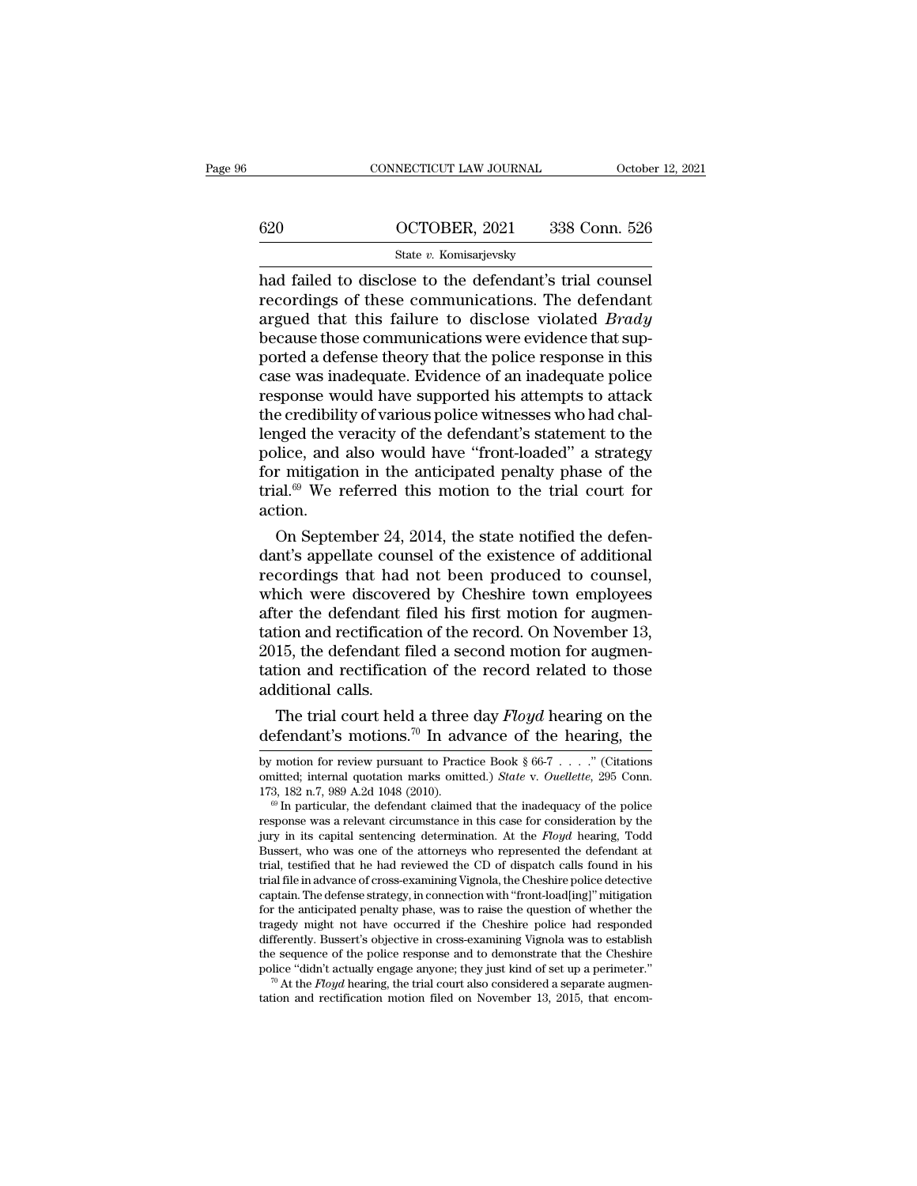had failed to disclose to the defendant's trial counsel recordings of these communications. The defendant argued that this failure to disclose violated *Brady* because those communications were evidence that supported a defense theory that the police response in this case was inadequate. Evidence of an inadequate police response would have supported his attempts to attack the credibility of various police witnesses who had challenged the veracity of the defendant's statement to the police, and also would have "front-loaded" a strategy for mitigation in the anticipated penalty phase of the trial.[69] We referred this motion to the trial court for action.

On September 24, 2014, the state notified the defendant's appellate counsel of the existence of additional recordings that had not been produced to counsel, which were discovered by Cheshire town employees after the defendant filed his first motion for augmentation and rectification of the record. On November 13, 2015, the defendant filed a second motion for augmentation and rectification of the record related to those additional calls.

The trial court held a three day *Floyd* hearing on the defendant's motions.[70] In advance of the hearing, the

---

by motion for review pursuant to Practice Book § 66-7 . . . ." (Citations omitted; internal quotation marks omitted.) *State* v. *Ouellette*, 295 Conn. 173, 182 n.7, 989 A.2d 1048 (2010).

[69] In particular, the defendant claimed that the inadequacy of the police response was a relevant circumstance in this case for consideration by the jury in its capital sentencing determination. At the *Floyd* hearing, Todd Bussert, who was one of the attorneys who represented the defendant at trial, testified that he had reviewed the CD of dispatch calls found in his trial file in advance of cross-examining Vignola, the Cheshire police detective captain. The defense strategy, in connection with "front-load[ing]" mitigation for the anticipated penalty phase, was to raise the question of whether the tragedy might not have occurred if the Cheshire police had responded differently. Bussert's objective in cross-examining Vignola was to establish the sequence of the police response and to demonstrate that the Cheshire police "didn't actually engage anyone; they just kind of set up a perimeter."

[70] At the *Floyd* hearing, the trial court also considered a separate augmentation and rectification motion filed on November 13, 2015, that encom-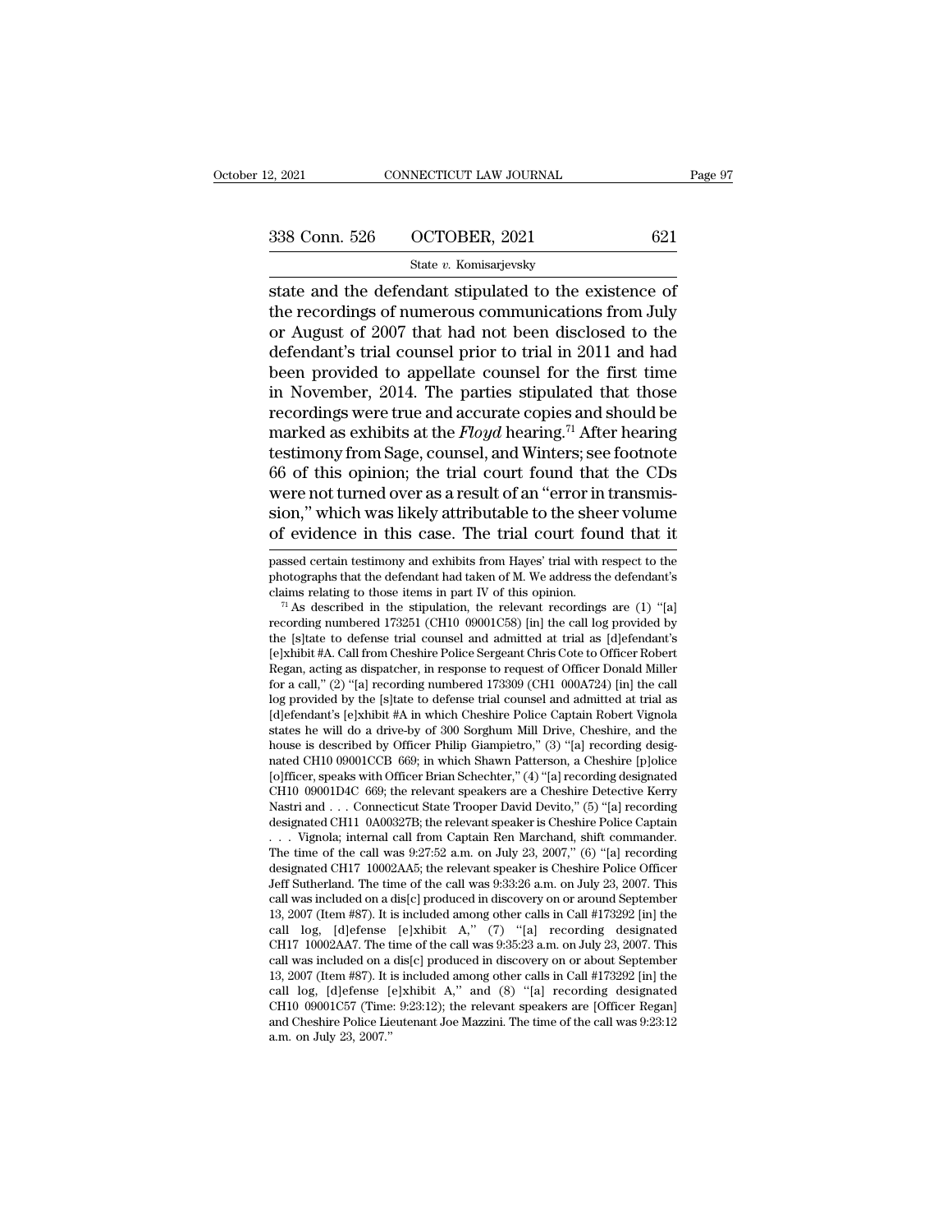state and the defendant stipulated to the existence of the recordings of numerous communications from July or August of 2007 that had not been disclosed to the defendant's trial counsel prior to trial in 2011 and had been provided to appellate counsel for the first time in November, 2014. The parties stipulated that those recordings were true and accurate copies and should be marked as exhibits at the *Floyd* hearing.[71] After hearing testimony from Sage, counsel, and Winters; see footnote 66 of this opinion; the trial court found that the CDs were not turned over as a result of an "error in transmission," which was likely attributable to the sheer volume of evidence in this case. The trial court found that it

passed certain testimony and exhibits from Hayes' trial with respect to the photographs that the defendant had taken of M. We address the defendant's claims relating to those items in part IV of this opinion.

[71] As described in the stipulation, the relevant recordings are (1) "[a] recording numbered 173251 (CH10 09001C58) [in] the call log provided by the [s]tate to defense trial counsel and admitted at trial as [d]efendant's [e]xhibit #A. Call from Cheshire Police Sergeant Chris Cote to Officer Robert Regan, acting as dispatcher, in response to request of Officer Donald Miller for a call," (2) "[a] recording numbered 173309 (CH1 000A724) [in] the call log provided by the [s]tate to defense trial counsel and admitted at trial as [d]efendant's [e]xhibit #A in which Cheshire Police Captain Robert Vignola states he will do a drive-by of 300 Sorghum Mill Drive, Cheshire, and the house is described by Officer Philip Giampietro," (3) "[a] recording designated CH10 09001CCB 669; in which Shawn Patterson, a Cheshire [p]olice [o]fficer, speaks with Officer Brian Schechter," (4) "[a] recording designated CH10 09001D4C 669; the relevant speakers are a Cheshire Detective Kerry Nastri and . . . Connecticut State Trooper David Devito," (5) "[a] recording designated CH11 0A00327B; the relevant speaker is Cheshire Police Captain . . . Vignola; internal call from Captain Ren Marchand, shift commander. The time of the call was 9:27:52 a.m. on July 23, 2007," (6) "[a] recording designated CH17 10002AA5; the relevant speaker is Cheshire Police Officer Jeff Sutherland. The time of the call was 9:33:26 a.m. on July 23, 2007. This call was included on a dis[c] produced in discovery on or around September 13, 2007 (Item #87). It is included among other calls in Call #173292 [in] the call log, [d]efense [e]xhibit A," (7) "[a] recording designated CH17 10002AA7. The time of the call was 9:35:23 a.m. on July 23, 2007. This call was included on a dis[c] produced in discovery on or about September 13, 2007 (Item #87). It is included among other calls in Call #173292 [in] the call log, [d]efense [e]xhibit A," and (8) "[a] recording designated CH10 09001C57 (Time: 9:23:12); the relevant speakers are [Officer Regan] and Cheshire Police Lieutenant Joe Mazzini. The time of the call was 9:23:12 a.m. on July 23, 2007."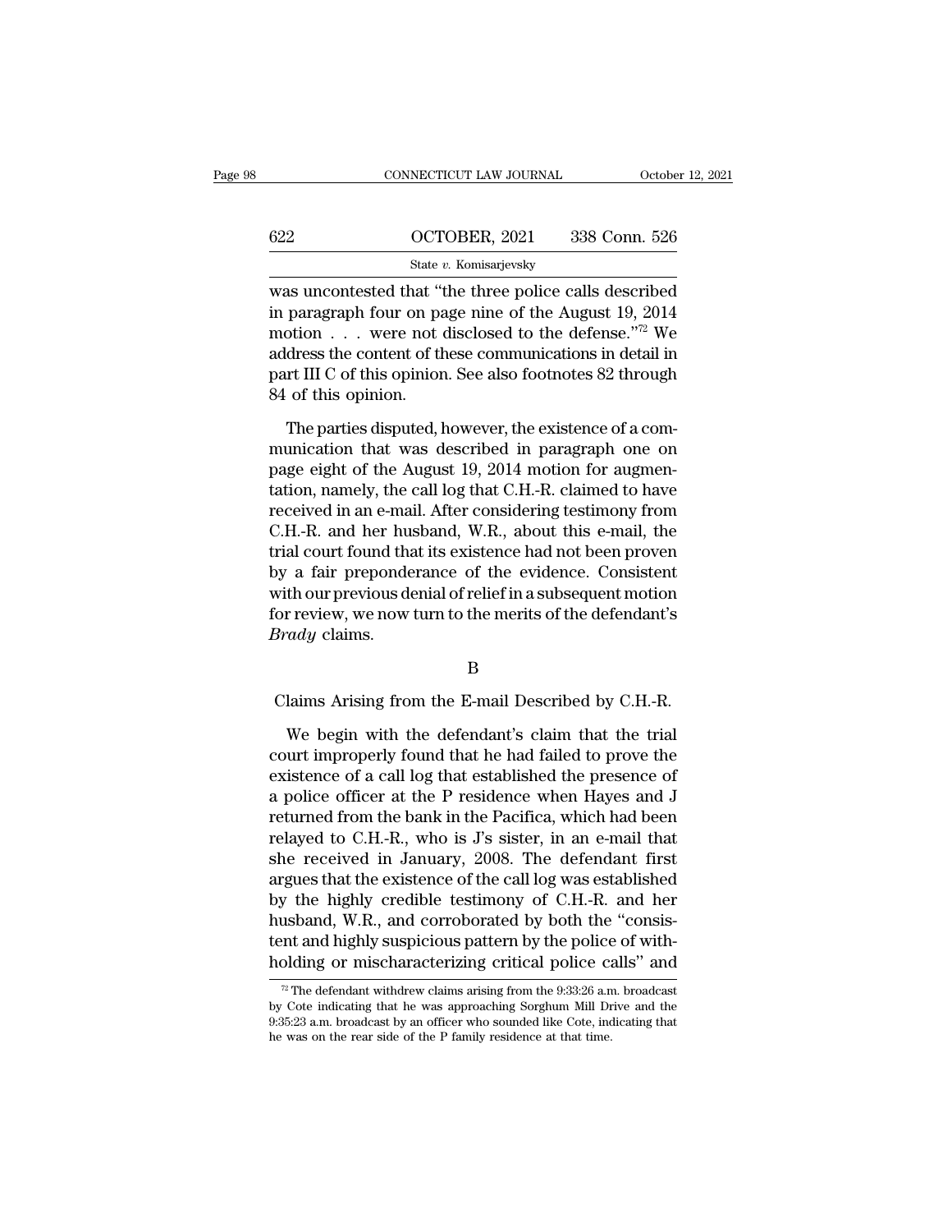was uncontested that "the three police calls described in paragraph four on page nine of the August 19, 2014 motion . . . were not disclosed to the defense."[72] We address the content of these communications in detail in part III C of this opinion. See also footnotes 82 through 84 of this opinion.

The parties disputed, however, the existence of a communication that was described in paragraph one on page eight of the August 19, 2014 motion for augmentation, namely, the call log that C.H.-R. claimed to have received in an e-mail. After considering testimony from C.H.-R. and her husband, W.R., about this e-mail, the trial court found that its existence had not been proven by a fair preponderance of the evidence. Consistent with our previous denial of relief in a subsequent motion for review, we now turn to the merits of the defendant's *Brady* claims.

## B

## Claims Arising from the E-mail Described by C.H.-R.

We begin with the defendant's claim that the trial court improperly found that he had failed to prove the existence of a call log that established the presence of a police officer at the P residence when Hayes and J returned from the bank in the Pacifica, which had been relayed to C.H.-R., who is J's sister, in an e-mail that she received in January, 2008. The defendant first argues that the existence of the call log was established by the highly credible testimony of C.H.-R. and her husband, W.R., and corroborated by both the "consistent and highly suspicious pattern by the police of withholding or mischaracterizing critical police calls" and

[72] The defendant withdrew claims arising from the 9:33:26 a.m. broadcast by Cote indicating that he was approaching Sorghum Mill Drive and the 9:35:23 a.m. broadcast by an officer who sounded like Cote, indicating that he was on the rear side of the P family residence at that time.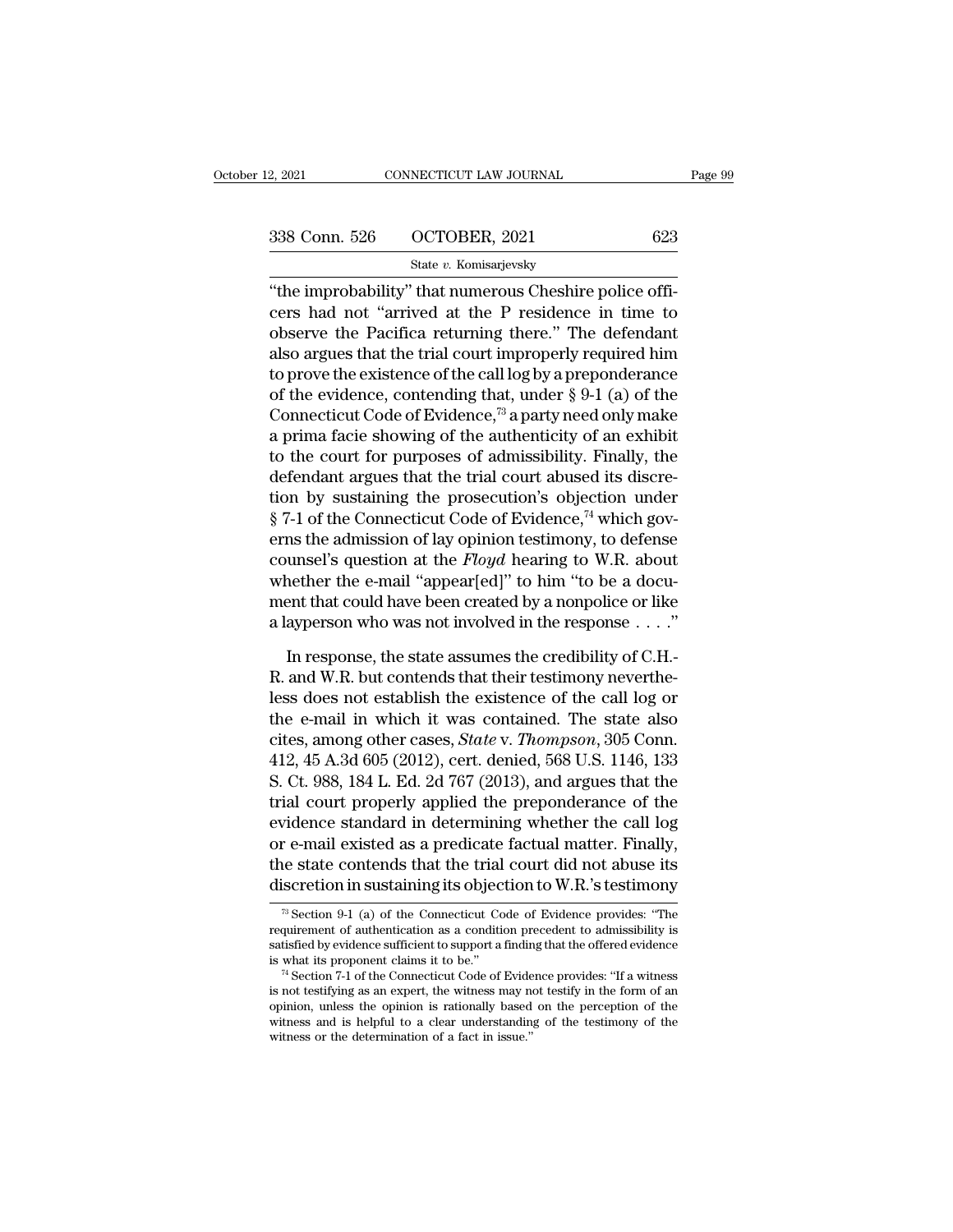"the improbability" that numerous Cheshire police officers had not "arrived at the P residence in time to observe the Pacifica returning there." The defendant also argues that the trial court improperly required him to prove the existence of the call log by a preponderance of the evidence, contending that, under § 9-1 (a) of the Connecticut Code of Evidence,[73] a party need only make a prima facie showing of the authenticity of an exhibit to the court for purposes of admissibility. Finally, the defendant argues that the trial court abused its discretion by sustaining the prosecution's objection under § 7-1 of the Connecticut Code of Evidence,[74] which governs the admission of lay opinion testimony, to defense counsel's question at the *Floyd* hearing to W.R. about whether the e-mail "appear[ed]" to him "to be a document that could have been created by a nonpolice or like a layperson who was not involved in the response . . . ."

In response, the state assumes the credibility of C.H.-R. and W.R. but contends that their testimony nevertheless does not establish the existence of the call log or the e-mail in which it was contained. The state also cites, among other cases, *State* v. *Thompson*, 305 Conn. 412, 45 A.3d 605 (2012), cert. denied, 568 U.S. 1146, 133 S. Ct. 988, 184 L. Ed. 2d 767 (2013), and argues that the trial court properly applied the preponderance of the evidence standard in determining whether the call log or e-mail existed as a predicate factual matter. Finally, the state contends that the trial court did not abuse its discretion in sustaining its objection to W.R.'s testimony

[73] Section 9-1 (a) of the Connecticut Code of Evidence provides: "The requirement of authentication as a condition precedent to admissibility is satisfied by evidence sufficient to support a finding that the offered evidence is what its proponent claims it to be."

[74] Section 7-1 of the Connecticut Code of Evidence provides: "If a witness is not testifying as an expert, the witness may not testify in the form of an opinion, unless the opinion is rationally based on the perception of the witness and is helpful to a clear understanding of the testimony of the witness or the determination of a fact in issue."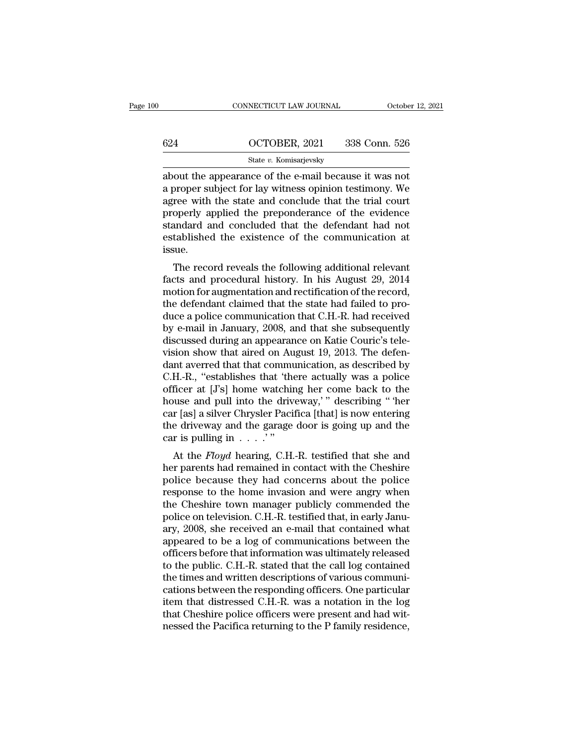about the appearance of the e-mail because it was not a proper subject for lay witness opinion testimony. We agree with the state and conclude that the trial court properly applied the preponderance of the evidence standard and concluded that the defendant had not established the existence of the communication at issue.

The record reveals the following additional relevant facts and procedural history. In his August 29, 2014 motion for augmentation and rectification of the record, the defendant claimed that the state had failed to produce a police communication that C.H.-R. had received by e-mail in January, 2008, and that she subsequently discussed during an appearance on Katie Couric's television show that aired on August 19, 2013. The defendant averred that that communication, as described by C.H.-R., "establishes that 'there actually was a police officer at [J's] home watching her come back to the house and pull into the driveway,' " describing " 'her car [as] a silver Chrysler Pacifica [that] is now entering the driveway and the garage door is going up and the car is pulling in . . . .' "

At the *Floyd* hearing, C.H.-R. testified that she and her parents had remained in contact with the Cheshire police because they had concerns about the police response to the home invasion and were angry when the Cheshire town manager publicly commended the police on television. C.H.-R. testified that, in early January, 2008, she received an e-mail that contained what appeared to be a log of communications between the officers before that information was ultimately released to the public. C.H.-R. stated that the call log contained the times and written descriptions of various communications between the responding officers. One particular item that distressed C.H.-R. was a notation in the log that Cheshire police officers were present and had witnessed the Pacifica returning to the P family residence,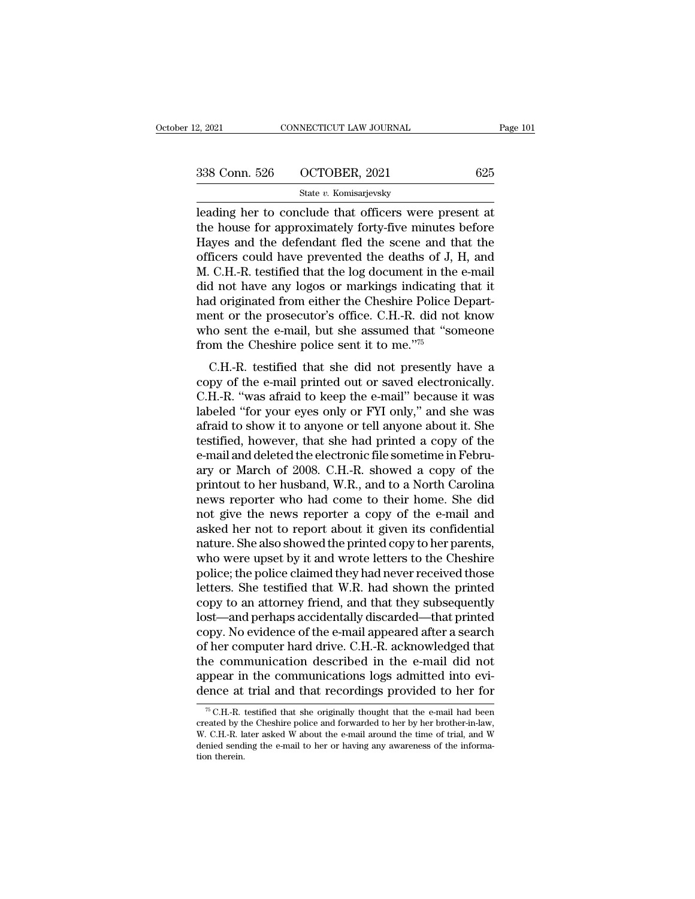leading her to conclude that officers were present at the house for approximately forty-five minutes before Hayes and the defendant fled the scene and that the officers could have prevented the deaths of J, H, and M. C.H.-R. testified that the log document in the e-mail did not have any logos or markings indicating that it had originated from either the Cheshire Police Department or the prosecutor's office. C.H.-R. did not know who sent the e-mail, but she assumed that "someone from the Cheshire police sent it to me."[75]

C.H.-R. testified that she did not presently have a copy of the e-mail printed out or saved electronically. C.H.-R. "was afraid to keep the e-mail" because it was labeled "for your eyes only or FYI only," and she was afraid to show it to anyone or tell anyone about it. She testified, however, that she had printed a copy of the e-mail and deleted the electronic file sometime in February or March of 2008. C.H.-R. showed a copy of the printout to her husband, W.R., and to a North Carolina news reporter who had come to their home. She did not give the news reporter a copy of the e-mail and asked her not to report about it given its confidential nature. She also showed the printed copy to her parents, who were upset by it and wrote letters to the Cheshire police; the police claimed they had never received those letters. She testified that W.R. had shown the printed copy to an attorney friend, and that they subsequently lost—and perhaps accidentally discarded—that printed copy. No evidence of the e-mail appeared after a search of her computer hard drive. C.H.-R. acknowledged that the communication described in the e-mail did not appear in the communications logs admitted into evidence at trial and that recordings provided to her for

[75] C.H.-R. testified that she originally thought that the e-mail had been created by the Cheshire police and forwarded to her by her brother-in-law, W. C.H.-R. later asked W about the e-mail around the time of trial, and W denied sending the e-mail to her or having any awareness of the information therein.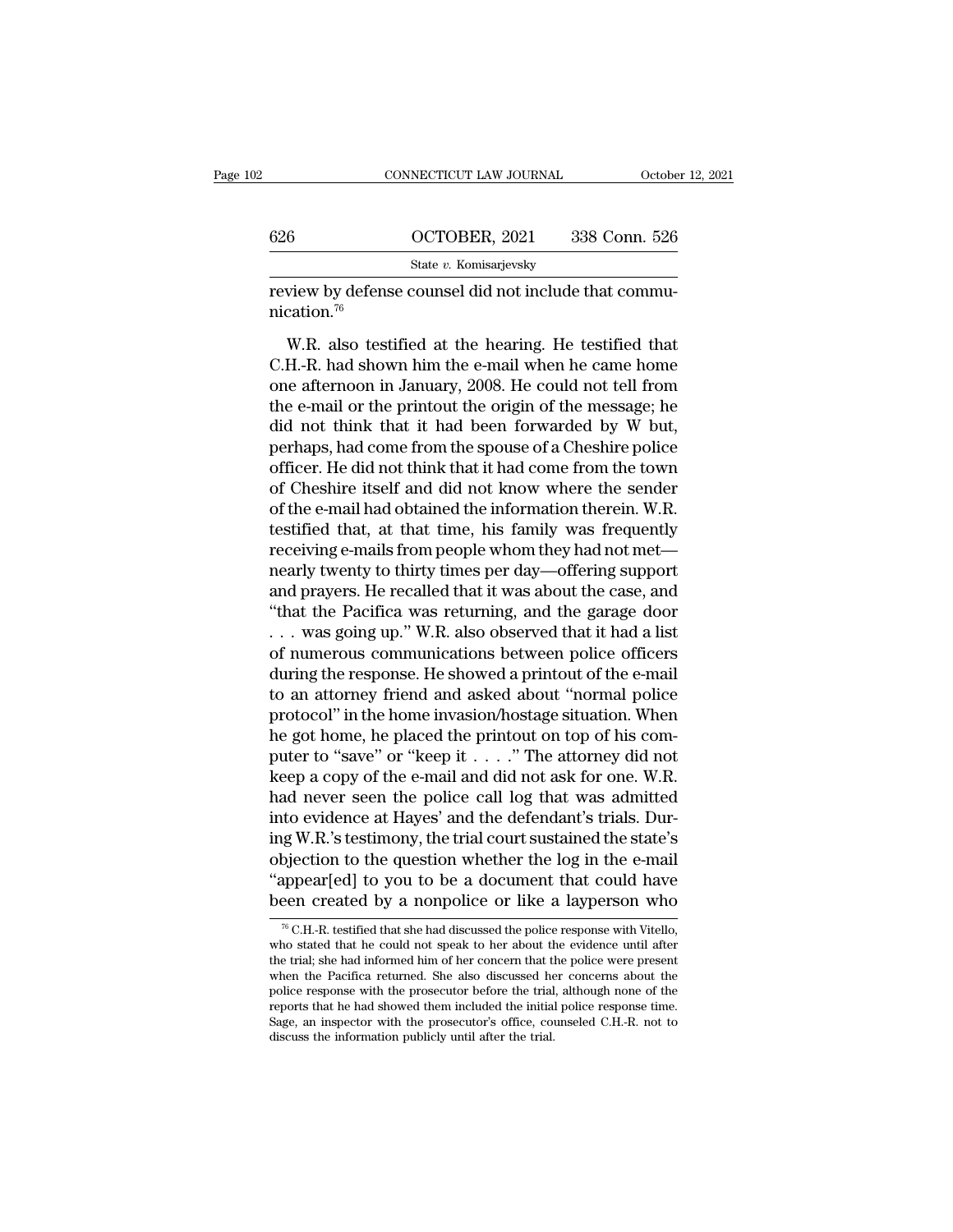review by defense counsel did not include that communication.[76]

W.R. also testified at the hearing. He testified that C.H.-R. had shown him the e-mail when he came home one afternoon in January, 2008. He could not tell from the e-mail or the printout the origin of the message; he did not think that it had been forwarded by W but, perhaps, had come from the spouse of a Cheshire police officer. He did not think that it had come from the town of Cheshire itself and did not know where the sender of the e-mail had obtained the information therein. W.R. testified that, at that time, his family was frequently receiving e-mails from people whom they had not met—nearly twenty to thirty times per day—offering support and prayers. He recalled that it was about the case, and "that the Pacifica was returning, and the garage door . . . was going up." W.R. also observed that it had a list of numerous communications between police officers during the response. He showed a printout of the e-mail to an attorney friend and asked about "normal police protocol" in the home invasion/hostage situation. When he got home, he placed the printout on top of his computer to "save" or "keep it . . . ." The attorney did not keep a copy of the e-mail and did not ask for one. W.R. had never seen the police call log that was admitted into evidence at Hayes' and the defendant's trials. During W.R.'s testimony, the trial court sustained the state's objection to the question whether the log in the e-mail "appear[ed] to you to be a document that could have been created by a nonpolice or like a layperson who

[76] C.H.-R. testified that she had discussed the police response with Vitello, who stated that he could not speak to her about the evidence until after the trial; she had informed him of her concern that the police were present when the Pacifica returned. She also discussed her concerns about the police response with the prosecutor before the trial, although none of the reports that he had showed them included the initial police response time. Sage, an inspector with the prosecutor's office, counseled C.H.-R. not to discuss the information publicly until after the trial.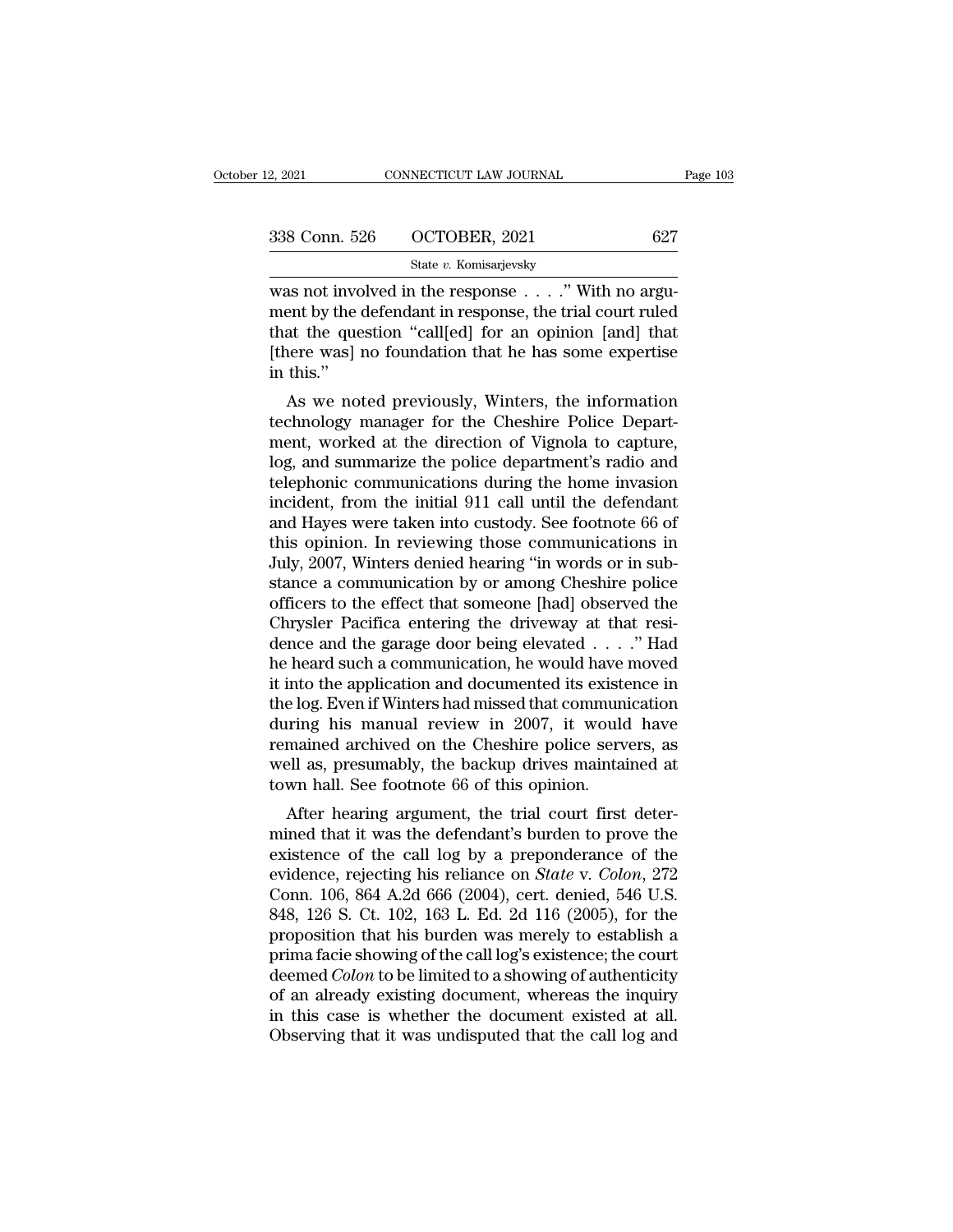was not involved in the response . . . ." With no argument by the defendant in response, the trial court ruled that the question "call[ed] for an opinion [and] that [there was] no foundation that he has some expertise in this."

As we noted previously, Winters, the information technology manager for the Cheshire Police Department, worked at the direction of Vignola to capture, log, and summarize the police department's radio and telephonic communications during the home invasion incident, from the initial 911 call until the defendant and Hayes were taken into custody. See footnote 66 of this opinion. In reviewing those communications in July, 2007, Winters denied hearing "in words or in substance a communication by or among Cheshire police officers to the effect that someone [had] observed the Chrysler Pacifica entering the driveway at that residence and the garage door being elevated . . . ." Had he heard such a communication, he would have moved it into the application and documented its existence in the log. Even if Winters had missed that communication during his manual review in 2007, it would have remained archived on the Cheshire police servers, as well as, presumably, the backup drives maintained at town hall. See footnote 66 of this opinion.

After hearing argument, the trial court first determined that it was the defendant's burden to prove the existence of the call log by a preponderance of the evidence, rejecting his reliance on *State* v. *Colon*, 272 Conn. 106, 864 A.2d 666 (2004), cert. denied, 546 U.S. 848, 126 S. Ct. 102, 163 L. Ed. 2d 116 (2005), for the proposition that his burden was merely to establish a prima facie showing of the call log's existence; the court deemed *Colon* to be limited to a showing of authenticity of an already existing document, whereas the inquiry in this case is whether the document existed at all. Observing that it was undisputed that the call log and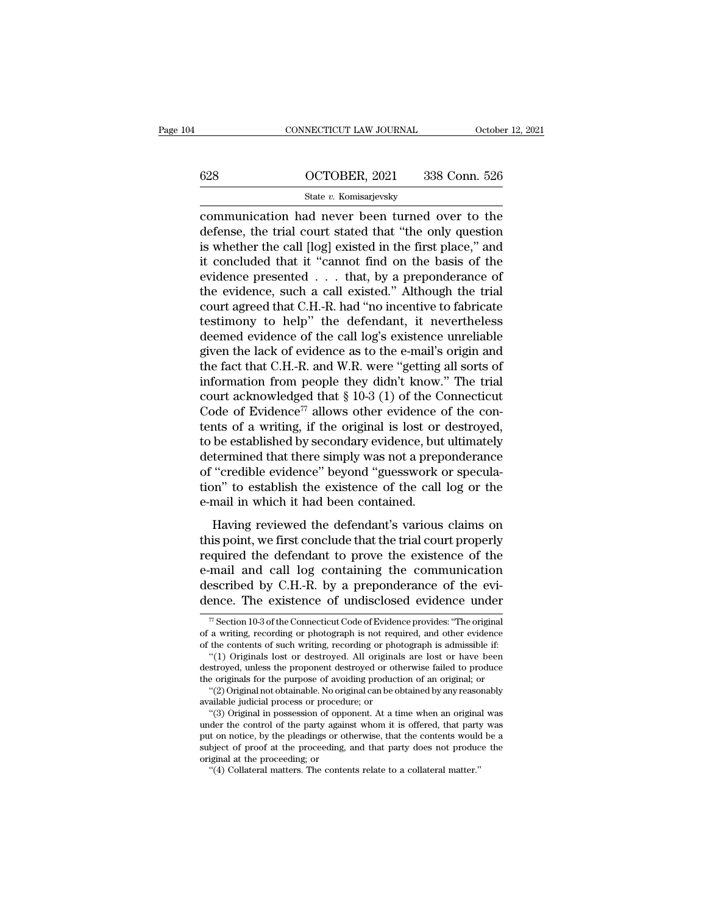communication had never been turned over to the defense, the trial court stated that "the only question is whether the call [log] existed in the first place," and it concluded that it "cannot find on the basis of the evidence presented . . . that, by a preponderance of the evidence, such a call existed." Although the trial court agreed that C.H.-R. had "no incentive to fabricate testimony to help" the defendant, it nevertheless deemed evidence of the call log's existence unreliable given the lack of evidence as to the e-mail's origin and the fact that C.H.-R. and W.R. were "getting all sorts of information from people they didn't know." The trial court acknowledged that § 10-3 (1) of the Connecticut Code of Evidence[77] allows other evidence of the contents of a writing, if the original is lost or destroyed, to be established by secondary evidence, but ultimately determined that there simply was not a preponderance of "credible evidence" beyond "guesswork or speculation" to establish the existence of the call log or the e-mail in which it had been contained.

Having reviewed the defendant's various claims on this point, we first conclude that the trial court properly required the defendant to prove the existence of the e-mail and call log containing the communication described by C.H.-R. by a preponderance of the evidence. The existence of undisclosed evidence under

---

[77] Section 10-3 of the Connecticut Code of Evidence provides: "The original of a writing, recording or photograph is not required, and other evidence of the contents of such writing, recording or photograph is admissible if:

"(1) Originals lost or destroyed. All originals are lost or have been destroyed, unless the proponent destroyed or otherwise failed to produce the originals for the purpose of avoiding production of an original; or

"(2) Original not obtainable. No original can be obtained by any reasonably available judicial process or procedure; or

"(3) Original in possession of opponent. At a time when an original was under the control of the party against whom it is offered, that party was put on notice, by the pleadings or otherwise, that the contents would be a subject of proof at the proceeding, and that party does not produce the original at the proceeding; or

"(4) Collateral matters. The contents relate to a collateral matter."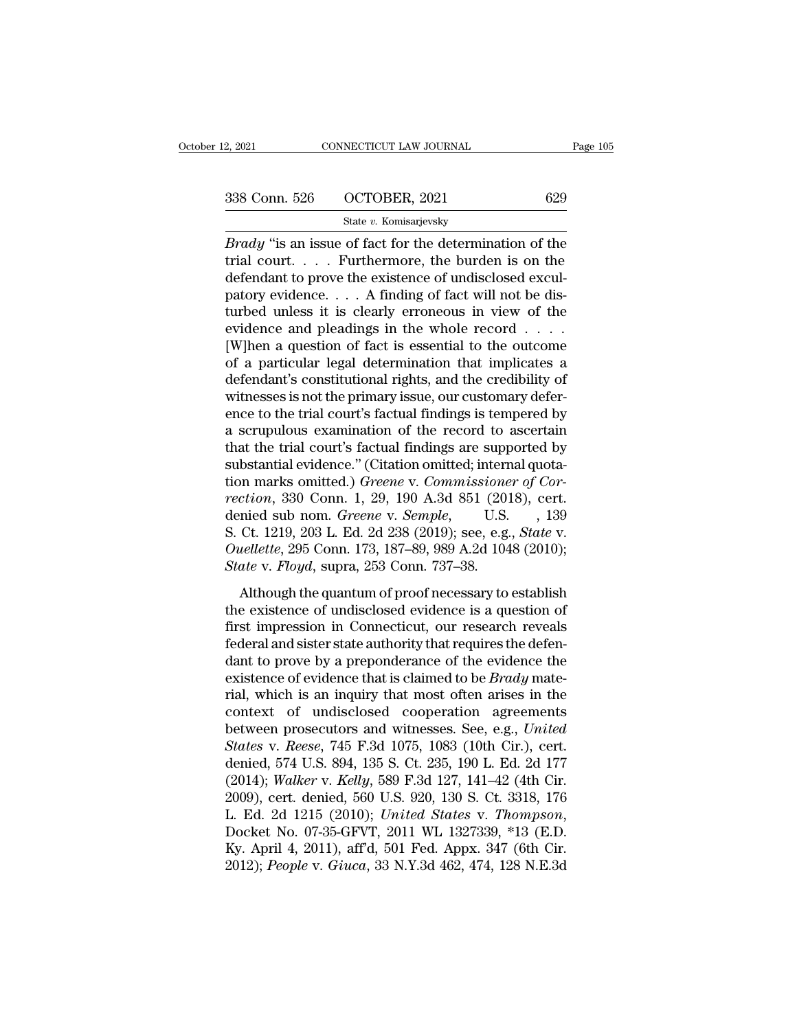*Brady* "is an issue of fact for the determination of the trial court. . . . Furthermore, the burden is on the defendant to prove the existence of undisclosed exculpatory evidence. . . . A finding of fact will not be disturbed unless it is clearly erroneous in view of the evidence and pleadings in the whole record . . . . [W]hen a question of fact is essential to the outcome of a particular legal determination that implicates a defendant's constitutional rights, and the credibility of witnesses is not the primary issue, our customary deference to the trial court's factual findings is tempered by a scrupulous examination of the record to ascertain that the trial court's factual findings are supported by substantial evidence." (Citation omitted; internal quotation marks omitted.) *Greene* v. *Commissioner of Correction*, 330 Conn. 1, 29, 190 A.3d 851 (2018), cert. denied sub nom. *Greene* v. *Semple*, U.S. , 139 S. Ct. 1219, 203 L. Ed. 2d 238 (2019); see, e.g., *State* v. *Ouellette*, 295 Conn. 173, 187–89, 989 A.2d 1048 (2010); *State* v. *Floyd*, supra, 253 Conn. 737–38.

Although the quantum of proof necessary to establish the existence of undisclosed evidence is a question of first impression in Connecticut, our research reveals federal and sister state authority that requires the defendant to prove by a preponderance of the evidence the existence of evidence that is claimed to be *Brady* material, which is an inquiry that most often arises in the context of undisclosed cooperation agreements between prosecutors and witnesses. See, e.g., *United States* v. *Reese*, 745 F.3d 1075, 1083 (10th Cir.), cert. denied, 574 U.S. 894, 135 S. Ct. 235, 190 L. Ed. 2d 177 (2014); *Walker* v. *Kelly*, 589 F.3d 127, 141–42 (4th Cir. 2009), cert. denied, 560 U.S. 920, 130 S. Ct. 3318, 176 L. Ed. 2d 1215 (2010); *United States* v. *Thompson*, Docket No. 07-35-GFVT, 2011 WL 1327339, *13 (E.D. Ky. April 4, 2011), aff'd, 501 Fed. Appx. 347 (6th Cir. 2012); *People* v. *Giuca*, 33 N.Y.3d 462, 474, 128 N.E.3d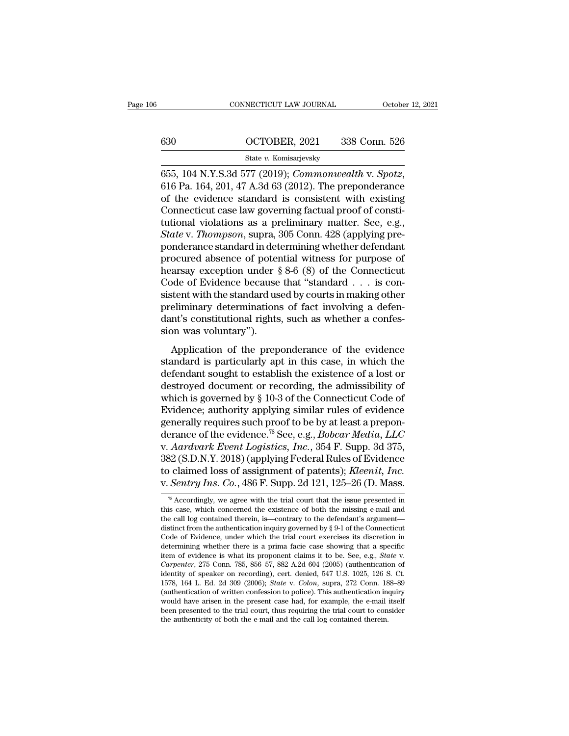655, 104 N.Y.S.3d 577 (2019); *Commonwealth* v. *Spotz*, 616 Pa. 164, 201, 47 A.3d 63 (2012). The preponderance of the evidence standard is consistent with existing Connecticut case law governing factual proof of constitutional violations as a preliminary matter. See, e.g., *State* v. *Thompson*, supra, 305 Conn. 428 (applying preponderance standard in determining whether defendant procured absence of potential witness for purpose of hearsay exception under § 8-6 (8) of the Connecticut Code of Evidence because that "standard . . . is consistent with the standard used by courts in making other preliminary determinations of fact involving a defendant's constitutional rights, such as whether a confession was voluntary").

Application of the preponderance of the evidence standard is particularly apt in this case, in which the defendant sought to establish the existence of a lost or destroyed document or recording, the admissibility of which is governed by § 10-3 of the Connecticut Code of Evidence; authority applying similar rules of evidence generally requires such proof to be by at least a preponderance of the evidence.[78] See, e.g., *Bobcar Media, LLC* v. *Aardvark Event Logistics, Inc.*, 354 F. Supp. 3d 375, 382 (S.D.N.Y. 2018) (applying Federal Rules of Evidence to claimed loss of assignment of patents); *Kleenit, Inc.* v. *Sentry Ins. Co.*, 486 F. Supp. 2d 121, 125–26 (D. Mass.

[78] Accordingly, we agree with the trial court that the issue presented in this case, which concerned the existence of both the missing e-mail and the call log contained therein, is—contrary to the defendant's argument—distinct from the authentication inquiry governed by § 9-1 of the Connecticut Code of Evidence, under which the trial court exercises its discretion in determining whether there is a prima facie case showing that a specific item of evidence is what its proponent claims it to be. See, e.g., *State* v. *Carpenter*, 275 Conn. 785, 856–57, 882 A.2d 604 (2005) (authentication of identity of speaker on recording), cert. denied, 547 U.S. 1025, 126 S. Ct. 1578, 164 L. Ed. 2d 309 (2006); *State* v. *Colon*, supra, 272 Conn. 188–89 (authentication of written confession to police). This authentication inquiry would have arisen in the present case had, for example, the e-mail itself been presented to the trial court, thus requiring the trial court to consider the authenticity of both the e-mail and the call log contained therein.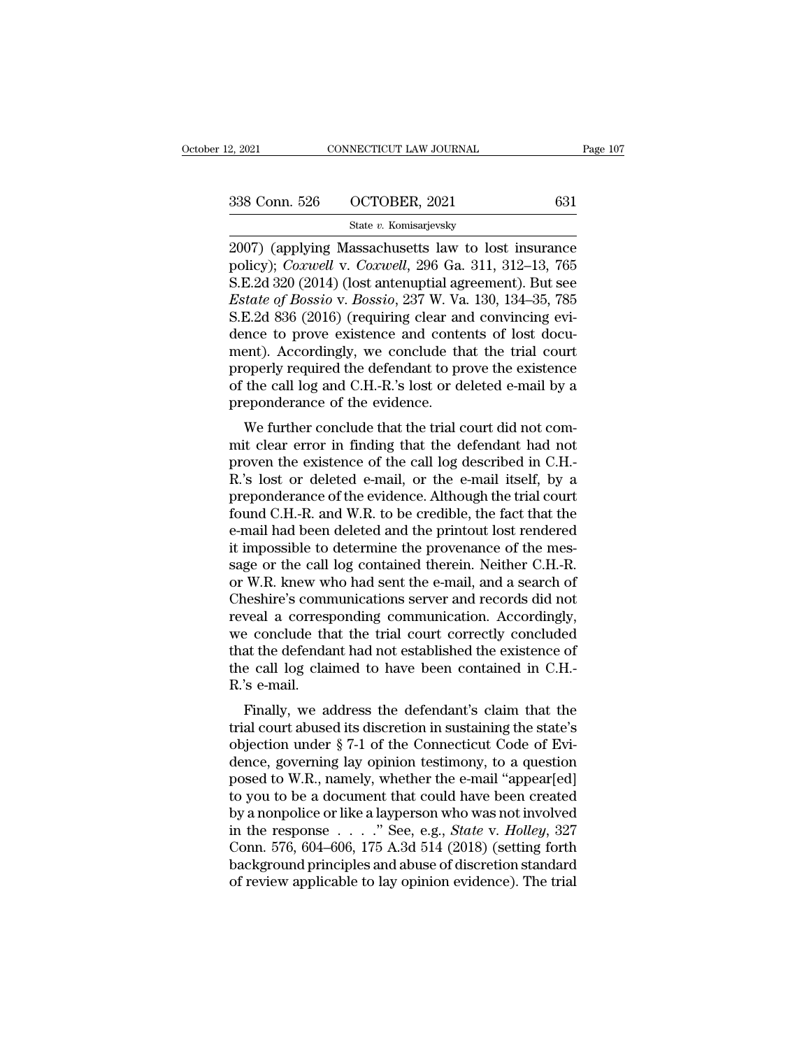2007) (applying Massachusetts law to lost insurance policy); *Coxwell* v. *Coxwell*, 296 Ga. 311, 312–13, 765 S.E.2d 320 (2014) (lost antenuptial agreement). But see *Estate of Bossio* v. *Bossio*, 237 W. Va. 130, 134–35, 785 S.E.2d 836 (2016) (requiring clear and convincing evidence to prove existence and contents of lost document). Accordingly, we conclude that the trial court properly required the defendant to prove the existence of the call log and C.H.-R.'s lost or deleted e-mail by a preponderance of the evidence.

We further conclude that the trial court did not commit clear error in finding that the defendant had not proven the existence of the call log described in C.H.-R.'s lost or deleted e-mail, or the e-mail itself, by a preponderance of the evidence. Although the trial court found C.H.-R. and W.R. to be credible, the fact that the e-mail had been deleted and the printout lost rendered it impossible to determine the provenance of the message or the call log contained therein. Neither C.H.-R. or W.R. knew who had sent the e-mail, and a search of Cheshire's communications server and records did not reveal a corresponding communication. Accordingly, we conclude that the trial court correctly concluded that the defendant had not established the existence of the call log claimed to have been contained in C.H.-R.'s e-mail.

Finally, we address the defendant's claim that the trial court abused its discretion in sustaining the state's objection under § 7-1 of the Connecticut Code of Evidence, governing lay opinion testimony, to a question posed to W.R., namely, whether the e-mail "appear[ed] to you to be a document that could have been created by a nonpolice or like a layperson who was not involved in the response . . . ." See, e.g., *State* v. *Holley*, 327 Conn. 576, 604–606, 175 A.3d 514 (2018) (setting forth background principles and abuse of discretion standard of review applicable to lay opinion evidence). The trial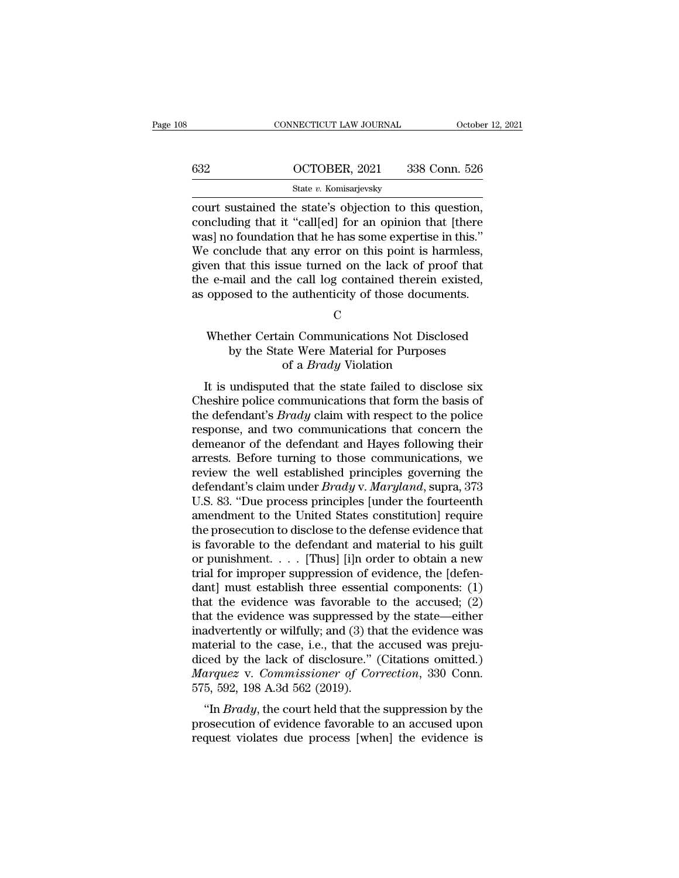court sustained the state's objection to this question, concluding that it "call[ed] for an opinion that [there was] no foundation that he has some expertise in this." We conclude that any error on this point is harmless, given that this issue turned on the lack of proof that the e-mail and the call log contained therein existed, as opposed to the authenticity of those documents.

### C

### Whether Certain Communications Not Disclosed by the State Were Material for Purposes of a *Brady* Violation

It is undisputed that the state failed to disclose six Cheshire police communications that form the basis of the defendant's *Brady* claim with respect to the police response, and two communications that concern the demeanor of the defendant and Hayes following their arrests. Before turning to those communications, we review the well established principles governing the defendant's claim under *Brady* v. *Maryland*, supra, 373 U.S. 83. "Due process principles [under the fourteenth amendment to the United States constitution] require the prosecution to disclose to the defense evidence that is favorable to the defendant and material to his guilt or punishment. . . . [Thus] [i]n order to obtain a new trial for improper suppression of evidence, the [defendant] must establish three essential components: (1) that the evidence was favorable to the accused; (2) that the evidence was suppressed by the state—either inadvertently or wilfully; and (3) that the evidence was material to the case, i.e., that the accused was prejudiced by the lack of disclosure." (Citations omitted.) *Marquez* v. *Commissioner of Correction*, 330 Conn. 575, 592, 198 A.3d 562 (2019).

"In *Brady*, the court held that the suppression by the prosecution of evidence favorable to an accused upon request violates due process [when] the evidence is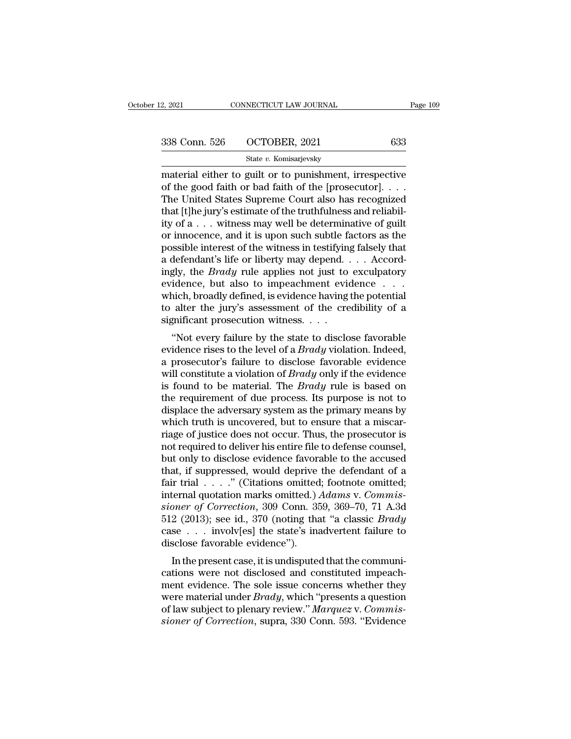material either to guilt or to punishment, irrespective of the good faith or bad faith of the [prosecutor]. . . . The United States Supreme Court also has recognized that [t]he jury's estimate of the truthfulness and reliability of a . . . witness may well be determinative of guilt or innocence, and it is upon such subtle factors as the possible interest of the witness in testifying falsely that a defendant's life or liberty may depend. . . . Accordingly, the *Brady* rule applies not just to exculpatory evidence, but also to impeachment evidence . . . which, broadly defined, is evidence having the potential to alter the jury's assessment of the credibility of a significant prosecution witness. . . .

"Not every failure by the state to disclose favorable evidence rises to the level of a *Brady* violation. Indeed, a prosecutor's failure to disclose favorable evidence will constitute a violation of *Brady* only if the evidence is found to be material. The *Brady* rule is based on the requirement of due process. Its purpose is not to displace the adversary system as the primary means by which truth is uncovered, but to ensure that a miscarriage of justice does not occur. Thus, the prosecutor is not required to deliver his entire file to defense counsel, but only to disclose evidence favorable to the accused that, if suppressed, would deprive the defendant of a fair trial . . . ." (Citations omitted; footnote omitted; internal quotation marks omitted.) *Adams* v. *Commissioner of Correction*, 309 Conn. 359, 369–70, 71 A.3d 512 (2013); see id., 370 (noting that "a classic *Brady* case . . . involv[es] the state's inadvertent failure to disclose favorable evidence").

In the present case, it is undisputed that the communications were not disclosed and constituted impeachment evidence. The sole issue concerns whether they were material under *Brady*, which "presents a question of law subject to plenary review." *Marquez* v. *Commissioner of Correction*, supra, 330 Conn. 593. "Evidence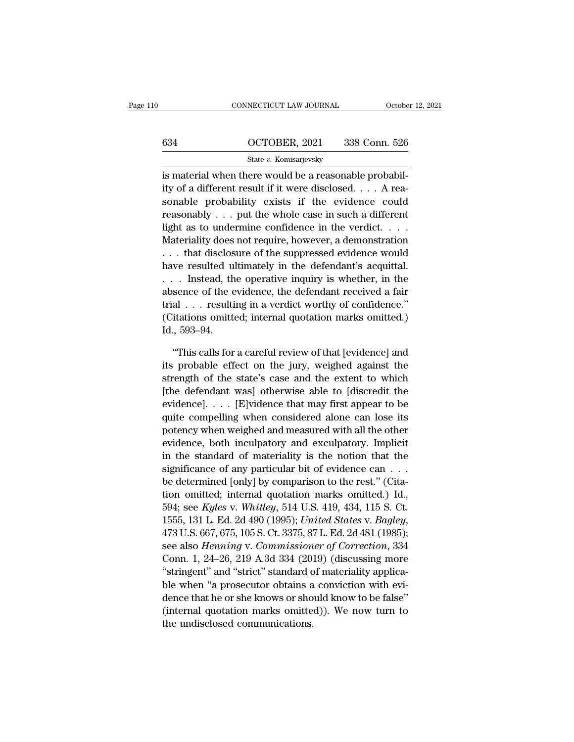is material when there would be a reasonable probability of a different result if it were disclosed. . . . A reasonable probability exists if the evidence could reasonably . . . put the whole case in such a different light as to undermine confidence in the verdict. . . . Materiality does not require, however, a demonstration . . . that disclosure of the suppressed evidence would have resulted ultimately in the defendant's acquittal. . . . Instead, the operative inquiry is whether, in the absence of the evidence, the defendant received a fair trial . . . resulting in a verdict worthy of confidence." (Citations omitted; internal quotation marks omitted.) Id., 593–94.

"This calls for a careful review of that [evidence] and its probable effect on the jury, weighed against the strength of the state's case and the extent to which [the defendant was] otherwise able to [discredit the evidence]. . . . [E]vidence that may first appear to be quite compelling when considered alone can lose its potency when weighed and measured with all the other evidence, both inculpatory and exculpatory. Implicit in the standard of materiality is the notion that the significance of any particular bit of evidence can . . . be determined [only] by comparison to the rest." (Citation omitted; internal quotation marks omitted.) Id., 594; see *Kyles* v. *Whitley*, 514 U.S. 419, 434, 115 S. Ct. 1555, 131 L. Ed. 2d 490 (1995); *United States* v. *Bagley*, 473 U.S. 667, 675, 105 S. Ct. 3375, 87 L. Ed. 2d 481 (1985); see also *Henning* v. *Commissioner of Correction*, 334 Conn. 1, 24–26, 219 A.3d 334 (2019) (discussing more "stringent" and "strict" standard of materiality applicable when "a prosecutor obtains a conviction with evidence that he or she knows or should know to be false" (internal quotation marks omitted)). We now turn to the undisclosed communications.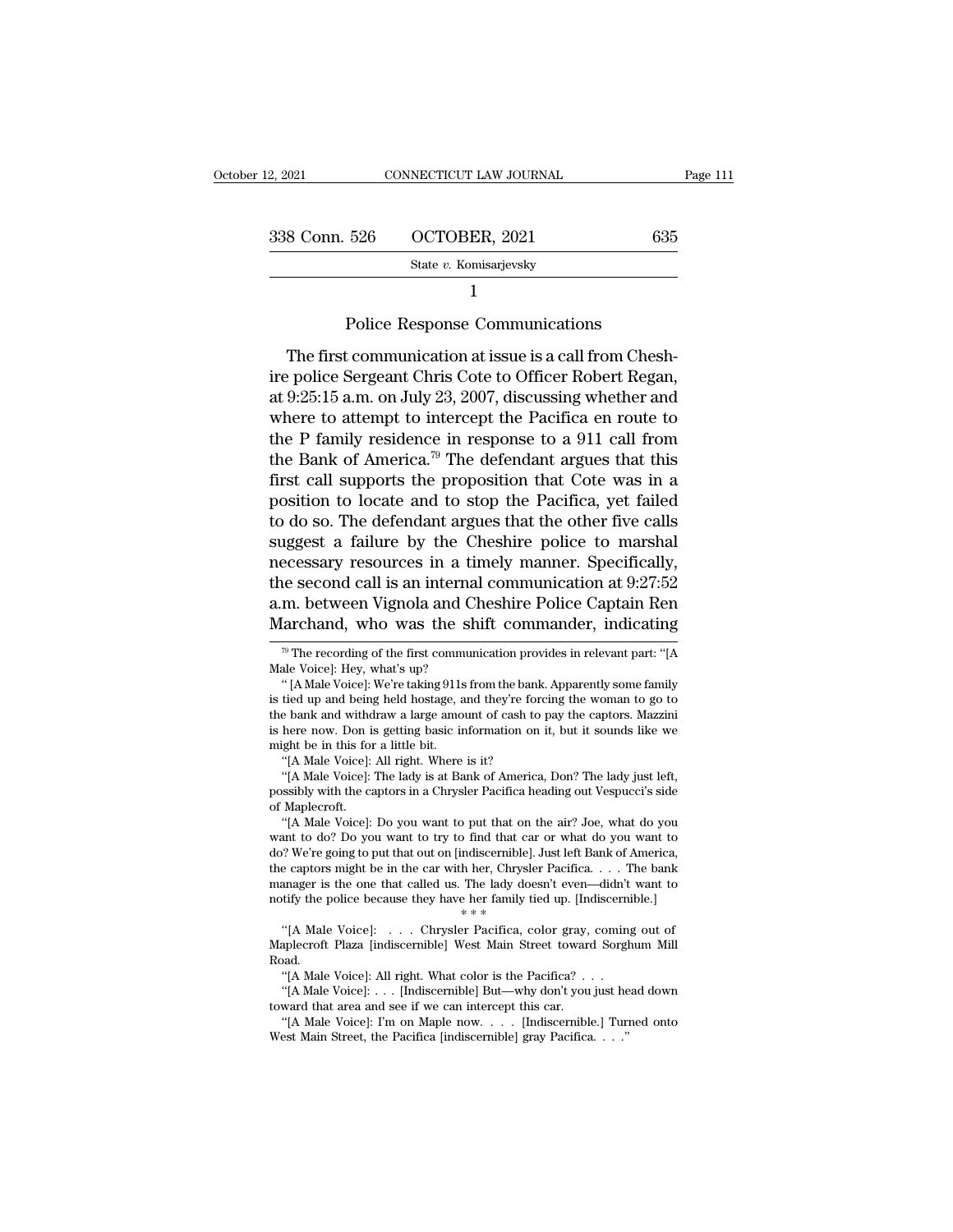## 1

### Police Response Communications

The first communication at issue is a call from Cheshire police Sergeant Chris Cote to Officer Robert Regan, at 9:25:15 a.m. on July 23, 2007, discussing whether and where to attempt to intercept the Pacifica en route to the P family residence in response to a 911 call from the Bank of America.[79] The defendant argues that this first call supports the proposition that Cote was in a position to locate and to stop the Pacifica, yet failed to do so. The defendant argues that the other five calls suggest a failure by the Cheshire police to marshal necessary resources in a timely manner. Specifically, the second call is an internal communication at 9:27:52 a.m. between Vignola and Cheshire Police Captain Ren Marchand, who was the shift commander, indicating

---

[79] The recording of the first communication provides in relevant part: "[A Male Voice]: Hey, what's up?

"[A Male Voice]: We're taking 911s from the bank. Apparently some family is tied up and being held hostage, and they're forcing the woman to go to the bank and withdraw a large amount of cash to pay the captors. Mazzini is here now. Don is getting basic information on it, but it sounds like we might be in this for a little bit.

"[A Male Voice]: All right. Where is it?

"[A Male Voice]: The lady is at Bank of America, Don? The lady just left, possibly with the captors in a Chrysler Pacifica heading out Vespucci's side of Maplecroft.

"[A Male Voice]: Do you want to put that on the air? Joe, what do you want to do? Do you want to try to find that car or what do you want to do? We're going to put that out on [indiscernible]. Just left Bank of America, the captors might be in the car with her, Chrysler Pacifica. . . . The bank manager is the one that called us. The lady doesn't even—didn't want to notify the police because they have her family tied up. [Indiscernible.]

\* \* \*

"[A Male Voice]: . . . Chrysler Pacifica, color gray, coming out of Maplecroft Plaza [indiscernible] West Main Street toward Sorghum Mill Road.

"[A Male Voice]: All right. What color is the Pacifica? . . .

"[A Male Voice]: . . . [Indiscernible] But—why don't you just head down toward that area and see if we can intercept this car.

"[A Male Voice]: I'm on Maple now. . . . [Indiscernible.] Turned onto West Main Street, the Pacifica [indiscernible] gray Pacifica. . . ."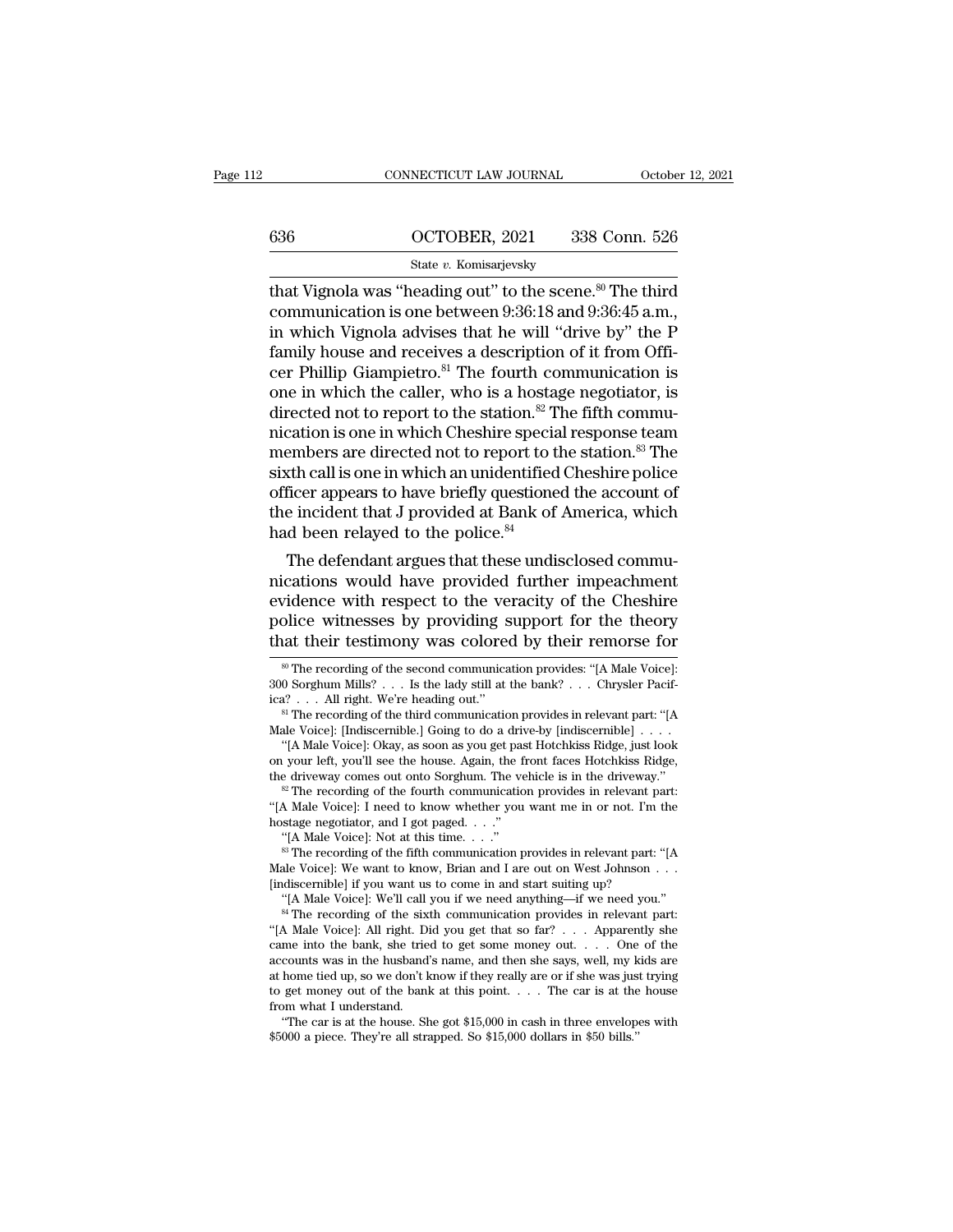that Vignola was "heading out" to the scene.[80] The third communication is one between 9:36:18 and 9:36:45 a.m., in which Vignola advises that he will "drive by" the P family house and receives a description of it from Officer Phillip Giampietro.[81] The fourth communication is one in which the caller, who is a hostage negotiator, is directed not to report to the station.[82] The fifth communication is one in which Cheshire special response team members are directed not to report to the station.[83] The sixth call is one in which an unidentified Cheshire police officer appears to have briefly questioned the account of the incident that J provided at Bank of America, which had been relayed to the police.[84]

The defendant argues that these undisclosed communications would have provided further impeachment evidence with respect to the veracity of the Cheshire police witnesses by providing support for the theory that their testimony was colored by their remorse for

---

[80] The recording of the second communication provides: "[A Male Voice]: 300 Sorghum Mills? . . . Is the lady still at the bank? . . . Chrysler Pacifica? . . . All right. We're heading out."

[81] The recording of the third communication provides in relevant part: "[A Male Voice]: [Indiscernible.] Going to do a drive-by [indiscernible] . . . .

"[A Male Voice]: Okay, as soon as you get past Hotchkiss Ridge, just look on your left, you'll see the house. Again, the front faces Hotchkiss Ridge, the driveway comes out onto Sorghum. The vehicle is in the driveway."

[82] The recording of the fourth communication provides in relevant part: "[A Male Voice]: I need to know whether you want me in or not. I'm the hostage negotiator, and I got paged. . . ."

"[A Male Voice]: Not at this time. . . ."

[83] The recording of the fifth communication provides in relevant part: "[A Male Voice]: We want to know, Brian and I are out on West Johnson . . . [indiscernible] if you want us to come in and start suiting up?

"[A Male Voice]: We'll call you if we need anything—if we need you."

[84] The recording of the sixth communication provides in relevant part: "[A Male Voice]: All right. Did you get that so far? . . . Apparently she came into the bank, she tried to get some money out. . . . One of the accounts was in the husband's name, and then she says, well, my kids are at home tied up, so we don't know if they really are or if she was just trying to get money out of the bank at this point. . . . The car is at the house from what I understand.

"The car is at the house. She got $15,000 in cash in three envelopes with $5000 a piece. They're all strapped. So $15,000 dollars in $50 bills."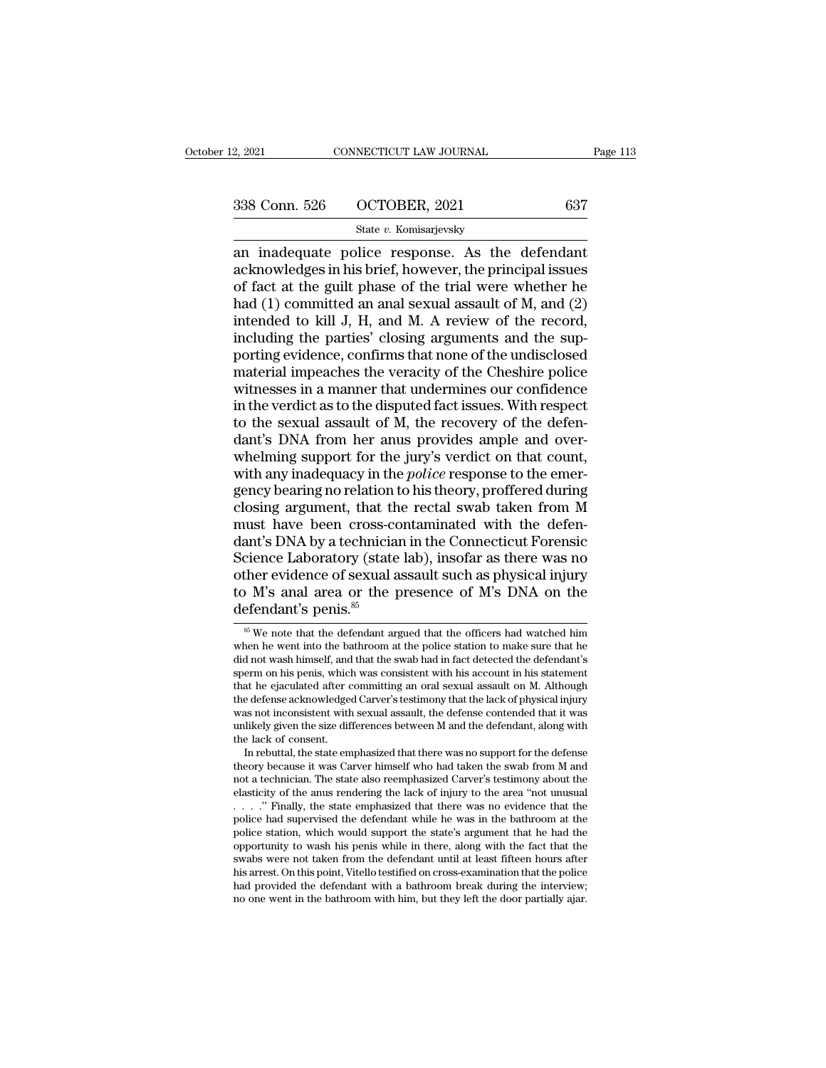an inadequate police response. As the defendant acknowledges in his brief, however, the principal issues of fact at the guilt phase of the trial were whether he had (1) committed an anal sexual assault of M, and (2) intended to kill J, H, and M. A review of the record, including the parties' closing arguments and the supporting evidence, confirms that none of the undisclosed material impeaches the veracity of the Cheshire police witnesses in a manner that undermines our confidence in the verdict as to the disputed fact issues. With respect to the sexual assault of M, the recovery of the defendant's DNA from her anus provides ample and overwhelming support for the jury's verdict on that count, with any inadequacy in the *police* response to the emergency bearing no relation to his theory, proffered during closing argument, that the rectal swab taken from M must have been cross-contaminated with the defendant's DNA by a technician in the Connecticut Forensic Science Laboratory (state lab), insofar as there was no other evidence of sexual assault such as physical injury to M's anal area or the presence of M's DNA on the defendant's penis.[85]

---

[85] We note that the defendant argued that the officers had watched him when he went into the bathroom at the police station to make sure that he did not wash himself, and that the swab had in fact detected the defendant's sperm on his penis, which was consistent with his account in his statement that he ejaculated after committing an oral sexual assault on M. Although the defense acknowledged Carver's testimony that the lack of physical injury was not inconsistent with sexual assault, the defense contended that it was unlikely given the size differences between M and the defendant, along with the lack of consent.

In rebuttal, the state emphasized that there was no support for the defense theory because it was Carver himself who had taken the swab from M and not a technician. The state also reemphasized Carver's testimony about the elasticity of the anus rendering the lack of injury to the area "not unusual . . . ." Finally, the state emphasized that there was no evidence that the police had supervised the defendant while he was in the bathroom at the police station, which would support the state's argument that he had the opportunity to wash his penis while in there, along with the fact that the swabs were not taken from the defendant until at least fifteen hours after his arrest. On this point, Vitello testified on cross-examination that the police had provided the defendant with a bathroom break during the interview; no one went in the bathroom with him, but they left the door partially ajar.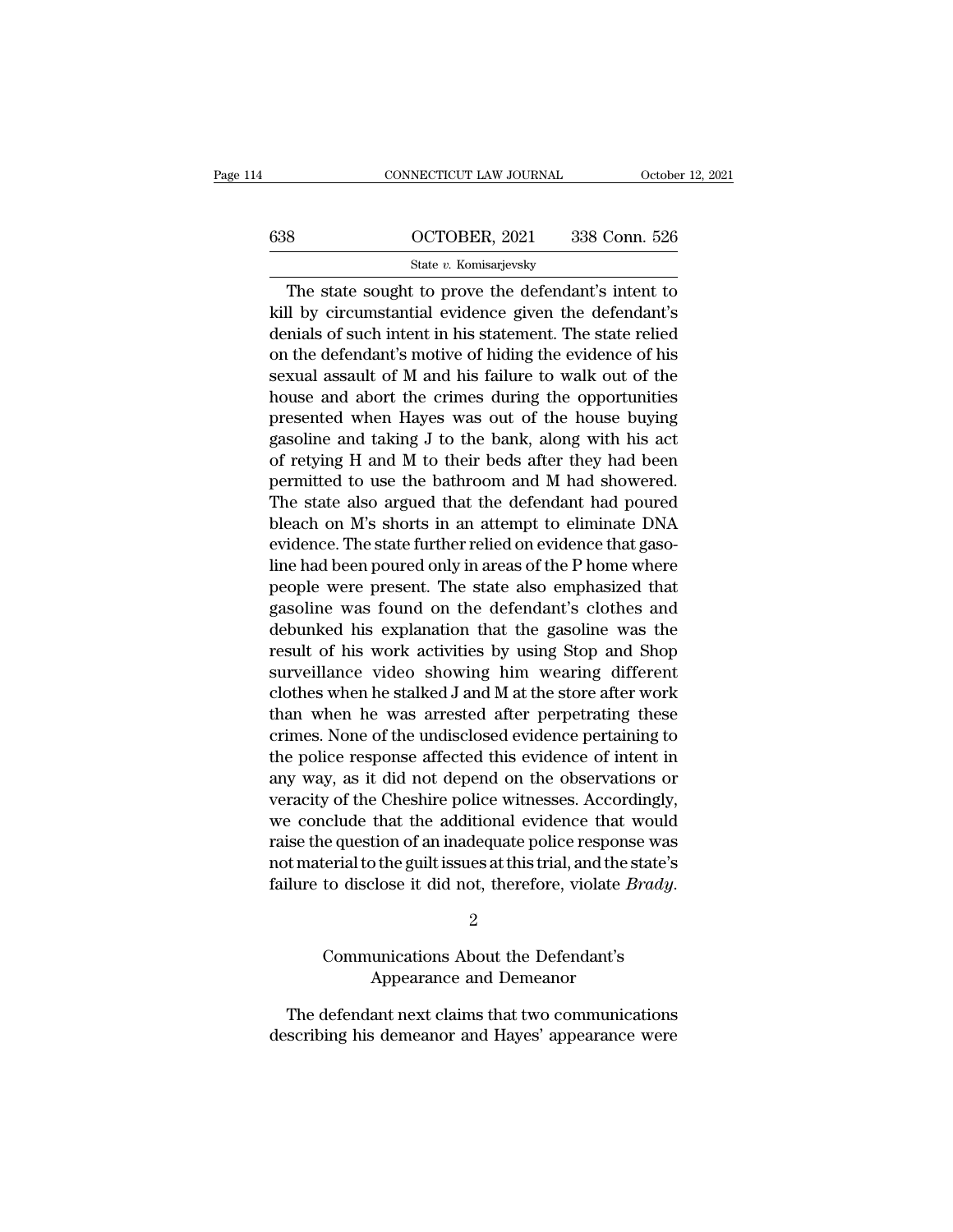The state sought to prove the defendant's intent to kill by circumstantial evidence given the defendant's denials of such intent in his statement. The state relied on the defendant's motive of hiding the evidence of his sexual assault of M and his failure to walk out of the house and abort the crimes during the opportunities presented when Hayes was out of the house buying gasoline and taking J to the bank, along with his act of retying H and M to their beds after they had been permitted to use the bathroom and M had showered. The state also argued that the defendant had poured bleach on M's shorts in an attempt to eliminate DNA evidence. The state further relied on evidence that gasoline had been poured only in areas of the P home where people were present. The state also emphasized that gasoline was found on the defendant's clothes and debunked his explanation that the gasoline was the result of his work activities by using Stop and Shop surveillance video showing him wearing different clothes when he stalked J and M at the store after work than when he was arrested after perpetrating these crimes. None of the undisclosed evidence pertaining to the police response affected this evidence of intent in any way, as it did not depend on the observations or veracity of the Cheshire police witnesses. Accordingly, we conclude that the additional evidence that would raise the question of an inadequate police response was not material to the guilt issues at this trial, and the state's failure to disclose it did not, therefore, violate *Brady*.

## 2

## Communications About the Defendant's Appearance and Demeanor

The defendant next claims that two communications describing his demeanor and Hayes' appearance were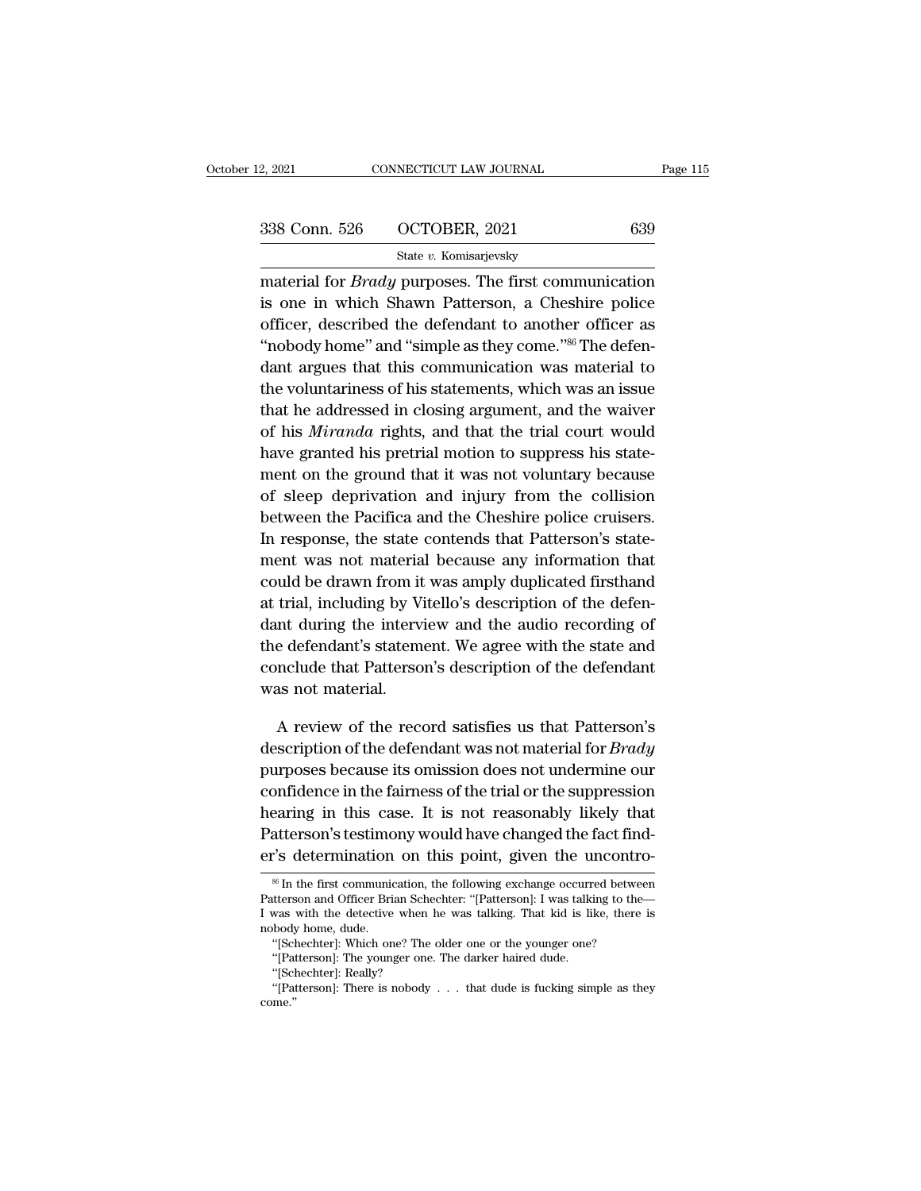material for *Brady* purposes. The first communication is one in which Shawn Patterson, a Cheshire police officer, described the defendant to another officer as "nobody home" and "simple as they come."[86] The defendant argues that this communication was material to the voluntariness of his statements, which was an issue that he addressed in closing argument, and the waiver of his *Miranda* rights, and that the trial court would have granted his pretrial motion to suppress his statement on the ground that it was not voluntary because of sleep deprivation and injury from the collision between the Pacifica and the Cheshire police cruisers. In response, the state contends that Patterson's statement was not material because any information that could be drawn from it was amply duplicated firsthand at trial, including by Vitello's description of the defendant during the interview and the audio recording of the defendant's statement. We agree with the state and conclude that Patterson's description of the defendant was not material.

A review of the record satisfies us that Patterson's description of the defendant was not material for *Brady* purposes because its omission does not undermine our confidence in the fairness of the trial or the suppression hearing in this case. It is not reasonably likely that Patterson's testimony would have changed the fact finder's determination on this point, given the uncontro-

[86] In the first communication, the following exchange occurred between Patterson and Officer Brian Schechter: "[Patterson]: I was talking to the— I was with the detective when he was talking. That kid is like, there is nobody home, dude.

"[Schechter]: Which one? The older one or the younger one?

"[Patterson]: The younger one. The darker haired dude.

"[Schechter]: Really?

"[Patterson]: There is nobody . . . that dude is fucking simple as they come."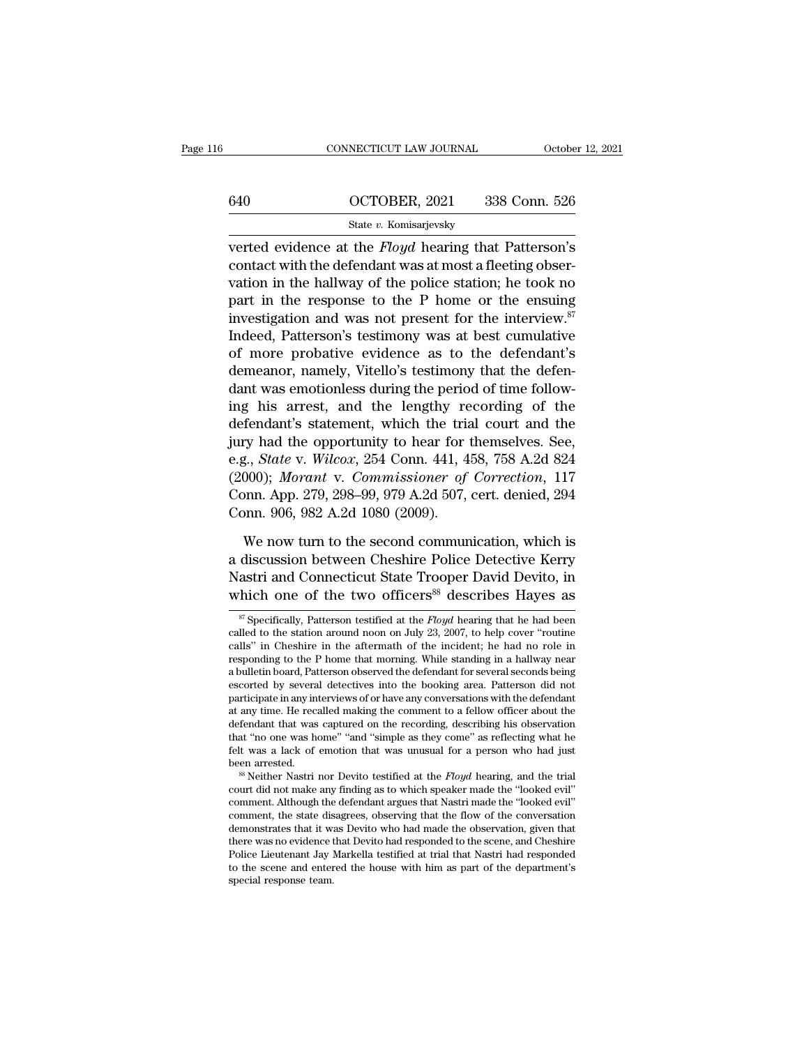verted evidence at the *Floyd* hearing that Patterson's contact with the defendant was at most a fleeting observation in the hallway of the police station; he took no part in the response to the P home or the ensuing investigation and was not present for the interview.[87] Indeed, Patterson's testimony was at best cumulative of more probative evidence as to the defendant's demeanor, namely, Vitello's testimony that the defendant was emotionless during the period of time following his arrest, and the lengthy recording of the defendant's statement, which the trial court and the jury had the opportunity to hear for themselves. See, e.g., *State* v. *Wilcox*, 254 Conn. 441, 458, 758 A.2d 824 (2000); *Morant* v. *Commissioner of Correction*, 117 Conn. App. 279, 298–99, 979 A.2d 507, cert. denied, 294 Conn. 906, 982 A.2d 1080 (2009).

We now turn to the second communication, which is a discussion between Cheshire Police Detective Kerry Nastri and Connecticut State Trooper David Devito, in which one of the two officers[88] describes Hayes as

---

[87] Specifically, Patterson testified at the *Floyd* hearing that he had been called to the station around noon on July 23, 2007, to help cover "routine calls" in Cheshire in the aftermath of the incident; he had no role in responding to the P home that morning. While standing in a hallway near a bulletin board, Patterson observed the defendant for several seconds being escorted by several detectives into the booking area. Patterson did not participate in any interviews of or have any conversations with the defendant at any time. He recalled making the comment to a fellow officer about the defendant that was captured on the recording, describing his observation that "no one was home" "and "simple as they come" as reflecting what he felt was a lack of emotion that was unusual for a person who had just been arrested.

[88] Neither Nastri nor Devito testified at the *Floyd* hearing, and the trial court did not make any finding as to which speaker made the "looked evil" comment. Although the defendant argues that Nastri made the "looked evil" comment, the state disagrees, observing that the flow of the conversation demonstrates that it was Devito who had made the observation, given that there was no evidence that Devito had responded to the scene, and Cheshire Police Lieutenant Jay Markella testified at trial that Nastri had responded to the scene and entered the house with him as part of the department's special response team.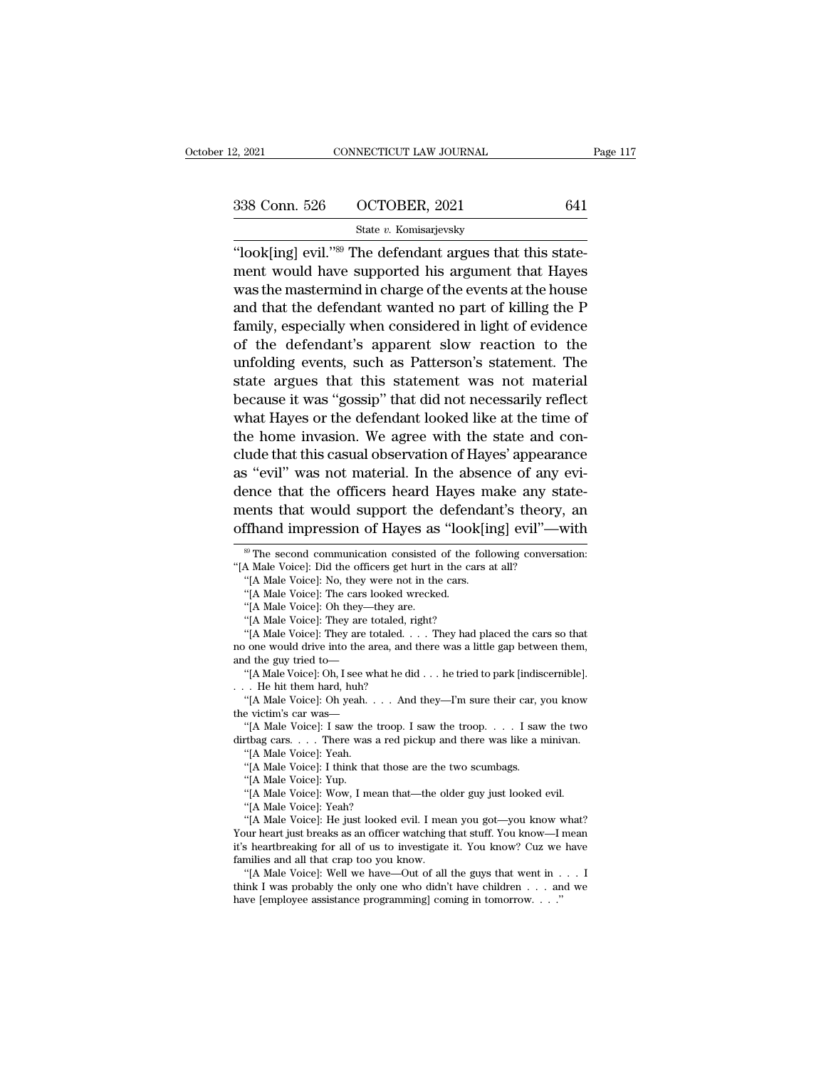"look[ing] evil."[89] The defendant argues that this statement would have supported his argument that Hayes was the mastermind in charge of the events at the house and that the defendant wanted no part of killing the P family, especially when considered in light of evidence of the defendant's apparent slow reaction to the unfolding events, such as Patterson's statement. The state argues that this statement was not material because it was "gossip" that did not necessarily reflect what Hayes or the defendant looked like at the time of the home invasion. We agree with the state and conclude that this casual observation of Hayes' appearance as "evil" was not material. In the absence of any evidence that the officers heard Hayes make any statements that would support the defendant's theory, an offhand impression of Hayes as "look[ing] evil"—with

[89] The second communication consisted of the following conversation: "[A Male Voice]: Did the officers get hurt in the cars at all?

"[A Male Voice]: No, they were not in the cars.

"[A Male Voice]: The cars looked wrecked.

"[A Male Voice]: Oh they—they are.

"[A Male Voice]: They are totaled, right?

"[A Male Voice]: They are totaled. . . . They had placed the cars so that no one would drive into the area, and there was a little gap between them, and the guy tried to—

"[A Male Voice]: Oh, I see what he did . . . he tried to park [indiscernible]. . . . He hit them hard, huh?

"[A Male Voice]: Oh yeah. . . . And they—I'm sure their car, you know the victim's car was—

"[A Male Voice]: I saw the troop. I saw the troop. . . . I saw the two dirtbag cars. . . . There was a red pickup and there was like a minivan.

"[A Male Voice]: Yeah.

"[A Male Voice]: I think that those are the two scumbags.

"[A Male Voice]: Yup.

"[A Male Voice]: Wow, I mean that—the older guy just looked evil.

"[A Male Voice]: Yeah?

"[A Male Voice]: He just looked evil. I mean you got—you know what? Your heart just breaks as an officer watching that stuff. You know—I mean it's heartbreaking for all of us to investigate it. You know? Cuz we have families and all that crap too you know.

"[A Male Voice]: Well we have—Out of all the guys that went in . . . I think I was probably the only one who didn't have children . . . and we have [employee assistance programming] coming in tomorrow. . . ."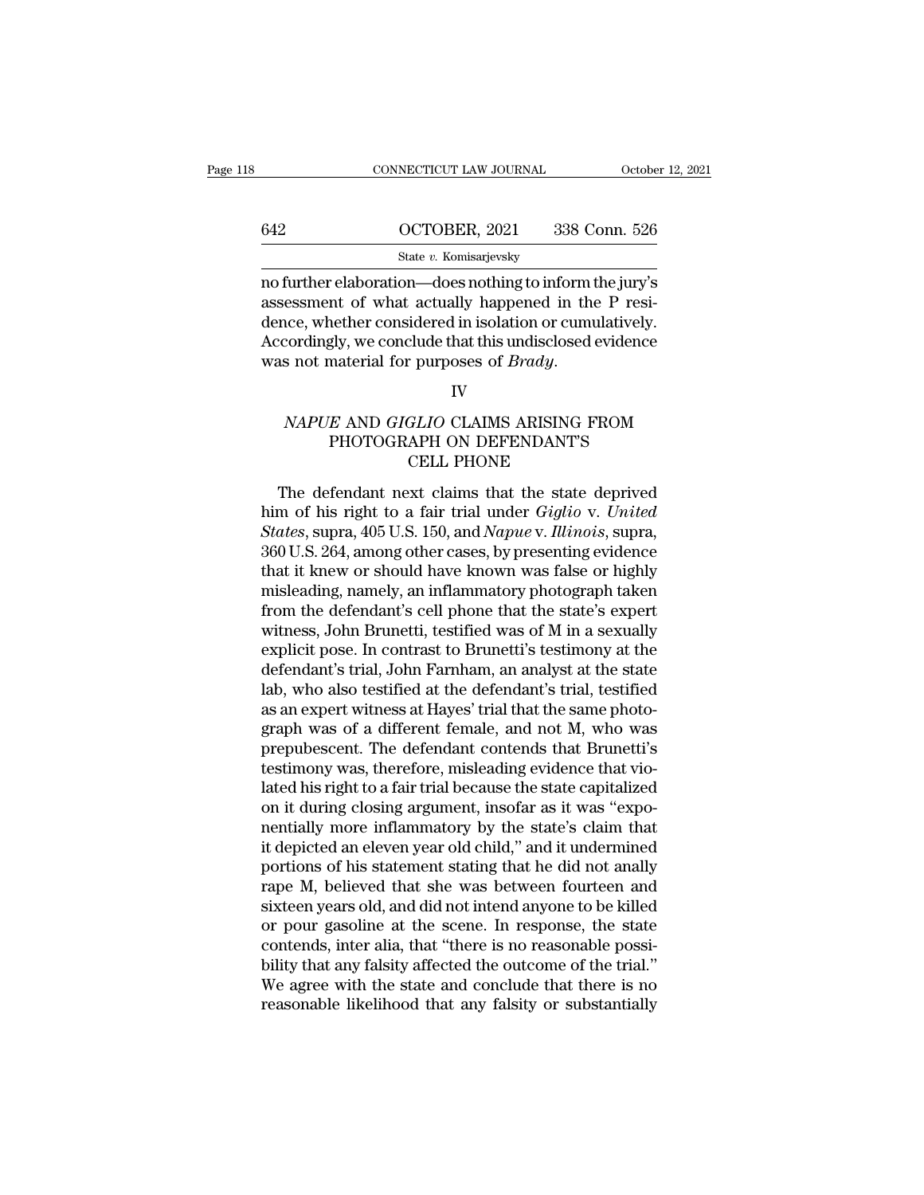no further elaboration—does nothing to inform the jury's assessment of what actually happened in the P residence, whether considered in isolation or cumulatively. Accordingly, we conclude that this undisclosed evidence was not material for purposes of *Brady*.

IV

## *NAPUE* AND *GIGLIO* CLAIMS ARISING FROM PHOTOGRAPH ON DEFENDANT'S CELL PHONE

The defendant next claims that the state deprived him of his right to a fair trial under *Giglio* v. *United States*, supra, 405 U.S. 150, and *Napue* v. *Illinois*, supra, 360 U.S. 264, among other cases, by presenting evidence that it knew or should have known was false or highly misleading, namely, an inflammatory photograph taken from the defendant's cell phone that the state's expert witness, John Brunetti, testified was of M in a sexually explicit pose. In contrast to Brunetti's testimony at the defendant's trial, John Farnham, an analyst at the state lab, who also testified at the defendant's trial, testified as an expert witness at Hayes' trial that the same photograph was of a different female, and not M, who was prepubescent. The defendant contends that Brunetti's testimony was, therefore, misleading evidence that violated his right to a fair trial because the state capitalized on it during closing argument, insofar as it was "exponentially more inflammatory by the state's claim that it depicted an eleven year old child," and it undermined portions of his statement stating that he did not anally rape M, believed that she was between fourteen and sixteen years old, and did not intend anyone to be killed or pour gasoline at the scene. In response, the state contends, inter alia, that "there is no reasonable possibility that any falsity affected the outcome of the trial." We agree with the state and conclude that there is no reasonable likelihood that any falsity or substantially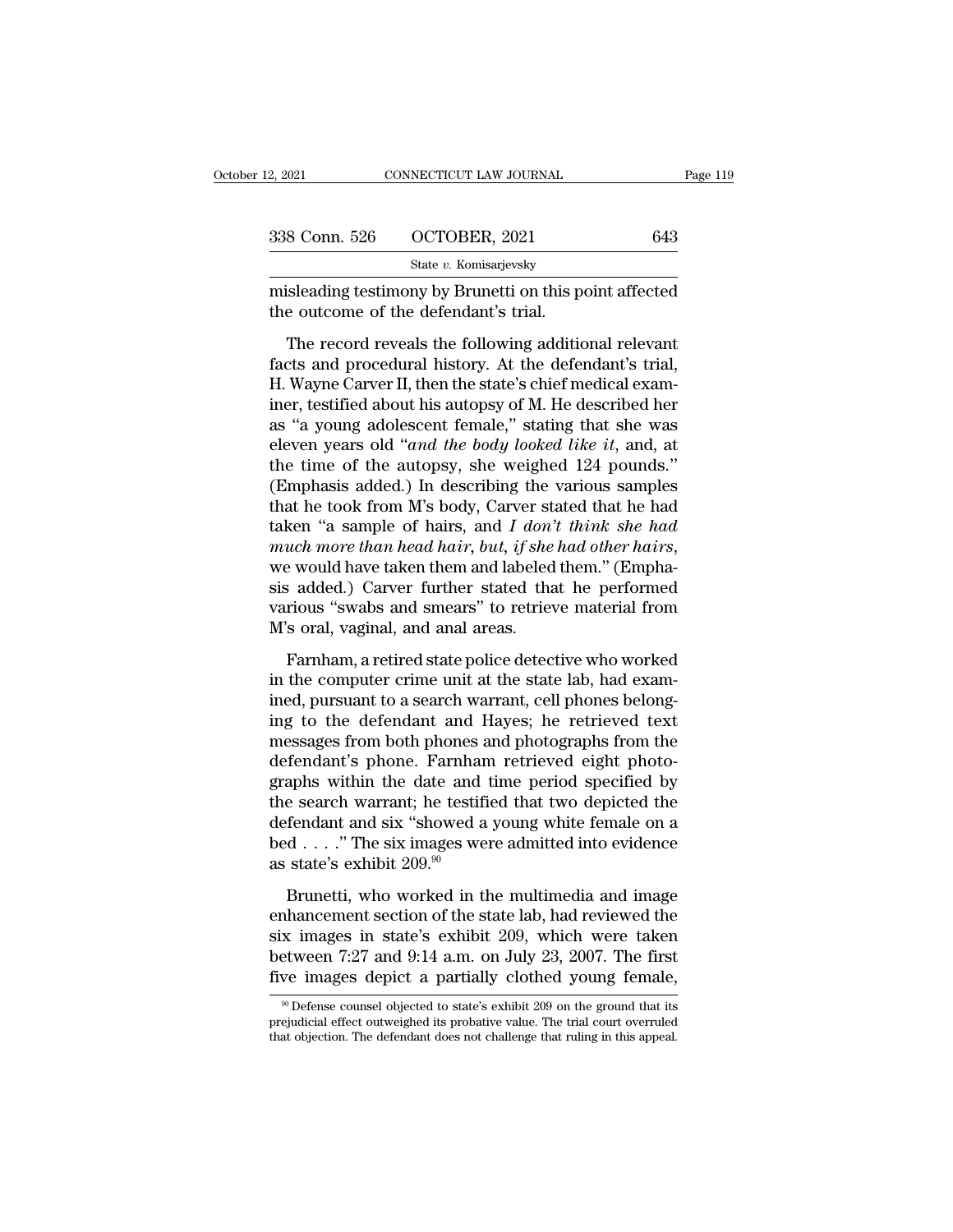misleading testimony by Brunetti on this point affected the outcome of the defendant's trial.

The record reveals the following additional relevant facts and procedural history. At the defendant's trial, H. Wayne Carver II, then the state's chief medical examiner, testified about his autopsy of M. He described her as "a young adolescent female," stating that she was eleven years old "*and the body looked like it*, and, at the time of the autopsy, she weighed 124 pounds." (Emphasis added.) In describing the various samples that he took from M's body, Carver stated that he had taken "a sample of hairs, and *I don't think she had much more than head hair, but, if she had other hairs*, we would have taken them and labeled them." (Emphasis added.) Carver further stated that he performed various "swabs and smears" to retrieve material from M's oral, vaginal, and anal areas.

Farnham, a retired state police detective who worked in the computer crime unit at the state lab, had examined, pursuant to a search warrant, cell phones belonging to the defendant and Hayes; he retrieved text messages from both phones and photographs from the defendant's phone. Farnham retrieved eight photographs within the date and time period specified by the search warrant; he testified that two depicted the defendant and six "showed a young white female on a bed . . . ." The six images were admitted into evidence as state's exhibit 209.[90]

Brunetti, who worked in the multimedia and image enhancement section of the state lab, had reviewed the six images in state's exhibit 209, which were taken between 7:27 and 9:14 a.m. on July 23, 2007. The first five images depict a partially clothed young female,

[90] Defense counsel objected to state's exhibit 209 on the ground that its prejudicial effect outweighed its probative value. The trial court overruled that objection. The defendant does not challenge that ruling in this appeal.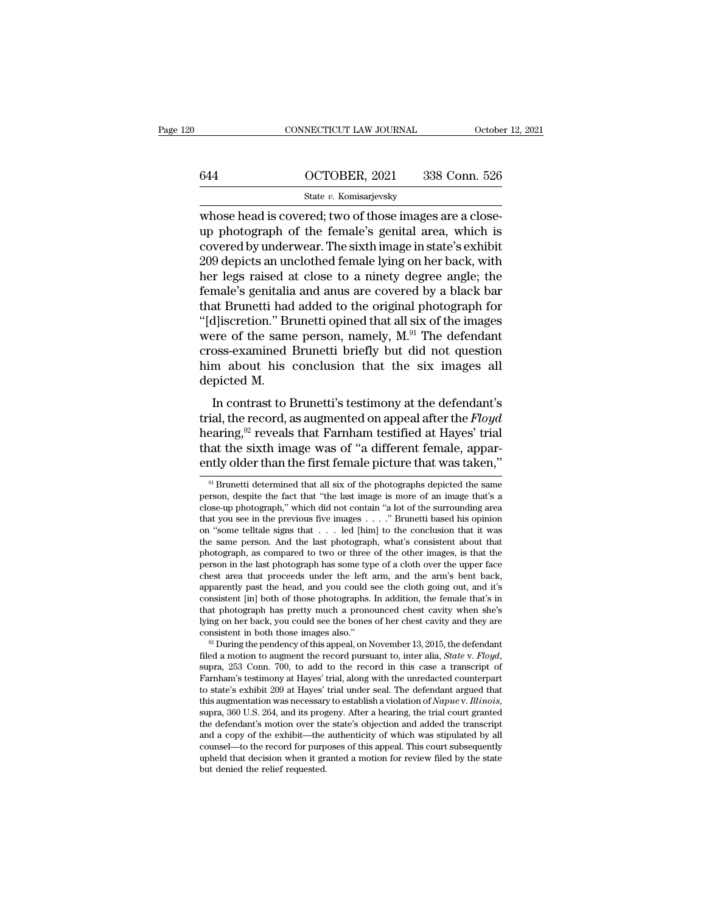whose head is covered; two of those images are a close-up photograph of the female's genital area, which is covered by underwear. The sixth image in state's exhibit 209 depicts an unclothed female lying on her back, with her legs raised at close to a ninety degree angle; the female's genitalia and anus are covered by a black bar that Brunetti had added to the original photograph for "[d]iscretion." Brunetti opined that all six of the images were of the same person, namely, M.[91] The defendant cross-examined Brunetti briefly but did not question him about his conclusion that the six images all depicted M.

In contrast to Brunetti's testimony at the defendant's trial, the record, as augmented on appeal after the *Floyd* hearing,[92] reveals that Farnham testified at Hayes' trial that the sixth image was of "a different female, apparently older than the first female picture that was taken,"

[91] Brunetti determined that all six of the photographs depicted the same person, despite the fact that "the last image is more of an image that's a close-up photograph," which did not contain "a lot of the surrounding area that you see in the previous five images . . . ." Brunetti based his opinion on "some telltale signs that . . . led [him] to the conclusion that it was the same person. And the last photograph, what's consistent about that photograph, as compared to two or three of the other images, is that the person in the last photograph has some type of a cloth over the upper face chest area that proceeds under the left arm, and the arm's bent back, apparently past the head, and you could see the cloth going out, and it's consistent [in] both of those photographs. In addition, the female that's in that photograph has pretty much a pronounced chest cavity when she's lying on her back, you could see the bones of her chest cavity and they are consistent in both those images also."

[92] During the pendency of this appeal, on November 13, 2015, the defendant filed a motion to augment the record pursuant to, inter alia, *State* v. *Floyd*, supra, 253 Conn. 700, to add to the record in this case a transcript of Farnham's testimony at Hayes' trial, along with the unredacted counterpart to state's exhibit 209 at Hayes' trial under seal. The defendant argued that this augmentation was necessary to establish a violation of *Napue* v. *Illinois*, supra, 360 U.S. 264, and its progeny. After a hearing, the trial court granted the defendant's motion over the state's objection and added the transcript and a copy of the exhibit—the authenticity of which was stipulated by all counsel—to the record for purposes of this appeal. This court subsequently upheld that decision when it granted a motion for review filed by the state but denied the relief requested.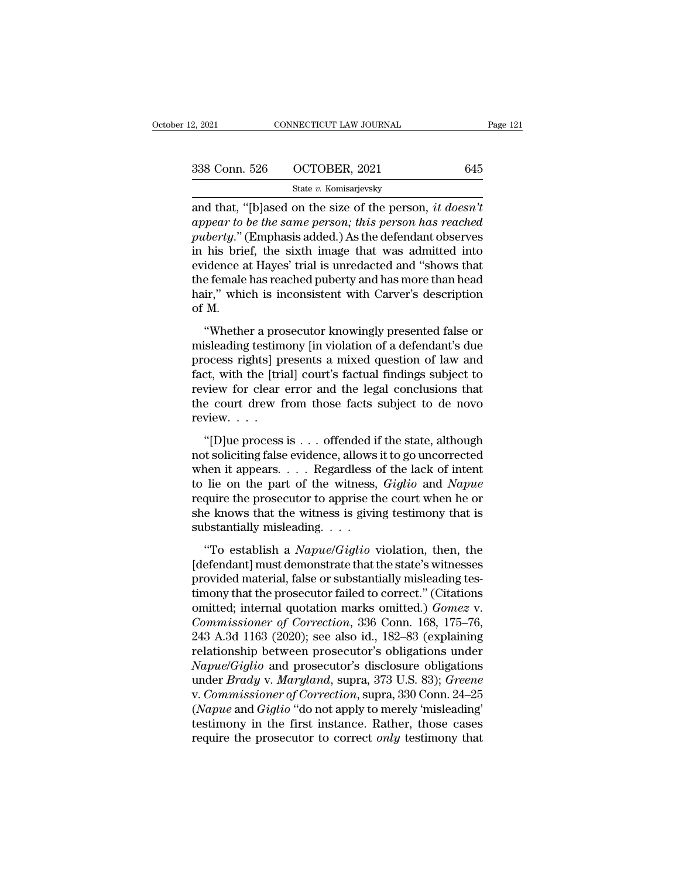and that, "[b]ased on the size of the person, *it doesn't appear to be the same person; this person has reached puberty*." (Emphasis added.) As the defendant observes in his brief, the sixth image that was admitted into evidence at Hayes' trial is unredacted and "shows that the female has reached puberty and has more than head hair," which is inconsistent with Carver's description of M.

"Whether a prosecutor knowingly presented false or misleading testimony [in violation of a defendant's due process rights] presents a mixed question of law and fact, with the [trial] court's factual findings subject to review for clear error and the legal conclusions that the court drew from those facts subject to de novo review. . . .

"[D]ue process is . . . offended if the state, although not soliciting false evidence, allows it to go uncorrected when it appears. . . . Regardless of the lack of intent to lie on the part of the witness, *Giglio* and *Napue* require the prosecutor to apprise the court when he or she knows that the witness is giving testimony that is substantially misleading. . . .

"To establish a *Napue/Giglio* violation, then, the [defendant] must demonstrate that the state's witnesses provided material, false or substantially misleading testimony that the prosecutor failed to correct." (Citations omitted; internal quotation marks omitted.) *Gomez* v. *Commissioner of Correction*, 336 Conn. 168, 175–76, 243 A.3d 1163 (2020); see also id., 182–83 (explaining relationship between prosecutor's obligations under *Napue/Giglio* and prosecutor's disclosure obligations under *Brady* v. *Maryland*, supra, 373 U.S. 83); *Greene* v. *Commissioner of Correction*, supra, 330 Conn. 24–25 (*Napue* and *Giglio* "do not apply to merely 'misleading' testimony in the first instance. Rather, those cases require the prosecutor to correct *only* testimony that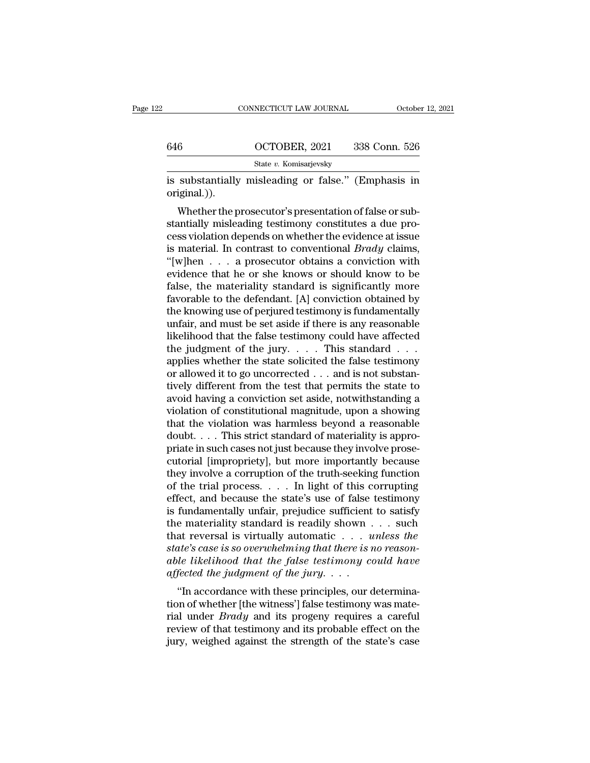is substantially misleading or false." (Emphasis in original.)).

Whether the prosecutor's presentation of false or substantially misleading testimony constitutes a due process violation depends on whether the evidence at issue is material. In contrast to conventional *Brady* claims, "[w]hen . . . a prosecutor obtains a conviction with evidence that he or she knows or should know to be false, the materiality standard is significantly more favorable to the defendant. [A] conviction obtained by the knowing use of perjured testimony is fundamentally unfair, and must be set aside if there is any reasonable likelihood that the false testimony could have affected the judgment of the jury. . . . This standard . . . applies whether the state solicited the false testimony or allowed it to go uncorrected . . . and is not substantively different from the test that permits the state to avoid having a conviction set aside, notwithstanding a violation of constitutional magnitude, upon a showing that the violation was harmless beyond a reasonable doubt. . . . This strict standard of materiality is appropriate in such cases not just because they involve prosecutorial [impropriety], but more importantly because they involve a corruption of the truth-seeking function of the trial process. . . . In light of this corrupting effect, and because the state's use of false testimony is fundamentally unfair, prejudice sufficient to satisfy the materiality standard is readily shown . . . such that reversal is virtually automatic . . . *unless the state's case is so overwhelming that there is no reasonable likelihood that the false testimony could have affected the judgment of the jury*. . . .

"In accordance with these principles, our determination of whether [the witness'] false testimony was material under *Brady* and its progeny requires a careful review of that testimony and its probable effect on the jury, weighed against the strength of the state's case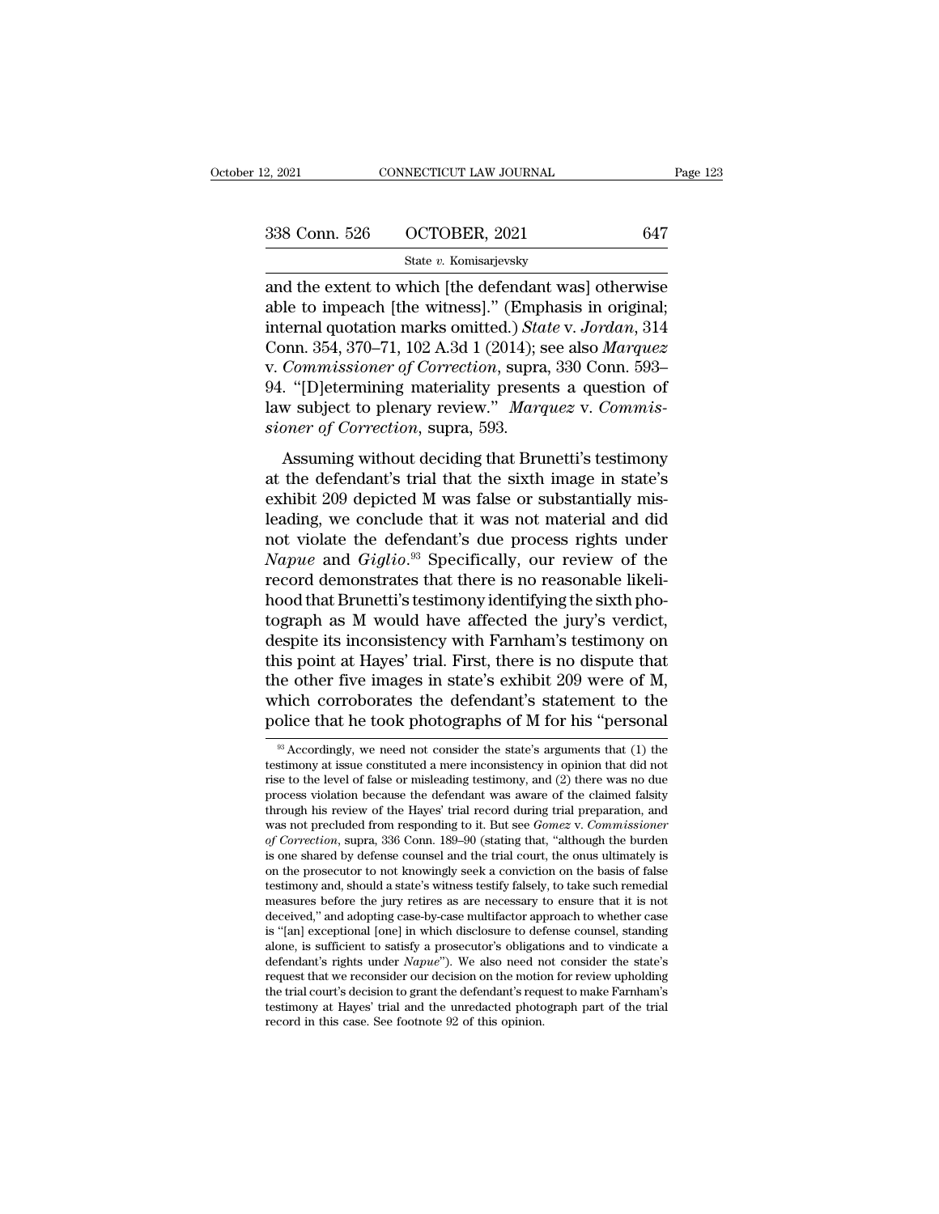and the extent to which [the defendant was] otherwise able to impeach [the witness]." (Emphasis in original; internal quotation marks omitted.) *State* v. *Jordan*, 314 Conn. 354, 370–71, 102 A.3d 1 (2014); see also *Marquez* v. *Commissioner of Correction*, supra, 330 Conn. 593–94. "[D]etermining materiality presents a question of law subject to plenary review." *Marquez* v. *Commissioner of Correction*, supra, 593.

Assuming without deciding that Brunetti's testimony at the defendant's trial that the sixth image in state's exhibit 209 depicted M was false or substantially misleading, we conclude that it was not material and did not violate the defendant's due process rights under *Napue* and *Giglio*.[93] Specifically, our review of the record demonstrates that there is no reasonable likelihood that Brunetti's testimony identifying the sixth photograph as M would have affected the jury's verdict, despite its inconsistency with Farnham's testimony on this point at Hayes' trial. First, there is no dispute that the other five images in state's exhibit 209 were of M, which corroborates the defendant's statement to the police that he took photographs of M for his "personal

[93] Accordingly, we need not consider the state's arguments that (1) the testimony at issue constituted a mere inconsistency in opinion that did not rise to the level of false or misleading testimony, and (2) there was no due process violation because the defendant was aware of the claimed falsity through his review of the Hayes' trial record during trial preparation, and was not precluded from responding to it. But see *Gomez* v. *Commissioner of Correction*, supra, 336 Conn. 189–90 (stating that, "although the burden is one shared by defense counsel and the trial court, the onus ultimately is on the prosecutor to not knowingly seek a conviction on the basis of false testimony and, should a state's witness testify falsely, to take such remedial measures before the jury retires as are necessary to ensure that it is not deceived," and adopting case-by-case multifactor approach to whether case is "[an] exceptional [one] in which disclosure to defense counsel, standing alone, is sufficient to satisfy a prosecutor's obligations and to vindicate a defendant's rights under *Napue*"). We also need not consider the state's request that we reconsider our decision on the motion for review upholding the trial court's decision to grant the defendant's request to make Farnham's testimony at Hayes' trial and the unredacted photograph part of the trial record in this case. See footnote 92 of this opinion.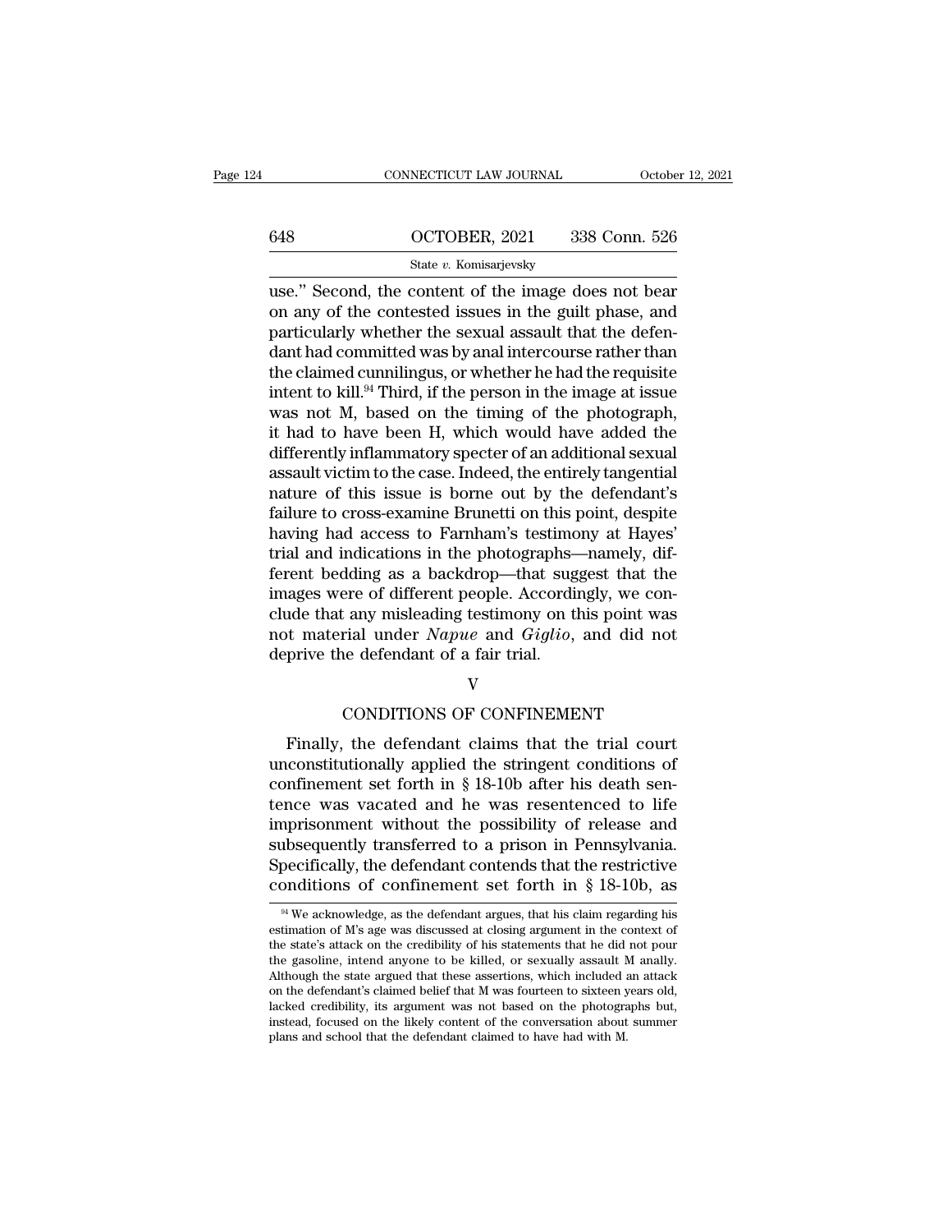use." Second, the content of the image does not bear on any of the contested issues in the guilt phase, and particularly whether the sexual assault that the defendant had committed was by anal intercourse rather than the claimed cunnilingus, or whether he had the requisite intent to kill.[94] Third, if the person in the image at issue was not M, based on the timing of the photograph, it had to have been H, which would have added the differently inflammatory specter of an additional sexual assault victim to the case. Indeed, the entirely tangential nature of this issue is borne out by the defendant's failure to cross-examine Brunetti on this point, despite having had access to Farnham's testimony at Hayes' trial and indications in the photographs—namely, different bedding as a backdrop—that suggest that the images were of different people. Accordingly, we conclude that any misleading testimony on this point was not material under *Napue* and *Giglio*, and did not deprive the defendant of a fair trial.

## V

## CONDITIONS OF CONFINEMENT

Finally, the defendant claims that the trial court unconstitutionally applied the stringent conditions of confinement set forth in § 18-10b after his death sentence was vacated and he was resentenced to life imprisonment without the possibility of release and subsequently transferred to a prison in Pennsylvania. Specifically, the defendant contends that the restrictive conditions of confinement set forth in § 18-10b, as

---

[94] We acknowledge, as the defendant argues, that his claim regarding his estimation of M's age was discussed at closing argument in the context of the state's attack on the credibility of his statements that he did not pour the gasoline, intend anyone to be killed, or sexually assault M anally. Although the state argued that these assertions, which included an attack on the defendant's claimed belief that M was fourteen to sixteen years old, lacked credibility, its argument was not based on the photographs but, instead, focused on the likely content of the conversation about summer plans and school that the defendant claimed to have had with M.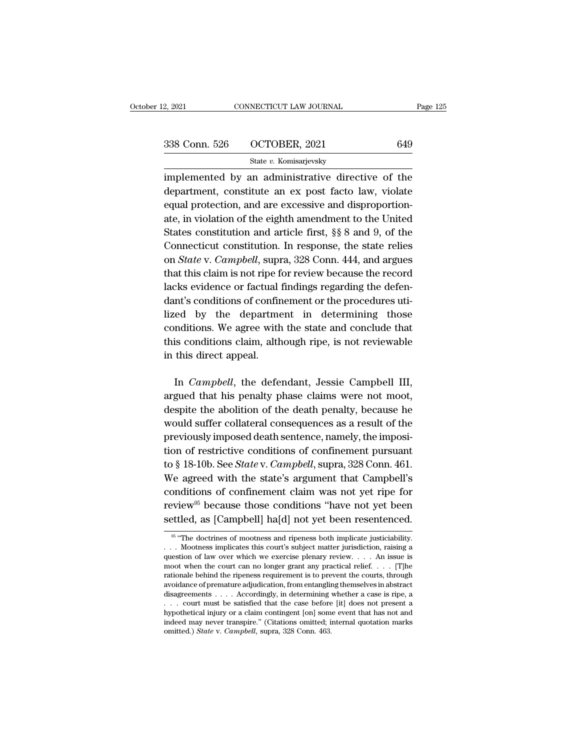implemented by an administrative directive of the department, constitute an ex post facto law, violate equal protection, and are excessive and disproportionate, in violation of the eighth amendment to the United States constitution and article first, §§ 8 and 9, of the Connecticut constitution. In response, the state relies on *State* v. *Campbell*, supra, 328 Conn. 444, and argues that this claim is not ripe for review because the record lacks evidence or factual findings regarding the defendant's conditions of confinement or the procedures utilized by the department in determining those conditions. We agree with the state and conclude that this conditions claim, although ripe, is not reviewable in this direct appeal.

In *Campbell*, the defendant, Jessie Campbell III, argued that his penalty phase claims were not moot, despite the abolition of the death penalty, because he would suffer collateral consequences as a result of the previously imposed death sentence, namely, the imposition of restrictive conditions of confinement pursuant to § 18-10b. See *State* v. *Campbell*, supra, 328 Conn. 461. We agreed with the state's argument that Campbell's conditions of confinement claim was not yet ripe for review[95] because those conditions "have not yet been settled, as [Campbell] ha[d] not yet been resentenced.

---

[95] "The doctrines of mootness and ripeness both implicate justiciability. . . . Mootness implicates this court's subject matter jurisdiction, raising a question of law over which we exercise plenary review. . . . An issue is moot when the court can no longer grant any practical relief. . . . [T]he rationale behind the ripeness requirement is to prevent the courts, through avoidance of premature adjudication, from entangling themselves in abstract disagreements . . . . Accordingly, in determining whether a case is ripe, a . . . court must be satisfied that the case before [it] does not present a hypothetical injury or a claim contingent [on] some event that has not and indeed may never transpire." (Citations omitted; internal quotation marks omitted.) *State* v. *Campbell*, supra, 328 Conn. 463.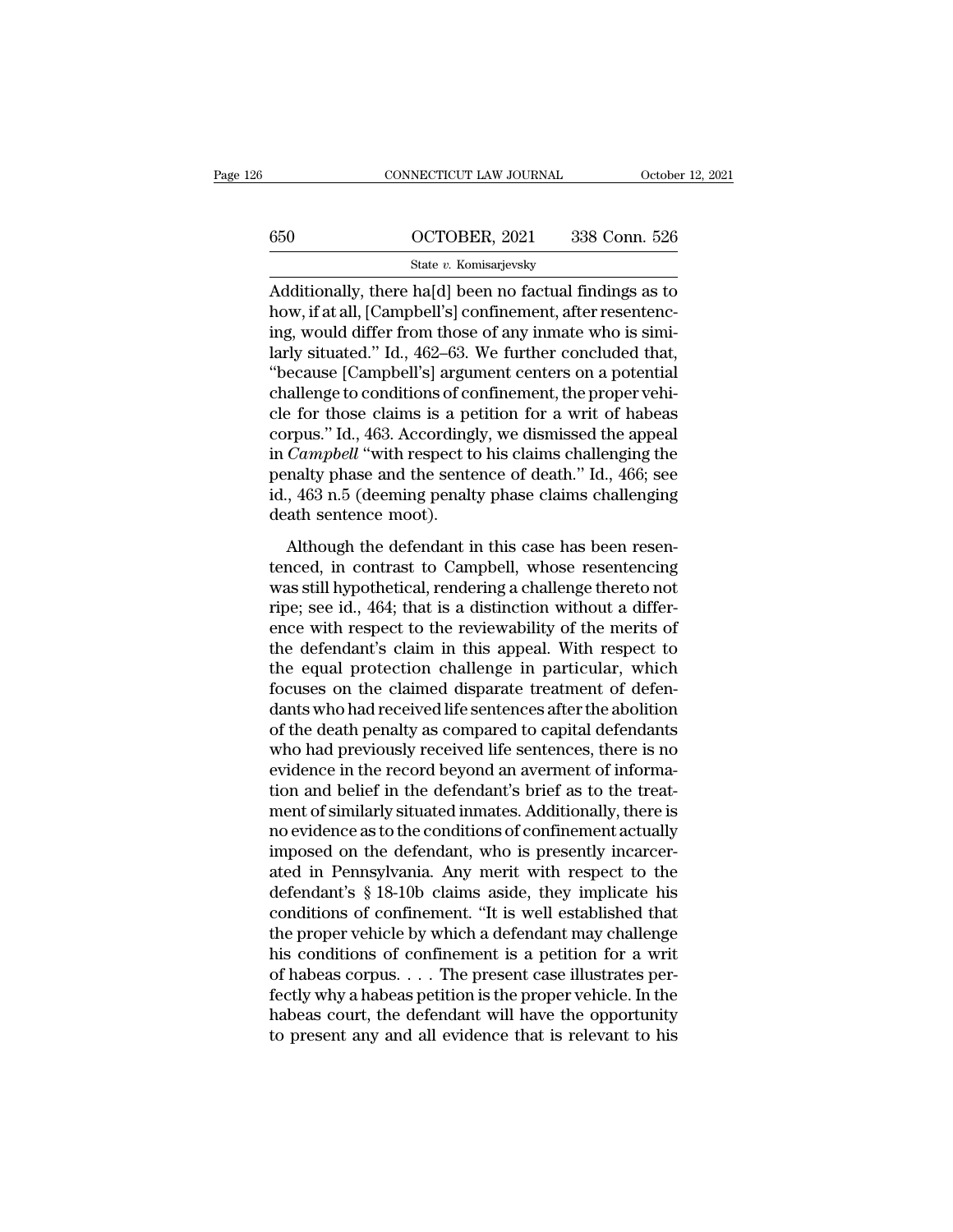Additionally, there ha[d] been no factual findings as to how, if at all, [Campbell's] confinement, after resentencing, would differ from those of any inmate who is similarly situated." Id., 462–63. We further concluded that, "because [Campbell's] argument centers on a potential challenge to conditions of confinement, the proper vehicle for those claims is a petition for a writ of habeas corpus." Id., 463. Accordingly, we dismissed the appeal in *Campbell* "with respect to his claims challenging the penalty phase and the sentence of death." Id., 466; see id., 463 n.5 (deeming penalty phase claims challenging death sentence moot).

Although the defendant in this case has been resentenced, in contrast to Campbell, whose resentencing was still hypothetical, rendering a challenge thereto not ripe; see id., 464; that is a distinction without a difference with respect to the reviewability of the merits of the defendant's claim in this appeal. With respect to the equal protection challenge in particular, which focuses on the claimed disparate treatment of defendants who had received life sentences after the abolition of the death penalty as compared to capital defendants who had previously received life sentences, there is no evidence in the record beyond an averment of information and belief in the defendant's brief as to the treatment of similarly situated inmates. Additionally, there is no evidence as to the conditions of confinement actually imposed on the defendant, who is presently incarcerated in Pennsylvania. Any merit with respect to the defendant's § 18-10b claims aside, they implicate his conditions of confinement. "It is well established that the proper vehicle by which a defendant may challenge his conditions of confinement is a petition for a writ of habeas corpus. . . . The present case illustrates perfectly why a habeas petition is the proper vehicle. In the habeas court, the defendant will have the opportunity to present any and all evidence that is relevant to his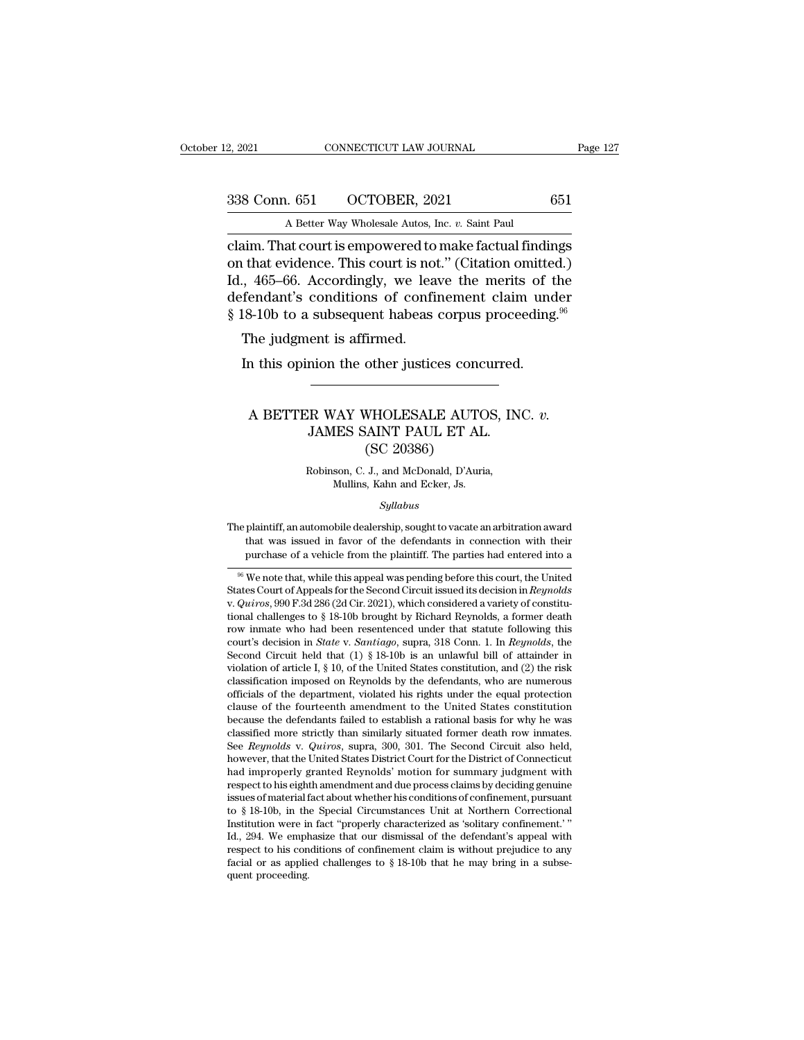claim. That court is empowered to make factual findings on that evidence. This court is not." (Citation omitted.) Id., 465–66. Accordingly, we leave the merits of the defendant's conditions of confinement claim under § 18-10b to a subsequent habeas corpus proceeding.[96]

The judgment is affirmed.

In this opinion the other justices concurred.

---

# A BETTER WAY WHOLESALE AUTOS, INC. *v.* JAMES SAINT PAUL ET AL.
## (SC 20386)

Robinson, C. J., and McDonald, D'Auria, Mullins, Kahn and Ecker, Js.

*Syllabus*

The plaintiff, an automobile dealership, sought to vacate an arbitration award that was issued in favor of the defendants in connection with their purchase of a vehicle from the plaintiff. The parties had entered into a

---

[96] We note that, while this appeal was pending before this court, the United States Court of Appeals for the Second Circuit issued its decision in *Reynolds* v. *Quiros*, 990 F.3d 286 (2d Cir. 2021), which considered a variety of constitutional challenges to § 18-10b brought by Richard Reynolds, a former death row inmate who had been resentenced under that statute following this court's decision in *State* v. *Santiago*, supra, 318 Conn. 1. In *Reynolds*, the Second Circuit held that (1) § 18-10b is an unlawful bill of attainder in violation of article I, § 10, of the United States constitution, and (2) the risk classification imposed on Reynolds by the defendants, who are numerous officials of the department, violated his rights under the equal protection clause of the fourteenth amendment to the United States constitution because the defendants failed to establish a rational basis for why he was classified more strictly than similarly situated former death row inmates. See *Reynolds* v. *Quiros*, supra, 300, 301. The Second Circuit also held, however, that the United States District Court for the District of Connecticut had improperly granted Reynolds' motion for summary judgment with respect to his eighth amendment and due process claims by deciding genuine issues of material fact about whether his conditions of confinement, pursuant to § 18-10b, in the Special Circumstances Unit at Northern Correctional Institution were in fact "properly characterized as 'solitary confinement.'" Id., 294. We emphasize that our dismissal of the defendant's appeal with respect to his conditions of confinement claim is without prejudice to any facial or as applied challenges to § 18-10b that he may bring in a subsequent proceeding.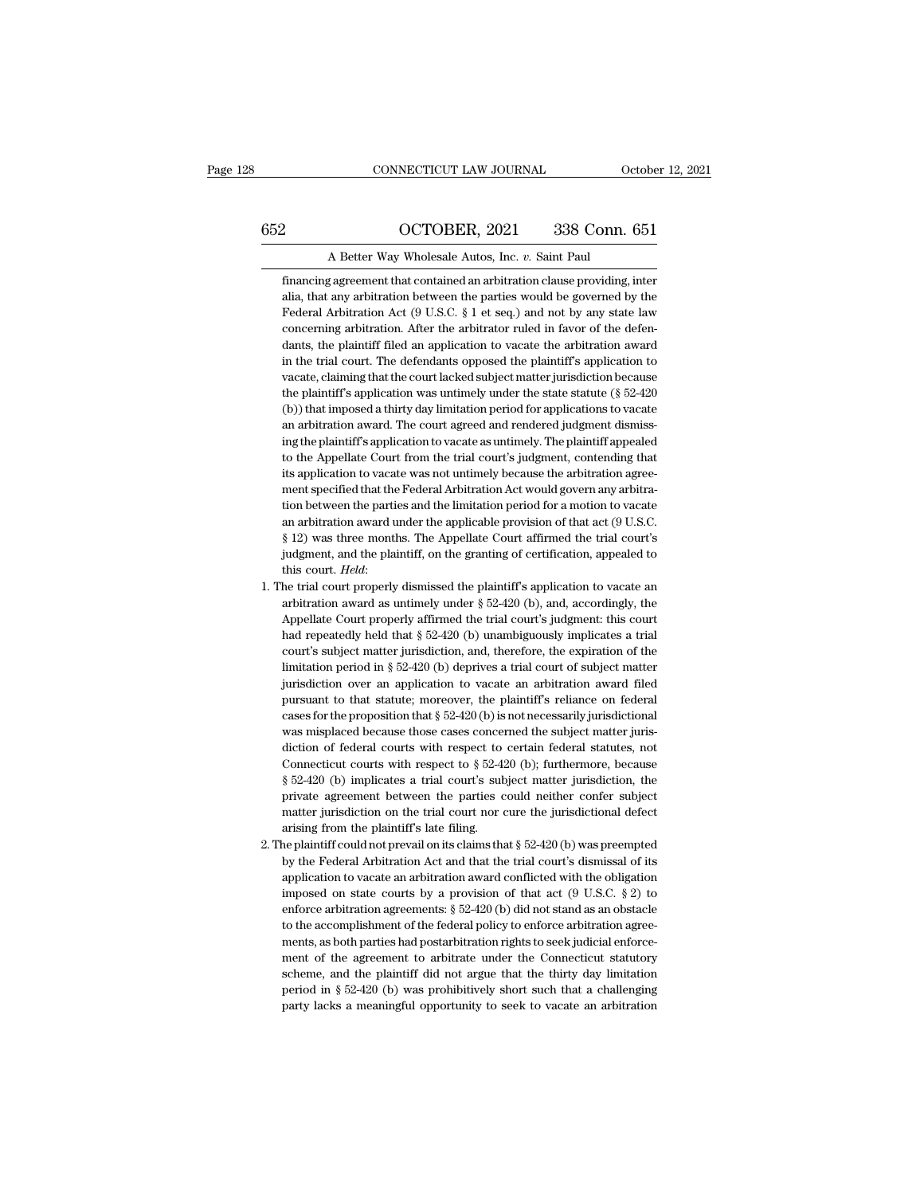financing agreement that contained an arbitration clause providing, inter alia, that any arbitration between the parties would be governed by the Federal Arbitration Act (9 U.S.C. § 1 et seq.) and not by any state law concerning arbitration. After the arbitrator ruled in favor of the defendants, the plaintiff filed an application to vacate the arbitration award in the trial court. The defendants opposed the plaintiff's application to vacate, claiming that the court lacked subject matter jurisdiction because the plaintiff's application was untimely under the state statute (§ 52-420 (b)) that imposed a thirty day limitation period for applications to vacate an arbitration award. The court agreed and rendered judgment dismissing the plaintiff's application to vacate as untimely. The plaintiff appealed to the Appellate Court from the trial court's judgment, contending that its application to vacate was not untimely because the arbitration agreement specified that the Federal Arbitration Act would govern any arbitration between the parties and the limitation period for a motion to vacate an arbitration award under the applicable provision of that act (9 U.S.C. § 12) was three months. The Appellate Court affirmed the trial court's judgment, and the plaintiff, on the granting of certification, appealed to this court. *Held*:

1. The trial court properly dismissed the plaintiff's application to vacate an arbitration award as untimely under § 52-420 (b), and, accordingly, the Appellate Court properly affirmed the trial court's judgment: this court had repeatedly held that § 52-420 (b) unambiguously implicates a trial court's subject matter jurisdiction, and, therefore, the expiration of the limitation period in § 52-420 (b) deprives a trial court of subject matter jurisdiction over an application to vacate an arbitration award filed pursuant to that statute; moreover, the plaintiff's reliance on federal cases for the proposition that § 52-420 (b) is not necessarily jurisdictional was misplaced because those cases concerned the subject matter jurisdiction of federal courts with respect to certain federal statutes, not Connecticut courts with respect to § 52-420 (b); furthermore, because § 52-420 (b) implicates a trial court's subject matter jurisdiction, the private agreement between the parties could neither confer subject matter jurisdiction on the trial court nor cure the jurisdictional defect arising from the plaintiff's late filing.

2. The plaintiff could not prevail on its claims that § 52-420 (b) was preempted by the Federal Arbitration Act and that the trial court's dismissal of its application to vacate an arbitration award conflicted with the obligation imposed on state courts by a provision of that act (9 U.S.C. § 2) to enforce arbitration agreements: § 52-420 (b) did not stand as an obstacle to the accomplishment of the federal policy to enforce arbitration agreements, as both parties had postarbitration rights to seek judicial enforcement of the agreement to arbitrate under the Connecticut statutory scheme, and the plaintiff did not argue that the thirty day limitation period in § 52-420 (b) was prohibitively short such that a challenging party lacks a meaningful opportunity to seek to vacate an arbitration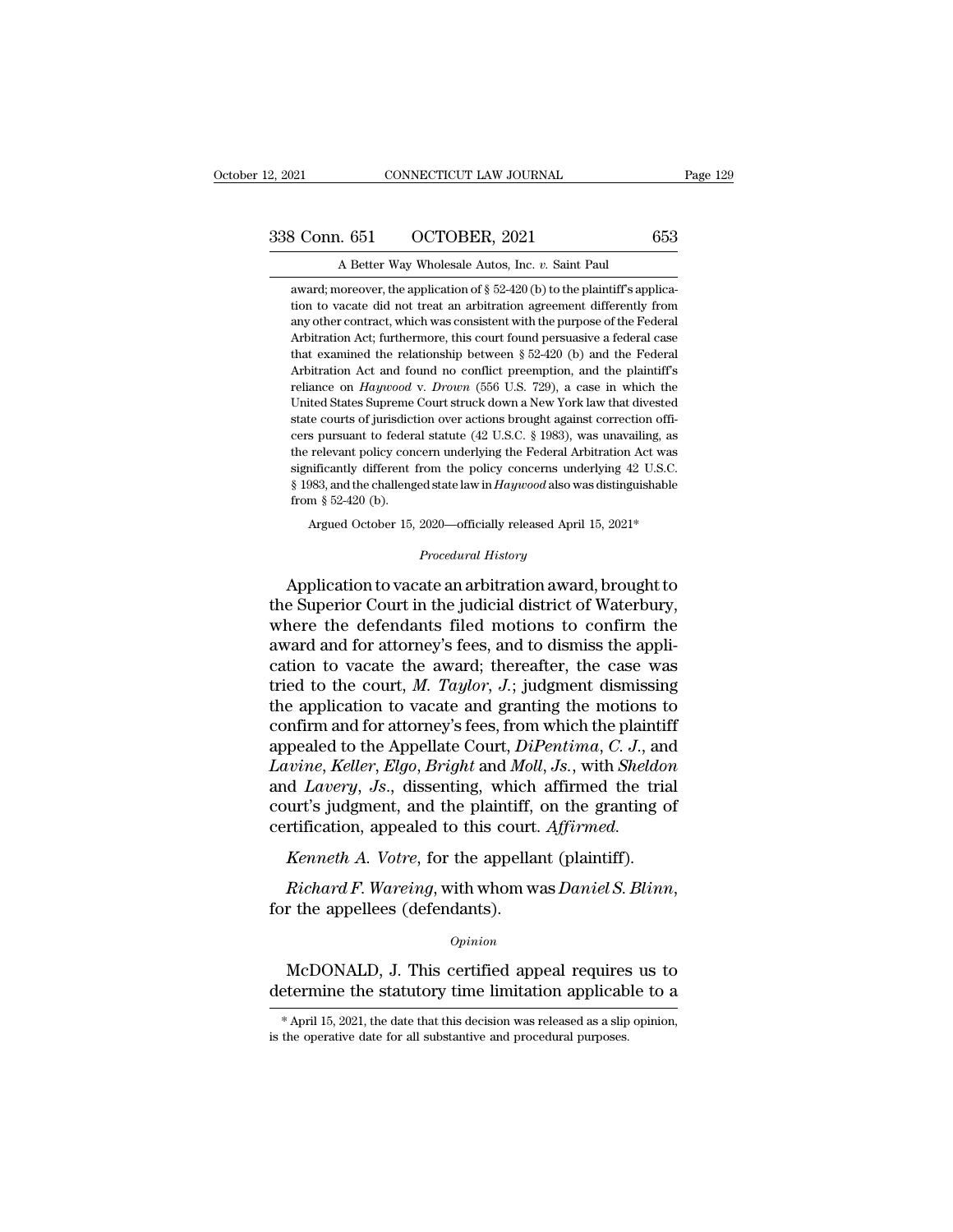award; moreover, the application of § 52-420 (b) to the plaintiff's application to vacate did not treat an arbitration agreement differently from any other contract, which was consistent with the purpose of the Federal Arbitration Act; furthermore, this court found persuasive a federal case that examined the relationship between § 52-420 (b) and the Federal Arbitration Act and found no conflict preemption, and the plaintiff's reliance on *Haywood* v. *Drown* (556 U.S. 729), a case in which the United States Supreme Court struck down a New York law that divested state courts of jurisdiction over actions brought against correction officers pursuant to federal statute (42 U.S.C. § 1983), was unavailing, as the relevant policy concern underlying the Federal Arbitration Act was significantly different from the policy concerns underlying 42 U.S.C. § 1983, and the challenged state law in *Haywood* also was distinguishable from § 52-420 (b).

Argued October 15, 2020—officially released April 15, 2021*

*Procedural History*

Application to vacate an arbitration award, brought to the Superior Court in the judicial district of Waterbury, where the defendants filed motions to confirm the award and for attorney's fees, and to dismiss the application to vacate the award; thereafter, the case was tried to the court, *M. Taylor, J.*; judgment dismissing the application to vacate and granting the motions to confirm and for attorney's fees, from which the plaintiff appealed to the Appellate Court, *DiPentima, C. J.*, and *Lavine*, *Keller*, *Elgo*, *Bright* and *Moll*, *Js.*, with *Sheldon* and *Lavery*, *Js.*, dissenting, which affirmed the trial court's judgment, and the plaintiff, on the granting of certification, appealed to this court. *Affirmed.*

*Kenneth A. Votre*, for the appellant (plaintiff).

*Richard F. Wareing*, with whom was *Daniel S. Blinn*, for the appellees (defendants).

*Opinion*

McDONALD, J. This certified appeal requires us to determine the statutory time limitation applicable to a

* April 15, 2021, the date that this decision was released as a slip opinion, is the operative date for all substantive and procedural purposes.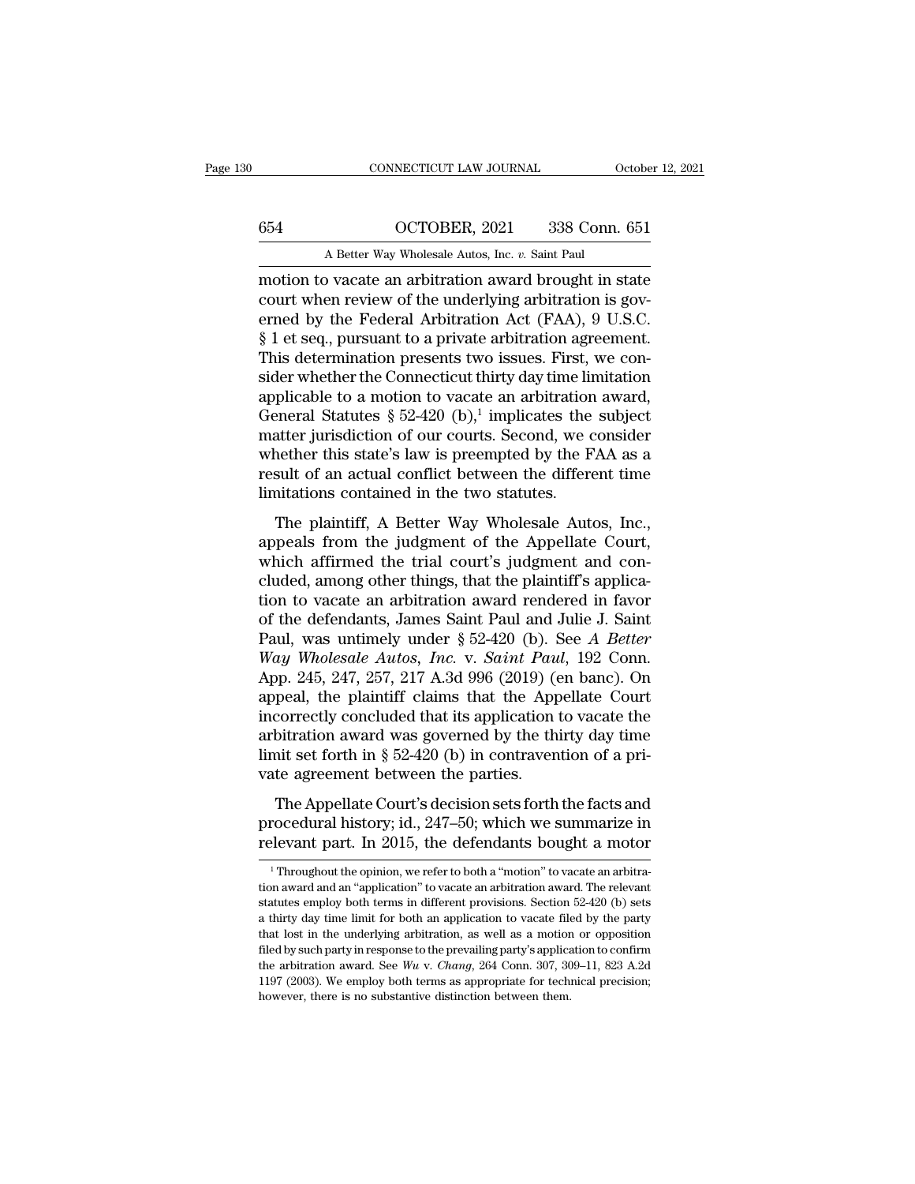motion to vacate an arbitration award brought in state court when review of the underlying arbitration is governed by the Federal Arbitration Act (FAA), 9 U.S.C. § 1 et seq., pursuant to a private arbitration agreement. This determination presents two issues. First, we consider whether the Connecticut thirty day time limitation applicable to a motion to vacate an arbitration award, General Statutes § 52-420 (b),[1] implicates the subject matter jurisdiction of our courts. Second, we consider whether this state's law is preempted by the FAA as a result of an actual conflict between the different time limitations contained in the two statutes.

The plaintiff, A Better Way Wholesale Autos, Inc., appeals from the judgment of the Appellate Court, which affirmed the trial court's judgment and concluded, among other things, that the plaintiff's application to vacate an arbitration award rendered in favor of the defendants, James Saint Paul and Julie J. Saint Paul, was untimely under § 52-420 (b). See *A Better Way Wholesale Autos, Inc.* v. *Saint Paul*, 192 Conn. App. 245, 247, 257, 217 A.3d 996 (2019) (en banc). On appeal, the plaintiff claims that the Appellate Court incorrectly concluded that its application to vacate the arbitration award was governed by the thirty day time limit set forth in § 52-420 (b) in contravention of a private agreement between the parties.

The Appellate Court's decision sets forth the facts and procedural history; id., 247–50; which we summarize in relevant part. In 2015, the defendants bought a motor

[1] Throughout the opinion, we refer to both a "motion" to vacate an arbitration award and an "application" to vacate an arbitration award. The relevant statutes employ both terms in different provisions. Section 52-420 (b) sets a thirty day time limit for both an application to vacate filed by the party that lost in the underlying arbitration, as well as a motion or opposition filed by such party in response to the prevailing party's application to confirm the arbitration award. See *Wu* v. *Chang*, 264 Conn. 307, 309–11, 823 A.2d 1197 (2003). We employ both terms as appropriate for technical precision; however, there is no substantive distinction between them.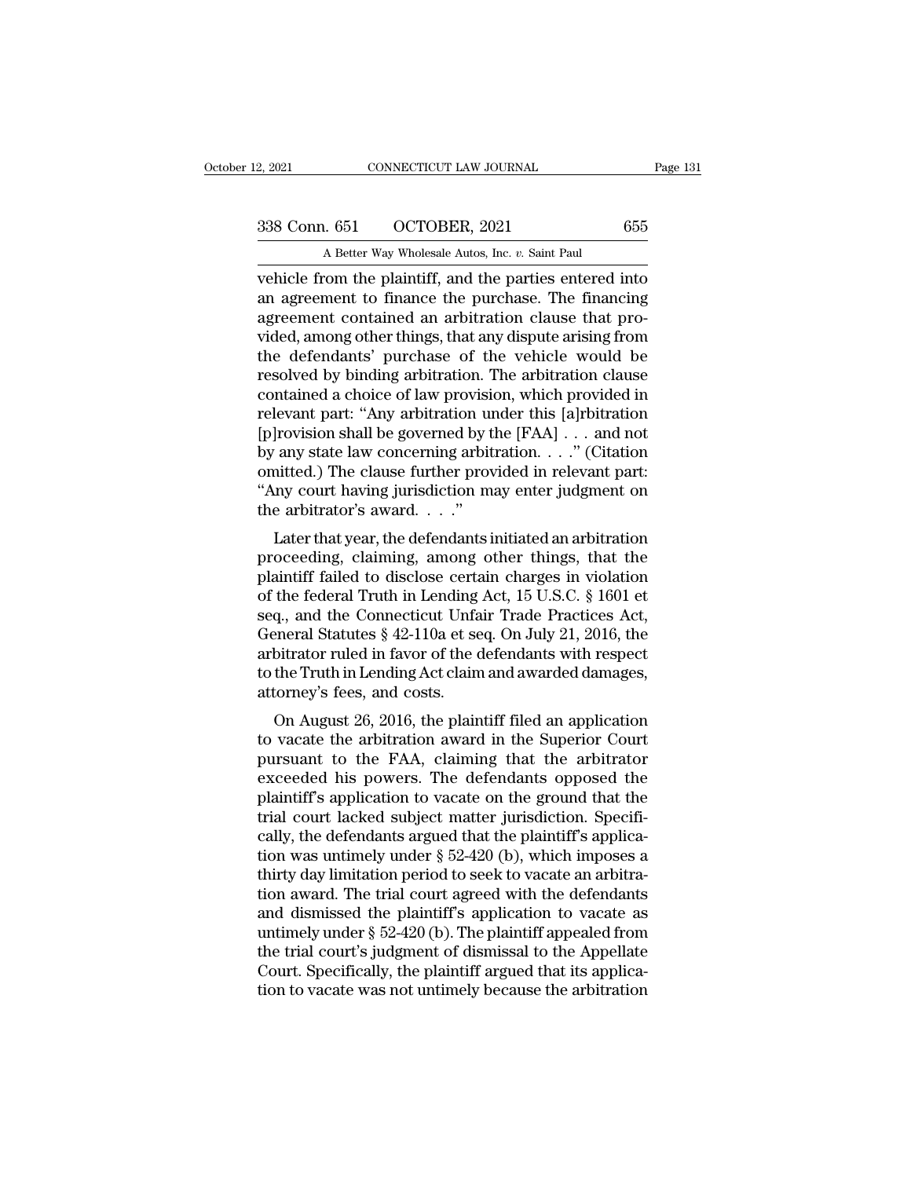vehicle from the plaintiff, and the parties entered into an agreement to finance the purchase. The financing agreement contained an arbitration clause that provided, among other things, that any dispute arising from the defendants' purchase of the vehicle would be resolved by binding arbitration. The arbitration clause contained a choice of law provision, which provided in relevant part: "Any arbitration under this [a]rbitration [p]rovision shall be governed by the [FAA] . . . and not by any state law concerning arbitration. . . ." (Citation omitted.) The clause further provided in relevant part: "Any court having jurisdiction may enter judgment on the arbitrator's award. . . ."

Later that year, the defendants initiated an arbitration proceeding, claiming, among other things, that the plaintiff failed to disclose certain charges in violation of the federal Truth in Lending Act, 15 U.S.C. § 1601 et seq., and the Connecticut Unfair Trade Practices Act, General Statutes § 42-110a et seq. On July 21, 2016, the arbitrator ruled in favor of the defendants with respect to the Truth in Lending Act claim and awarded damages, attorney's fees, and costs.

On August 26, 2016, the plaintiff filed an application to vacate the arbitration award in the Superior Court pursuant to the FAA, claiming that the arbitrator exceeded his powers. The defendants opposed the plaintiff's application to vacate on the ground that the trial court lacked subject matter jurisdiction. Specifically, the defendants argued that the plaintiff's application was untimely under § 52-420 (b), which imposes a thirty day limitation period to seek to vacate an arbitration award. The trial court agreed with the defendants and dismissed the plaintiff's application to vacate as untimely under § 52-420 (b). The plaintiff appealed from the trial court's judgment of dismissal to the Appellate Court. Specifically, the plaintiff argued that its application to vacate was not untimely because the arbitration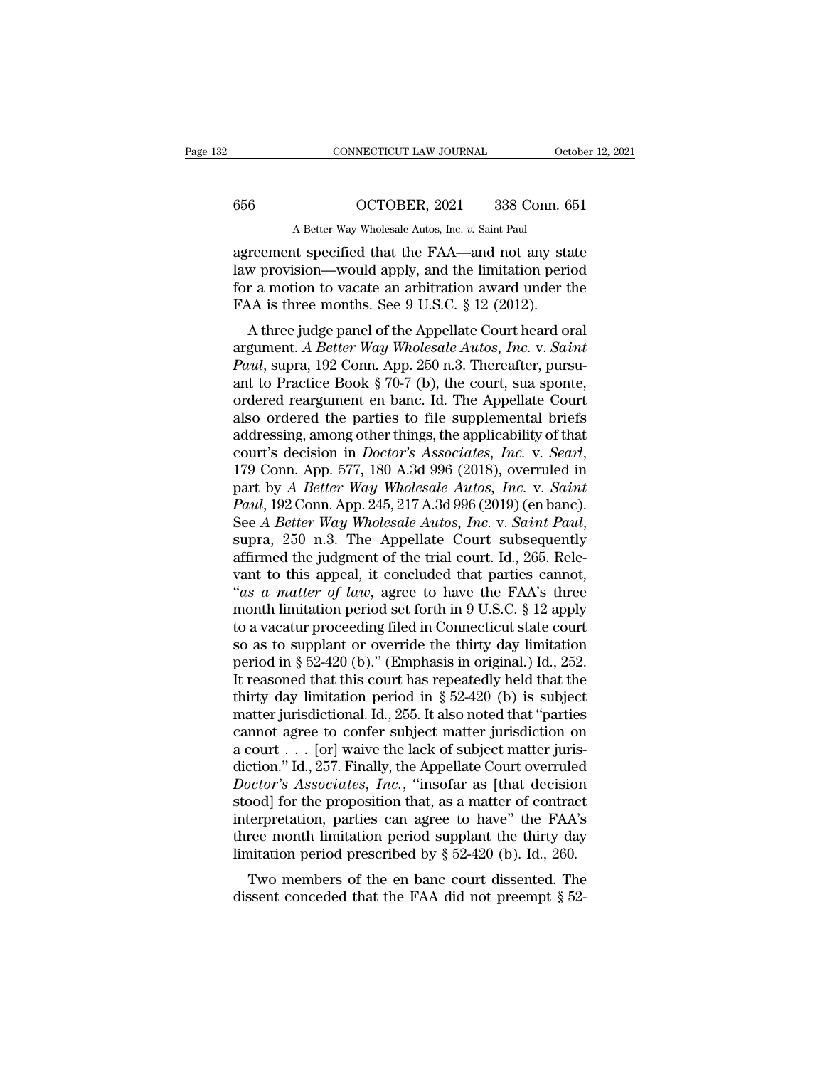agreement specified that the FAA—and not any state law provision—would apply, and the limitation period for a motion to vacate an arbitration award under the FAA is three months. See 9 U.S.C. § 12 (2012).

A three judge panel of the Appellate Court heard oral argument. *A Better Way Wholesale Autos, Inc.* v. *Saint Paul*, supra, 192 Conn. App. 250 n.3. Thereafter, pursuant to Practice Book § 70-7 (b), the court, sua sponte, ordered reargument en banc. Id. The Appellate Court also ordered the parties to file supplemental briefs addressing, among other things, the applicability of that court's decision in *Doctor's Associates, Inc.* v. *Searl*, 179 Conn. App. 577, 180 A.3d 996 (2018), overruled in part by *A Better Way Wholesale Autos, Inc.* v. *Saint Paul*, 192 Conn. App. 245, 217 A.3d 996 (2019) (en banc). See *A Better Way Wholesale Autos, Inc.* v. *Saint Paul*, supra, 250 n.3. The Appellate Court subsequently affirmed the judgment of the trial court. Id., 265. Relevant to this appeal, it concluded that parties cannot, "*as a matter of law*, agree to have the FAA's three month limitation period set forth in 9 U.S.C. § 12 apply to a vacatur proceeding filed in Connecticut state court so as to supplant or override the thirty day limitation period in § 52-420 (b)." (Emphasis in original.) Id., 252. It reasoned that this court has repeatedly held that the thirty day limitation period in § 52-420 (b) is subject matter jurisdictional. Id., 255. It also noted that "parties cannot agree to confer subject matter jurisdiction on a court . . . [or] waive the lack of subject matter jurisdiction." Id., 257. Finally, the Appellate Court overruled *Doctor's Associates, Inc.*, "insofar as [that decision stood] for the proposition that, as a matter of contract interpretation, parties can agree to have" the FAA's three month limitation period supplant the thirty day limitation period prescribed by § 52-420 (b). Id., 260.

Two members of the en banc court dissented. The dissent conceded that the FAA did not preempt § 52-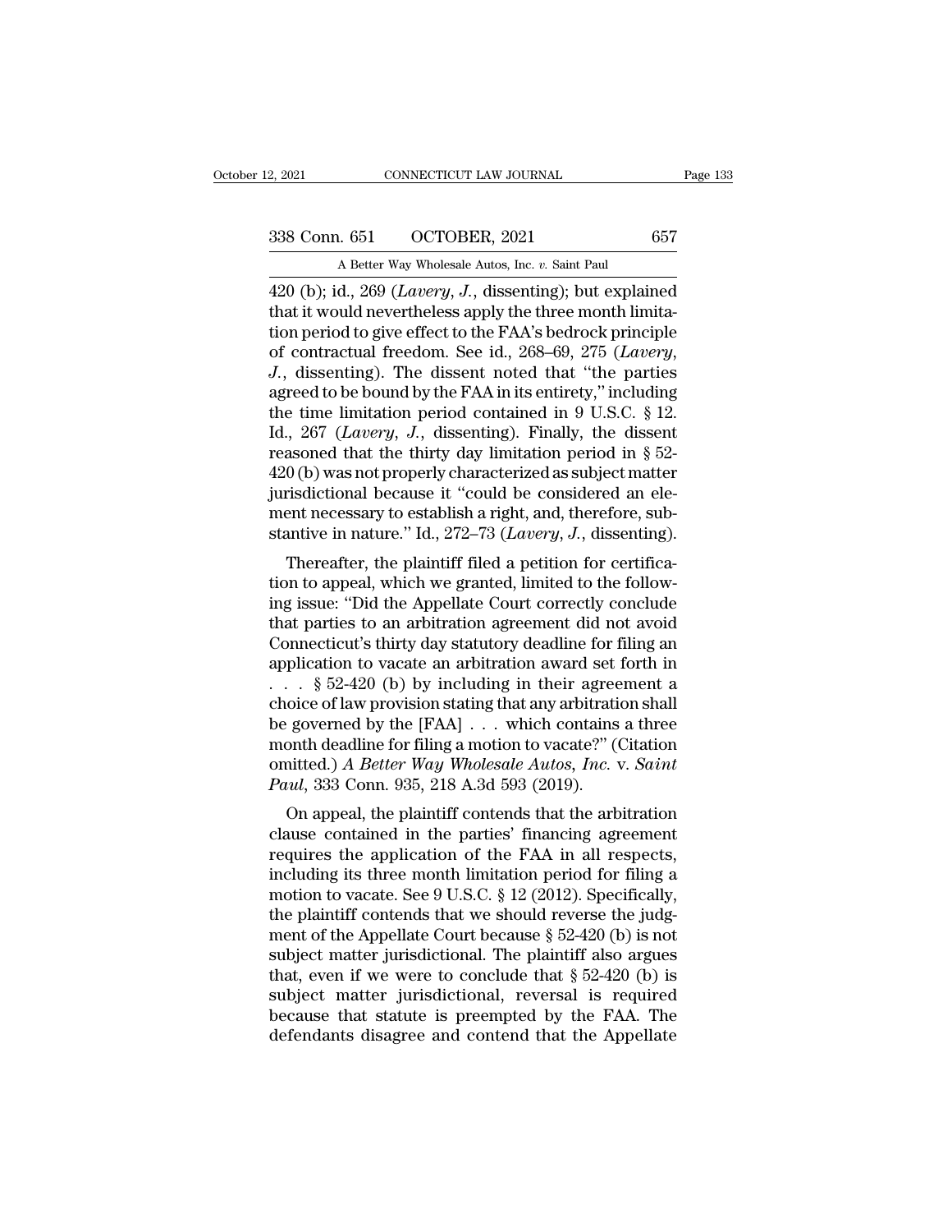420 (b); id., 269 (*Lavery*, *J.*, dissenting); but explained that it would nevertheless apply the three month limitation period to give effect to the FAA's bedrock principle of contractual freedom. See id., 268–69, 275 (*Lavery*, *J.*, dissenting). The dissent noted that "the parties agreed to be bound by the FAA in its entirety," including the time limitation period contained in 9 U.S.C. § 12. Id., 267 (*Lavery*, *J.*, dissenting). Finally, the dissent reasoned that the thirty day limitation period in § 52-420 (b) was not properly characterized as subject matter jurisdictional because it "could be considered an element necessary to establish a right, and, therefore, substantive in nature." Id., 272–73 (*Lavery*, *J.*, dissenting).

Thereafter, the plaintiff filed a petition for certification to appeal, which we granted, limited to the following issue: "Did the Appellate Court correctly conclude that parties to an arbitration agreement did not avoid Connecticut's thirty day statutory deadline for filing an application to vacate an arbitration award set forth in . . . § 52-420 (b) by including in their agreement a choice of law provision stating that any arbitration shall be governed by the [FAA] . . . which contains a three month deadline for filing a motion to vacate?" (Citation omitted.) *A Better Way Wholesale Autos, Inc.* v. *Saint Paul*, 333 Conn. 935, 218 A.3d 593 (2019).

On appeal, the plaintiff contends that the arbitration clause contained in the parties' financing agreement requires the application of the FAA in all respects, including its three month limitation period for filing a motion to vacate. See 9 U.S.C. § 12 (2012). Specifically, the plaintiff contends that we should reverse the judgment of the Appellate Court because § 52-420 (b) is not subject matter jurisdictional. The plaintiff also argues that, even if we were to conclude that § 52-420 (b) is subject matter jurisdictional, reversal is required because that statute is preempted by the FAA. The defendants disagree and contend that the Appellate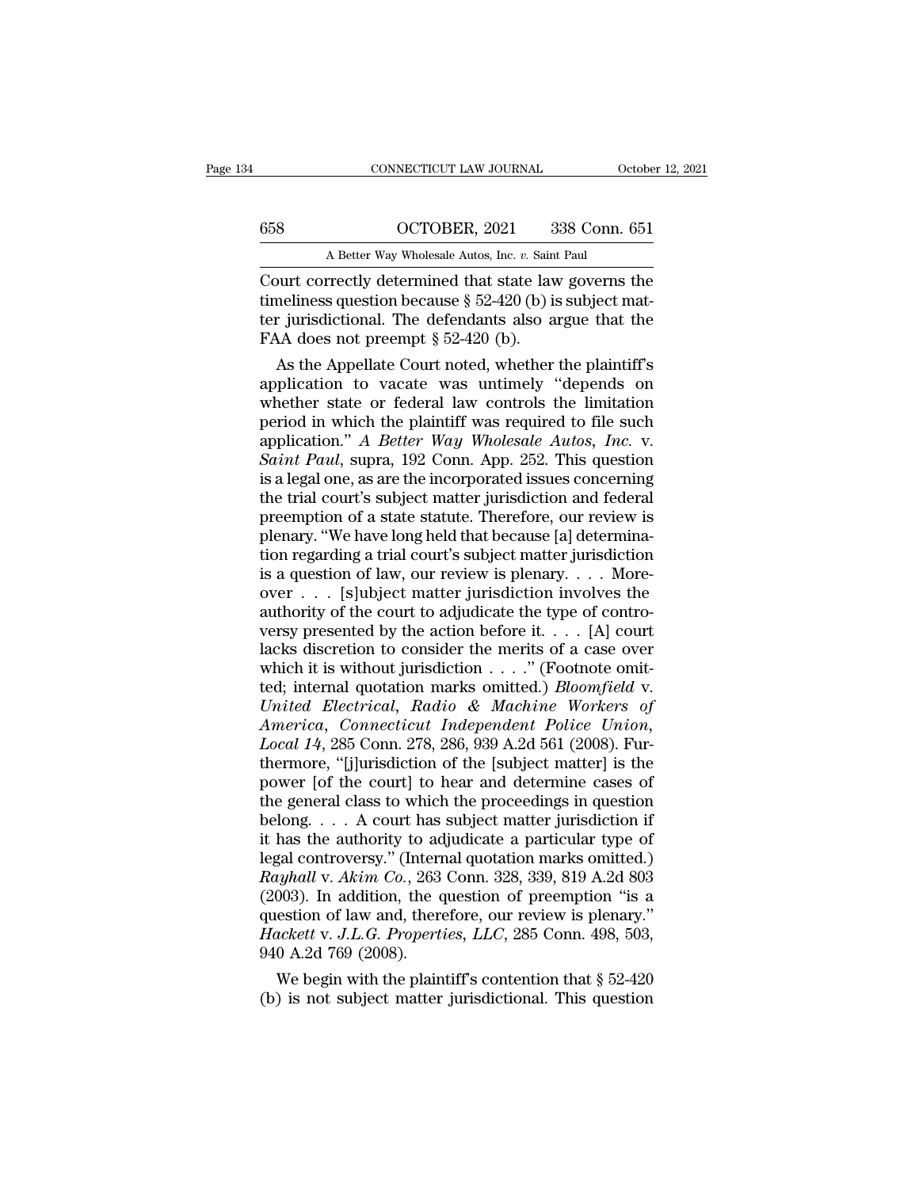Court correctly determined that state law governs the timeliness question because § 52-420 (b) is subject matter jurisdictional. The defendants also argue that the FAA does not preempt § 52-420 (b).

As the Appellate Court noted, whether the plaintiff's application to vacate was untimely "depends on whether state or federal law controls the limitation period in which the plaintiff was required to file such application." *A Better Way Wholesale Autos, Inc.* v. *Saint Paul*, supra, 192 Conn. App. 252. This question is a legal one, as are the incorporated issues concerning the trial court's subject matter jurisdiction and federal preemption of a state statute. Therefore, our review is plenary. "We have long held that because [a] determination regarding a trial court's subject matter jurisdiction is a question of law, our review is plenary. . . . Moreover . . . [s]ubject matter jurisdiction involves the authority of the court to adjudicate the type of controversy presented by the action before it. . . . [A] court lacks discretion to consider the merits of a case over which it is without jurisdiction . . . ." (Footnote omitted; internal quotation marks omitted.) *Bloomfield* v. *United Electrical, Radio & Machine Workers of America, Connecticut Independent Police Union, Local 14*, 285 Conn. 278, 286, 939 A.2d 561 (2008). Furthermore, "[j]urisdiction of the [subject matter] is the power [of the court] to hear and determine cases of the general class to which the proceedings in question belong. . . . A court has subject matter jurisdiction if it has the authority to adjudicate a particular type of legal controversy." (Internal quotation marks omitted.) *Rayhall* v. *Akim Co.*, 263 Conn. 328, 339, 819 A.2d 803 (2003). In addition, the question of preemption "is a question of law and, therefore, our review is plenary." *Hackett* v. *J.L.G. Properties, LLC*, 285 Conn. 498, 503, 940 A.2d 769 (2008).

We begin with the plaintiff's contention that § 52-420 (b) is not subject matter jurisdictional. This question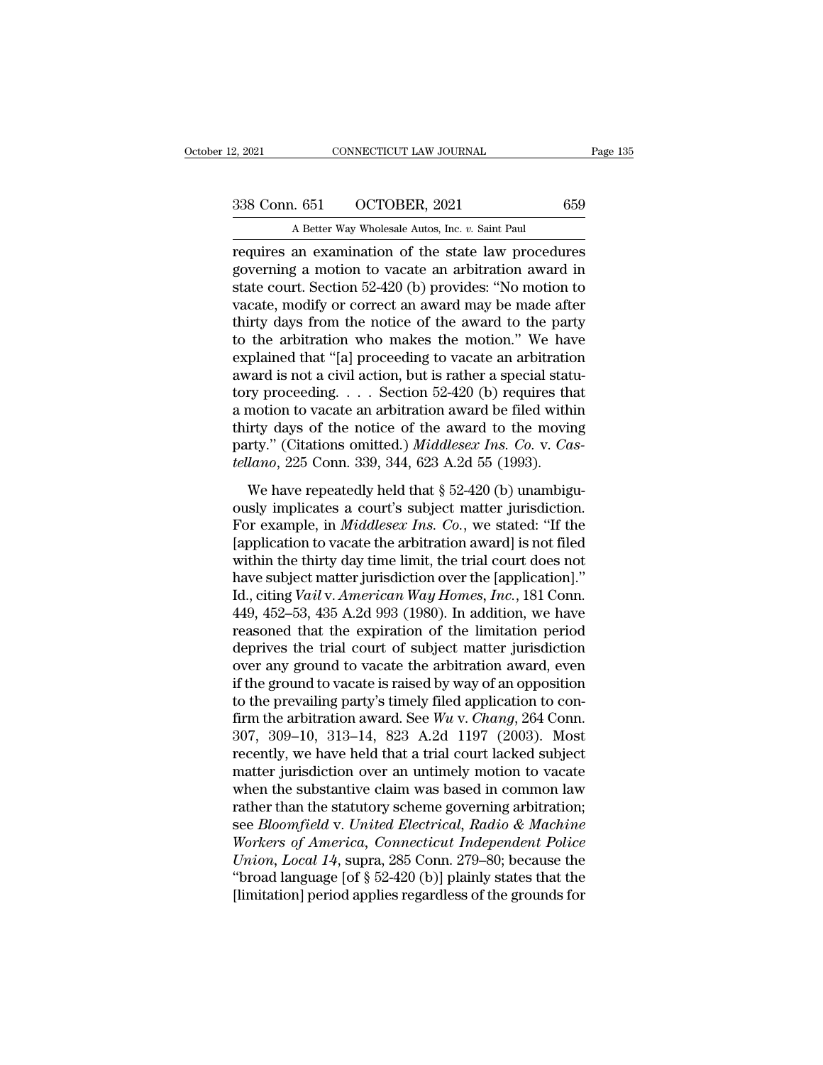requires an examination of the state law procedures governing a motion to vacate an arbitration award in state court. Section 52-420 (b) provides: "No motion to vacate, modify or correct an award may be made after thirty days from the notice of the award to the party to the arbitration who makes the motion." We have explained that "[a] proceeding to vacate an arbitration award is not a civil action, but is rather a special statutory proceeding. . . . Section 52-420 (b) requires that a motion to vacate an arbitration award be filed within thirty days of the notice of the award to the moving party." (Citations omitted.) *Middlesex Ins. Co.* v. *Castellano*, 225 Conn. 339, 344, 623 A.2d 55 (1993).

We have repeatedly held that § 52-420 (b) unambiguously implicates a court's subject matter jurisdiction. For example, in *Middlesex Ins. Co.*, we stated: "If the [application to vacate the arbitration award] is not filed within the thirty day time limit, the trial court does not have subject matter jurisdiction over the [application]." Id., citing *Vail* v. *American Way Homes, Inc.*, 181 Conn. 449, 452–53, 435 A.2d 993 (1980). In addition, we have reasoned that the expiration of the limitation period deprives the trial court of subject matter jurisdiction over any ground to vacate the arbitration award, even if the ground to vacate is raised by way of an opposition to the prevailing party's timely filed application to confirm the arbitration award. See *Wu* v. *Chang*, 264 Conn. 307, 309–10, 313–14, 823 A.2d 1197 (2003). Most recently, we have held that a trial court lacked subject matter jurisdiction over an untimely motion to vacate when the substantive claim was based in common law rather than the statutory scheme governing arbitration; see *Bloomfield* v. *United Electrical, Radio & Machine Workers of America, Connecticut Independent Police Union, Local 14*, supra, 285 Conn. 279–80; because the "broad language [of § 52-420 (b)] plainly states that the [limitation] period applies regardless of the grounds for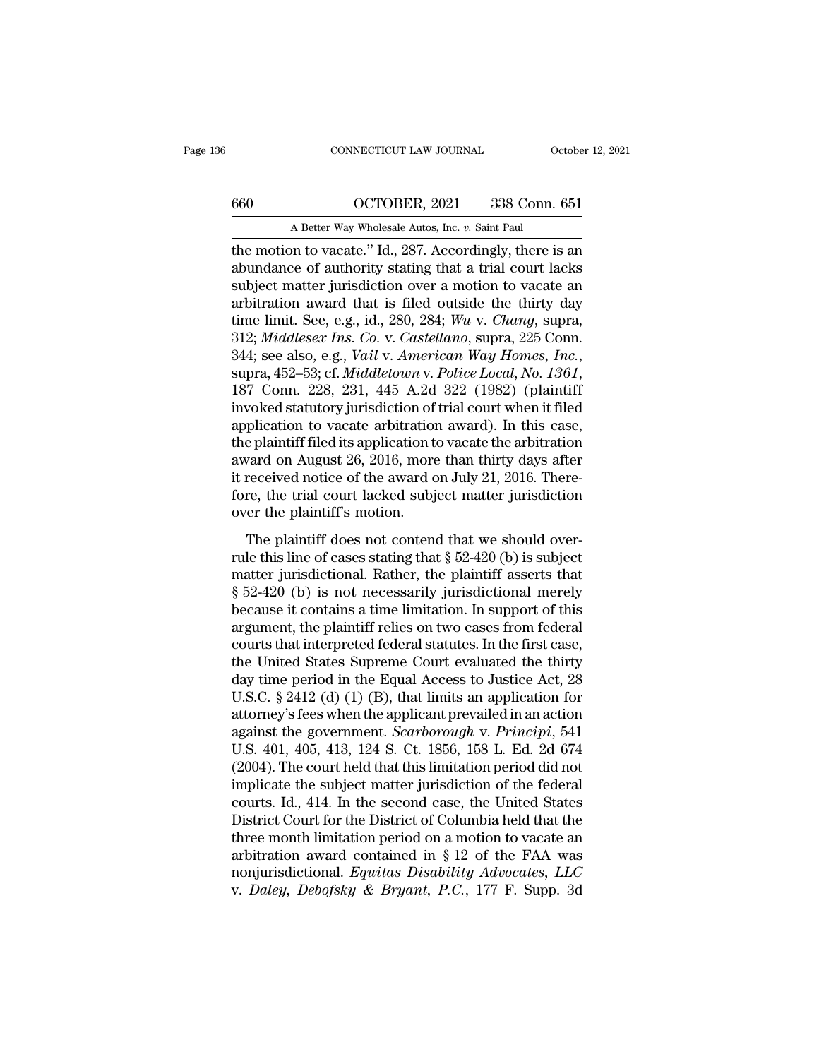the motion to vacate." Id., 287. Accordingly, there is an abundance of authority stating that a trial court lacks subject matter jurisdiction over a motion to vacate an arbitration award that is filed outside the thirty day time limit. See, e.g., id., 280, 284; *Wu* v. *Chang*, supra, 312; *Middlesex Ins. Co.* v. *Castellano*, supra, 225 Conn. 344; see also, e.g., *Vail* v. *American Way Homes, Inc.*, supra, 452–53; cf. *Middletown* v. *Police Local, No. 1361*, 187 Conn. 228, 231, 445 A.2d 322 (1982) (plaintiff invoked statutory jurisdiction of trial court when it filed application to vacate arbitration award). In this case, the plaintiff filed its application to vacate the arbitration award on August 26, 2016, more than thirty days after it received notice of the award on July 21, 2016. Therefore, the trial court lacked subject matter jurisdiction over the plaintiff's motion.

The plaintiff does not contend that we should overrule this line of cases stating that § 52-420 (b) is subject matter jurisdictional. Rather, the plaintiff asserts that § 52-420 (b) is not necessarily jurisdictional merely because it contains a time limitation. In support of this argument, the plaintiff relies on two cases from federal courts that interpreted federal statutes. In the first case, the United States Supreme Court evaluated the thirty day time period in the Equal Access to Justice Act, 28 U.S.C. § 2412 (d) (1) (B), that limits an application for attorney's fees when the applicant prevailed in an action against the government. *Scarborough* v. *Principi*, 541 U.S. 401, 405, 413, 124 S. Ct. 1856, 158 L. Ed. 2d 674 (2004). The court held that this limitation period did not implicate the subject matter jurisdiction of the federal courts. Id., 414. In the second case, the United States District Court for the District of Columbia held that the three month limitation period on a motion to vacate an arbitration award contained in § 12 of the FAA was nonjurisdictional. *Equitas Disability Advocates, LLC* v. *Daley, Debofsky & Bryant, P.C.*, 177 F. Supp. 3d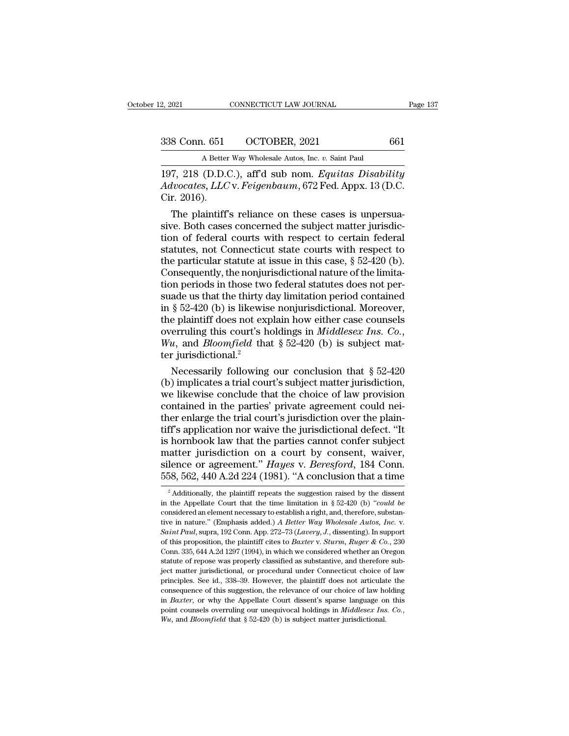197, 218 (D.D.C.), aff'd sub nom. *Equitas Disability Advocates, LLC* v. *Feigenbaum*, 672 Fed. Appx. 13 (D.C. Cir. 2016).

The plaintiff's reliance on these cases is unpersuasive. Both cases concerned the subject matter jurisdiction of federal courts with respect to certain federal statutes, not Connecticut state courts with respect to the particular statute at issue in this case, § 52-420 (b). Consequently, the nonjurisdictional nature of the limitation periods in those two federal statutes does not persuade us that the thirty day limitation period contained in § 52-420 (b) is likewise nonjurisdictional. Moreover, the plaintiff does not explain how either case counsels overruling this court's holdings in *Middlesex Ins. Co.*, *Wu*, and *Bloomfield* that § 52-420 (b) is subject matter jurisdictional.[2]

Necessarily following our conclusion that § 52-420 (b) implicates a trial court's subject matter jurisdiction, we likewise conclude that the choice of law provision contained in the parties' private agreement could neither enlarge the trial court's jurisdiction over the plaintiff's application nor waive the jurisdictional defect. "It is hornbook law that the parties cannot confer subject matter jurisdiction on a court by consent, waiver, silence or agreement." *Hayes* v. *Beresford*, 184 Conn. 558, 562, 440 A.2d 224 (1981). "A conclusion that a time

---

[2] Additionally, the plaintiff repeats the suggestion raised by the dissent in the Appellate Court that the time limitation in § 52-420 (b) "*could be* considered an element necessary to establish a right, and, therefore, substantive in nature." (Emphasis added.) *A Better Way Wholesale Autos, Inc.* v. *Saint Paul*, supra, 192 Conn. App. 272–73 (*Lavery, J.*, dissenting). In support of this proposition, the plaintiff cites to *Baxter* v. *Sturm, Ruger & Co.*, 230 Conn. 335, 644 A.2d 1297 (1994), in which we considered whether an Oregon statute of repose was properly classified as substantive, and therefore subject matter jurisdictional, or procedural under Connecticut choice of law principles. See id., 338–39. However, the plaintiff does not articulate the consequence of this suggestion, the relevance of our choice of law holding in *Baxter*, or why the Appellate Court dissent's sparse language on this point counsels overruling our unequivocal holdings in *Middlesex Ins. Co.*, *Wu*, and *Bloomfield* that § 52-420 (b) is subject matter jurisdictional.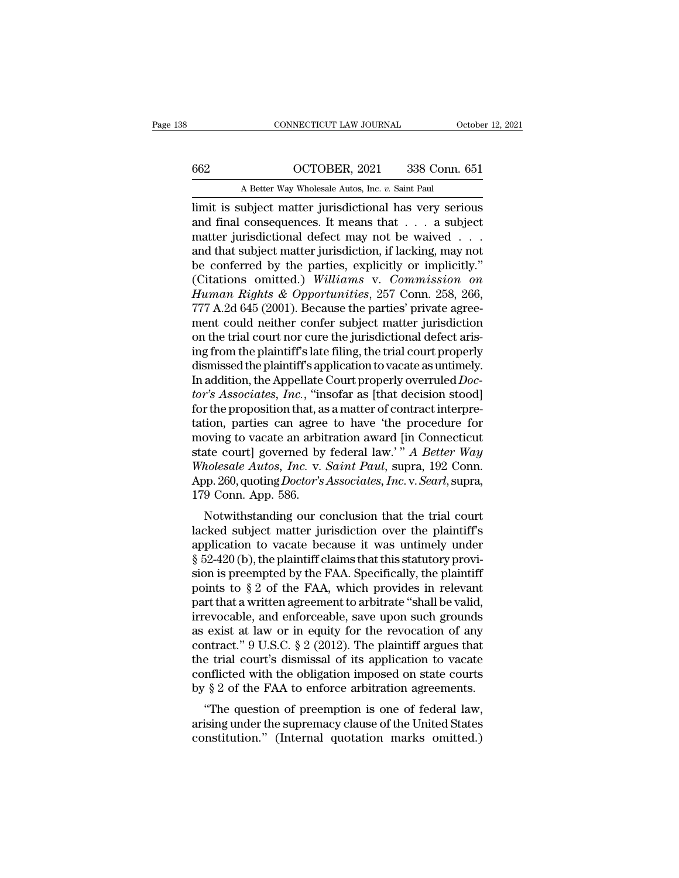limit is subject matter jurisdictional has very serious and final consequences. It means that . . . a subject matter jurisdictional defect may not be waived . . . and that subject matter jurisdiction, if lacking, may not be conferred by the parties, explicitly or implicitly." (Citations omitted.) *Williams* v. *Commission on Human Rights & Opportunities*, 257 Conn. 258, 266, 777 A.2d 645 (2001). Because the parties' private agreement could neither confer subject matter jurisdiction on the trial court nor cure the jurisdictional defect arising from the plaintiff's late filing, the trial court properly dismissed the plaintiff's application to vacate as untimely. In addition, the Appellate Court properly overruled *Doctor's Associates, Inc.*, "insofar as [that decision stood] for the proposition that, as a matter of contract interpretation, parties can agree to have 'the procedure for moving to vacate an arbitration award [in Connecticut state court] governed by federal law.'" *A Better Way Wholesale Autos, Inc.* v. *Saint Paul*, supra, 192 Conn. App. 260, quoting *Doctor's Associates, Inc.* v. *Searl*, supra, 179 Conn. App. 586.

Notwithstanding our conclusion that the trial court lacked subject matter jurisdiction over the plaintiff's application to vacate because it was untimely under § 52-420 (b), the plaintiff claims that this statutory provision is preempted by the FAA. Specifically, the plaintiff points to § 2 of the FAA, which provides in relevant part that a written agreement to arbitrate "shall be valid, irrevocable, and enforceable, save upon such grounds as exist at law or in equity for the revocation of any contract." 9 U.S.C. § 2 (2012). The plaintiff argues that the trial court's dismissal of its application to vacate conflicted with the obligation imposed on state courts by § 2 of the FAA to enforce arbitration agreements.

"The question of preemption is one of federal law, arising under the supremacy clause of the United States constitution." (Internal quotation marks omitted.)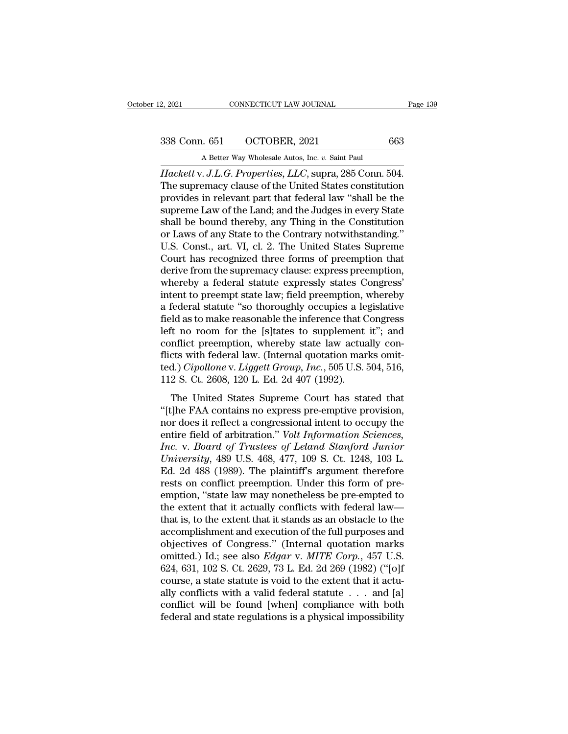*Hackett* v. *J.L.G. Properties, LLC*, supra, 285 Conn. 504. The supremacy clause of the United States constitution provides in relevant part that federal law "shall be the supreme Law of the Land; and the Judges in every State shall be bound thereby, any Thing in the Constitution or Laws of any State to the Contrary notwithstanding." U.S. Const., art. VI, cl. 2. The United States Supreme Court has recognized three forms of preemption that derive from the supremacy clause: express preemption, whereby a federal statute expressly states Congress' intent to preempt state law; field preemption, whereby a federal statute "so thoroughly occupies a legislative field as to make reasonable the inference that Congress left no room for the [s]tates to supplement it"; and conflict preemption, whereby state law actually conflicts with federal law. (Internal quotation marks omitted.) *Cipollone* v. *Liggett Group, Inc.*, 505 U.S. 504, 516, 112 S. Ct. 2608, 120 L. Ed. 2d 407 (1992).

The United States Supreme Court has stated that "[t]he FAA contains no express pre-emptive provision, nor does it reflect a congressional intent to occupy the entire field of arbitration." *Volt Information Sciences, Inc.* v. *Board of Trustees of Leland Stanford Junior University*, 489 U.S. 468, 477, 109 S. Ct. 1248, 103 L. Ed. 2d 488 (1989). The plaintiff's argument therefore rests on conflict preemption. Under this form of preemption, "state law may nonetheless be pre-empted to the extent that it actually conflicts with federal law—that is, to the extent that it stands as an obstacle to the accomplishment and execution of the full purposes and objectives of Congress." (Internal quotation marks omitted.) Id.; see also *Edgar* v. *MITE Corp.*, 457 U.S. 624, 631, 102 S. Ct. 2629, 73 L. Ed. 2d 269 (1982) ("[o]f course, a state statute is void to the extent that it actually conflicts with a valid federal statute . . . and [a] conflict will be found [when] compliance with both federal and state regulations is a physical impossibility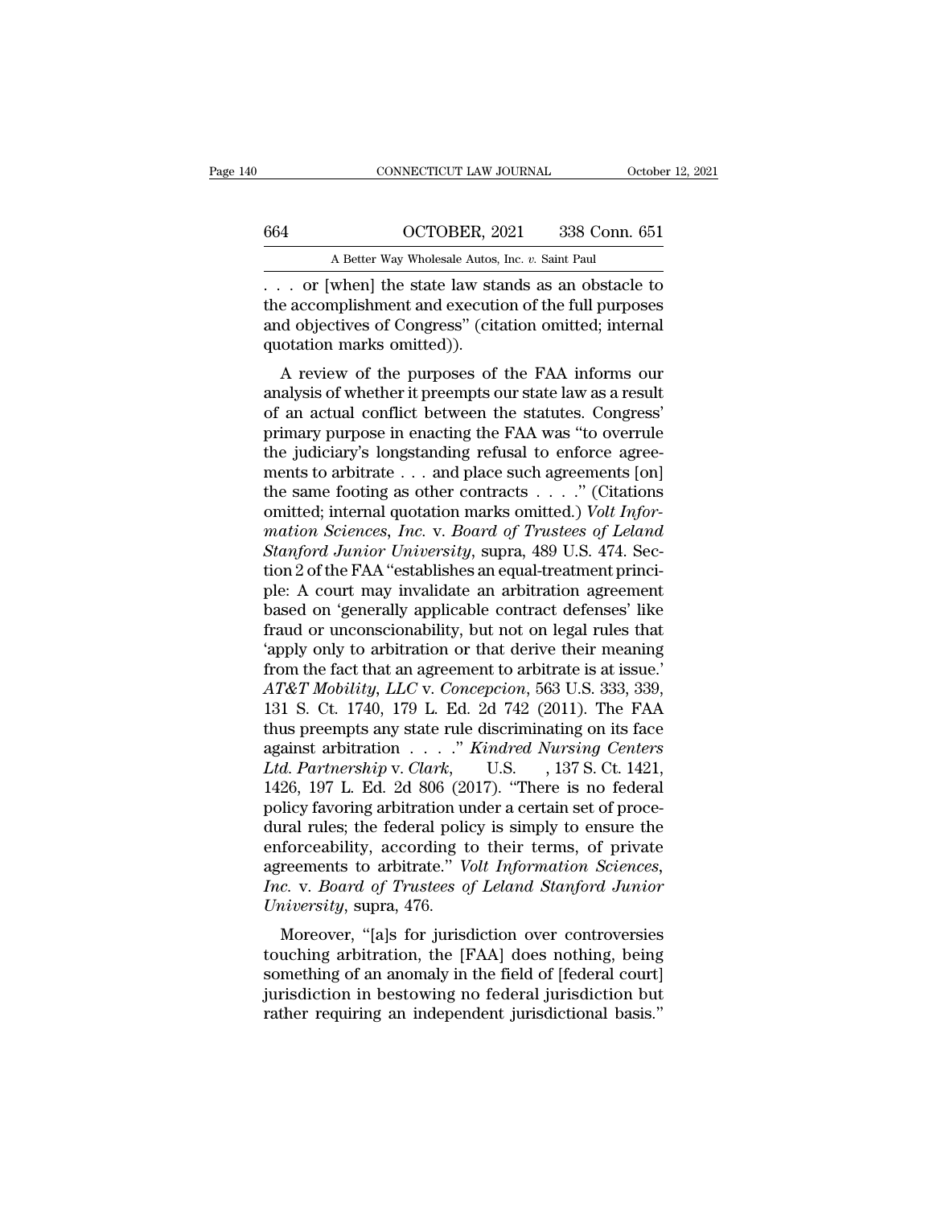. . . or [when] the state law stands as an obstacle to the accomplishment and execution of the full purposes and objectives of Congress" (citation omitted; internal quotation marks omitted)).

A review of the purposes of the FAA informs our analysis of whether it preempts our state law as a result of an actual conflict between the statutes. Congress' primary purpose in enacting the FAA was "to overrule the judiciary's longstanding refusal to enforce agreements to arbitrate . . . and place such agreements [on] the same footing as other contracts . . . ." (Citations omitted; internal quotation marks omitted.) *Volt Information Sciences, Inc.* v. *Board of Trustees of Leland Stanford Junior University*, supra, 489 U.S. 474. Section 2 of the FAA "establishes an equal-treatment principle: A court may invalidate an arbitration agreement based on 'generally applicable contract defenses' like fraud or unconscionability, but not on legal rules that 'apply only to arbitration or that derive their meaning from the fact that an agreement to arbitrate is at issue.' *AT&T Mobility, LLC* v. *Concepcion*, 563 U.S. 333, 339, 131 S. Ct. 1740, 179 L. Ed. 2d 742 (2011). The FAA thus preempts any state rule discriminating on its face against arbitration . . . ." *Kindred Nursing Centers Ltd. Partnership* v. *Clark*, U.S. , 137 S. Ct. 1421, 1426, 197 L. Ed. 2d 806 (2017). "There is no federal policy favoring arbitration under a certain set of procedural rules; the federal policy is simply to ensure the enforceability, according to their terms, of private agreements to arbitrate." *Volt Information Sciences, Inc.* v. *Board of Trustees of Leland Stanford Junior University*, supra, 476.

Moreover, "[a]s for jurisdiction over controversies touching arbitration, the [FAA] does nothing, being something of an anomaly in the field of [federal court] jurisdiction in bestowing no federal jurisdiction but rather requiring an independent jurisdictional basis."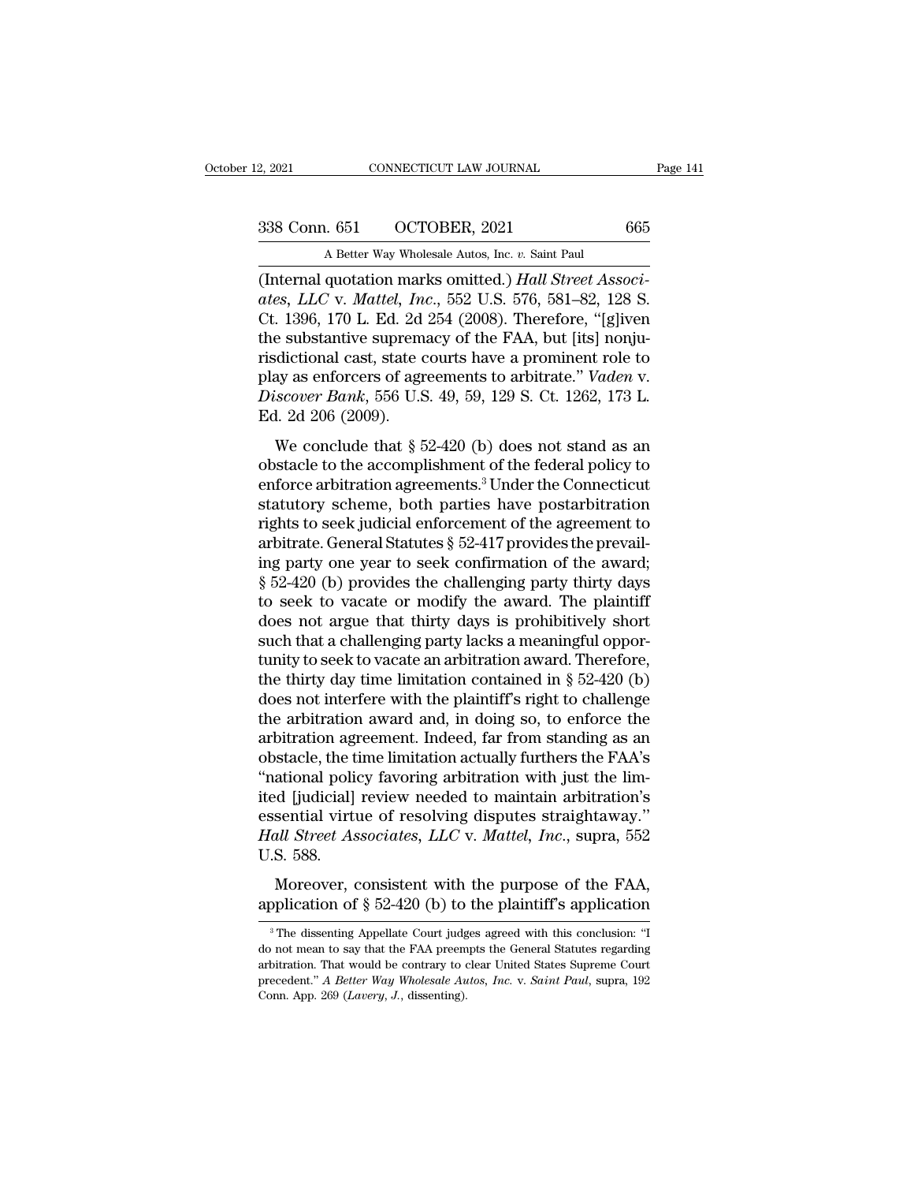(Internal quotation marks omitted.) *Hall Street Associates, LLC* v. *Mattel, Inc.*, 552 U.S. 576, 581–82, 128 S. Ct. 1396, 170 L. Ed. 2d 254 (2008). Therefore, "[g]iven the substantive supremacy of the FAA, but [its] nonjurisdictional cast, state courts have a prominent role to play as enforcers of agreements to arbitrate." *Vaden* v. *Discover Bank*, 556 U.S. 49, 59, 129 S. Ct. 1262, 173 L. Ed. 2d 206 (2009).

We conclude that § 52-420 (b) does not stand as an obstacle to the accomplishment of the federal policy to enforce arbitration agreements.[3] Under the Connecticut statutory scheme, both parties have postarbitration rights to seek judicial enforcement of the agreement to arbitrate. General Statutes § 52-417 provides the prevailing party one year to seek confirmation of the award; § 52-420 (b) provides the challenging party thirty days to seek to vacate or modify the award. The plaintiff does not argue that thirty days is prohibitively short such that a challenging party lacks a meaningful opportunity to seek to vacate an arbitration award. Therefore, the thirty day time limitation contained in § 52-420 (b) does not interfere with the plaintiff's right to challenge the arbitration award and, in doing so, to enforce the arbitration agreement. Indeed, far from standing as an obstacle, the time limitation actually furthers the FAA's "national policy favoring arbitration with just the limited [judicial] review needed to maintain arbitration's essential virtue of resolving disputes straightaway." *Hall Street Associates, LLC* v. *Mattel, Inc.*, supra, 552 U.S. 588.

Moreover, consistent with the purpose of the FAA, application of § 52-420 (b) to the plaintiff's application

[3] The dissenting Appellate Court judges agreed with this conclusion: "I do not mean to say that the FAA preempts the General Statutes regarding arbitration. That would be contrary to clear United States Supreme Court precedent." *A Better Way Wholesale Autos, Inc.* v. *Saint Paul*, supra, 192 Conn. App. 269 (*Lavery, J.*, dissenting).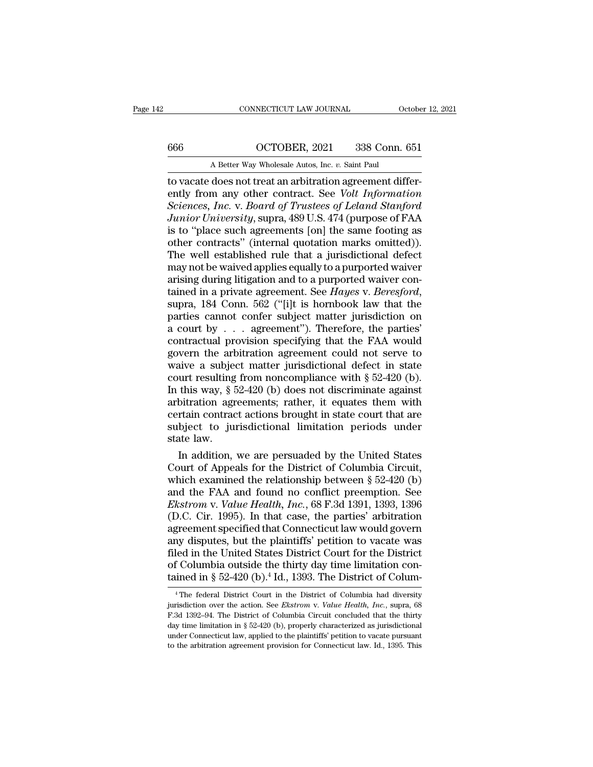to vacate does not treat an arbitration agreement differently from any other contract. See *Volt Information Sciences, Inc.* v. *Board of Trustees of Leland Stanford Junior University*, supra, 489 U.S. 474 (purpose of FAA is to "place such agreements [on] the same footing as other contracts" (internal quotation marks omitted)). The well established rule that a jurisdictional defect may not be waived applies equally to a purported waiver arising during litigation and to a purported waiver contained in a private agreement. See *Hayes* v. *Beresford*, supra, 184 Conn. 562 ("[i]t is hornbook law that the parties cannot confer subject matter jurisdiction on a court by . . . agreement"). Therefore, the parties' contractual provision specifying that the FAA would govern the arbitration agreement could not serve to waive a subject matter jurisdictional defect in state court resulting from noncompliance with § 52-420 (b). In this way, § 52-420 (b) does not discriminate against arbitration agreements; rather, it equates them with certain contract actions brought in state court that are subject to jurisdictional limitation periods under state law.

In addition, we are persuaded by the United States Court of Appeals for the District of Columbia Circuit, which examined the relationship between § 52-420 (b) and the FAA and found no conflict preemption. See *Ekstrom* v. *Value Health, Inc.*, 68 F.3d 1391, 1393, 1396 (D.C. Cir. 1995). In that case, the parties' arbitration agreement specified that Connecticut law would govern any disputes, but the plaintiffs' petition to vacate was filed in the United States District Court for the District of Columbia outside the thirty day time limitation contained in § 52-420 (b).[4] Id., 1393. The District of Colum-

[4] The federal District Court in the District of Columbia had diversity jurisdiction over the action. See *Ekstrom* v. *Value Health, Inc.*, supra, 68 F.3d 1392–94. The District of Columbia Circuit concluded that the thirty day time limitation in § 52-420 (b), properly characterized as jurisdictional under Connecticut law, applied to the plaintiffs' petition to vacate pursuant to the arbitration agreement provision for Connecticut law. Id., 1395. This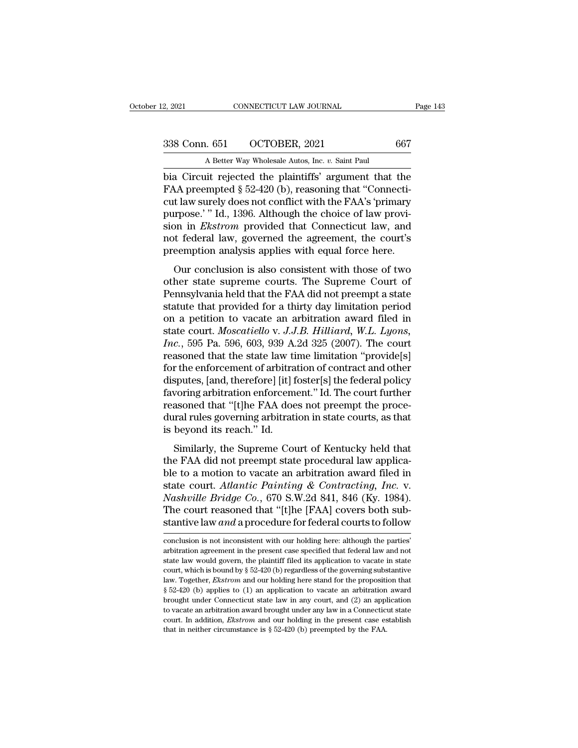bia Circuit rejected the plaintiffs' argument that the FAA preempted § 52-420 (b), reasoning that "Connecticut law surely does not conflict with the FAA's 'primary purpose.' " Id., 1396. Although the choice of law provision in *Ekstrom* provided that Connecticut law, and not federal law, governed the agreement, the court's preemption analysis applies with equal force here.

Our conclusion is also consistent with those of two other state supreme courts. The Supreme Court of Pennsylvania held that the FAA did not preempt a state statute that provided for a thirty day limitation period on a petition to vacate an arbitration award filed in state court. *Moscatiello* v. *J.J.B. Hilliard, W.L. Lyons, Inc.*, 595 Pa. 596, 603, 939 A.2d 325 (2007). The court reasoned that the state law time limitation "provide[s] for the enforcement of arbitration of contract and other disputes, [and, therefore] [it] foster[s] the federal policy favoring arbitration enforcement." Id. The court further reasoned that "[t]he FAA does not preempt the procedural rules governing arbitration in state courts, as that is beyond its reach." Id.

Similarly, the Supreme Court of Kentucky held that the FAA did not preempt state procedural law applicable to a motion to vacate an arbitration award filed in state court. *Atlantic Painting & Contracting, Inc.* v. *Nashville Bridge Co.*, 670 S.W.2d 841, 846 (Ky. 1984). The court reasoned that "[t]he [FAA] covers both substantive law *and* a procedure for federal courts to follow

conclusion is not inconsistent with our holding here: although the parties' arbitration agreement in the present case specified that federal law and not state law would govern, the plaintiff filed its application to vacate in state court, which is bound by § 52-420 (b) regardless of the governing substantive law. Together, *Ekstrom* and our holding here stand for the proposition that § 52-420 (b) applies to (1) an application to vacate an arbitration award brought under Connecticut state law in any court, and (2) an application to vacate an arbitration award brought under any law in a Connecticut state court. In addition, *Ekstrom* and our holding in the present case establish that in neither circumstance is § 52-420 (b) preempted by the FAA.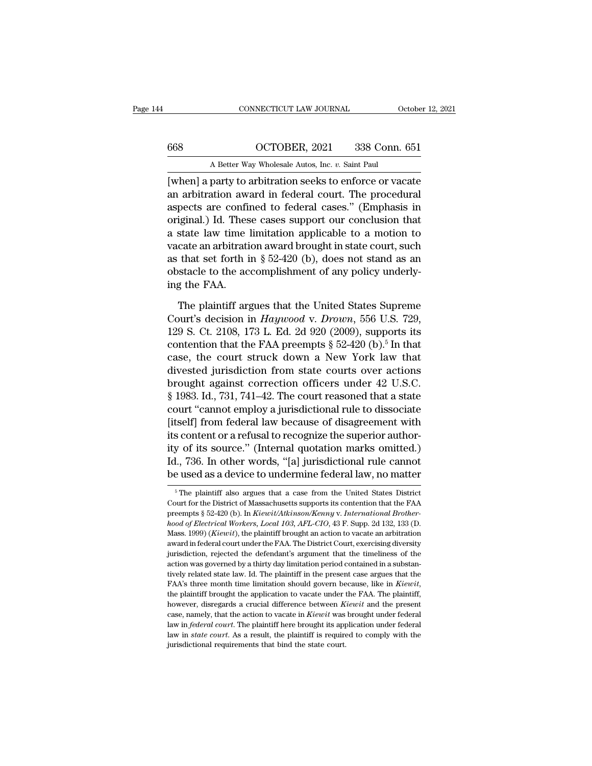[when] a party to arbitration seeks to enforce or vacate an arbitration award in federal court. The procedural aspects are confined to federal cases." (Emphasis in original.) Id. These cases support our conclusion that a state law time limitation applicable to a motion to vacate an arbitration award brought in state court, such as that set forth in § 52-420 (b), does not stand as an obstacle to the accomplishment of any policy underlying the FAA.

The plaintiff argues that the United States Supreme Court's decision in *Haywood* v. *Drown*, 556 U.S. 729, 129 S. Ct. 2108, 173 L. Ed. 2d 920 (2009), supports its contention that the FAA preempts § 52-420 (b).[5] In that case, the court struck down a New York law that divested jurisdiction from state courts over actions brought against correction officers under 42 U.S.C. § 1983. Id., 731, 741–42. The court reasoned that a state court "cannot employ a jurisdictional rule to dissociate [itself] from federal law because of disagreement with its content or a refusal to recognize the superior authority of its source." (Internal quotation marks omitted.) Id., 736. In other words, "[a] jurisdictional rule cannot be used as a device to undermine federal law, no matter

---

[5] The plaintiff also argues that a case from the United States District Court for the District of Massachusetts supports its contention that the FAA preempts § 52-420 (b). In *Kiewit/Atkinson/Kenny* v. *International Brotherhood of Electrical Workers, Local 103, AFL-CIO*, 43 F. Supp. 2d 132, 133 (D. Mass. 1999) (*Kiewit*), the plaintiff brought an action to vacate an arbitration award in federal court under the FAA. The District Court, exercising diversity jurisdiction, rejected the defendant's argument that the timeliness of the action was governed by a thirty day limitation period contained in a substantively related state law. Id. The plaintiff in the present case argues that the FAA's three month time limitation should govern because, like in *Kiewit*, the plaintiff brought the application to vacate under the FAA. The plaintiff, however, disregards a crucial difference between *Kiewit* and the present case, namely, that the action to vacate in *Kiewit* was brought under federal law in *federal court*. The plaintiff here brought its application under federal law in *state court*. As a result, the plaintiff is required to comply with the jurisdictional requirements that bind the state court.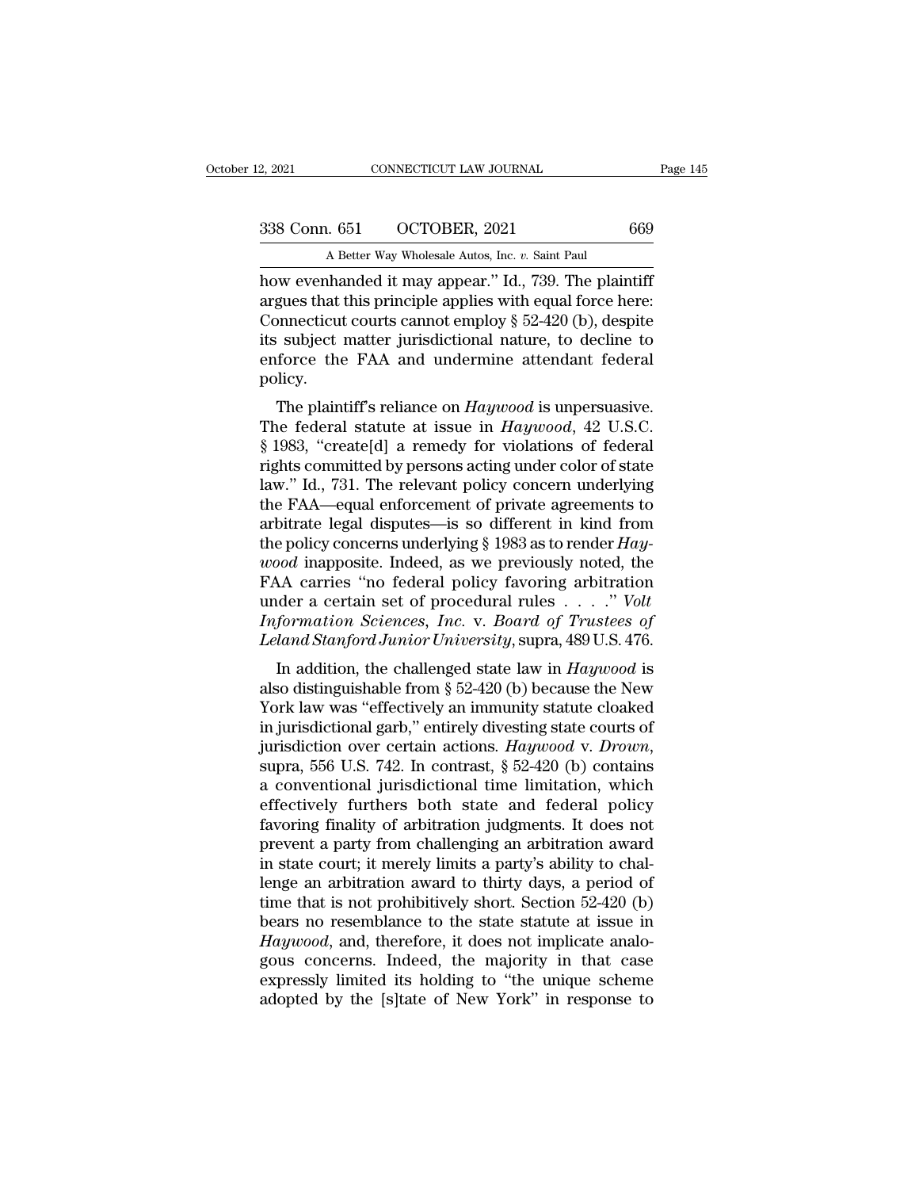how evenhanded it may appear." Id., 739. The plaintiff argues that this principle applies with equal force here: Connecticut courts cannot employ § 52-420 (b), despite its subject matter jurisdictional nature, to decline to enforce the FAA and undermine attendant federal policy.

The plaintiff's reliance on *Haywood* is unpersuasive. The federal statute at issue in *Haywood*, 42 U.S.C. § 1983, "create[d] a remedy for violations of federal rights committed by persons acting under color of state law." Id., 731. The relevant policy concern underlying the FAA—equal enforcement of private agreements to arbitrate legal disputes—is so different in kind from the policy concerns underlying § 1983 as to render *Haywood* inapposite. Indeed, as we previously noted, the FAA carries "no federal policy favoring arbitration under a certain set of procedural rules . . . ." *Volt Information Sciences, Inc.* v. *Board of Trustees of Leland Stanford Junior University*, supra, 489 U.S. 476.

In addition, the challenged state law in *Haywood* is also distinguishable from § 52-420 (b) because the New York law was "effectively an immunity statute cloaked in jurisdictional garb," entirely divesting state courts of jurisdiction over certain actions. *Haywood* v. *Drown*, supra, 556 U.S. 742. In contrast, § 52-420 (b) contains a conventional jurisdictional time limitation, which effectively furthers both state and federal policy favoring finality of arbitration judgments. It does not prevent a party from challenging an arbitration award in state court; it merely limits a party's ability to challenge an arbitration award to thirty days, a period of time that is not prohibitively short. Section 52-420 (b) bears no resemblance to the state statute at issue in *Haywood*, and, therefore, it does not implicate analogous concerns. Indeed, the majority in that case expressly limited its holding to "the unique scheme adopted by the [s]tate of New York" in response to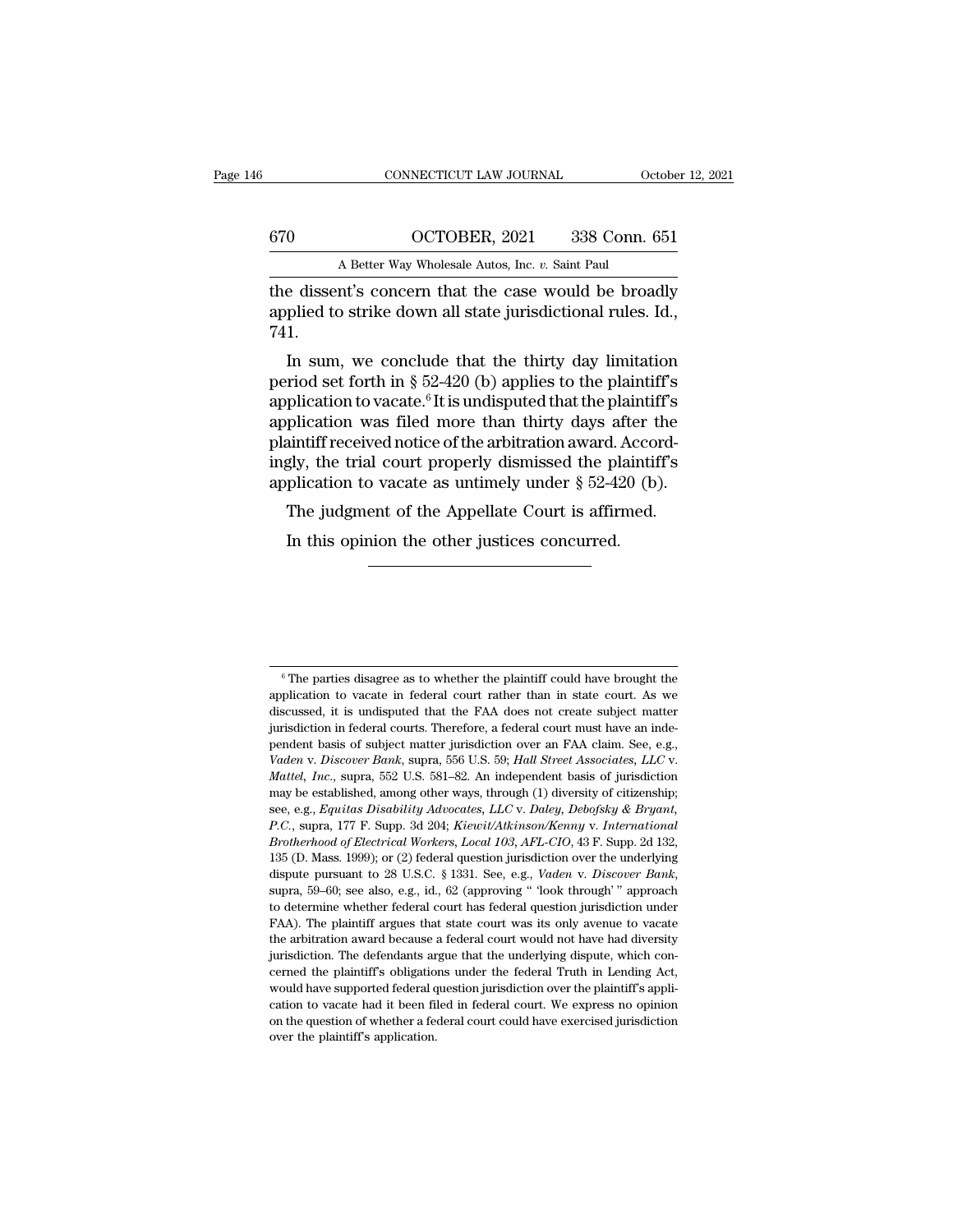the dissent's concern that the case would be broadly applied to strike down all state jurisdictional rules. Id., 741.

In sum, we conclude that the thirty day limitation period set forth in § 52-420 (b) applies to the plaintiff's application to vacate.[6] It is undisputed that the plaintiff's application was filed more than thirty days after the plaintiff received notice of the arbitration award. Accordingly, the trial court properly dismissed the plaintiff's application to vacate as untimely under § 52-420 (b).

The judgment of the Appellate Court is affirmed.

In this opinion the other justices concurred.

---

[6] The parties disagree as to whether the plaintiff could have brought the application to vacate in federal court rather than in state court. As we discussed, it is undisputed that the FAA does not create subject matter jurisdiction in federal courts. Therefore, a federal court must have an independent basis of subject matter jurisdiction over an FAA claim. See, e.g., *Vaden* v. *Discover Bank*, supra, 556 U.S. 59; *Hall Street Associates, LLC* v. *Mattel, Inc.*, supra, 552 U.S. 581–82. An independent basis of jurisdiction may be established, among other ways, through (1) diversity of citizenship; see, e.g., *Equitas Disability Advocates, LLC* v. *Daley, Debofsky & Bryant, P.C.*, supra, 177 F. Supp. 3d 204; *Kiewit/Atkinson/Kenny* v. *International Brotherhood of Electrical Workers, Local 103, AFL-CIO*, 43 F. Supp. 2d 132, 135 (D. Mass. 1999); or (2) federal question jurisdiction over the underlying dispute pursuant to 28 U.S.C. § 1331. See, e.g., *Vaden* v. *Discover Bank*, supra, 59–60; see also, e.g., id., 62 (approving " 'look through' " approach to determine whether federal court has federal question jurisdiction under FAA). The plaintiff argues that state court was its only avenue to vacate the arbitration award because a federal court would not have had diversity jurisdiction. The defendants argue that the underlying dispute, which concerned the plaintiff's obligations under the federal Truth in Lending Act, would have supported federal question jurisdiction over the plaintiff's application to vacate had it been filed in federal court. We express no opinion on the question of whether a federal court could have exercised jurisdiction over the plaintiff's application.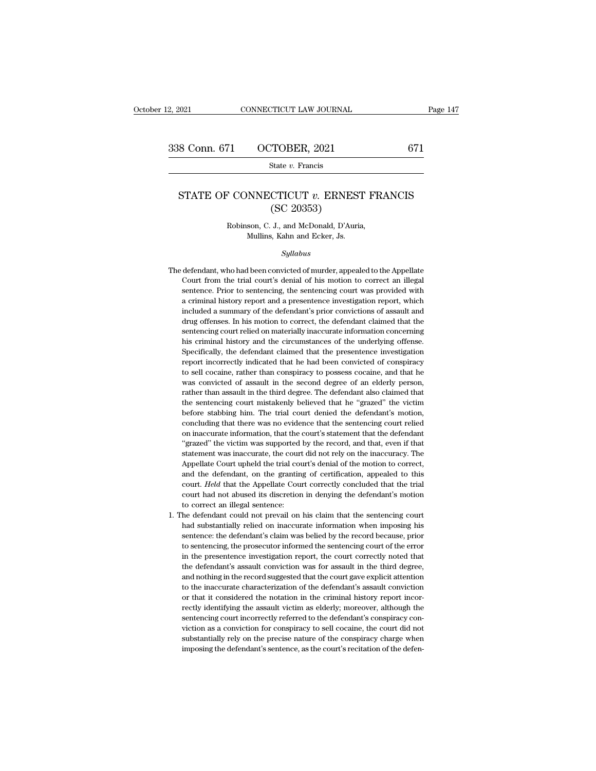# STATE OF CONNECTICUT *v.* ERNEST FRANCIS
## (SC 20353)

Robinson, C. J., and McDonald, D'Auria,
Mullins, Kahn and Ecker, Js.

*Syllabus*

The defendant, who had been convicted of murder, appealed to the Appellate Court from the trial court's denial of his motion to correct an illegal sentence. Prior to sentencing, the sentencing court was provided with a criminal history report and a presentence investigation report, which included a summary of the defendant's prior convictions of assault and drug offenses. In his motion to correct, the defendant claimed that the sentencing court relied on materially inaccurate information concerning his criminal history and the circumstances of the underlying offense. Specifically, the defendant claimed that the presentence investigation report incorrectly indicated that he had been convicted of conspiracy to sell cocaine, rather than conspiracy to possess cocaine, and that he was convicted of assault in the second degree of an elderly person, rather than assault in the third degree. The defendant also claimed that the sentencing court mistakenly believed that he "grazed" the victim before stabbing him. The trial court denied the defendant's motion, concluding that there was no evidence that the sentencing court relied on inaccurate information, that the court's statement that the defendant "grazed" the victim was supported by the record, and that, even if that statement was inaccurate, the court did not rely on the inaccuracy. The Appellate Court upheld the trial court's denial of the motion to correct, and the defendant, on the granting of certification, appealed to this court. *Held* that the Appellate Court correctly concluded that the trial court had not abused its discretion in denying the defendant's motion to correct an illegal sentence:

1. The defendant could not prevail on his claim that the sentencing court had substantially relied on inaccurate information when imposing his sentence: the defendant's claim was belied by the record because, prior to sentencing, the prosecutor informed the sentencing court of the error in the presentence investigation report, the court correctly noted that the defendant's assault conviction was for assault in the third degree, and nothing in the record suggested that the court gave explicit attention to the inaccurate characterization of the defendant's assault conviction or that it considered the notation in the criminal history report incorrectly identifying the assault victim as elderly; moreover, although the sentencing court incorrectly referred to the defendant's conspiracy conviction as a conviction for conspiracy to sell cocaine, the court did not substantially rely on the precise nature of the conspiracy charge when imposing the defendant's sentence, as the court's recitation of the defen-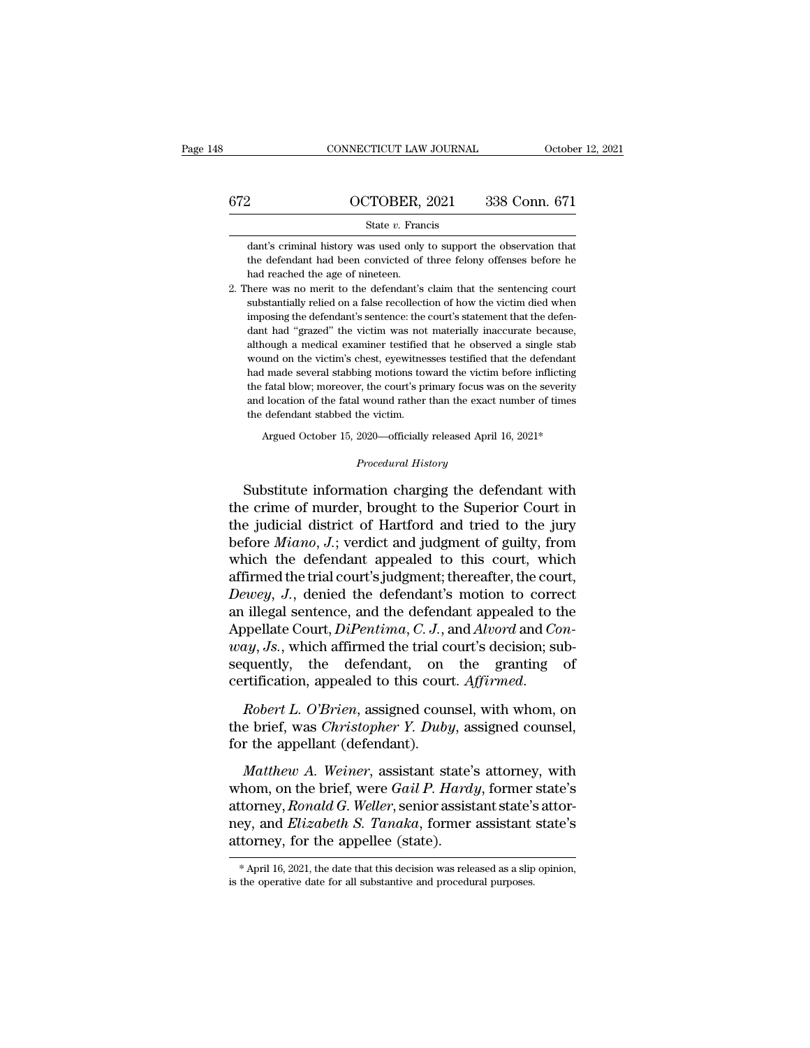dant's criminal history was used only to support the observation that the defendant had been convicted of three felony offenses before he had reached the age of nineteen.

2. There was no merit to the defendant's claim that the sentencing court substantially relied on a false recollection of how the victim died when imposing the defendant's sentence: the court's statement that the defendant had "grazed" the victim was not materially inaccurate because, although a medical examiner testified that he observed a single stab wound on the victim's chest, eyewitnesses testified that the defendant had made several stabbing motions toward the victim before inflicting the fatal blow; moreover, the court's primary focus was on the severity and location of the fatal wound rather than the exact number of times the defendant stabbed the victim.

Argued October 15, 2020—officially released April 16, 2021*

*Procedural History*

Substitute information charging the defendant with the crime of murder, brought to the Superior Court in the judicial district of Hartford and tried to the jury before *Miano, J.*; verdict and judgment of guilty, from which the defendant appealed to this court, which affirmed the trial court's judgment; thereafter, the court, *Dewey, J.*, denied the defendant's motion to correct an illegal sentence, and the defendant appealed to the Appellate Court, *DiPentima, C. J.*, and *Alvord* and *Conway, Js.*, which affirmed the trial court's decision; subsequently, the defendant, on the granting of certification, appealed to this court. *Affirmed.*

*Robert L. O'Brien*, assigned counsel, with whom, on the brief, was *Christopher Y. Duby*, assigned counsel, for the appellant (defendant).

*Matthew A. Weiner*, assistant state's attorney, with whom, on the brief, were *Gail P. Hardy*, former state's attorney, *Ronald G. Weller*, senior assistant state's attorney, and *Elizabeth S. Tanaka*, former assistant state's attorney, for the appellee (state).

* April 16, 2021, the date that this decision was released as a slip opinion, is the operative date for all substantive and procedural purposes.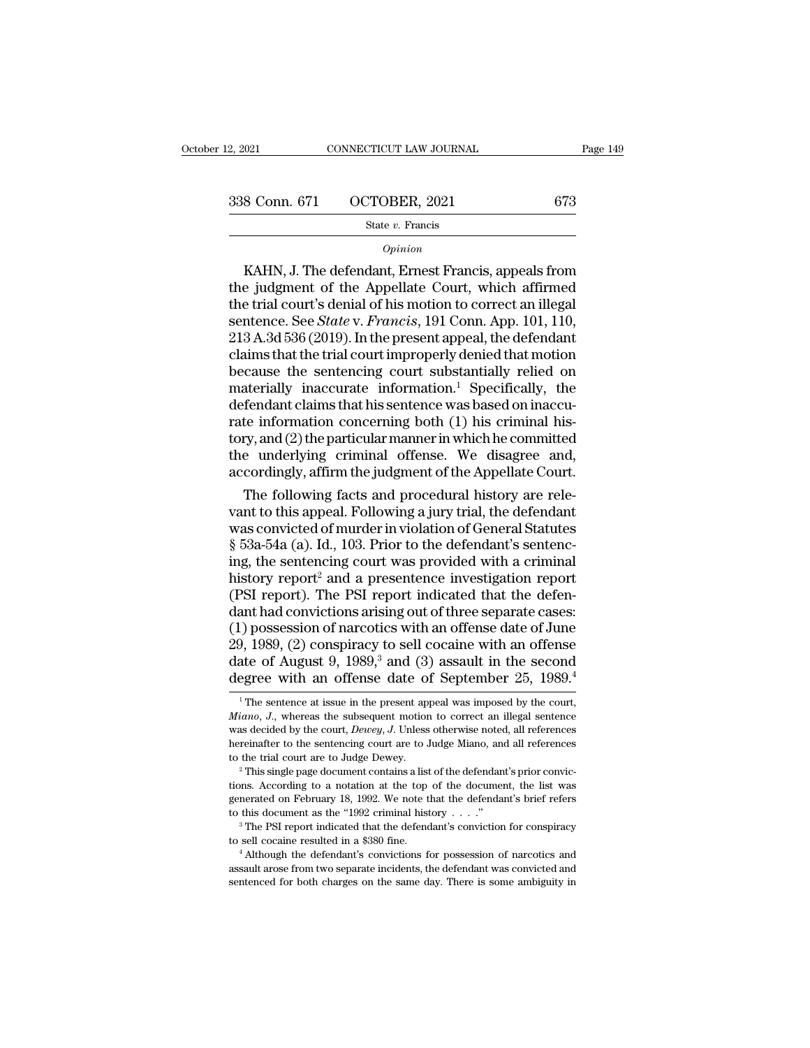*Opinion*

KAHN, J. The defendant, Ernest Francis, appeals from the judgment of the Appellate Court, which affirmed the trial court's denial of his motion to correct an illegal sentence. See *State* v. *Francis*, 191 Conn. App. 101, 110, 213 A.3d 536 (2019). In the present appeal, the defendant claims that the trial court improperly denied that motion because the sentencing court substantially relied on materially inaccurate information.[1] Specifically, the defendant claims that his sentence was based on inaccurate information concerning both (1) his criminal history, and (2) the particular manner in which he committed the underlying criminal offense. We disagree and, accordingly, affirm the judgment of the Appellate Court.

The following facts and procedural history are relevant to this appeal. Following a jury trial, the defendant was convicted of murder in violation of General Statutes § 53a-54a (a). Id., 103. Prior to the defendant's sentencing, the sentencing court was provided with a criminal history report[2] and a presentence investigation report (PSI report). The PSI report indicated that the defendant had convictions arising out of three separate cases: (1) possession of narcotics with an offense date of June 29, 1989, (2) conspiracy to sell cocaine with an offense date of August 9, 1989,[3] and (3) assault in the second degree with an offense date of September 25, 1989.[4]

---

[1] The sentence at issue in the present appeal was imposed by the court, *Miano, J.*, whereas the subsequent motion to correct an illegal sentence was decided by the court, *Dewey, J.* Unless otherwise noted, all references hereinafter to the sentencing court are to Judge Miano, and all references to the trial court are to Judge Dewey.

[2] This single page document contains a list of the defendant's prior convictions. According to a notation at the top of the document, the list was generated on February 18, 1992. We note that the defendant's brief refers to this document as the "1992 criminal history . . . ."

[3] The PSI report indicated that the defendant's conviction for conspiracy to sell cocaine resulted in a $380 fine.

[4] Although the defendant's convictions for possession of narcotics and assault arose from two separate incidents, the defendant was convicted and sentenced for both charges on the same day. There is some ambiguity in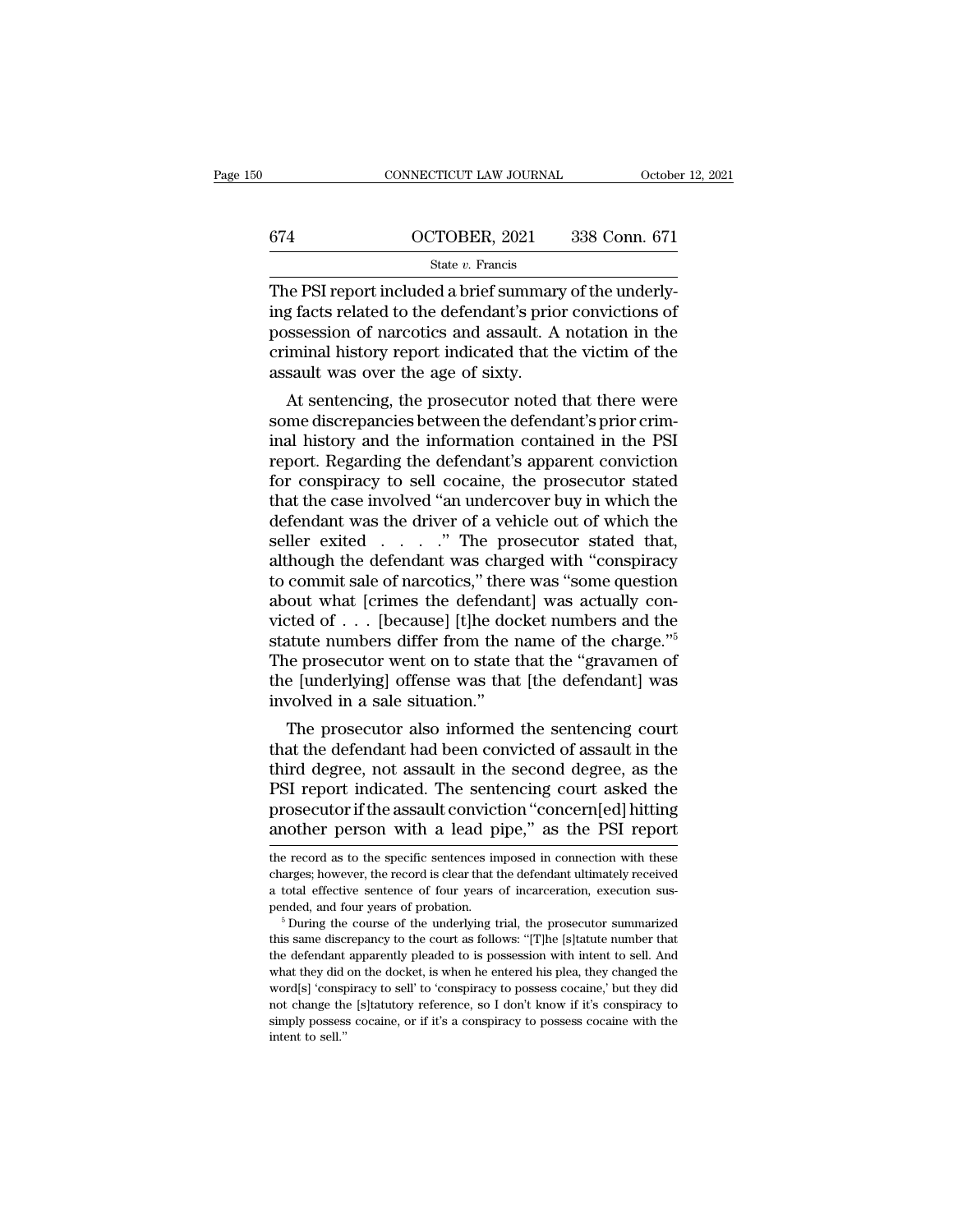The PSI report included a brief summary of the underlying facts related to the defendant's prior convictions of possession of narcotics and assault. A notation in the criminal history report indicated that the victim of the assault was over the age of sixty.

At sentencing, the prosecutor noted that there were some discrepancies between the defendant's prior criminal history and the information contained in the PSI report. Regarding the defendant's apparent conviction for conspiracy to sell cocaine, the prosecutor stated that the case involved "an undercover buy in which the defendant was the driver of a vehicle out of which the seller exited . . . ." The prosecutor stated that, although the defendant was charged with "conspiracy to commit sale of narcotics," there was "some question about what [crimes the defendant] was actually convicted of . . . [because] [t]he docket numbers and the statute numbers differ from the name of the charge."[5] The prosecutor went on to state that the "gravamen of the [underlying] offense was that [the defendant] was involved in a sale situation."

The prosecutor also informed the sentencing court that the defendant had been convicted of assault in the third degree, not assault in the second degree, as the PSI report indicated. The sentencing court asked the prosecutor if the assault conviction "concern[ed] hitting another person with a lead pipe," as the PSI report

---

the record as to the specific sentences imposed in connection with these charges; however, the record is clear that the defendant ultimately received a total effective sentence of four years of incarceration, execution suspended, and four years of probation.

[5] During the course of the underlying trial, the prosecutor summarized this same discrepancy to the court as follows: "[T]he [s]tatute number that the defendant apparently pleaded to is possession with intent to sell. And what they did on the docket, is when he entered his plea, they changed the word[s] 'conspiracy to sell' to 'conspiracy to possess cocaine,' but they did not change the [s]tatutory reference, so I don't know if it's conspiracy to simply possess cocaine, or if it's a conspiracy to possess cocaine with the intent to sell."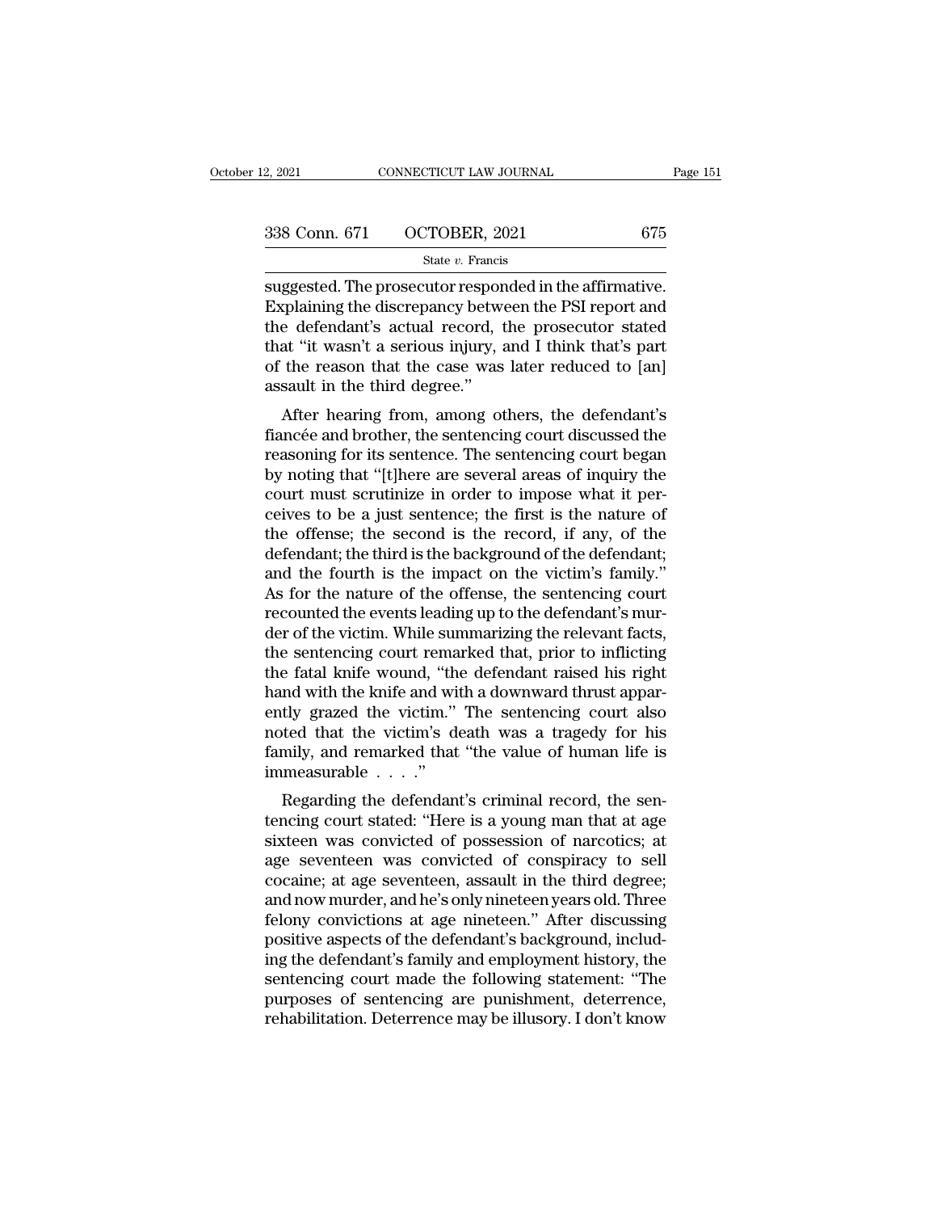suggested. The prosecutor responded in the affirmative. Explaining the discrepancy between the PSI report and the defendant's actual record, the prosecutor stated that "it wasn't a serious injury, and I think that's part of the reason that the case was later reduced to [an] assault in the third degree."

After hearing from, among others, the defendant's fiancée and brother, the sentencing court discussed the reasoning for its sentence. The sentencing court began by noting that "[t]here are several areas of inquiry the court must scrutinize in order to impose what it perceives to be a just sentence; the first is the nature of the offense; the second is the record, if any, of the defendant; the third is the background of the defendant; and the fourth is the impact on the victim's family." As for the nature of the offense, the sentencing court recounted the events leading up to the defendant's murder of the victim. While summarizing the relevant facts, the sentencing court remarked that, prior to inflicting the fatal knife wound, "the defendant raised his right hand with the knife and with a downward thrust apparently grazed the victim." The sentencing court also noted that the victim's death was a tragedy for his family, and remarked that "the value of human life is immeasurable . . . ."

Regarding the defendant's criminal record, the sentencing court stated: "Here is a young man that at age sixteen was convicted of possession of narcotics; at age seventeen was convicted of conspiracy to sell cocaine; at age seventeen, assault in the third degree; and now murder, and he's only nineteen years old. Three felony convictions at age nineteen." After discussing positive aspects of the defendant's background, including the defendant's family and employment history, the sentencing court made the following statement: "The purposes of sentencing are punishment, deterrence, rehabilitation. Deterrence may be illusory. I don't know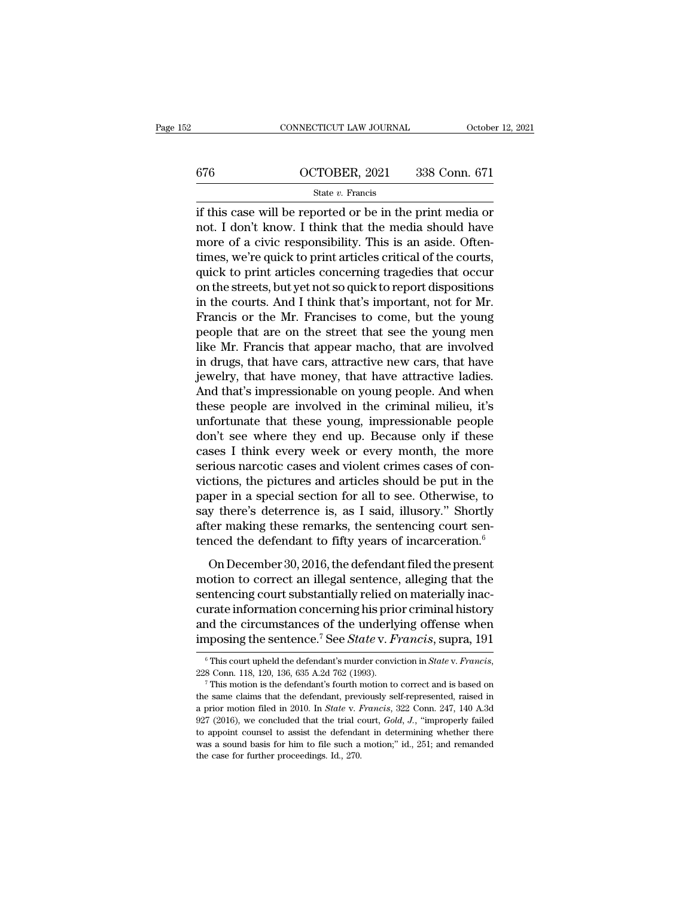if this case will be reported or be in the print media or not. I don't know. I think that the media should have more of a civic responsibility. This is an aside. Oftentimes, we're quick to print articles critical of the courts, quick to print articles concerning tragedies that occur on the streets, but yet not so quick to report dispositions in the courts. And I think that's important, not for Mr. Francis or the Mr. Francises to come, but the young people that are on the street that see the young men like Mr. Francis that appear macho, that are involved in drugs, that have cars, attractive new cars, that have jewelry, that have money, that have attractive ladies. And that's impressionable on young people. And when these people are involved in the criminal milieu, it's unfortunate that these young, impressionable people don't see where they end up. Because only if these cases I think every week or every month, the more serious narcotic cases and violent crimes cases of convictions, the pictures and articles should be put in the paper in a special section for all to see. Otherwise, to say there's deterrence is, as I said, illusory." Shortly after making these remarks, the sentencing court sentenced the defendant to fifty years of incarceration.[6]

On December 30, 2016, the defendant filed the present motion to correct an illegal sentence, alleging that the sentencing court substantially relied on materially inaccurate information concerning his prior criminal history and the circumstances of the underlying offense when imposing the sentence.[7] See *State* v. *Francis*, supra, 191

---

[6] This court upheld the defendant's murder conviction in *State* v. *Francis*, 228 Conn. 118, 120, 136, 635 A.2d 762 (1993).

[7] This motion is the defendant's fourth motion to correct and is based on the same claims that the defendant, previously self-represented, raised in a prior motion filed in 2010. In *State* v. *Francis*, 322 Conn. 247, 140 A.3d 927 (2016), we concluded that the trial court, *Gold, J.*, "improperly failed to appoint counsel to assist the defendant in determining whether there was a sound basis for him to file such a motion;" id., 251; and remanded the case for further proceedings. Id., 270.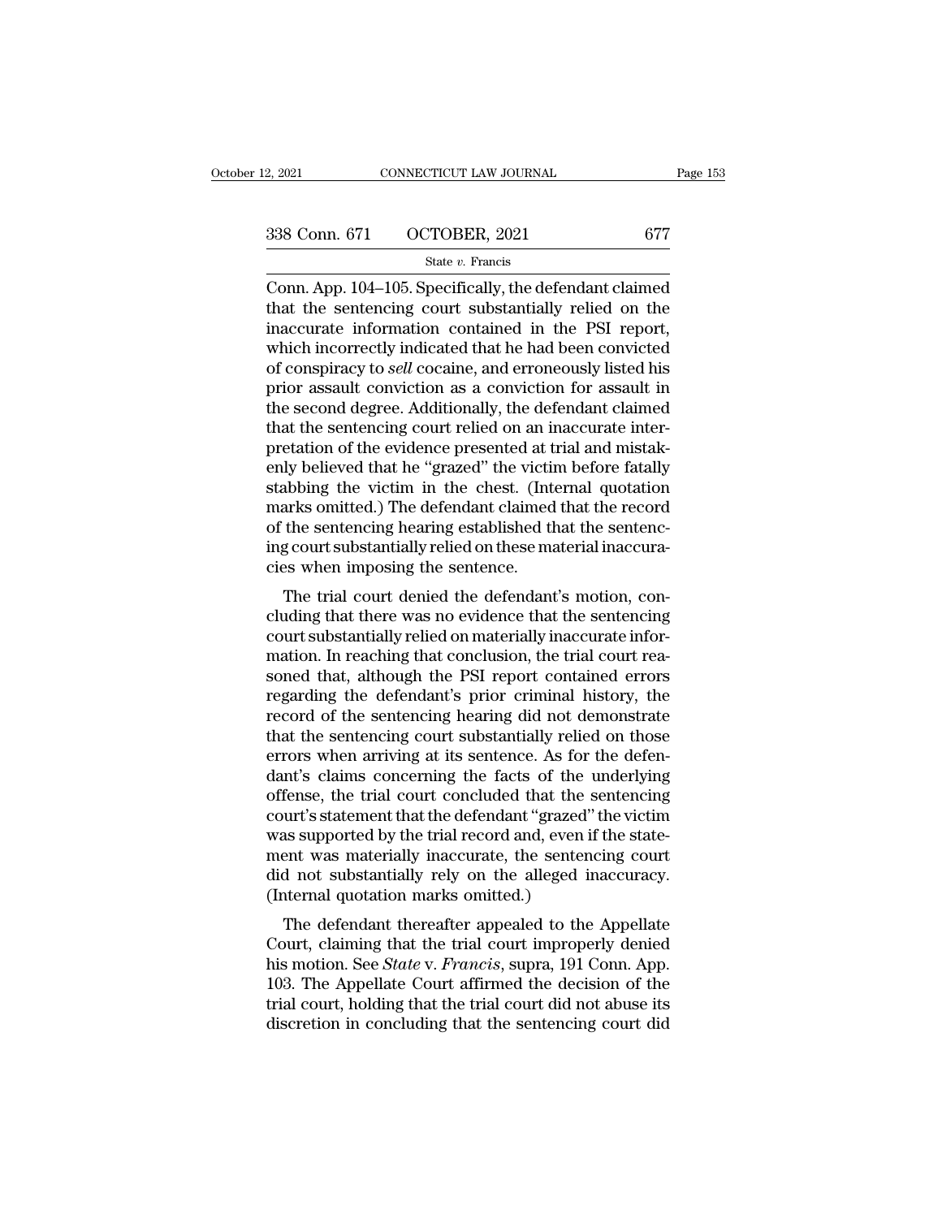Conn. App. 104–105. Specifically, the defendant claimed that the sentencing court substantially relied on the inaccurate information contained in the PSI report, which incorrectly indicated that he had been convicted of conspiracy to *sell* cocaine, and erroneously listed his prior assault conviction as a conviction for assault in the second degree. Additionally, the defendant claimed that the sentencing court relied on an inaccurate interpretation of the evidence presented at trial and mistakenly believed that he "grazed" the victim before fatally stabbing the victim in the chest. (Internal quotation marks omitted.) The defendant claimed that the record of the sentencing hearing established that the sentencing court substantially relied on these material inaccuracies when imposing the sentence.

The trial court denied the defendant's motion, concluding that there was no evidence that the sentencing court substantially relied on materially inaccurate information. In reaching that conclusion, the trial court reasoned that, although the PSI report contained errors regarding the defendant's prior criminal history, the record of the sentencing hearing did not demonstrate that the sentencing court substantially relied on those errors when arriving at its sentence. As for the defendant's claims concerning the facts of the underlying offense, the trial court concluded that the sentencing court's statement that the defendant "grazed" the victim was supported by the trial record and, even if the statement was materially inaccurate, the sentencing court did not substantially rely on the alleged inaccuracy. (Internal quotation marks omitted.)

The defendant thereafter appealed to the Appellate Court, claiming that the trial court improperly denied his motion. See *State* v. *Francis*, supra, 191 Conn. App. 103. The Appellate Court affirmed the decision of the trial court, holding that the trial court did not abuse its discretion in concluding that the sentencing court did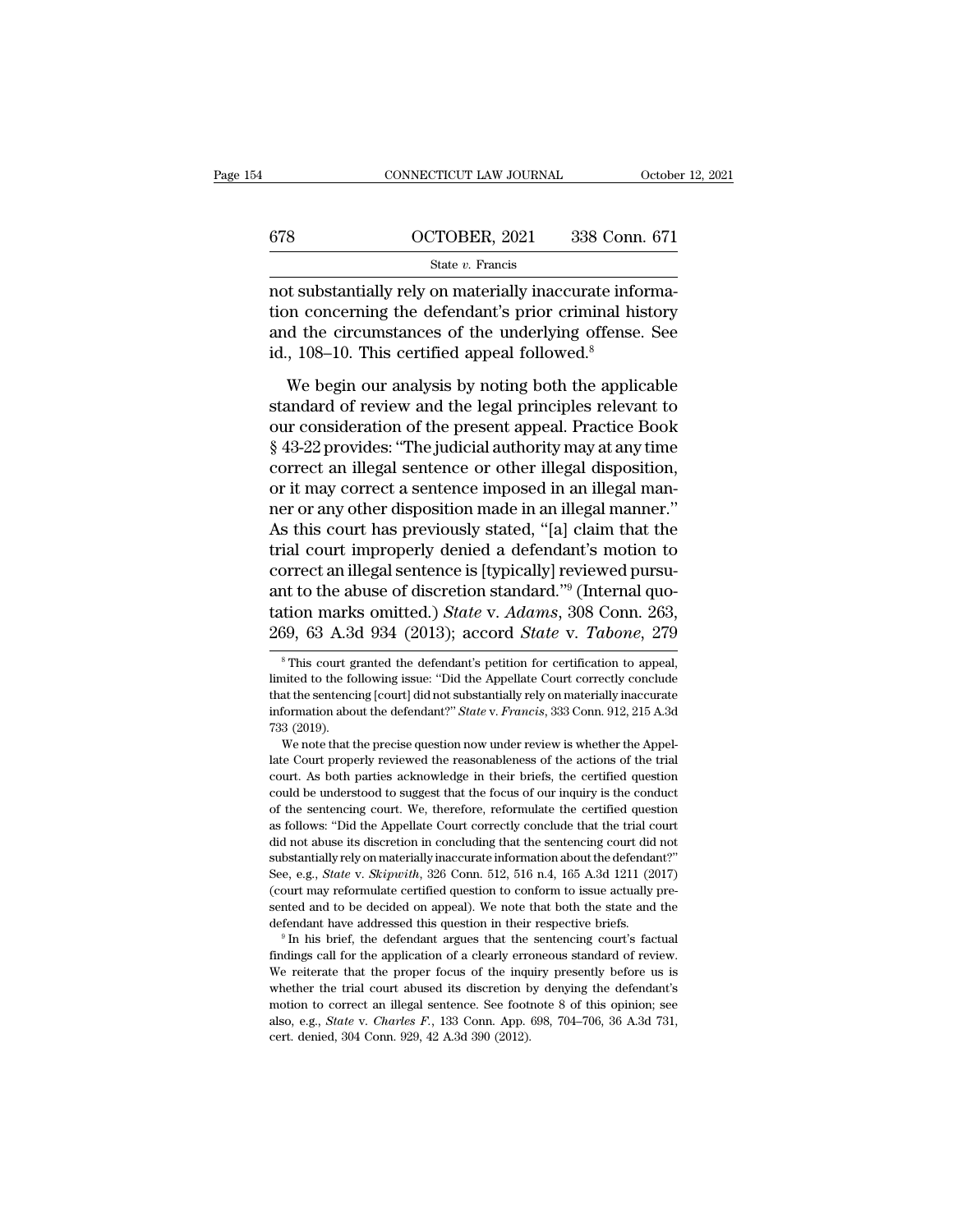not substantially rely on materially inaccurate information concerning the defendant's prior criminal history and the circumstances of the underlying offense. See id., 108–10. This certified appeal followed.[8]

We begin our analysis by noting both the applicable standard of review and the legal principles relevant to our consideration of the present appeal. Practice Book § 43-22 provides: "The judicial authority may at any time correct an illegal sentence or other illegal disposition, or it may correct a sentence imposed in an illegal manner or any other disposition made in an illegal manner." As this court has previously stated, "[a] claim that the trial court improperly denied a defendant's motion to correct an illegal sentence is [typically] reviewed pursuant to the abuse of discretion standard."[9] (Internal quotation marks omitted.) *State* v. *Adams*, 308 Conn. 263, 269, 63 A.3d 934 (2013); accord *State* v. *Tabone*, 279

[8] This court granted the defendant's petition for certification to appeal, limited to the following issue: "Did the Appellate Court correctly conclude that the sentencing [court] did not substantially rely on materially inaccurate information about the defendant?" *State* v. *Francis*, 333 Conn. 912, 215 A.3d 733 (2019).

We note that the precise question now under review is whether the Appellate Court properly reviewed the reasonableness of the actions of the trial court. As both parties acknowledge in their briefs, the certified question could be understood to suggest that the focus of our inquiry is the conduct of the sentencing court. We, therefore, reformulate the certified question as follows: "Did the Appellate Court correctly conclude that the trial court did not abuse its discretion in concluding that the sentencing court did not substantially rely on materially inaccurate information about the defendant?" See, e.g., *State* v. *Skipwith*, 326 Conn. 512, 516 n.4, 165 A.3d 1211 (2017) (court may reformulate certified question to conform to issue actually presented and to be decided on appeal). We note that both the state and the defendant have addressed this question in their respective briefs.

[9] In his brief, the defendant argues that the sentencing court's factual findings call for the application of a clearly erroneous standard of review. We reiterate that the proper focus of the inquiry presently before us is whether the trial court abused its discretion by denying the defendant's motion to correct an illegal sentence. See footnote 8 of this opinion; see also, e.g., *State* v. *Charles F.*, 133 Conn. App. 698, 704–706, 36 A.3d 731, cert. denied, 304 Conn. 929, 42 A.3d 390 (2012).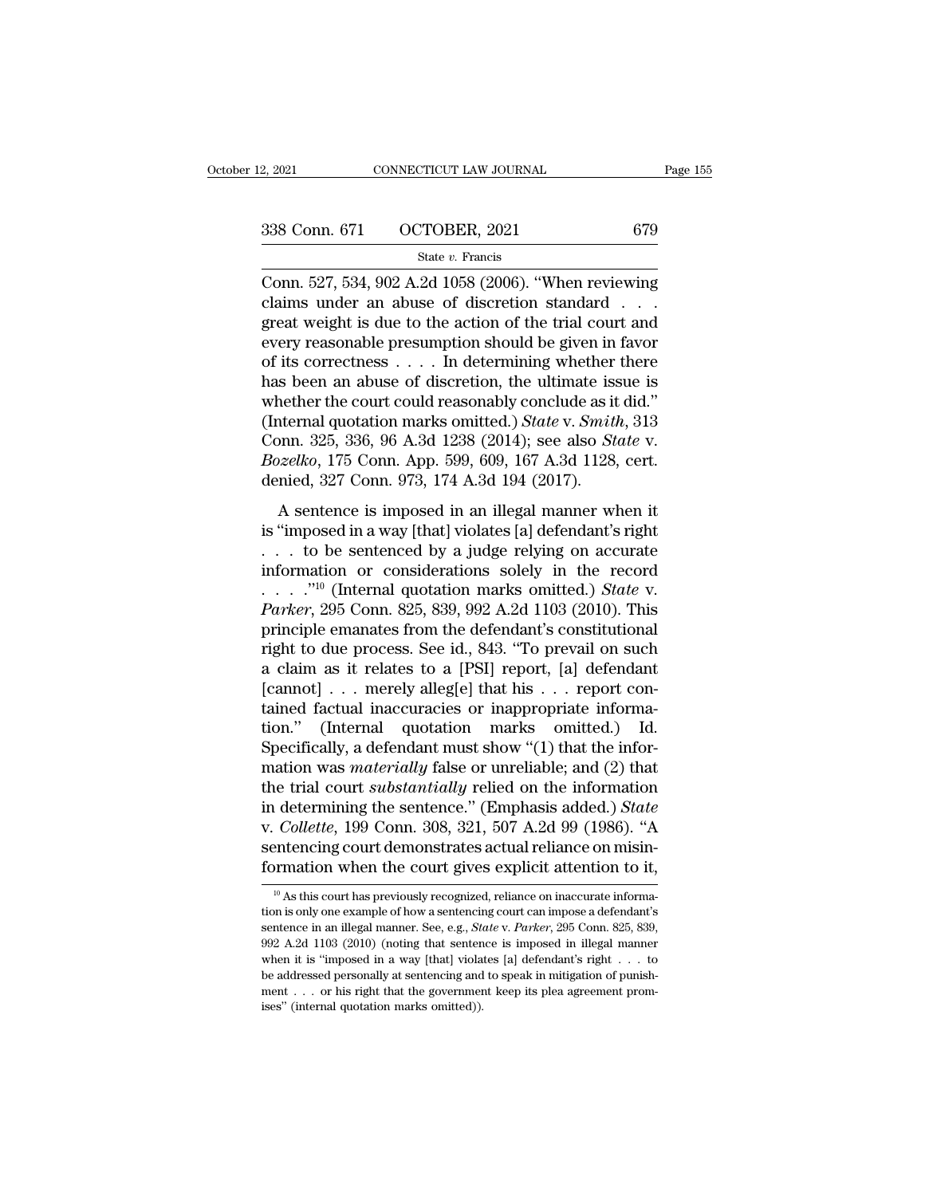Conn. 527, 534, 902 A.2d 1058 (2006). "When reviewing claims under an abuse of discretion standard . . . great weight is due to the action of the trial court and every reasonable presumption should be given in favor of its correctness . . . . In determining whether there has been an abuse of discretion, the ultimate issue is whether the court could reasonably conclude as it did." (Internal quotation marks omitted.) *State* v. *Smith*, 313 Conn. 325, 336, 96 A.3d 1238 (2014); see also *State* v. *Bozelko*, 175 Conn. App. 599, 609, 167 A.3d 1128, cert. denied, 327 Conn. 973, 174 A.3d 194 (2017).

A sentence is imposed in an illegal manner when it is "imposed in a way [that] violates [a] defendant's right . . . to be sentenced by a judge relying on accurate information or considerations solely in the record . . . ."[10] (Internal quotation marks omitted.) *State* v. *Parker*, 295 Conn. 825, 839, 992 A.2d 1103 (2010). This principle emanates from the defendant's constitutional right to due process. See id., 843. "To prevail on such a claim as it relates to a [PSI] report, [a] defendant [cannot] . . . merely alleg[e] that his . . . report contained factual inaccuracies or inappropriate information." (Internal quotation marks omitted.) Id. Specifically, a defendant must show "(1) that the information was *materially* false or unreliable; and (2) that the trial court *substantially* relied on the information in determining the sentence." (Emphasis added.) *State* v. *Collette*, 199 Conn. 308, 321, 507 A.2d 99 (1986). "A sentencing court demonstrates actual reliance on misinformation when the court gives explicit attention to it,

---

[10] As this court has previously recognized, reliance on inaccurate information is only one example of how a sentencing court can impose a defendant's sentence in an illegal manner. See, e.g., *State* v. *Parker*, 295 Conn. 825, 839, 992 A.2d 1103 (2010) (noting that sentence is imposed in illegal manner when it is "imposed in a way [that] violates [a] defendant's right . . . to be addressed personally at sentencing and to speak in mitigation of punishment . . . or his right that the government keep its plea agreement promises" (internal quotation marks omitted)).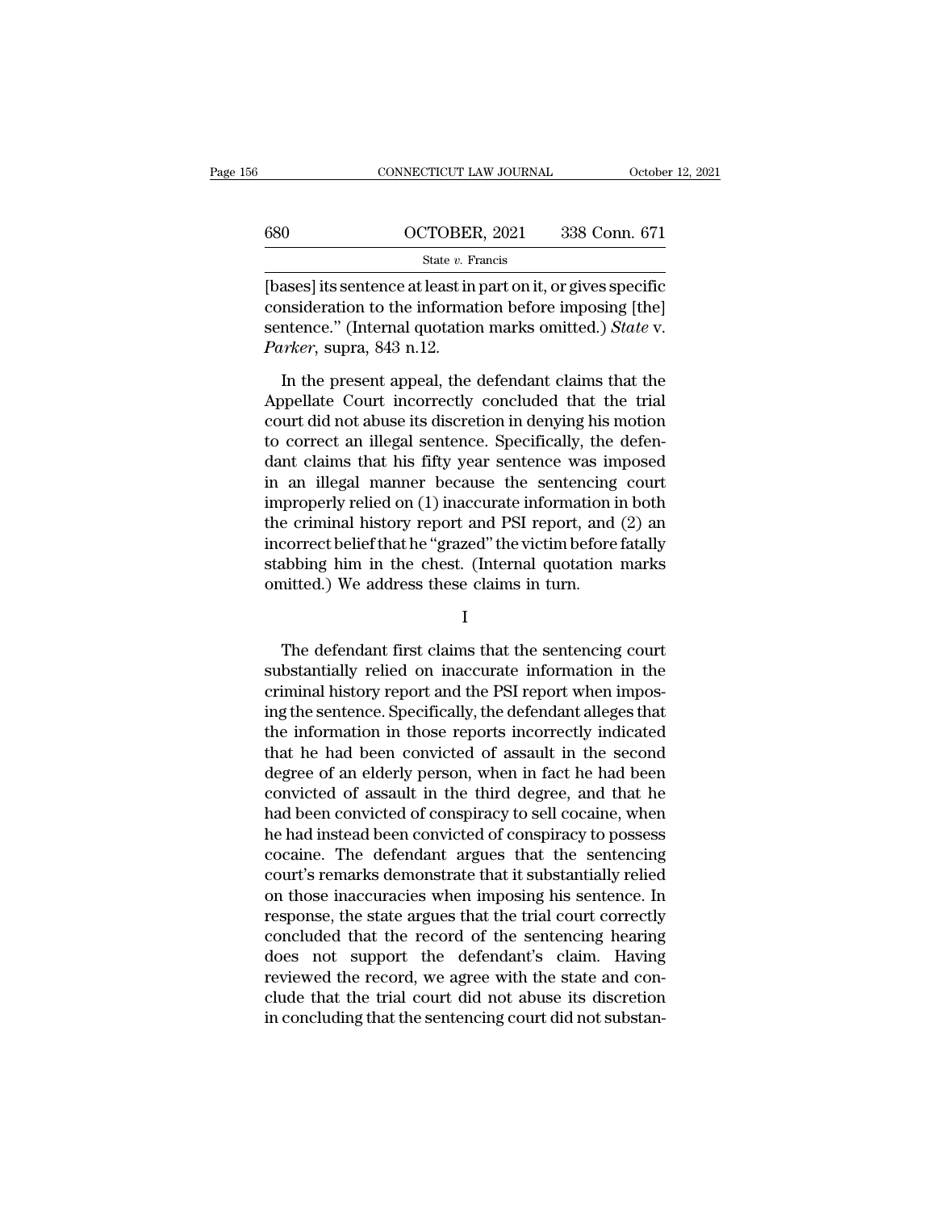[bases] its sentence at least in part on it, or gives specific consideration to the information before imposing [the] sentence." (Internal quotation marks omitted.) *State* v. *Parker*, supra, 843 n.12.

In the present appeal, the defendant claims that the Appellate Court incorrectly concluded that the trial court did not abuse its discretion in denying his motion to correct an illegal sentence. Specifically, the defendant claims that his fifty year sentence was imposed in an illegal manner because the sentencing court improperly relied on (1) inaccurate information in both the criminal history report and PSI report, and (2) an incorrect belief that he "grazed" the victim before fatally stabbing him in the chest. (Internal quotation marks omitted.) We address these claims in turn.

I

The defendant first claims that the sentencing court substantially relied on inaccurate information in the criminal history report and the PSI report when imposing the sentence. Specifically, the defendant alleges that the information in those reports incorrectly indicated that he had been convicted of assault in the second degree of an elderly person, when in fact he had been convicted of assault in the third degree, and that he had been convicted of conspiracy to sell cocaine, when he had instead been convicted of conspiracy to possess cocaine. The defendant argues that the sentencing court's remarks demonstrate that it substantially relied on those inaccuracies when imposing his sentence. In response, the state argues that the trial court correctly concluded that the record of the sentencing hearing does not support the defendant's claim. Having reviewed the record, we agree with the state and conclude that the trial court did not abuse its discretion in concluding that the sentencing court did not substan-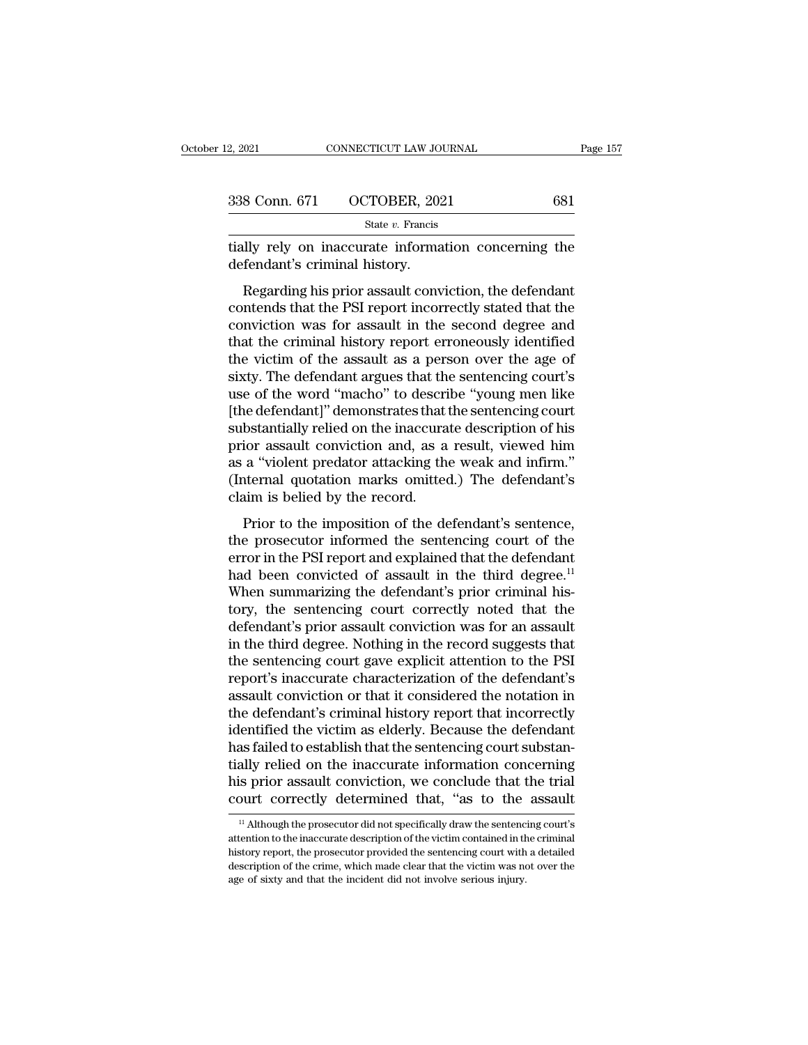tially rely on inaccurate information concerning the defendant's criminal history.

Regarding his prior assault conviction, the defendant contends that the PSI report incorrectly stated that the conviction was for assault in the second degree and that the criminal history report erroneously identified the victim of the assault as a person over the age of sixty. The defendant argues that the sentencing court's use of the word "macho" to describe "young men like [the defendant]" demonstrates that the sentencing court substantially relied on the inaccurate description of his prior assault conviction and, as a result, viewed him as a "violent predator attacking the weak and infirm." (Internal quotation marks omitted.) The defendant's claim is belied by the record.

Prior to the imposition of the defendant's sentence, the prosecutor informed the sentencing court of the error in the PSI report and explained that the defendant had been convicted of assault in the third degree.[11] When summarizing the defendant's prior criminal history, the sentencing court correctly noted that the defendant's prior assault conviction was for an assault in the third degree. Nothing in the record suggests that the sentencing court gave explicit attention to the PSI report's inaccurate characterization of the defendant's assault conviction or that it considered the notation in the defendant's criminal history report that incorrectly identified the victim as elderly. Because the defendant has failed to establish that the sentencing court substantially relied on the inaccurate information concerning his prior assault conviction, we conclude that the trial court correctly determined that, "as to the assault

[11] Although the prosecutor did not specifically draw the sentencing court's attention to the inaccurate description of the victim contained in the criminal history report, the prosecutor provided the sentencing court with a detailed description of the crime, which made clear that the victim was not over the age of sixty and that the incident did not involve serious injury.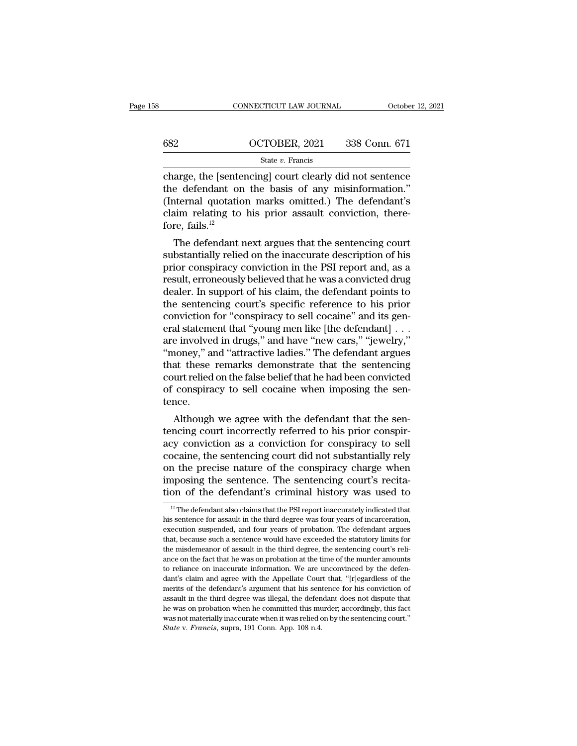charge, the [sentencing] court clearly did not sentence the defendant on the basis of any misinformation." (Internal quotation marks omitted.) The defendant's claim relating to his prior assault conviction, therefore, fails.[12]

The defendant next argues that the sentencing court substantially relied on the inaccurate description of his prior conspiracy conviction in the PSI report and, as a result, erroneously believed that he was a convicted drug dealer. In support of his claim, the defendant points to the sentencing court's specific reference to his prior conviction for "conspiracy to sell cocaine" and its general statement that "young men like [the defendant] . . . are involved in drugs," and have "new cars," "jewelry," "money," and "attractive ladies." The defendant argues that these remarks demonstrate that the sentencing court relied on the false belief that he had been convicted of conspiracy to sell cocaine when imposing the sentence.

Although we agree with the defendant that the sentencing court incorrectly referred to his prior conspiracy conviction as a conviction for conspiracy to sell cocaine, the sentencing court did not substantially rely on the precise nature of the conspiracy charge when imposing the sentence. The sentencing court's recitation of the defendant's criminal history was used to

[12] The defendant also claims that the PSI report inaccurately indicated that his sentence for assault in the third degree was four years of incarceration, execution suspended, and four years of probation. The defendant argues that, because such a sentence would have exceeded the statutory limits for the misdemeanor of assault in the third degree, the sentencing court's reliance on the fact that he was on probation at the time of the murder amounts to reliance on inaccurate information. We are unconvinced by the defendant's claim and agree with the Appellate Court that, "[r]egardless of the merits of the defendant's argument that his sentence for his conviction of assault in the third degree was illegal, the defendant does not dispute that he was on probation when he committed this murder; accordingly, this fact was not materially inaccurate when it was relied on by the sentencing court." *State* v. *Francis*, supra, 191 Conn. App. 108 n.4.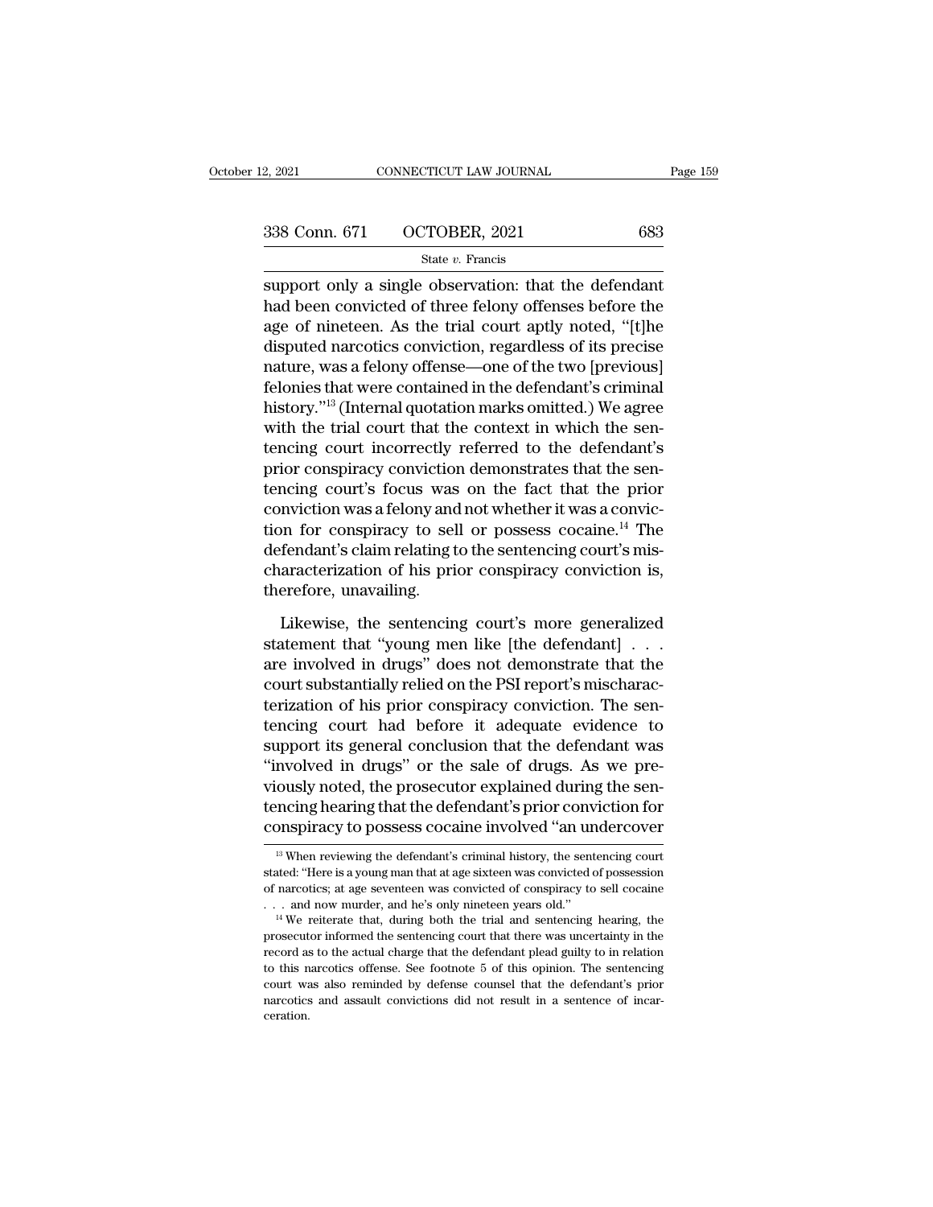support only a single observation: that the defendant had been convicted of three felony offenses before the age of nineteen. As the trial court aptly noted, "[t]he disputed narcotics conviction, regardless of its precise nature, was a felony offense—one of the two [previous] felonies that were contained in the defendant's criminal history."[13] (Internal quotation marks omitted.) We agree with the trial court that the context in which the sentencing court incorrectly referred to the defendant's prior conspiracy conviction demonstrates that the sentencing court's focus was on the fact that the prior conviction was a felony and not whether it was a conviction for conspiracy to sell or possess cocaine.[14] The defendant's claim relating to the sentencing court's mischaracterization of his prior conspiracy conviction is, therefore, unavailing.

Likewise, the sentencing court's more generalized statement that "young men like [the defendant] . . . are involved in drugs" does not demonstrate that the court substantially relied on the PSI report's mischaracterization of his prior conspiracy conviction. The sentencing court had before it adequate evidence to support its general conclusion that the defendant was "involved in drugs" or the sale of drugs. As we previously noted, the prosecutor explained during the sentencing hearing that the defendant's prior conviction for conspiracy to possess cocaine involved "an undercover

[13] When reviewing the defendant's criminal history, the sentencing court stated: "Here is a young man that at age sixteen was convicted of possession of narcotics; at age seventeen was convicted of conspiracy to sell cocaine . . . and now murder, and he's only nineteen years old."

[14] We reiterate that, during both the trial and sentencing hearing, the prosecutor informed the sentencing court that there was uncertainty in the record as to the actual charge that the defendant plead guilty to in relation to this narcotics offense. See footnote 5 of this opinion. The sentencing court was also reminded by defense counsel that the defendant's prior narcotics and assault convictions did not result in a sentence of incarceration.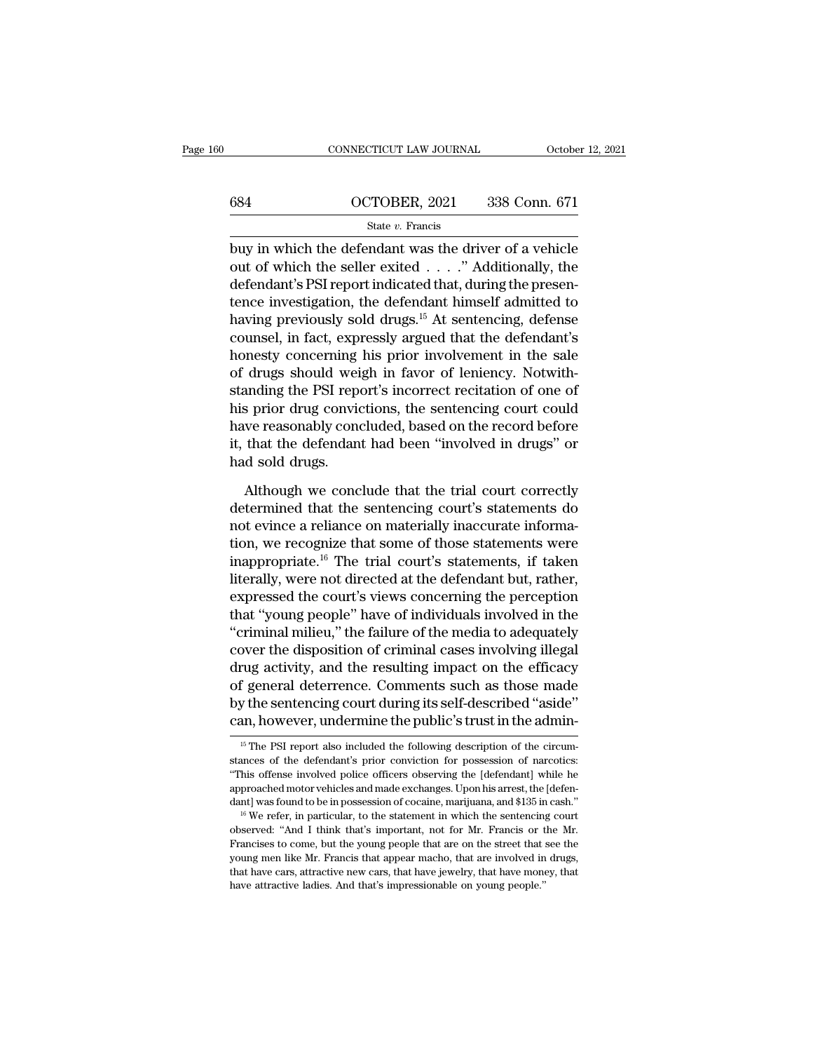buy in which the defendant was the driver of a vehicle out of which the seller exited . . . ." Additionally, the defendant's PSI report indicated that, during the presentence investigation, the defendant himself admitted to having previously sold drugs.[15] At sentencing, defense counsel, in fact, expressly argued that the defendant's honesty concerning his prior involvement in the sale of drugs should weigh in favor of leniency. Notwithstanding the PSI report's incorrect recitation of one of his prior drug convictions, the sentencing court could have reasonably concluded, based on the record before it, that the defendant had been "involved in drugs" or had sold drugs.

Although we conclude that the trial court correctly determined that the sentencing court's statements do not evince a reliance on materially inaccurate information, we recognize that some of those statements were inappropriate.[16] The trial court's statements, if taken literally, were not directed at the defendant but, rather, expressed the court's views concerning the perception that "young people" have of individuals involved in the "criminal milieu," the failure of the media to adequately cover the disposition of criminal cases involving illegal drug activity, and the resulting impact on the efficacy of general deterrence. Comments such as those made by the sentencing court during its self-described "aside" can, however, undermine the public's trust in the admin-

[15] The PSI report also included the following description of the circumstances of the defendant's prior conviction for possession of narcotics: "This offense involved police officers observing the [defendant] while he approached motor vehicles and made exchanges. Upon his arrest, the [defendant] was found to be in possession of cocaine, marijuana, and $135 in cash."

[16] We refer, in particular, to the statement in which the sentencing court observed: "And I think that's important, not for Mr. Francis or the Mr. Francises to come, but the young people that are on the street that see the young men like Mr. Francis that appear macho, that are involved in drugs, that have cars, attractive new cars, that have jewelry, that have money, that have attractive ladies. And that's impressionable on young people."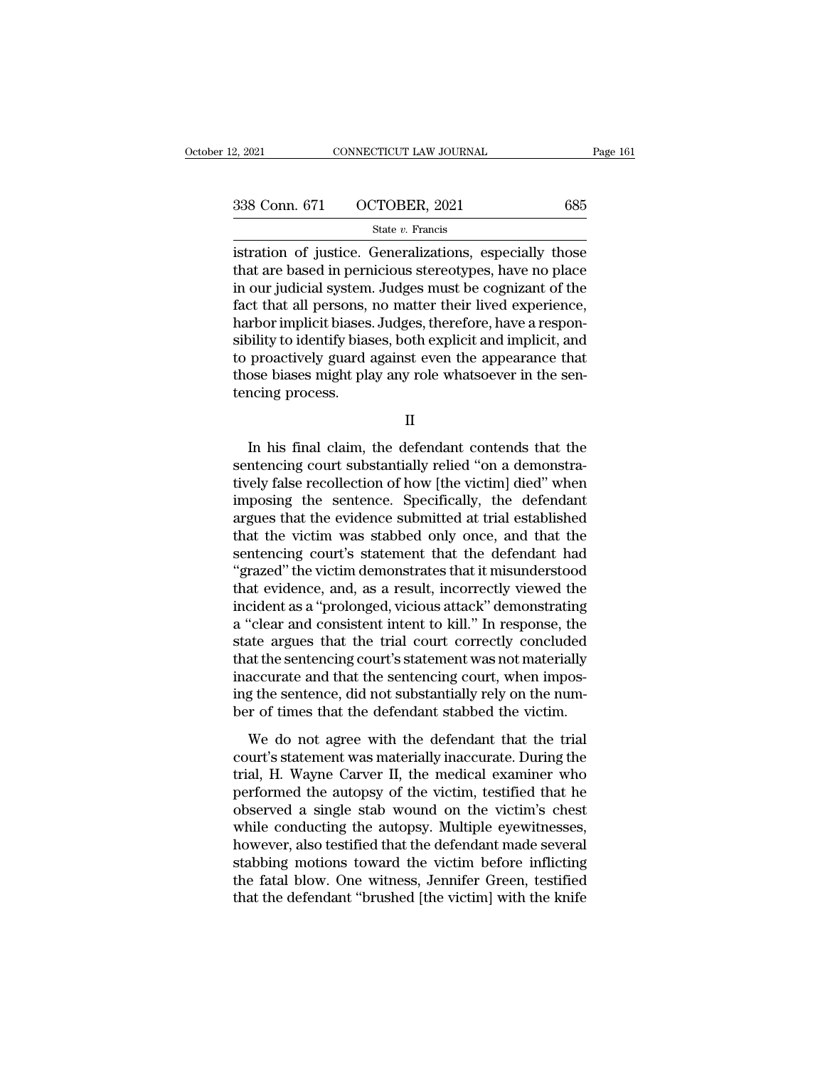istration of justice. Generalizations, especially those that are based in pernicious stereotypes, have no place in our judicial system. Judges must be cognizant of the fact that all persons, no matter their lived experience, harbor implicit biases. Judges, therefore, have a responsibility to identify biases, both explicit and implicit, and to proactively guard against even the appearance that those biases might play any role whatsoever in the sentencing process.

II

In his final claim, the defendant contends that the sentencing court substantially relied "on a demonstratively false recollection of how [the victim] died" when imposing the sentence. Specifically, the defendant argues that the evidence submitted at trial established that the victim was stabbed only once, and that the sentencing court's statement that the defendant had "grazed" the victim demonstrates that it misunderstood that evidence, and, as a result, incorrectly viewed the incident as a "prolonged, vicious attack" demonstrating a "clear and consistent intent to kill." In response, the state argues that the trial court correctly concluded that the sentencing court's statement was not materially inaccurate and that the sentencing court, when imposing the sentence, did not substantially rely on the number of times that the defendant stabbed the victim.

We do not agree with the defendant that the trial court's statement was materially inaccurate. During the trial, H. Wayne Carver II, the medical examiner who performed the autopsy of the victim, testified that he observed a single stab wound on the victim's chest while conducting the autopsy. Multiple eyewitnesses, however, also testified that the defendant made several stabbing motions toward the victim before inflicting the fatal blow. One witness, Jennifer Green, testified that the defendant "brushed [the victim] with the knife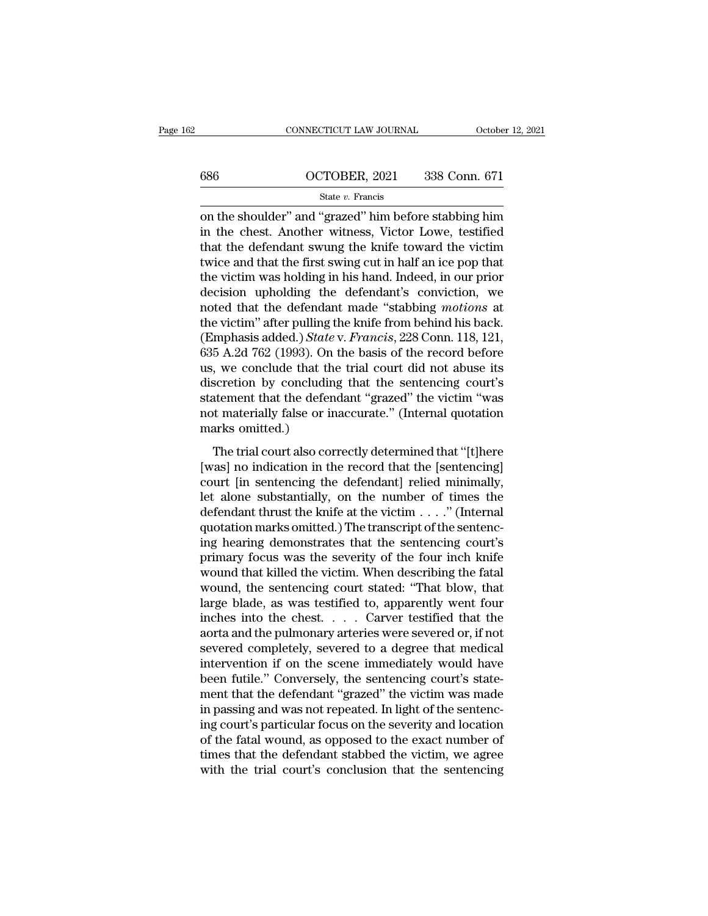on the shoulder" and "grazed" him before stabbing him in the chest. Another witness, Victor Lowe, testified that the defendant swung the knife toward the victim twice and that the first swing cut in half an ice pop that the victim was holding in his hand. Indeed, in our prior decision upholding the defendant's conviction, we noted that the defendant made "stabbing *motions* at the victim" after pulling the knife from behind his back. (Emphasis added.) *State* v. *Francis*, 228 Conn. 118, 121, 635 A.2d 762 (1993). On the basis of the record before us, we conclude that the trial court did not abuse its discretion by concluding that the sentencing court's statement that the defendant "grazed" the victim "was not materially false or inaccurate." (Internal quotation marks omitted.)

The trial court also correctly determined that "[t]here [was] no indication in the record that the [sentencing] court [in sentencing the defendant] relied minimally, let alone substantially, on the number of times the defendant thrust the knife at the victim . . . ." (Internal quotation marks omitted.) The transcript of the sentencing hearing demonstrates that the sentencing court's primary focus was the severity of the four inch knife wound that killed the victim. When describing the fatal wound, the sentencing court stated: "That blow, that large blade, as was testified to, apparently went four inches into the chest. . . . Carver testified that the aorta and the pulmonary arteries were severed or, if not severed completely, severed to a degree that medical intervention if on the scene immediately would have been futile." Conversely, the sentencing court's statement that the defendant "grazed" the victim was made in passing and was not repeated. In light of the sentencing court's particular focus on the severity and location of the fatal wound, as opposed to the exact number of times that the defendant stabbed the victim, we agree with the trial court's conclusion that the sentencing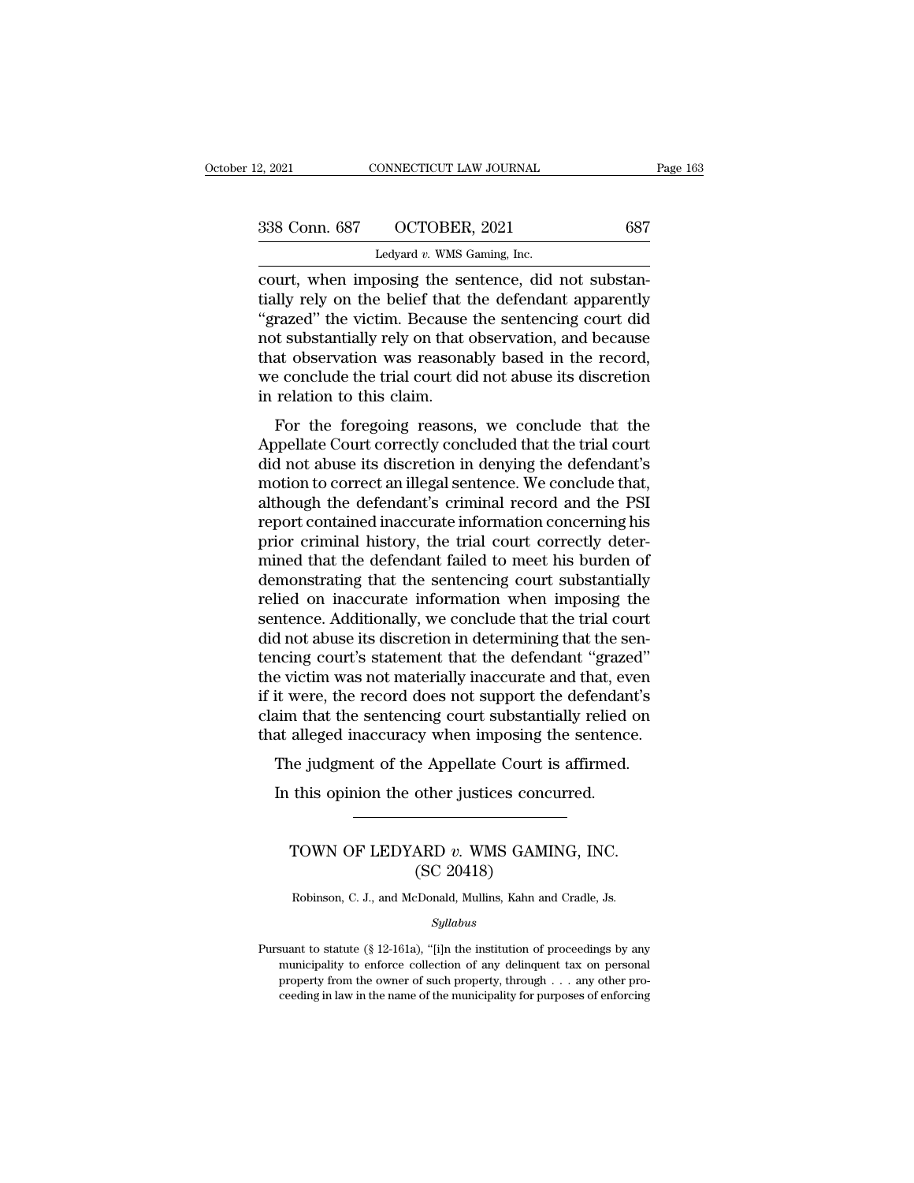court, when imposing the sentence, did not substantially rely on the belief that the defendant apparently "grazed" the victim. Because the sentencing court did not substantially rely on that observation, and because that observation was reasonably based in the record, we conclude the trial court did not abuse its discretion in relation to this claim.

For the foregoing reasons, we conclude that the Appellate Court correctly concluded that the trial court did not abuse its discretion in denying the defendant's motion to correct an illegal sentence. We conclude that, although the defendant's criminal record and the PSI report contained inaccurate information concerning his prior criminal history, the trial court correctly determined that the defendant failed to meet his burden of demonstrating that the sentencing court substantially relied on inaccurate information when imposing the sentence. Additionally, we conclude that the trial court did not abuse its discretion in determining that the sentencing court's statement that the defendant "grazed" the victim was not materially inaccurate and that, even if it were, the record does not support the defendant's claim that the sentencing court substantially relied on that alleged inaccuracy when imposing the sentence.

The judgment of the Appellate Court is affirmed.

In this opinion the other justices concurred.

---

# TOWN OF LEDYARD *v.* WMS GAMING, INC.
(SC 20418)

Robinson, C. J., and McDonald, Mullins, Kahn and Cradle, Js.

*Syllabus*

Pursuant to statute (§ 12-161a), "[i]n the institution of proceedings by any municipality to enforce collection of any delinquent tax on personal property from the owner of such property, through . . . any other proceeding in law in the name of the municipality for purposes of enforcing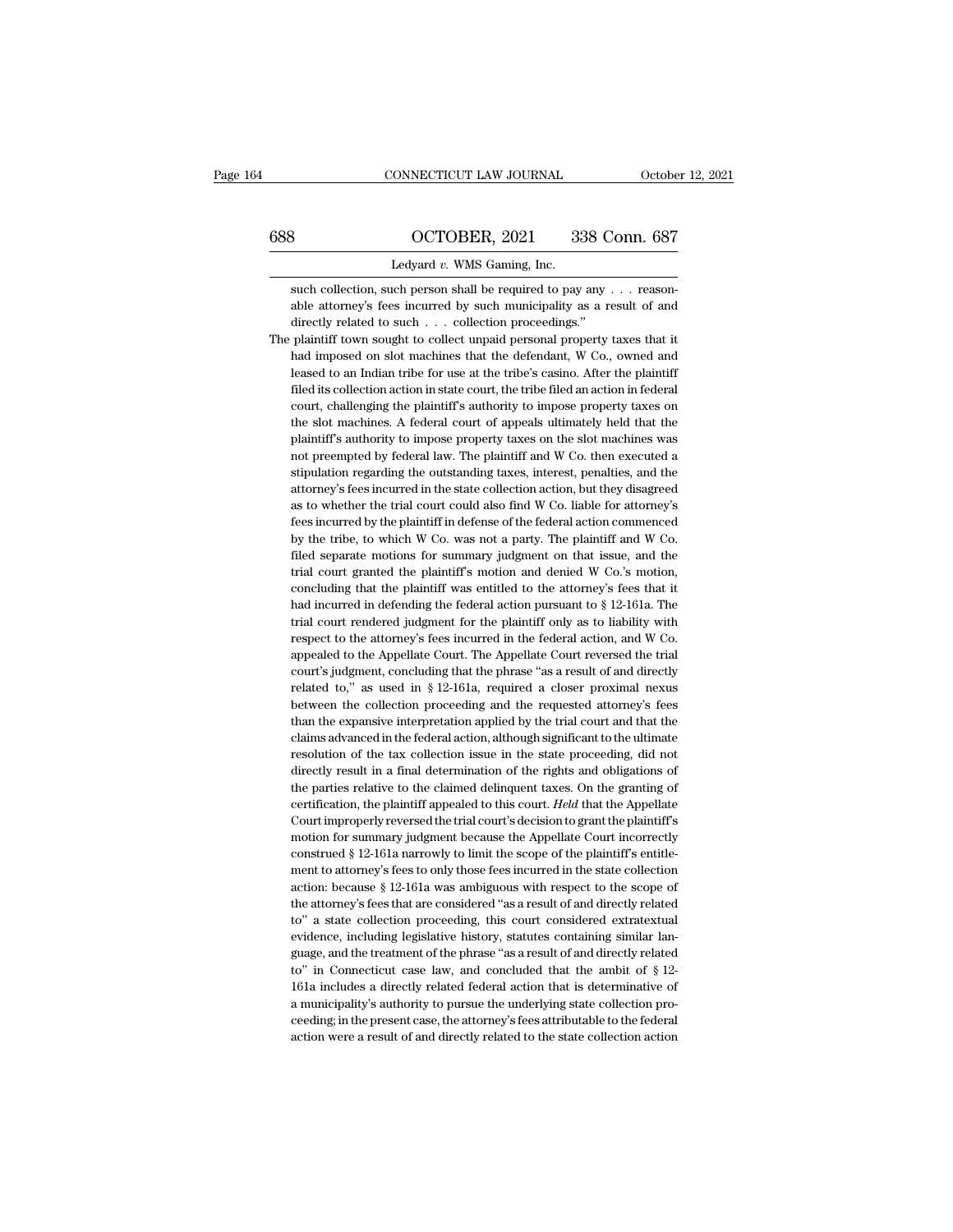such collection, such person shall be required to pay any . . . reasonable attorney's fees incurred by such municipality as a result of and directly related to such . . . collection proceedings."

The plaintiff town sought to collect unpaid personal property taxes that it had imposed on slot machines that the defendant, W Co., owned and leased to an Indian tribe for use at the tribe's casino. After the plaintiff filed its collection action in state court, the tribe filed an action in federal court, challenging the plaintiff's authority to impose property taxes on the slot machines. A federal court of appeals ultimately held that the plaintiff's authority to impose property taxes on the slot machines was not preempted by federal law. The plaintiff and W Co. then executed a stipulation regarding the outstanding taxes, interest, penalties, and the attorney's fees incurred in the state collection action, but they disagreed as to whether the trial court could also find W Co. liable for attorney's fees incurred by the plaintiff in defense of the federal action commenced by the tribe, to which W Co. was not a party. The plaintiff and W Co. filed separate motions for summary judgment on that issue, and the trial court granted the plaintiff's motion and denied W Co.'s motion, concluding that the plaintiff was entitled to the attorney's fees that it had incurred in defending the federal action pursuant to § 12-161a. The trial court rendered judgment for the plaintiff only as to liability with respect to the attorney's fees incurred in the federal action, and W Co. appealed to the Appellate Court. The Appellate Court reversed the trial court's judgment, concluding that the phrase "as a result of and directly related to," as used in § 12-161a, required a closer proximal nexus between the collection proceeding and the requested attorney's fees than the expansive interpretation applied by the trial court and that the claims advanced in the federal action, although significant to the ultimate resolution of the tax collection issue in the state proceeding, did not directly result in a final determination of the rights and obligations of the parties relative to the claimed delinquent taxes. On the granting of certification, the plaintiff appealed to this court. *Held* that the Appellate Court improperly reversed the trial court's decision to grant the plaintiff's motion for summary judgment because the Appellate Court incorrectly construed § 12-161a narrowly to limit the scope of the plaintiff's entitlement to attorney's fees to only those fees incurred in the state collection action: because § 12-161a was ambiguous with respect to the scope of the attorney's fees that are considered "as a result of and directly related to" a state collection proceeding, this court considered extratextual evidence, including legislative history, statutes containing similar language, and the treatment of the phrase "as a result of and directly related to" in Connecticut case law, and concluded that the ambit of § 12-161a includes a directly related federal action that is determinative of a municipality's authority to pursue the underlying state collection proceeding; in the present case, the attorney's fees attributable to the federal action were a result of and directly related to the state collection action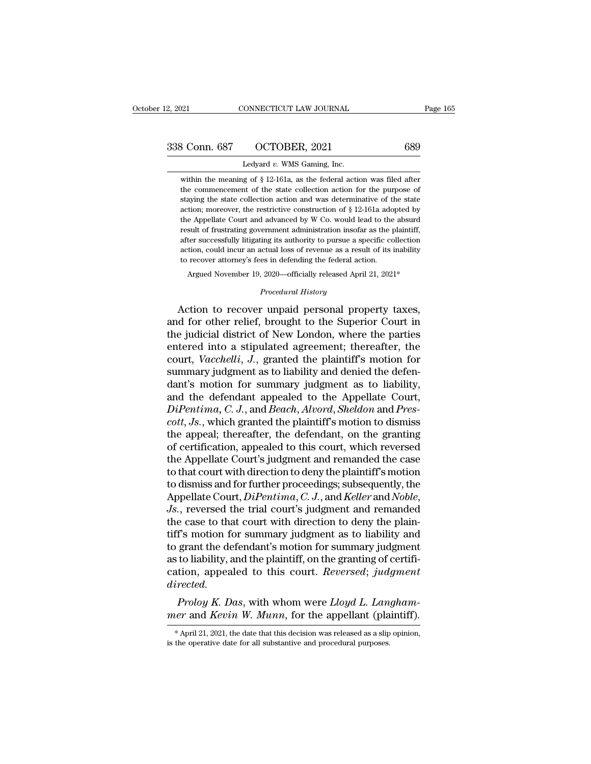within the meaning of § 12-161a, as the federal action was filed after the commencement of the state collection action for the purpose of staying the state collection action and was determinative of the state action; moreover, the restrictive construction of § 12-161a adopted by the Appellate Court and advanced by W Co. would lead to the absurd result of frustrating government administration insofar as the plaintiff, after successfully litigating its authority to pursue a specific collection action, could incur an actual loss of revenue as a result of its inability to recover attorney's fees in defending the federal action.

Argued November 19, 2020—officially released April 21, 2021*

*Procedural History*

Action to recover unpaid personal property taxes, and for other relief, brought to the Superior Court in the judicial district of New London, where the parties entered into a stipulated agreement; thereafter, the court, *Vacchelli, J.*, granted the plaintiff's motion for summary judgment as to liability and denied the defendant's motion for summary judgment as to liability, and the defendant appealed to the Appellate Court, *DiPentima, C. J.*, and *Beach*, *Alvord*, *Sheldon* and *Prescott, Js.*, which granted the plaintiff's motion to dismiss the appeal; thereafter, the defendant, on the granting of certification, appealed to this court, which reversed the Appellate Court's judgment and remanded the case to that court with direction to deny the plaintiff's motion to dismiss and for further proceedings; subsequently, the Appellate Court, *DiPentima, C. J.*, and *Keller* and *Noble, Js.*, reversed the trial court's judgment and remanded the case to that court with direction to deny the plaintiff's motion for summary judgment as to liability and to grant the defendant's motion for summary judgment as to liability, and the plaintiff, on the granting of certification, appealed to this court. *Reversed*; *judgment directed*.

*Proloy K. Das*, with whom were *Lloyd L. Langhammer* and *Kevin W. Munn*, for the appellant (plaintiff).

* April 21, 2021, the date that this decision was released as a slip opinion, is the operative date for all substantive and procedural purposes.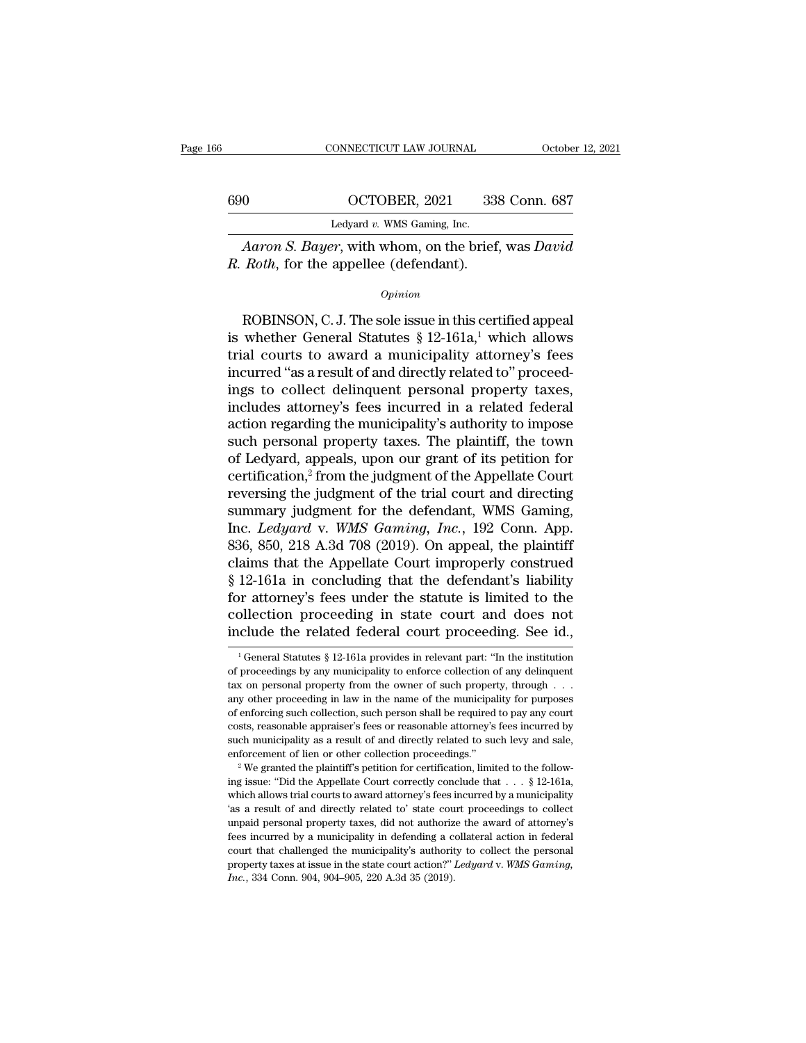*Aaron S. Bayer*, with whom, on the brief, was *David R. Roth*, for the appellee (defendant).

*Opinion*

ROBINSON, C. J. The sole issue in this certified appeal is whether General Statutes § 12-161a,[1] which allows trial courts to award a municipality attorney's fees incurred "as a result of and directly related to" proceedings to collect delinquent personal property taxes, includes attorney's fees incurred in a related federal action regarding the municipality's authority to impose such personal property taxes. The plaintiff, the town of Ledyard, appeals, upon our grant of its petition for certification,[2] from the judgment of the Appellate Court reversing the judgment of the trial court and directing summary judgment for the defendant, WMS Gaming, Inc. *Ledyard* v. *WMS Gaming, Inc.*, 192 Conn. App. 836, 850, 218 A.3d 708 (2019). On appeal, the plaintiff claims that the Appellate Court improperly construed § 12-161a in concluding that the defendant's liability for attorney's fees under the statute is limited to the collection proceeding in state court and does not include the related federal court proceeding. See id.,

[1] General Statutes § 12-161a provides in relevant part: "In the institution of proceedings by any municipality to enforce collection of any delinquent tax on personal property from the owner of such property, through . . . any other proceeding in law in the name of the municipality for purposes of enforcing such collection, such person shall be required to pay any court costs, reasonable appraiser's fees or reasonable attorney's fees incurred by such municipality as a result of and directly related to such levy and sale, enforcement of lien or other collection proceedings."

[2] We granted the plaintiff's petition for certification, limited to the following issue: "Did the Appellate Court correctly conclude that . . . § 12-161a, which allows trial courts to award attorney's fees incurred by a municipality 'as a result of and directly related to' state court proceedings to collect unpaid personal property taxes, did not authorize the award of attorney's fees incurred by a municipality in defending a collateral action in federal court that challenged the municipality's authority to collect the personal property taxes at issue in the state court action?" *Ledyard* v. *WMS Gaming, Inc.*, 334 Conn. 904, 904–905, 220 A.3d 35 (2019).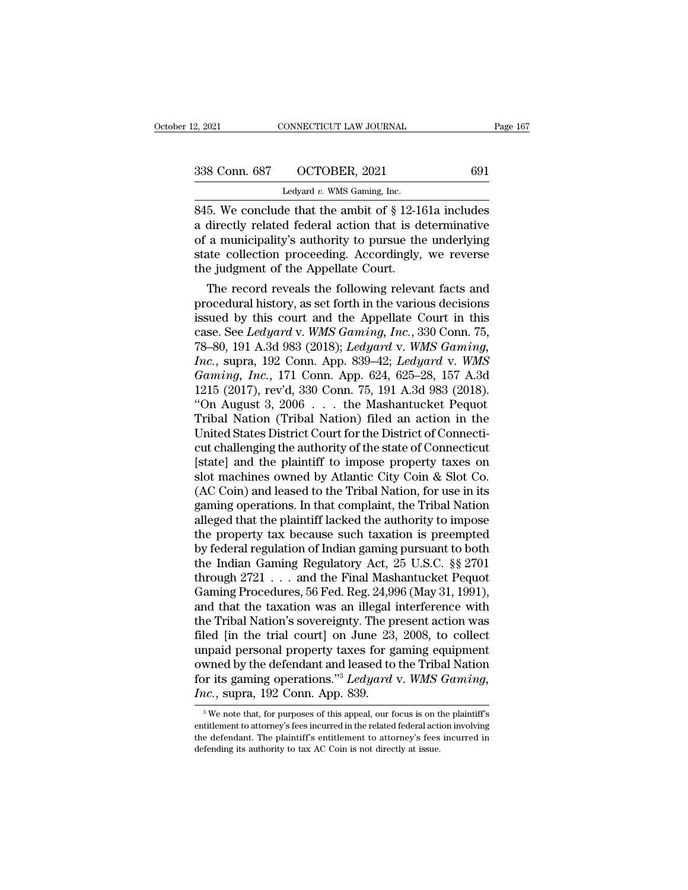845. We conclude that the ambit of § 12-161a includes a directly related federal action that is determinative of a municipality's authority to pursue the underlying state collection proceeding. Accordingly, we reverse the judgment of the Appellate Court.

The record reveals the following relevant facts and procedural history, as set forth in the various decisions issued by this court and the Appellate Court in this case. See *Ledyard* v. *WMS Gaming, Inc.*, 330 Conn. 75, 78–80, 191 A.3d 983 (2018); *Ledyard* v. *WMS Gaming, Inc.*, supra, 192 Conn. App. 839–42; *Ledyard* v. *WMS Gaming, Inc.*, 171 Conn. App. 624, 625–28, 157 A.3d 1215 (2017), rev'd, 330 Conn. 75, 191 A.3d 983 (2018). "On August 3, 2006 . . . the Mashantucket Pequot Tribal Nation (Tribal Nation) filed an action in the United States District Court for the District of Connecticut challenging the authority of the state of Connecticut [state] and the plaintiff to impose property taxes on slot machines owned by Atlantic City Coin & Slot Co. (AC Coin) and leased to the Tribal Nation, for use in its gaming operations. In that complaint, the Tribal Nation alleged that the plaintiff lacked the authority to impose the property tax because such taxation is preempted by federal regulation of Indian gaming pursuant to both the Indian Gaming Regulatory Act, 25 U.S.C. §§ 2701 through 2721 . . . and the Final Mashantucket Pequot Gaming Procedures, 56 Fed. Reg. 24,996 (May 31, 1991), and that the taxation was an illegal interference with the Tribal Nation's sovereignty. The present action was filed [in the trial court] on June 23, 2008, to collect unpaid personal property taxes for gaming equipment owned by the defendant and leased to the Tribal Nation for its gaming operations."[3] *Ledyard* v. *WMS Gaming, Inc.*, supra, 192 Conn. App. 839.

[3] We note that, for purposes of this appeal, our focus is on the plaintiff's entitlement to attorney's fees incurred in the related federal action involving the defendant. The plaintiff's entitlement to attorney's fees incurred in defending its authority to tax AC Coin is not directly at issue.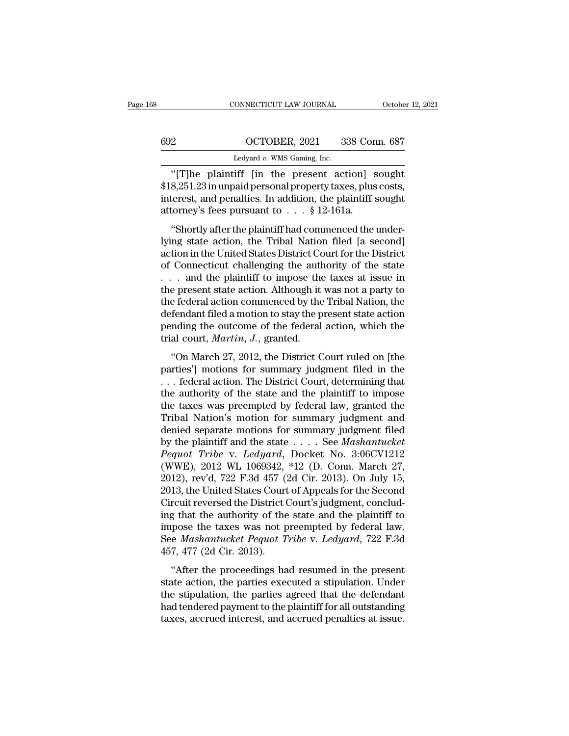"[T]he plaintiff [in the present action] sought $18,251.23 in unpaid personal property taxes, plus costs, interest, and penalties. In addition, the plaintiff sought attorney's fees pursuant to . . . § 12-161a.

"Shortly after the plaintiff had commenced the underlying state action, the Tribal Nation filed [a second] action in the United States District Court for the District of Connecticut challenging the authority of the state . . . and the plaintiff to impose the taxes at issue in the present state action. Although it was not a party to the federal action commenced by the Tribal Nation, the defendant filed a motion to stay the present state action pending the outcome of the federal action, which the trial court, *Martin, J.*, granted.

"On March 27, 2012, the District Court ruled on [the parties'] motions for summary judgment filed in the . . . federal action. The District Court, determining that the authority of the state and the plaintiff to impose the taxes was preempted by federal law, granted the Tribal Nation's motion for summary judgment and denied separate motions for summary judgment filed by the plaintiff and the state . . . . See *Mashantucket Pequot Tribe* v. *Ledyard*, Docket No. 3:06CV1212 (WWE), 2012 WL 1069342, *12 (D. Conn. March 27, 2012), rev'd, 722 F.3d 457 (2d Cir. 2013). On July 15, 2013, the United States Court of Appeals for the Second Circuit reversed the District Court's judgment, concluding that the authority of the state and the plaintiff to impose the taxes was not preempted by federal law. See *Mashantucket Pequot Tribe* v. *Ledyard*, 722 F.3d 457, 477 (2d Cir. 2013).

"After the proceedings had resumed in the present state action, the parties executed a stipulation. Under the stipulation, the parties agreed that the defendant had tendered payment to the plaintiff for all outstanding taxes, accrued interest, and accrued penalties at issue.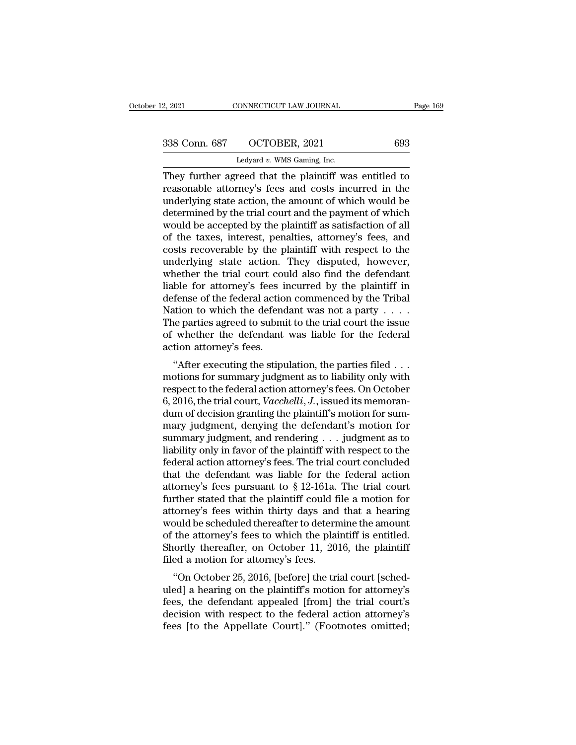They further agreed that the plaintiff was entitled to reasonable attorney's fees and costs incurred in the underlying state action, the amount of which would be determined by the trial court and the payment of which would be accepted by the plaintiff as satisfaction of all of the taxes, interest, penalties, attorney's fees, and costs recoverable by the plaintiff with respect to the underlying state action. They disputed, however, whether the trial court could also find the defendant liable for attorney's fees incurred by the plaintiff in defense of the federal action commenced by the Tribal Nation to which the defendant was not a party . . . . The parties agreed to submit to the trial court the issue of whether the defendant was liable for the federal action attorney's fees.

"After executing the stipulation, the parties filed . . . motions for summary judgment as to liability only with respect to the federal action attorney's fees. On October 6, 2016, the trial court, *Vacchelli, J.*, issued its memorandum of decision granting the plaintiff's motion for summary judgment, denying the defendant's motion for summary judgment, and rendering . . . judgment as to liability only in favor of the plaintiff with respect to the federal action attorney's fees. The trial court concluded that the defendant was liable for the federal action attorney's fees pursuant to § 12-161a. The trial court further stated that the plaintiff could file a motion for attorney's fees within thirty days and that a hearing would be scheduled thereafter to determine the amount of the attorney's fees to which the plaintiff is entitled. Shortly thereafter, on October 11, 2016, the plaintiff filed a motion for attorney's fees.

"On October 25, 2016, [before] the trial court [scheduled] a hearing on the plaintiff's motion for attorney's fees, the defendant appealed [from] the trial court's decision with respect to the federal action attorney's fees [to the Appellate Court]." (Footnotes omitted;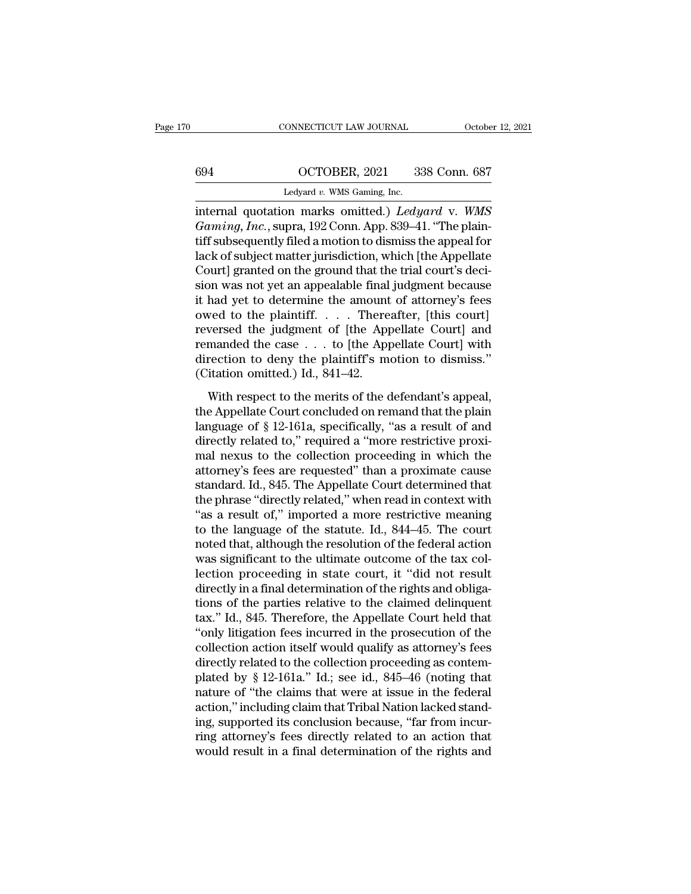internal quotation marks omitted.) *Ledyard* v. *WMS Gaming, Inc.*, supra, 192 Conn. App. 839–41. "The plaintiff subsequently filed a motion to dismiss the appeal for lack of subject matter jurisdiction, which [the Appellate Court] granted on the ground that the trial court's decision was not yet an appealable final judgment because it had yet to determine the amount of attorney's fees owed to the plaintiff. . . . Thereafter, [this court] reversed the judgment of [the Appellate Court] and remanded the case . . . to [the Appellate Court] with direction to deny the plaintiff's motion to dismiss." (Citation omitted.) Id., 841–42.

With respect to the merits of the defendant's appeal, the Appellate Court concluded on remand that the plain language of § 12-161a, specifically, "as a result of and directly related to," required a "more restrictive proximal nexus to the collection proceeding in which the attorney's fees are requested" than a proximate cause standard. Id., 845. The Appellate Court determined that the phrase "directly related," when read in context with "as a result of," imported a more restrictive meaning to the language of the statute. Id., 844–45. The court noted that, although the resolution of the federal action was significant to the ultimate outcome of the tax collection proceeding in state court, it "did not result directly in a final determination of the rights and obligations of the parties relative to the claimed delinquent tax." Id., 845. Therefore, the Appellate Court held that "only litigation fees incurred in the prosecution of the collection action itself would qualify as attorney's fees directly related to the collection proceeding as contemplated by § 12-161a." Id.; see id., 845–46 (noting that nature of "the claims that were at issue in the federal action," including claim that Tribal Nation lacked standing, supported its conclusion because, "far from incurring attorney's fees directly related to an action that would result in a final determination of the rights and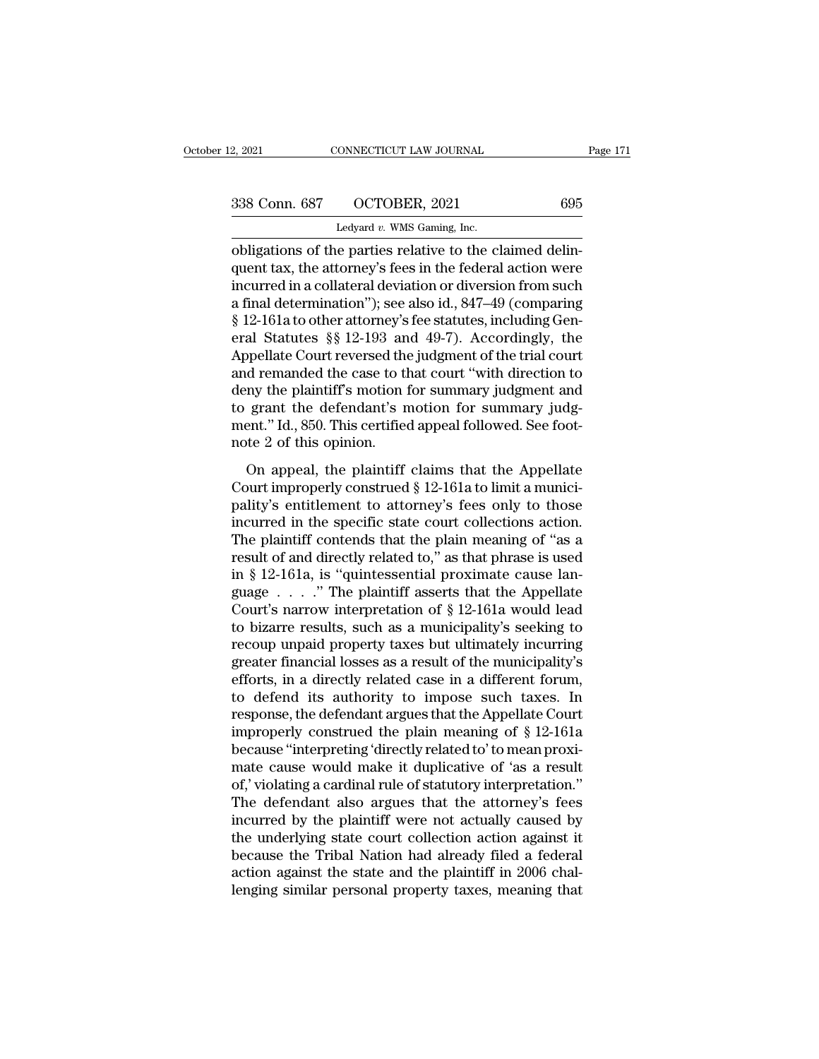obligations of the parties relative to the claimed delinquent tax, the attorney's fees in the federal action were incurred in a collateral deviation or diversion from such a final determination"); see also id., 847–49 (comparing § 12-161a to other attorney's fee statutes, including General Statutes §§ 12-193 and 49-7). Accordingly, the Appellate Court reversed the judgment of the trial court and remanded the case to that court "with direction to deny the plaintiff's motion for summary judgment and to grant the defendant's motion for summary judgment." Id., 850. This certified appeal followed. See footnote 2 of this opinion.

On appeal, the plaintiff claims that the Appellate Court improperly construed § 12-161a to limit a municipality's entitlement to attorney's fees only to those incurred in the specific state court collections action. The plaintiff contends that the plain meaning of "as a result of and directly related to," as that phrase is used in § 12-161a, is "quintessential proximate cause language . . . ." The plaintiff asserts that the Appellate Court's narrow interpretation of § 12-161a would lead to bizarre results, such as a municipality's seeking to recoup unpaid property taxes but ultimately incurring greater financial losses as a result of the municipality's efforts, in a directly related case in a different forum, to defend its authority to impose such taxes. In response, the defendant argues that the Appellate Court improperly construed the plain meaning of § 12-161a because "interpreting 'directly related to' to mean proximate cause would make it duplicative of 'as a result of,' violating a cardinal rule of statutory interpretation." The defendant also argues that the attorney's fees incurred by the plaintiff were not actually caused by the underlying state court collection action against it because the Tribal Nation had already filed a federal action against the state and the plaintiff in 2006 challenging similar personal property taxes, meaning that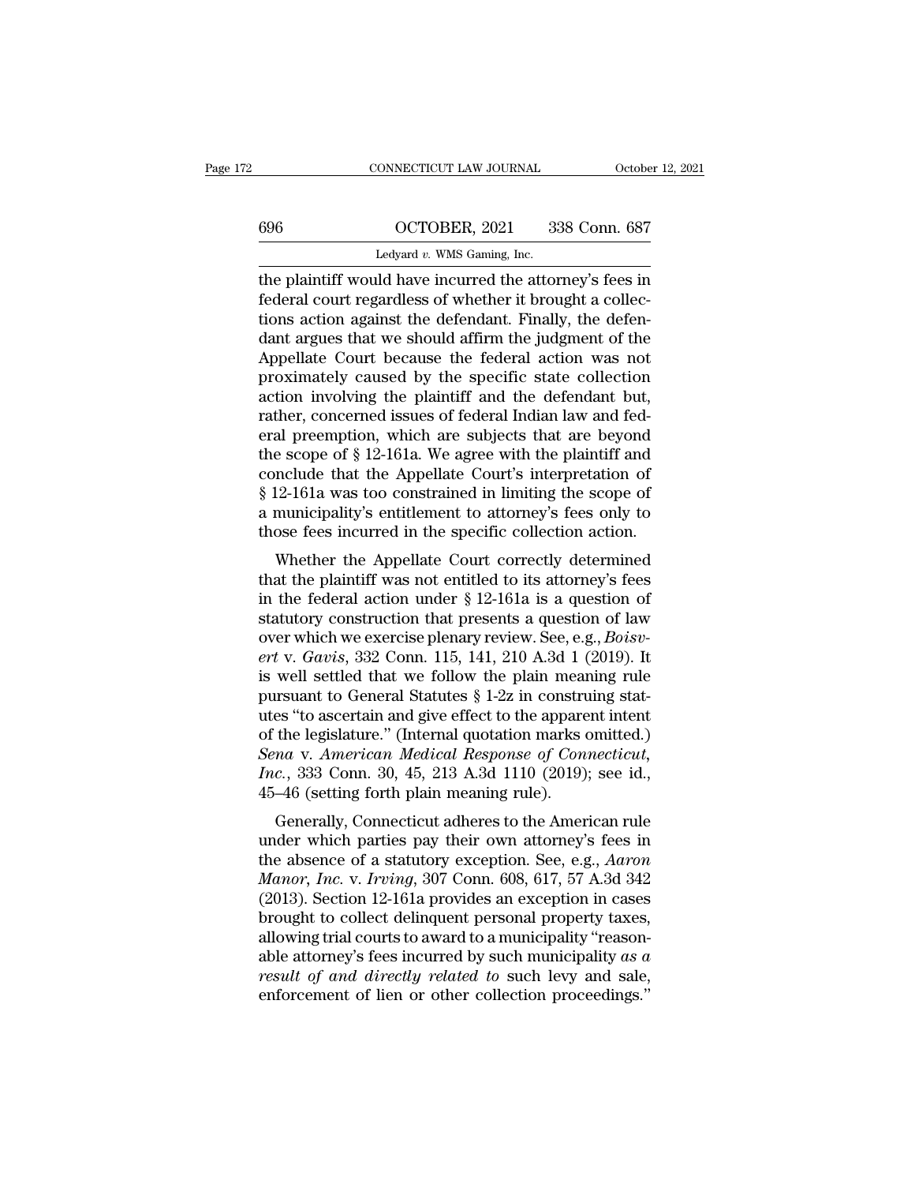the plaintiff would have incurred the attorney's fees in federal court regardless of whether it brought a collections action against the defendant. Finally, the defendant argues that we should affirm the judgment of the Appellate Court because the federal action was not proximately caused by the specific state collection action involving the plaintiff and the defendant but, rather, concerned issues of federal Indian law and federal preemption, which are subjects that are beyond the scope of § 12-161a. We agree with the plaintiff and conclude that the Appellate Court's interpretation of § 12-161a was too constrained in limiting the scope of a municipality's entitlement to attorney's fees only to those fees incurred in the specific collection action.

Whether the Appellate Court correctly determined that the plaintiff was not entitled to its attorney's fees in the federal action under § 12-161a is a question of statutory construction that presents a question of law over which we exercise plenary review. See, e.g., *Boisvert* v. *Gavis*, 332 Conn. 115, 141, 210 A.3d 1 (2019). It is well settled that we follow the plain meaning rule pursuant to General Statutes § 1-2z in construing statutes "to ascertain and give effect to the apparent intent of the legislature." (Internal quotation marks omitted.) *Sena* v. *American Medical Response of Connecticut, Inc.*, 333 Conn. 30, 45, 213 A.3d 1110 (2019); see id., 45–46 (setting forth plain meaning rule).

Generally, Connecticut adheres to the American rule under which parties pay their own attorney's fees in the absence of a statutory exception. See, e.g., *Aaron Manor, Inc.* v. *Irving*, 307 Conn. 608, 617, 57 A.3d 342 (2013). Section 12-161a provides an exception in cases brought to collect delinquent personal property taxes, allowing trial courts to award to a municipality "reasonable attorney's fees incurred by such municipality *as a result of and directly related to* such levy and sale, enforcement of lien or other collection proceedings."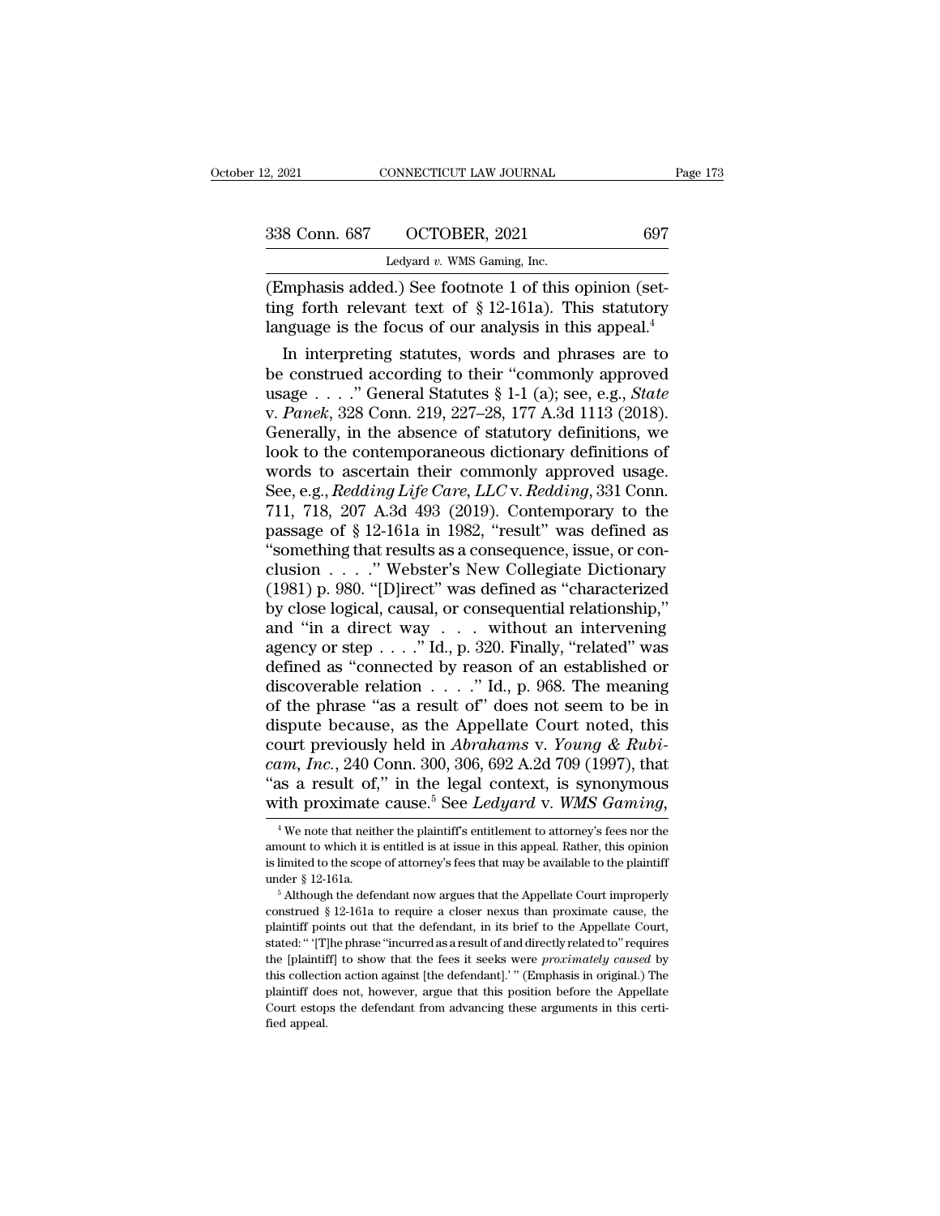(Emphasis added.) See footnote 1 of this opinion (setting forth relevant text of § 12-161a). This statutory language is the focus of our analysis in this appeal.[4]

In interpreting statutes, words and phrases are to be construed according to their "commonly approved usage . . . ." General Statutes § 1-1 (a); see, e.g., *State* v. *Panek*, 328 Conn. 219, 227–28, 177 A.3d 1113 (2018). Generally, in the absence of statutory definitions, we look to the contemporaneous dictionary definitions of words to ascertain their commonly approved usage. See, e.g., *Redding Life Care, LLC* v. *Redding*, 331 Conn. 711, 718, 207 A.3d 493 (2019). Contemporary to the passage of § 12-161a in 1982, "result" was defined as "something that results as a consequence, issue, or conclusion . . . ." Webster's New Collegiate Dictionary (1981) p. 980. "[D]irect" was defined as "characterized by close logical, causal, or consequential relationship," and "in a direct way . . . without an intervening agency or step . . . ." Id., p. 320. Finally, "related" was defined as "connected by reason of an established or discoverable relation . . . ." Id., p. 968. The meaning of the phrase "as a result of" does not seem to be in dispute because, as the Appellate Court noted, this court previously held in *Abrahams* v. *Young & Rubicam, Inc.*, 240 Conn. 300, 306, 692 A.2d 709 (1997), that "as a result of," in the legal context, is synonymous with proximate cause.[5] See *Ledyard* v. *WMS Gaming,*

---

[4] We note that neither the plaintiff's entitlement to attorney's fees nor the amount to which it is entitled is at issue in this appeal. Rather, this opinion is limited to the scope of attorney's fees that may be available to the plaintiff under § 12-161a.

[5] Although the defendant now argues that the Appellate Court improperly construed § 12-161a to require a closer nexus than proximate cause, the plaintiff points out that the defendant, in its brief to the Appellate Court, stated: " '[T]he phrase "incurred as a result of and directly related to" requires the [plaintiff] to show that the fees it seeks were *proximately caused* by this collection action against [the defendant].' " (Emphasis in original.) The plaintiff does not, however, argue that this position before the Appellate Court estops the defendant from advancing these arguments in this certified appeal.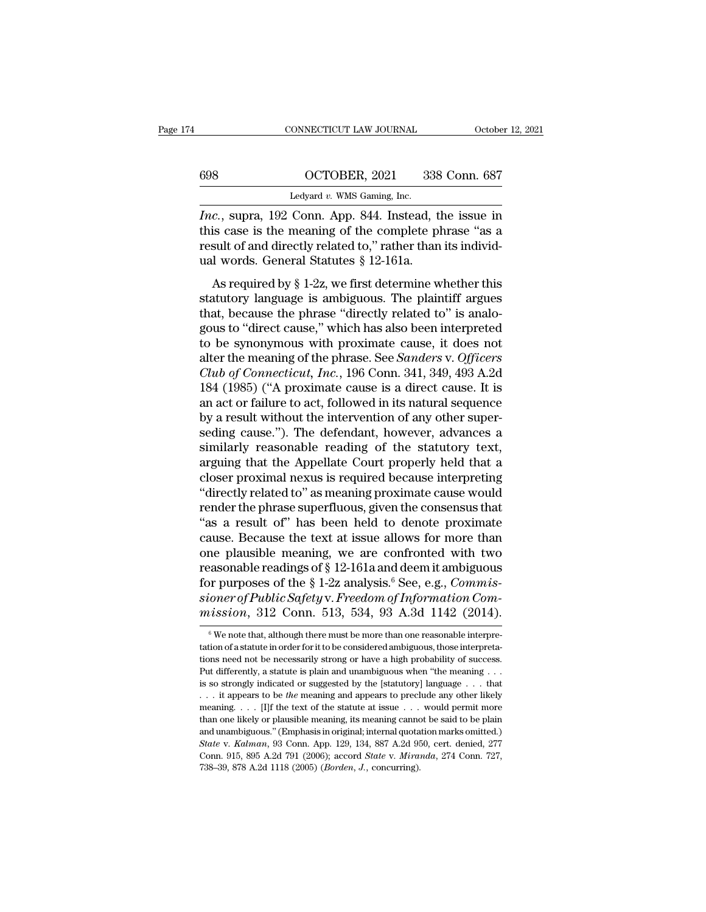*Inc.*, supra, 192 Conn. App. 844. Instead, the issue in this case is the meaning of the complete phrase "as a result of and directly related to," rather than its individual words. General Statutes § 12-161a.

As required by § 1-2z, we first determine whether this statutory language is ambiguous. The plaintiff argues that, because the phrase "directly related to" is analogous to "direct cause," which has also been interpreted to be synonymous with proximate cause, it does not alter the meaning of the phrase. See *Sanders* v. *Officers Club of Connecticut, Inc.*, 196 Conn. 341, 349, 493 A.2d 184 (1985) ("A proximate cause is a direct cause. It is an act or failure to act, followed in its natural sequence by a result without the intervention of any other superseding cause."). The defendant, however, advances a similarly reasonable reading of the statutory text, arguing that the Appellate Court properly held that a closer proximal nexus is required because interpreting "directly related to" as meaning proximate cause would render the phrase superfluous, given the consensus that "as a result of" has been held to denote proximate cause. Because the text at issue allows for more than one plausible meaning, we are confronted with two reasonable readings of § 12-161a and deem it ambiguous for purposes of the § 1-2z analysis.[6] See, e.g., *Commissioner of Public Safety* v. *Freedom of Information Commission*, 312 Conn. 513, 534, 93 A.3d 1142 (2014).

[6] We note that, although there must be more than one reasonable interpretation of a statute in order for it to be considered ambiguous, those interpretations need not be necessarily strong or have a high probability of success. Put differently, a statute is plain and unambiguous when "the meaning . . . is so strongly indicated or suggested by the [statutory] language . . . that . . . it appears to be *the* meaning and appears to preclude any other likely meaning. . . . [I]f the text of the statute at issue . . . would permit more than one likely or plausible meaning, its meaning cannot be said to be plain and unambiguous." (Emphasis in original; internal quotation marks omitted.) *State* v. *Kalman*, 93 Conn. App. 129, 134, 887 A.2d 950, cert. denied, 277 Conn. 915, 895 A.2d 791 (2006); accord *State* v. *Miranda*, 274 Conn. 727, 738–39, 878 A.2d 1118 (2005) (*Borden, J.*, concurring).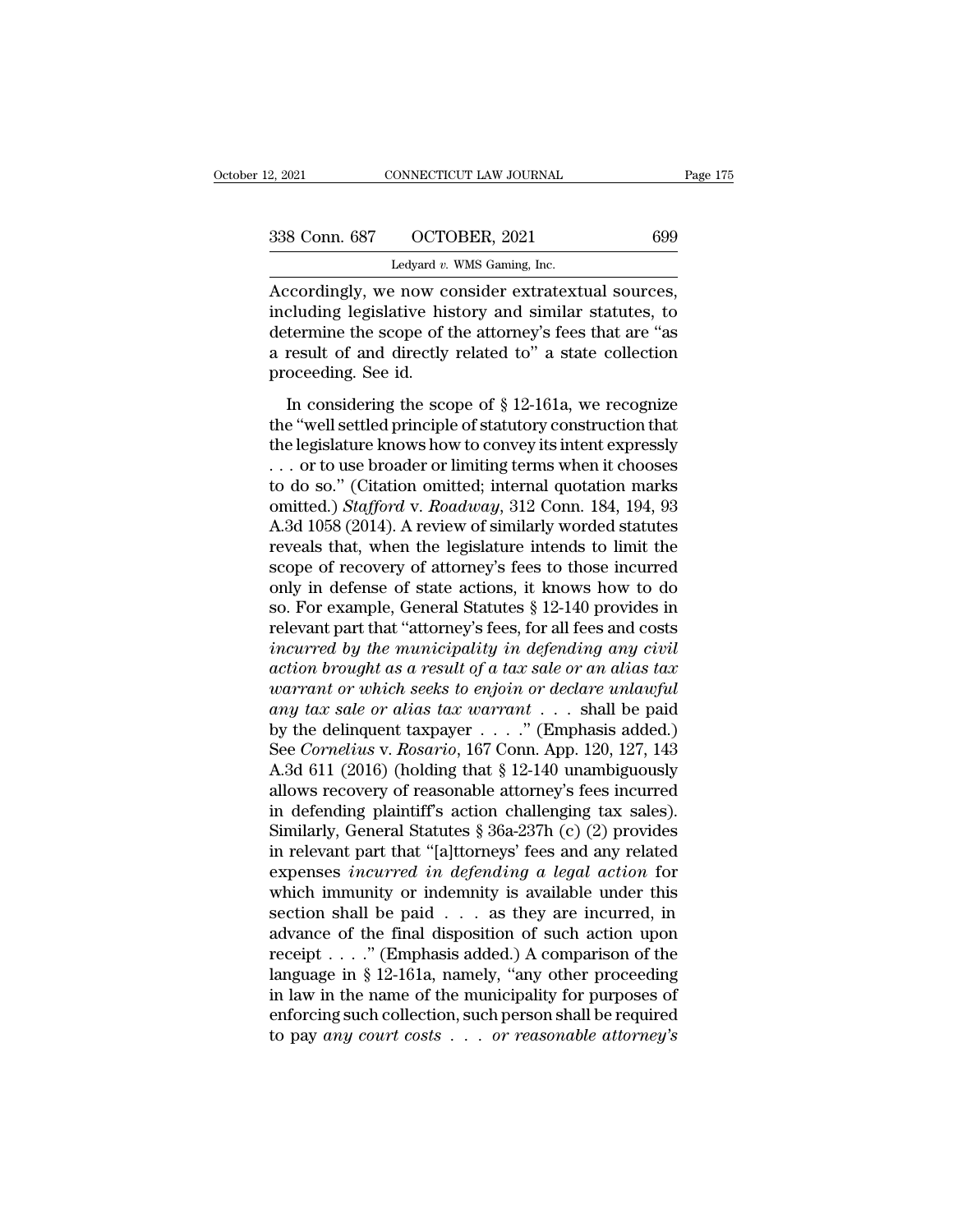Accordingly, we now consider extratextual sources, including legislative history and similar statutes, to determine the scope of the attorney's fees that are "as a result of and directly related to" a state collection proceeding. See id.

In considering the scope of § 12-161a, we recognize the "well settled principle of statutory construction that the legislature knows how to convey its intent expressly . . . or to use broader or limiting terms when it chooses to do so." (Citation omitted; internal quotation marks omitted.) *Stafford* v. *Roadway*, 312 Conn. 184, 194, 93 A.3d 1058 (2014). A review of similarly worded statutes reveals that, when the legislature intends to limit the scope of recovery of attorney's fees to those incurred only in defense of state actions, it knows how to do so. For example, General Statutes § 12-140 provides in relevant part that "attorney's fees, for all fees and costs *incurred by the municipality in defending any civil action brought as a result of a tax sale or an alias tax warrant or which seeks to enjoin or declare unlawful any tax sale or alias tax warrant* . . . shall be paid by the delinquent taxpayer . . . ." (Emphasis added.) See *Cornelius* v. *Rosario*, 167 Conn. App. 120, 127, 143 A.3d 611 (2016) (holding that § 12-140 unambiguously allows recovery of reasonable attorney's fees incurred in defending plaintiff's action challenging tax sales). Similarly, General Statutes § 36a-237h (c) (2) provides in relevant part that "[a]ttorneys' fees and any related expenses *incurred in defending a legal action* for which immunity or indemnity is available under this section shall be paid . . . as they are incurred, in advance of the final disposition of such action upon receipt . . . ." (Emphasis added.) A comparison of the language in § 12-161a, namely, "any other proceeding in law in the name of the municipality for purposes of enforcing such collection, such person shall be required to pay *any court costs* . . . *or reasonable attorney's*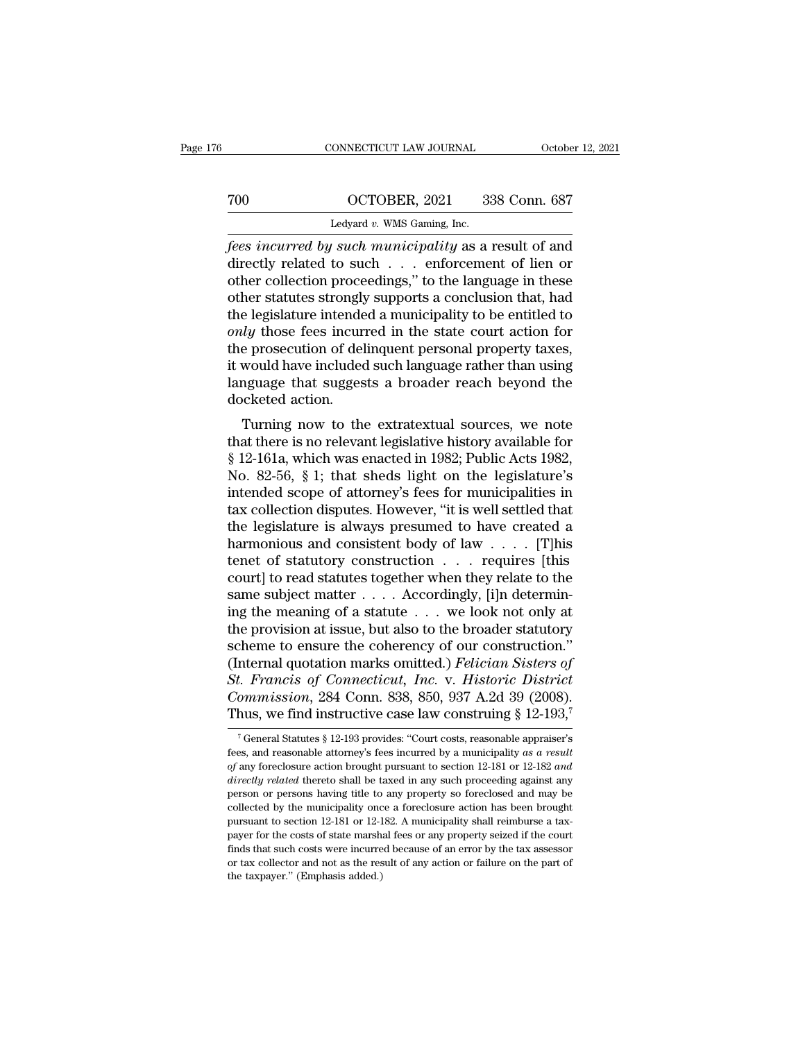*fees incurred by such municipality* as a result of and directly related to such . . . enforcement of lien or other collection proceedings," to the language in these other statutes strongly supports a conclusion that, had the legislature intended a municipality to be entitled to *only* those fees incurred in the state court action for the prosecution of delinquent personal property taxes, it would have included such language rather than using language that suggests a broader reach beyond the docketed action.

Turning now to the extratextual sources, we note that there is no relevant legislative history available for § 12-161a, which was enacted in 1982; Public Acts 1982, No. 82-56, § 1; that sheds light on the legislature's intended scope of attorney's fees for municipalities in tax collection disputes. However, "it is well settled that the legislature is always presumed to have created a harmonious and consistent body of law . . . . [T]his tenet of statutory construction . . . requires [this court] to read statutes together when they relate to the same subject matter . . . . Accordingly, [i]n determining the meaning of a statute . . . we look not only at the provision at issue, but also to the broader statutory scheme to ensure the coherency of our construction." (Internal quotation marks omitted.) *Felician Sisters of St. Francis of Connecticut, Inc.* v. *Historic District Commission*, 284 Conn. 838, 850, 937 A.2d 39 (2008). Thus, we find instructive case law construing § 12-193,[7]

[7] General Statutes § 12-193 provides: "Court costs, reasonable appraiser's fees, and reasonable attorney's fees incurred by a municipality *as a result of* any foreclosure action brought pursuant to section 12-181 or 12-182 *and directly related* thereto shall be taxed in any such proceeding against any person or persons having title to any property so foreclosed and may be collected by the municipality once a foreclosure action has been brought pursuant to section 12-181 or 12-182. A municipality shall reimburse a taxpayer for the costs of state marshal fees or any property seized if the court finds that such costs were incurred because of an error by the tax assessor or tax collector and not as the result of any action or failure on the part of the taxpayer." (Emphasis added.)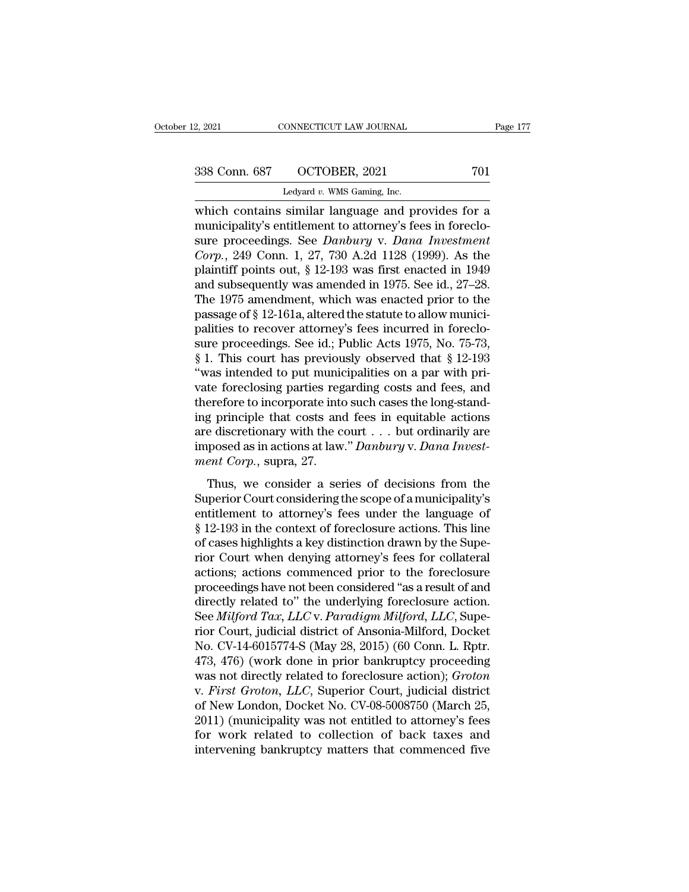which contains similar language and provides for a municipality's entitlement to attorney's fees in foreclosure proceedings. See *Danbury* v. *Dana Investment Corp.*, 249 Conn. 1, 27, 730 A.2d 1128 (1999). As the plaintiff points out, § 12-193 was first enacted in 1949 and subsequently was amended in 1975. See id., 27–28. The 1975 amendment, which was enacted prior to the passage of § 12-161a, altered the statute to allow municipalities to recover attorney's fees incurred in foreclosure proceedings. See id.; Public Acts 1975, No. 75-73, § 1. This court has previously observed that § 12-193 "was intended to put municipalities on a par with private foreclosing parties regarding costs and fees, and therefore to incorporate into such cases the long-standing principle that costs and fees in equitable actions are discretionary with the court . . . but ordinarily are imposed as in actions at law." *Danbury* v. *Dana Investment Corp.*, supra, 27.

Thus, we consider a series of decisions from the Superior Court considering the scope of a municipality's entitlement to attorney's fees under the language of § 12-193 in the context of foreclosure actions. This line of cases highlights a key distinction drawn by the Superior Court when denying attorney's fees for collateral actions; actions commenced prior to the foreclosure proceedings have not been considered "as a result of and directly related to" the underlying foreclosure action. See *Milford Tax, LLC* v. *Paradigm Milford, LLC*, Superior Court, judicial district of Ansonia-Milford, Docket No. CV-14-6015774-S (May 28, 2015) (60 Conn. L. Rptr. 473, 476) (work done in prior bankruptcy proceeding was not directly related to foreclosure action); *Groton* v. *First Groton, LLC*, Superior Court, judicial district of New London, Docket No. CV-08-5008750 (March 25, 2011) (municipality was not entitled to attorney's fees for work related to collection of back taxes and intervening bankruptcy matters that commenced five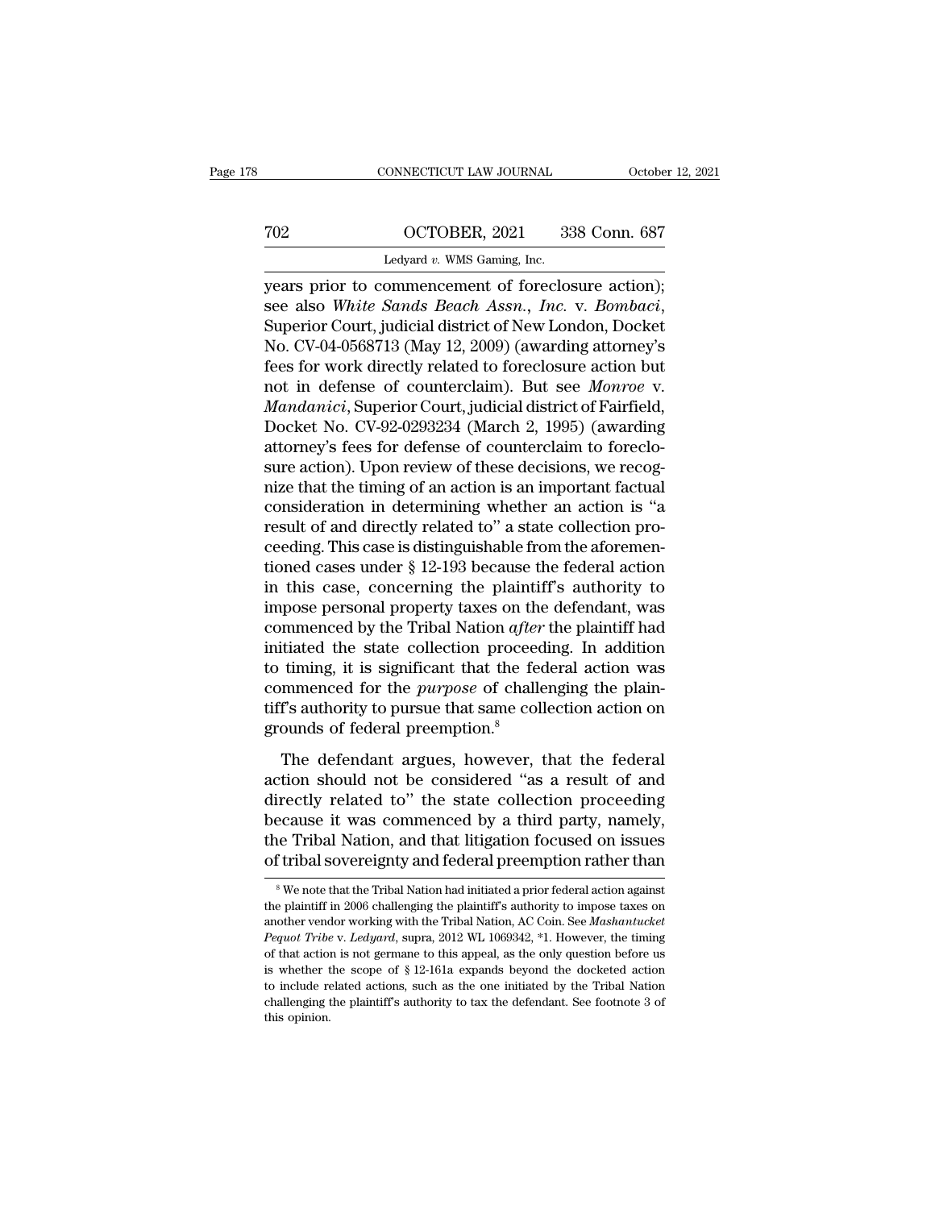years prior to commencement of foreclosure action); see also *White Sands Beach Assn., Inc.* v. *Bombaci*, Superior Court, judicial district of New London, Docket No. CV-04-0568713 (May 12, 2009) (awarding attorney's fees for work directly related to foreclosure action but not in defense of counterclaim). But see *Monroe* v. *Mandanici*, Superior Court, judicial district of Fairfield, Docket No. CV-92-0293234 (March 2, 1995) (awarding attorney's fees for defense of counterclaim to foreclosure action). Upon review of these decisions, we recognize that the timing of an action is an important factual consideration in determining whether an action is "a result of and directly related to" a state collection proceeding. This case is distinguishable from the aforementioned cases under § 12-193 because the federal action in this case, concerning the plaintiff's authority to impose personal property taxes on the defendant, was commenced by the Tribal Nation *after* the plaintiff had initiated the state collection proceeding. In addition to timing, it is significant that the federal action was commenced for the *purpose* of challenging the plaintiff's authority to pursue that same collection action on grounds of federal preemption.[8]

The defendant argues, however, that the federal action should not be considered "as a result of and directly related to" the state collection proceeding because it was commenced by a third party, namely, the Tribal Nation, and that litigation focused on issues of tribal sovereignty and federal preemption rather than

[8] We note that the Tribal Nation had initiated a prior federal action against the plaintiff in 2006 challenging the plaintiff's authority to impose taxes on another vendor working with the Tribal Nation, AC Coin. See *Mashantucket Pequot Tribe* v. *Ledyard*, supra, 2012 WL 1069342, *1. However, the timing of that action is not germane to this appeal, as the only question before us is whether the scope of § 12-161a expands beyond the docketed action to include related actions, such as the one initiated by the Tribal Nation challenging the plaintiff's authority to tax the defendant. See footnote 3 of this opinion.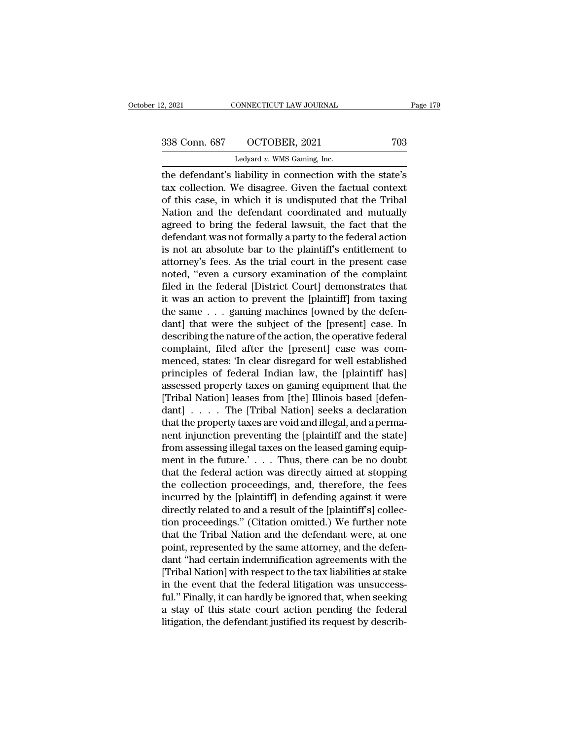the defendant's liability in connection with the state's tax collection. We disagree. Given the factual context of this case, in which it is undisputed that the Tribal Nation and the defendant coordinated and mutually agreed to bring the federal lawsuit, the fact that the defendant was not formally a party to the federal action is not an absolute bar to the plaintiff's entitlement to attorney's fees. As the trial court in the present case noted, "even a cursory examination of the complaint filed in the federal [District Court] demonstrates that it was an action to prevent the [plaintiff] from taxing the same . . . gaming machines [owned by the defendant] that were the subject of the [present] case. In describing the nature of the action, the operative federal complaint, filed after the [present] case was commenced, states: 'In clear disregard for well established principles of federal Indian law, the [plaintiff has] assessed property taxes on gaming equipment that the [Tribal Nation] leases from [the] Illinois based [defendant] . . . . The [Tribal Nation] seeks a declaration that the property taxes are void and illegal, and a permanent injunction preventing the [plaintiff and the state] from assessing illegal taxes on the leased gaming equipment in the future.' . . . Thus, there can be no doubt that the federal action was directly aimed at stopping the collection proceedings, and, therefore, the fees incurred by the [plaintiff] in defending against it were directly related to and a result of the [plaintiff's] collection proceedings." (Citation omitted.) We further note that the Tribal Nation and the defendant were, at one point, represented by the same attorney, and the defendant "had certain indemnification agreements with the [Tribal Nation] with respect to the tax liabilities at stake in the event that the federal litigation was unsuccessful." Finally, it can hardly be ignored that, when seeking a stay of this state court action pending the federal litigation, the defendant justified its request by describ-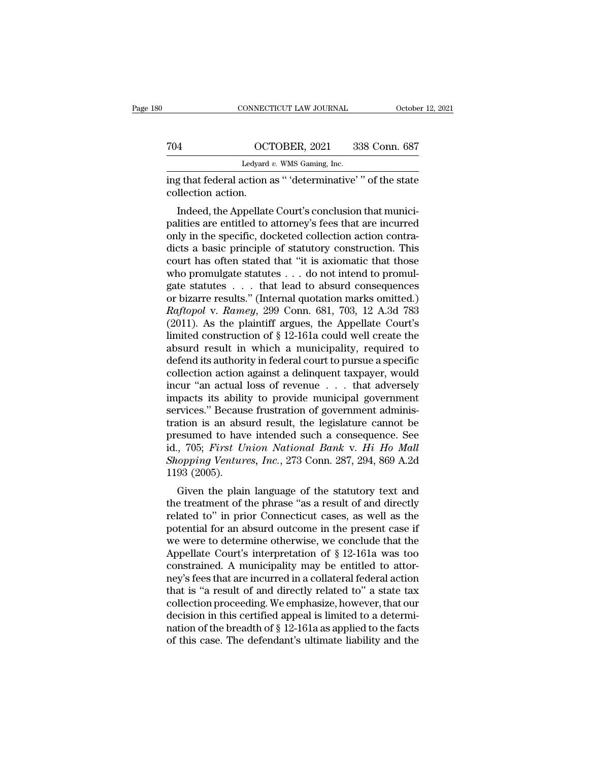ing that federal action as " 'determinative' " of the state collection action.

Indeed, the Appellate Court's conclusion that municipalities are entitled to attorney's fees that are incurred only in the specific, docketed collection action contradicts a basic principle of statutory construction. This court has often stated that "it is axiomatic that those who promulgate statutes . . . do not intend to promulgate statutes . . . that lead to absurd consequences or bizarre results." (Internal quotation marks omitted.) *Raftopol* v. *Ramey*, 299 Conn. 681, 703, 12 A.3d 783 (2011). As the plaintiff argues, the Appellate Court's limited construction of § 12-161a could well create the absurd result in which a municipality, required to defend its authority in federal court to pursue a specific collection action against a delinquent taxpayer, would incur "an actual loss of revenue . . . that adversely impacts its ability to provide municipal government services." Because frustration of government administration is an absurd result, the legislature cannot be presumed to have intended such a consequence. See id., 705; *First Union National Bank* v. *Hi Ho Mall Shopping Ventures, Inc.*, 273 Conn. 287, 294, 869 A.2d 1193 (2005).

Given the plain language of the statutory text and the treatment of the phrase "as a result of and directly related to" in prior Connecticut cases, as well as the potential for an absurd outcome in the present case if we were to determine otherwise, we conclude that the Appellate Court's interpretation of § 12-161a was too constrained. A municipality may be entitled to attorney's fees that are incurred in a collateral federal action that is "a result of and directly related to" a state tax collection proceeding. We emphasize, however, that our decision in this certified appeal is limited to a determination of the breadth of § 12-161a as applied to the facts of this case. The defendant's ultimate liability and the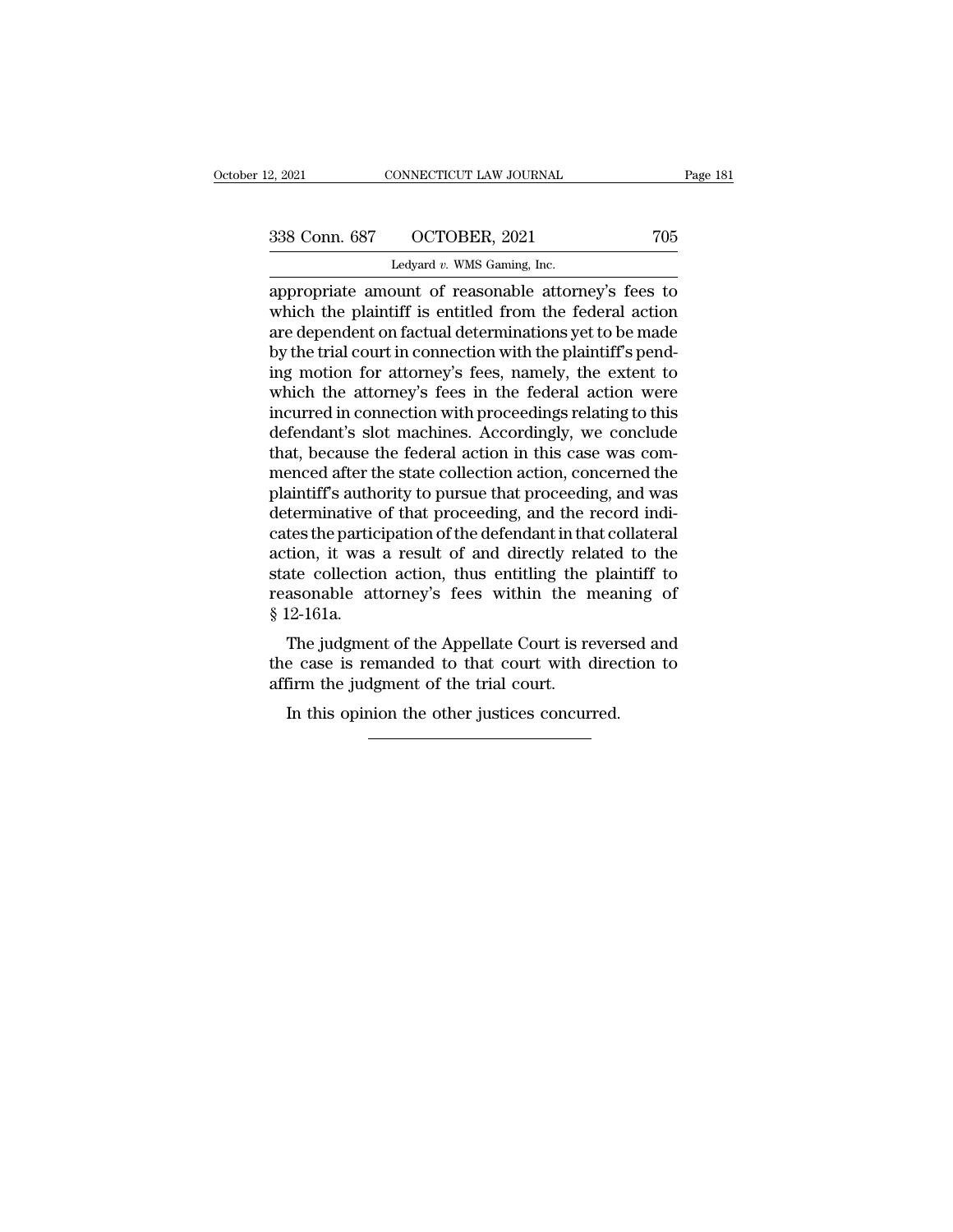appropriate amount of reasonable attorney's fees to which the plaintiff is entitled from the federal action are dependent on factual determinations yet to be made by the trial court in connection with the plaintiff's pending motion for attorney's fees, namely, the extent to which the attorney's fees in the federal action were incurred in connection with proceedings relating to this defendant's slot machines. Accordingly, we conclude that, because the federal action in this case was commenced after the state collection action, concerned the plaintiff's authority to pursue that proceeding, and was determinative of that proceeding, and the record indicates the participation of the defendant in that collateral action, it was a result of and directly related to the state collection action, thus entitling the plaintiff to reasonable attorney's fees within the meaning of § 12-161a.

The judgment of the Appellate Court is reversed and the case is remanded to that court with direction to affirm the judgment of the trial court.

In this opinion the other justices concurred.